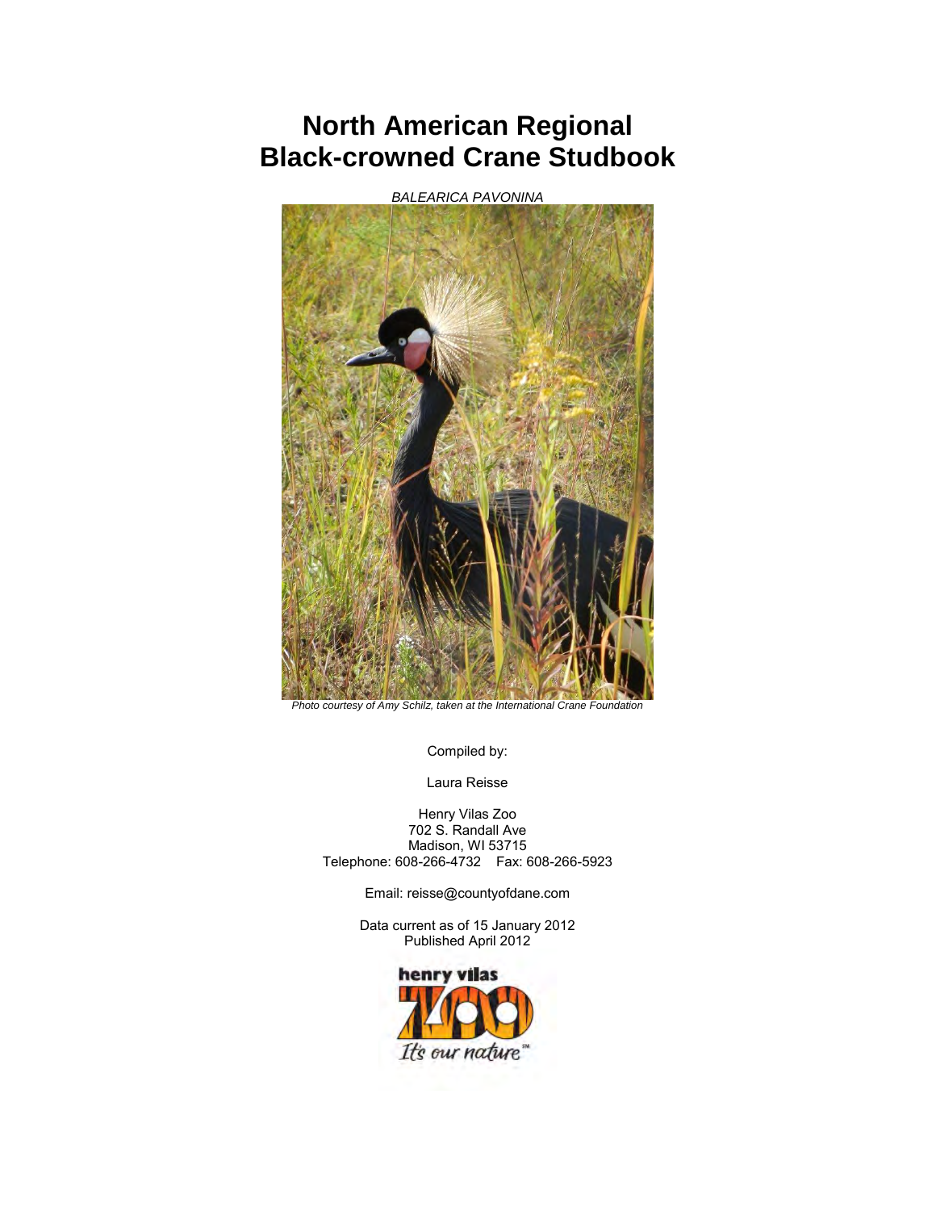# North American Regional Black-crowned Crane Studbook

*BALEARICA PAVONINA*

*Photo courtesy of Amy Schilz, taken at the International Crane Foundation*

Compiled by:

Laura Reisse

Henry Vilas Zoo
702 S. Randall Ave
Madison, WI 53715
Telephone: 608-266-4732 Fax: 608-266-5923

Email: reisse@countyofdane.com

Data current as of 15 January 2012
Published April 2012

henry vilas ZOO It's our nature℠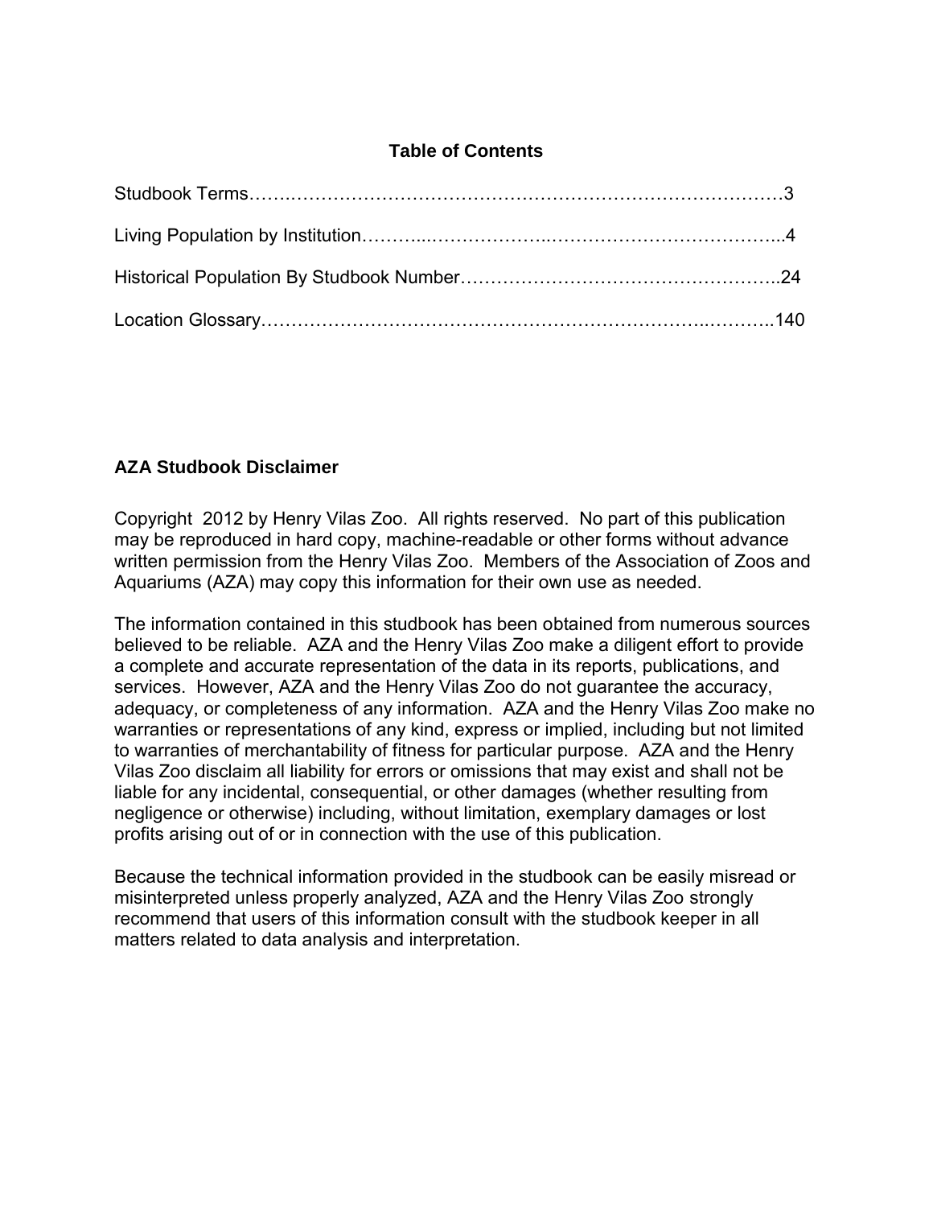## Table of Contents

Studbook Terms……………………………………………………………………………3

Living Population by Institution……………………………………………………………4

Historical Population By Studbook Number…………………………………………….24

Location Glossary……………………………………………………………………….140

## AZA Studbook Disclaimer

Copyright 2012 by Henry Vilas Zoo. All rights reserved. No part of this publication may be reproduced in hard copy, machine-readable or other forms without advance written permission from the Henry Vilas Zoo. Members of the Association of Zoos and Aquariums (AZA) may copy this information for their own use as needed.

The information contained in this studbook has been obtained from numerous sources believed to be reliable. AZA and the Henry Vilas Zoo make a diligent effort to provide a complete and accurate representation of the data in its reports, publications, and services. However, AZA and the Henry Vilas Zoo do not guarantee the accuracy, adequacy, or completeness of any information. AZA and the Henry Vilas Zoo make no warranties or representations of any kind, express or implied, including but not limited to warranties of merchantability of fitness for particular purpose. AZA and the Henry Vilas Zoo disclaim all liability for errors or omissions that may exist and shall not be liable for any incidental, consequential, or other damages (whether resulting from negligence or otherwise) including, without limitation, exemplary damages or lost profits arising out of or in connection with the use of this publication.

Because the technical information provided in the studbook can be easily misread or misinterpreted unless properly analyzed, AZA and the Henry Vilas Zoo strongly recommend that users of this information consult with the studbook keeper in all matters related to data analysis and interpretation.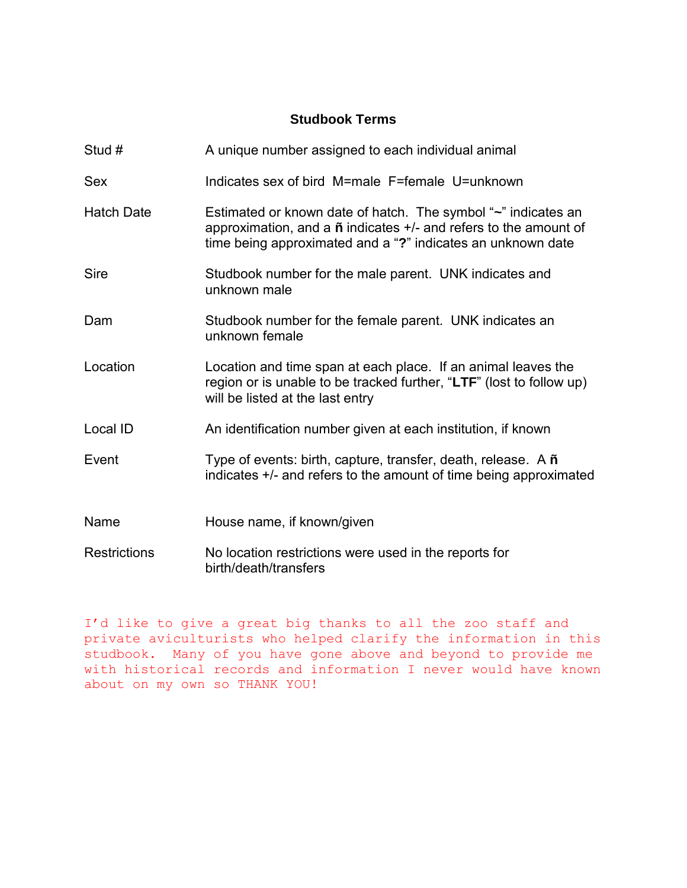## Studbook Terms

| | |
|---|---|
| Stud # | A unique number assigned to each individual animal |
| Sex | Indicates sex of bird M=male F=female U=unknown |
| Hatch Date | Estimated or known date of hatch. The symbol "~" indicates an approximation, and a **ñ** indicates +/- and refers to the amount of time being approximated and a "**?**" indicates an unknown date |
| Sire | Studbook number for the male parent. UNK indicates and unknown male |
| Dam | Studbook number for the female parent. UNK indicates an unknown female |
| Location | Location and time span at each place. If an animal leaves the region or is unable to be tracked further, "**LTF**" (lost to follow up) will be listed at the last entry |
| Local ID | An identification number given at each institution, if known |
| Event | Type of events: birth, capture, transfer, death, release. A **ñ** indicates +/- and refers to the amount of time being approximated |
| Name | House name, if known/given |
| Restrictions | No location restrictions were used in the reports for birth/death/transfers |

I'd like to give a great big thanks to all the zoo staff and private aviculturists who helped clarify the information in this studbook. Many of you have gone above and beyond to provide me with historical records and information I never would have known about on my own so THANK YOU!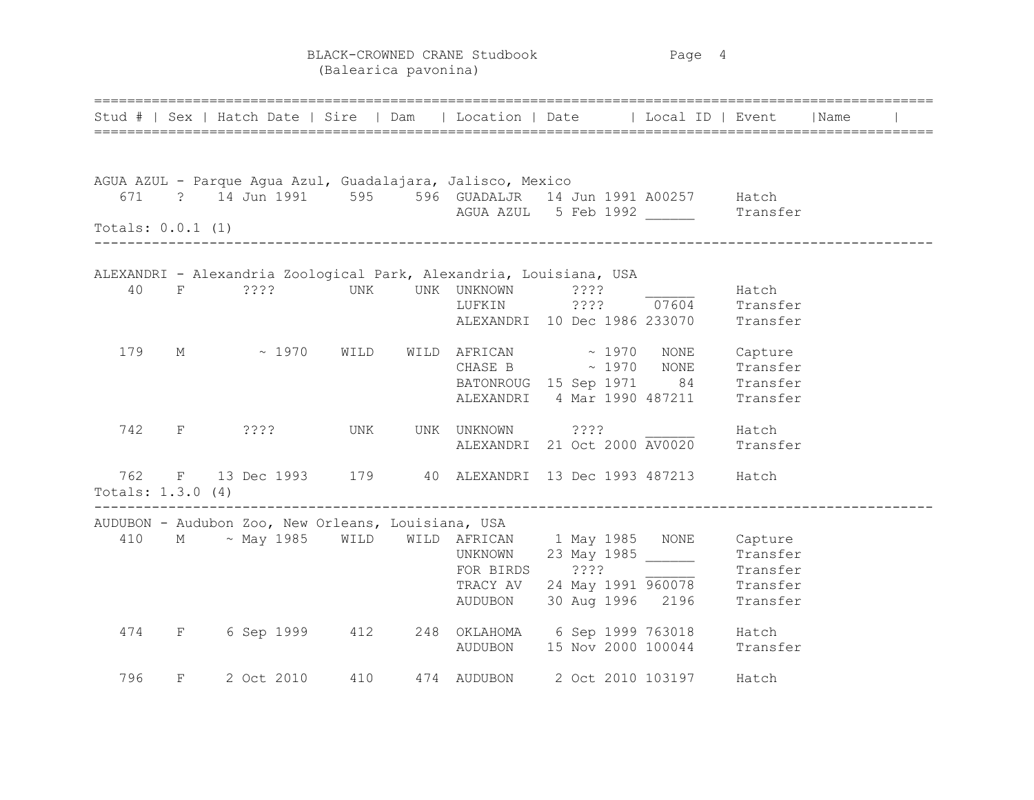BLACK-CROWNED CRANE Studbook
(Balearica pavonina)

| Stud # | Sex | Hatch Date | Sire | Dam | Location | Date | Local ID | Event | Name |
|---|---|---|---|---|---|---|---|---|---|
| **AGUA AZUL - Parque Agua Azul, Guadalajara, Jalisco, Mexico** | | | | | | | | | |
| 671 | ? | 14 Jun 1991 | 595 | 596 | GUADALJR | 14 Jun 1991 | A00257 | Hatch | |
| | | | | | AGUA AZUL | 5 Feb 1992 | ______ | Transfer | |
| Totals: 0.0.1 (1) | | | | | | | | | |
| **ALEXANDRI - Alexandria Zoological Park, Alexandria, Louisiana, USA** | | | | | | | | | |
| 40 | F | ???? | UNK | UNK | UNKNOWN | ???? | ______ | Hatch | |
| | | | | | LUFKIN | ???? | 07604 | Transfer | |
| | | | | | ALEXANDRI | 10 Dec 1986 | 233070 | Transfer | |
| 179 | M | ~ 1970 | WILD | WILD | AFRICAN | ~ 1970 | NONE | Capture | |
| | | | | | CHASE B | ~ 1970 | NONE | Transfer | |
| | | | | | BATONROUG | 15 Sep 1971 | 84 | Transfer | |
| | | | | | ALEXANDRI | 4 Mar 1990 | 487211 | Transfer | |
| 742 | F | ???? | UNK | UNK | UNKNOWN | ???? | ______ | Hatch | |
| | | | | | ALEXANDRI | 21 Oct 2000 | AV0020 | Transfer | |
| 762 | F | 13 Dec 1993 | 179 | 40 | ALEXANDRI | 13 Dec 1993 | 487213 | Hatch | |
| Totals: 1.3.0 (4) | | | | | | | | | |
| **AUDUBON - Audubon Zoo, New Orleans, Louisiana, USA** | | | | | | | | | |
| 410 | M | ~ May 1985 | WILD | WILD | AFRICAN | 1 May 1985 | NONE | Capture | |
| | | | | | UNKNOWN | 23 May 1985 | ______ | Transfer | |
| | | | | | FOR BIRDS | ???? | ______ | Transfer | |
| | | | | | TRACY AV | 24 May 1991 | 960078 | Transfer | |
| | | | | | AUDUBON | 30 Aug 1996 | 2196 | Transfer | |
| 474 | F | 6 Sep 1999 | 412 | 248 | OKLAHOMA | 6 Sep 1999 | 763018 | Hatch | |
| | | | | | AUDUBON | 15 Nov 2000 | 100044 | Transfer | |
| 796 | F | 2 Oct 2010 | 410 | 474 | AUDUBON | 2 Oct 2010 | 103197 | Hatch | |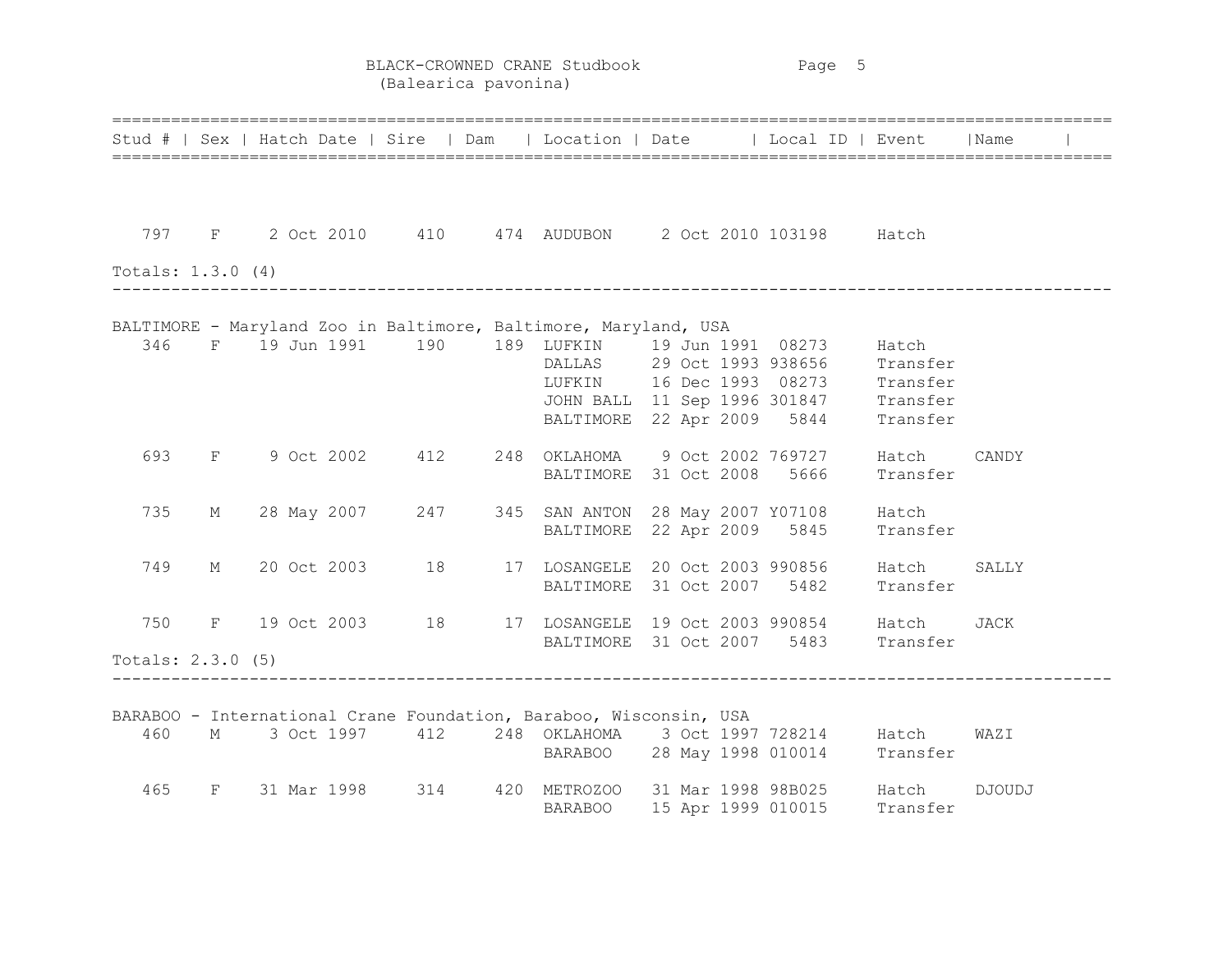BLACK-CROWNED CRANE Studbook
(Balearica pavonina)

| Stud # | Sex | Hatch Date | Sire | Dam | Location | Date | Local ID | Event | Name |
|---|---|---|---|---|---|---|---|---|---|
| 797 | F | 2 Oct 2010 | 410 | 474 | AUDUBON | 2 Oct 2010 | 103198 | Hatch | |

Totals: 1.3.0 (4)

BALTIMORE - Maryland Zoo in Baltimore, Baltimore, Maryland, USA

| Stud # | Sex | Hatch Date | Sire | Dam | Location | Date | Local ID | Event | Name |
|---|---|---|---|---|---|---|---|---|---|
| 346 | F | 19 Jun 1991 | 190 | 189 | LUFKIN | 19 Jun 1991 | 08273 | Hatch | |
| | | | | | DALLAS | 29 Oct 1993 | 938656 | Transfer | |
| | | | | | LUFKIN | 16 Dec 1993 | 08273 | Transfer | |
| | | | | | JOHN BALL | 11 Sep 1996 | 301847 | Transfer | |
| | | | | | BALTIMORE | 22 Apr 2009 | 5844 | Transfer | |
| 693 | F | 9 Oct 2002 | 412 | 248 | OKLAHOMA | 9 Oct 2002 | 769727 | Hatch | CANDY |
| | | | | | BALTIMORE | 31 Oct 2008 | 5666 | Transfer | |
| 735 | M | 28 May 2007 | 247 | 345 | SAN ANTON | 28 May 2007 | Y07108 | Hatch | |
| | | | | | BALTIMORE | 22 Apr 2009 | 5845 | Transfer | |
| 749 | M | 20 Oct 2003 | 18 | 17 | LOSANGELE | 20 Oct 2003 | 990856 | Hatch | SALLY |
| | | | | | BALTIMORE | 31 Oct 2007 | 5482 | Transfer | |
| 750 | F | 19 Oct 2003 | 18 | 17 | LOSANGELE | 19 Oct 2003 | 990854 | Hatch | JACK |
| | | | | | BALTIMORE | 31 Oct 2007 | 5483 | Transfer | |

Totals: 2.3.0 (5)

BARABOO - International Crane Foundation, Baraboo, Wisconsin, USA

| Stud # | Sex | Hatch Date | Sire | Dam | Location | Date | Local ID | Event | Name |
|---|---|---|---|---|---|---|---|---|---|
| 460 | M | 3 Oct 1997 | 412 | 248 | OKLAHOMA | 3 Oct 1997 | 728214 | Hatch | WAZI |
| | | | | | BARABOO | 28 May 1998 | 010014 | Transfer | |
| 465 | F | 31 Mar 1998 | 314 | 420 | METROZOO | 31 Mar 1998 | 98B025 | Hatch | DJOUDJ |
| | | | | | BARABOO | 15 Apr 1999 | 010015 | Transfer | |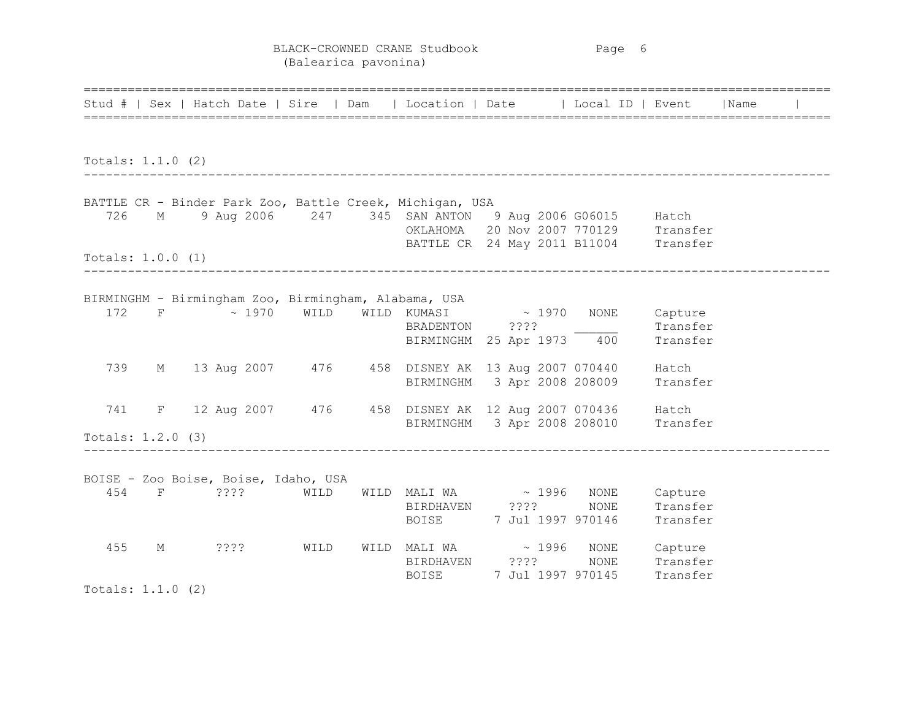BLACK-CROWNED CRANE Studbook
(Balearica pavonina)

| Stud # | Sex | Hatch Date | Sire | Dam | Location | Date | Local ID | Event | Name |
|---|---|---|---|---|---|---|---|---|---|

Totals: 1.1.0 (2)

BATTLE CR - Binder Park Zoo, Battle Creek, Michigan, USA

| Stud # | Sex | Hatch Date | Sire | Dam | Location | Date | Local ID | Event | Name |
|---|---|---|---|---|---|---|---|---|---|
| 726 | M | 9 Aug 2006 | 247 | 345 | SAN ANTON | 9 Aug 2006 | G06015 | Hatch | |
| | | | | | OKLAHOMA | 20 Nov 2007 | 770129 | Transfer | |
| | | | | | BATTLE CR | 24 May 2011 | B11004 | Transfer | |

Totals: 1.0.0 (1)

BIRMINGHM - Birmingham Zoo, Birmingham, Alabama, USA

| Stud # | Sex | Hatch Date | Sire | Dam | Location | Date | Local ID | Event | Name |
|---|---|---|---|---|---|---|---|---|---|
| 172 | F | ~ 1970 | WILD | WILD | KUMASI | ~ 1970 | NONE | Capture | |
| | | | | | BRADENTON | ???? | ______ | Transfer | |
| | | | | | BIRMINGHM | 25 Apr 1973 | 400 | Transfer | |
| 739 | M | 13 Aug 2007 | 476 | 458 | DISNEY AK | 13 Aug 2007 | 070440 | Hatch | |
| | | | | | BIRMINGHM | 3 Apr 2008 | 208009 | Transfer | |
| 741 | F | 12 Aug 2007 | 476 | 458 | DISNEY AK | 12 Aug 2007 | 070436 | Hatch | |
| | | | | | BIRMINGHM | 3 Apr 2008 | 208010 | Transfer | |

Totals: 1.2.0 (3)

BOISE - Zoo Boise, Boise, Idaho, USA

| Stud # | Sex | Hatch Date | Sire | Dam | Location | Date | Local ID | Event | Name |
|---|---|---|---|---|---|---|---|---|---|
| 454 | F | ???? | WILD | WILD | MALI WA | ~ 1996 | NONE | Capture | |
| | | | | | BIRDHAVEN | ???? | NONE | Transfer | |
| | | | | | BOISE | 7 Jul 1997 | 970146 | Transfer | |
| 455 | M | ???? | WILD | WILD | MALI WA | ~ 1996 | NONE | Capture | |
| | | | | | BIRDHAVEN | ???? | NONE | Transfer | |
| | | | | | BOISE | 7 Jul 1997 | 970145 | Transfer | |

Totals: 1.1.0 (2)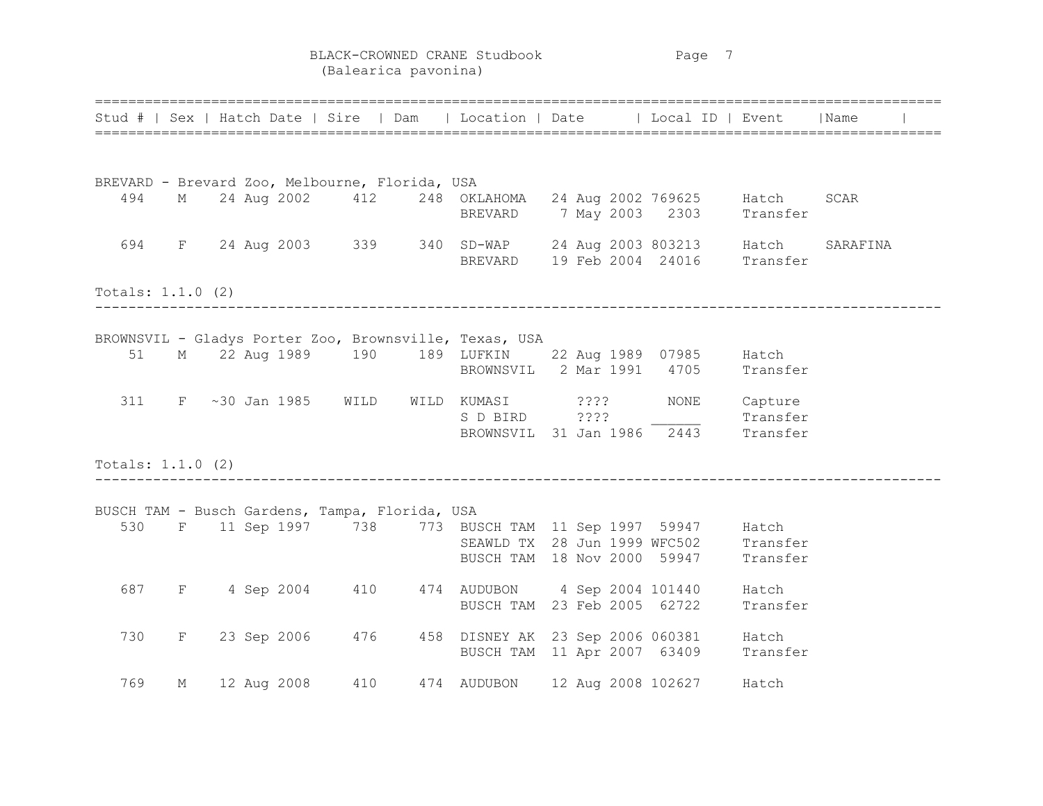# BLACK-CROWNED CRANE Studbook
(Balearica pavonina)

| Stud # | Sex | Hatch Date | Sire | Dam | Location | Date | Local ID | Event | Name |
|---|---|---|---|---|---|---|---|---|---|
| **BREVARD - Brevard Zoo, Melbourne, Florida, USA** | | | | | | | | | |
| 494 | M | 24 Aug 2002 | 412 | 248 | OKLAHOMA | 24 Aug 2002 | 769625 | Hatch | SCAR |
| | | | | | BREVARD | 7 May 2003 | 2303 | Transfer | |
| 694 | F | 24 Aug 2003 | 339 | 340 | SD-WAP | 24 Aug 2003 | 803213 | Hatch | SARAFINA |
| | | | | | BREVARD | 19 Feb 2004 | 24016 | Transfer | |
| Totals: 1.1.0 (2) | | | | | | | | | |
| **BROWNSVIL - Gladys Porter Zoo, Brownsville, Texas, USA** | | | | | | | | | |
| 51 | M | 22 Aug 1989 | 190 | 189 | LUFKIN | 22 Aug 1989 | 07985 | Hatch | |
| | | | | | BROWNSVIL | 2 Mar 1991 | 4705 | Transfer | |
| 311 | F | ~30 Jan 1985 | WILD | WILD | KUMASI | ???? | NONE | Capture | |
| | | | | | S D BIRD | ???? | ______ | Transfer | |
| | | | | | BROWNSVIL | 31 Jan 1986 | 2443 | Transfer | |
| Totals: 1.1.0 (2) | | | | | | | | | |
| **BUSCH TAM - Busch Gardens, Tampa, Florida, USA** | | | | | | | | | |
| 530 | F | 11 Sep 1997 | 738 | 773 | BUSCH TAM | 11 Sep 1997 | 59947 | Hatch | |
| | | | | | SEAWLD TX | 28 Jun 1999 | WFC502 | Transfer | |
| | | | | | BUSCH TAM | 18 Nov 2000 | 59947 | Transfer | |
| 687 | F | 4 Sep 2004 | 410 | 474 | AUDUBON | 4 Sep 2004 | 101440 | Hatch | |
| | | | | | BUSCH TAM | 23 Feb 2005 | 62722 | Transfer | |
| 730 | F | 23 Sep 2006 | 476 | 458 | DISNEY AK | 23 Sep 2006 | 060381 | Hatch | |
| | | | | | BUSCH TAM | 11 Apr 2007 | 63409 | Transfer | |
| 769 | M | 12 Aug 2008 | 410 | 474 | AUDUBON | 12 Aug 2008 | 102627 | Hatch | |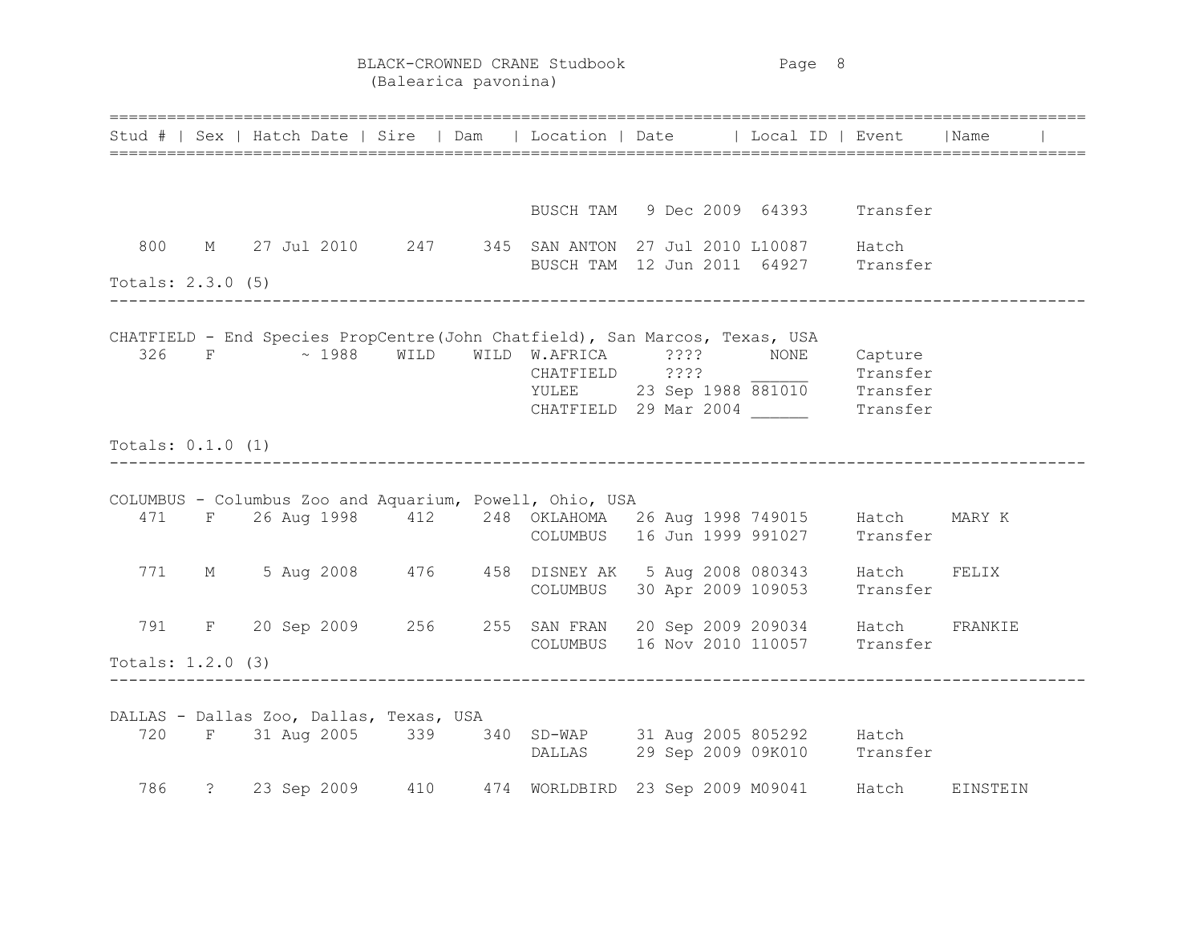# BLACK-CROWNED CRANE Studbook
(Balearica pavonina)

| Stud # | Sex | Hatch Date | Sire | Dam | Location | Date | Local ID | Event | Name |
|---|---|---|---|---|---|---|---|---|---|
| | | | | | BUSCH TAM | 9 Dec 2009 | 64393 | Transfer | |
| 800 | M | 27 Jul 2010 | 247 | 345 | SAN ANTON | 27 Jul 2010 | L10087 | Hatch | |
| | | | | | BUSCH TAM | 12 Jun 2011 | 64927 | Transfer | |

Totals: 2.3.0 (5)

CHATFIELD - End Species PropCentre(John Chatfield), San Marcos, Texas, USA

| Stud # | Sex | Hatch Date | Sire | Dam | Location | Date | Local ID | Event | Name |
|---|---|---|---|---|---|---|---|---|---|
| 326 | F | ~ 1988 | WILD | WILD | W.AFRICA | ???? | NONE | Capture | |
| | | | | | CHATFIELD | ???? | ______ | Transfer | |
| | | | | | YULEE | 23 Sep 1988 | 881010 | Transfer | |
| | | | | | CHATFIELD | 29 Mar 2004 | ______ | Transfer | |

Totals: 0.1.0 (1)

COLUMBUS - Columbus Zoo and Aquarium, Powell, Ohio, USA

| Stud # | Sex | Hatch Date | Sire | Dam | Location | Date | Local ID | Event | Name |
|---|---|---|---|---|---|---|---|---|---|
| 471 | F | 26 Aug 1998 | 412 | 248 | OKLAHOMA | 26 Aug 1998 | 749015 | Hatch | MARY K |
| | | | | | COLUMBUS | 16 Jun 1999 | 991027 | Transfer | |
| 771 | M | 5 Aug 2008 | 476 | 458 | DISNEY AK | 5 Aug 2008 | 080343 | Hatch | FELIX |
| | | | | | COLUMBUS | 30 Apr 2009 | 109053 | Transfer | |
| 791 | F | 20 Sep 2009 | 256 | 255 | SAN FRAN | 20 Sep 2009 | 209034 | Hatch | FRANKIE |
| | | | | | COLUMBUS | 16 Nov 2010 | 110057 | Transfer | |

Totals: 1.2.0 (3)

DALLAS - Dallas Zoo, Dallas, Texas, USA

| Stud # | Sex | Hatch Date | Sire | Dam | Location | Date | Local ID | Event | Name |
|---|---|---|---|---|---|---|---|---|---|
| 720 | F | 31 Aug 2005 | 339 | 340 | SD-WAP | 31 Aug 2005 | 805292 | Hatch | |
| | | | | | DALLAS | 29 Sep 2009 | 09K010 | Transfer | |
| 786 | ? | 23 Sep 2009 | 410 | 474 | WORLDBIRD | 23 Sep 2009 | M09041 | Hatch | EINSTEIN |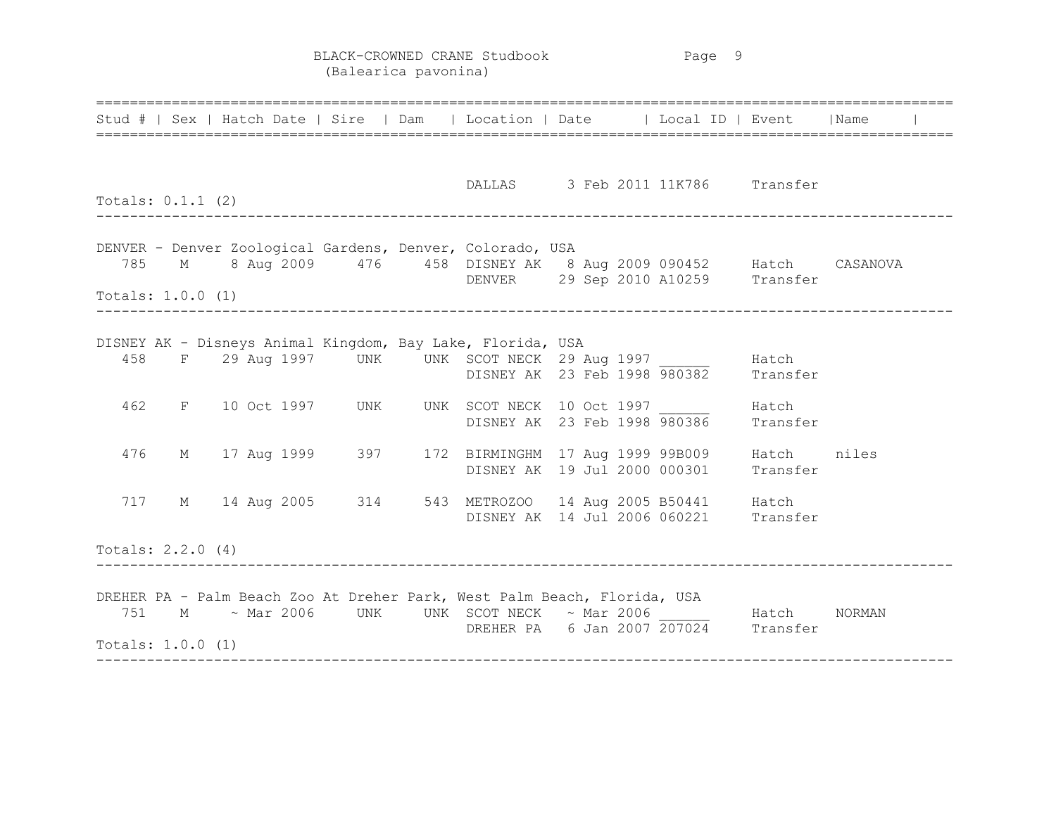| Stud # | Sex | Hatch Date | Sire | Dam | Location | Date | Local ID | Event | Name |
|---|---|---|---|---|---|---|---|---|---|
| | | | | | DALLAS | 3 Feb 2011 | 11K786 | Transfer | |

Totals: 0.1.1 (2)

---

DENVER - Denver Zoological Gardens, Denver, Colorado, USA

| Stud # | Sex | Hatch Date | Sire | Dam | Location | Date | Local ID | Event | Name |
|---|---|---|---|---|---|---|---|---|---|
| 785 | M | 8 Aug 2009 | 476 | 458 | DISNEY AK | 8 Aug 2009 | 090452 | Hatch | CASANOVA |
| | | | | | DENVER | 29 Sep 2010 | A10259 | Transfer | |

Totals: 1.0.0 (1)

---

DISNEY AK - Disneys Animal Kingdom, Bay Lake, Florida, USA

| Stud # | Sex | Hatch Date | Sire | Dam | Location | Date | Local ID | Event | Name |
|---|---|---|---|---|---|---|---|---|---|
| 458 | F | 29 Aug 1997 | UNK | UNK | SCOT NECK | 29 Aug 1997 | ______ | Hatch | |
| | | | | | DISNEY AK | 23 Feb 1998 | 980382 | Transfer | |
| 462 | F | 10 Oct 1997 | UNK | UNK | SCOT NECK | 10 Oct 1997 | ______ | Hatch | |
| | | | | | DISNEY AK | 23 Feb 1998 | 980386 | Transfer | |
| 476 | M | 17 Aug 1999 | 397 | 172 | BIRMINGHM | 17 Aug 1999 | 99B009 | Hatch | niles |
| | | | | | DISNEY AK | 19 Jul 2000 | 000301 | Transfer | |
| 717 | M | 14 Aug 2005 | 314 | 543 | METROZOO | 14 Aug 2005 | B50441 | Hatch | |
| | | | | | DISNEY AK | 14 Jul 2006 | 060221 | Transfer | |

Totals: 2.2.0 (4)

---

DREHER PA - Palm Beach Zoo At Dreher Park, West Palm Beach, Florida, USA

| Stud # | Sex | Hatch Date | Sire | Dam | Location | Date | Local ID | Event | Name |
|---|---|---|---|---|---|---|---|---|---|
| 751 | M | ~ Mar 2006 | UNK | UNK | SCOT NECK | ~ Mar 2006 | ______ | Hatch | NORMAN |
| | | | | | DREHER PA | 6 Jan 2007 | 207024 | Transfer | |

Totals: 1.0.0 (1)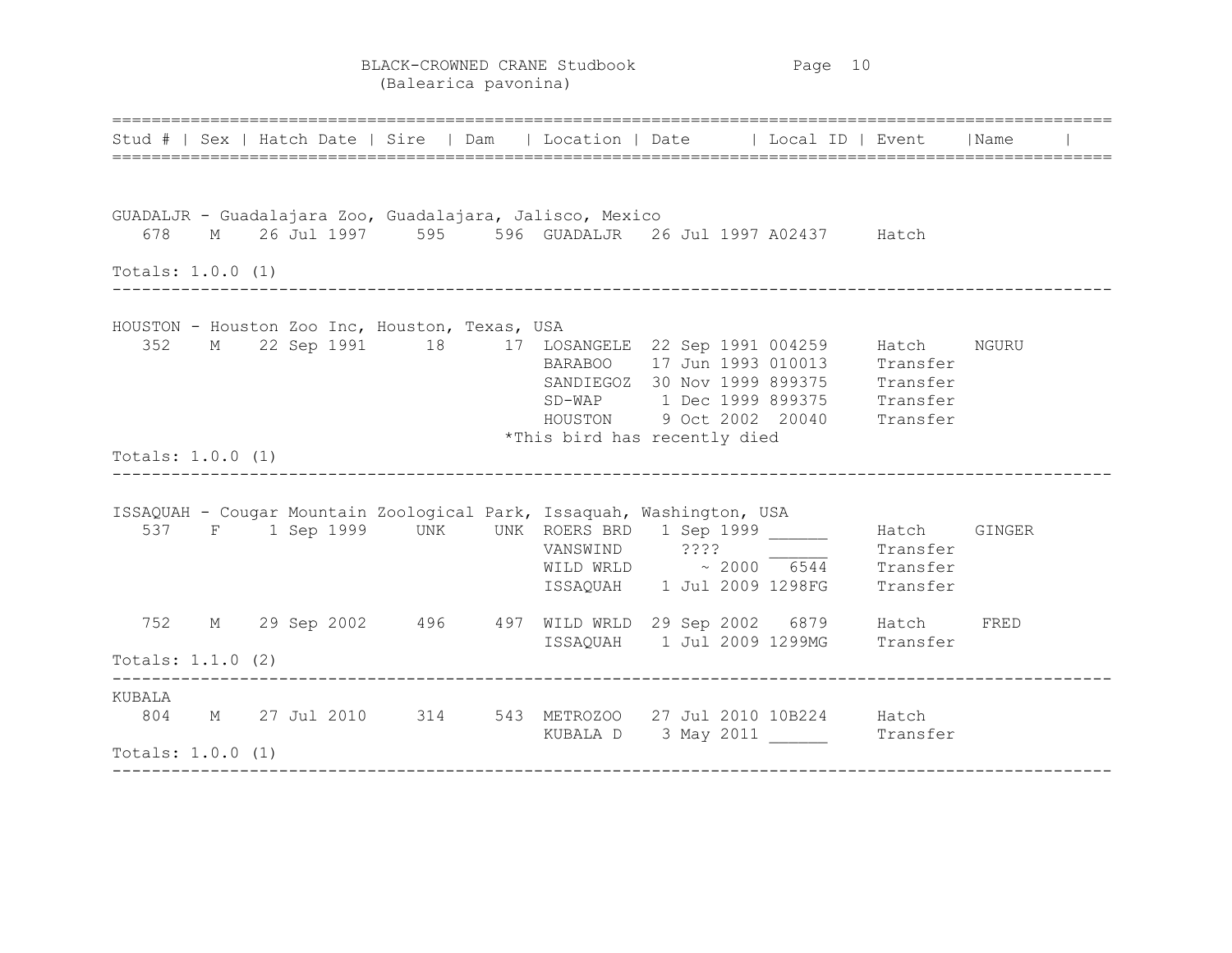# BLACK-CROWNED CRANE Studbook
(Balearica pavonina)

| Stud # | Sex | Hatch Date | Sire | Dam | Location | Date | Local ID | Event | Name |
|---|---|---|---|---|---|---|---|---|---|

**GUADALJR - Guadalajara Zoo, Guadalajara, Jalisco, Mexico**

| Stud # | Sex | Hatch Date | Sire | Dam | Location | Date | Local ID | Event | Name |
|---|---|---|---|---|---|---|---|---|---|
| 678 | M | 26 Jul 1997 | 595 | 596 | GUADALJR | 26 Jul 1997 | A02437 | Hatch | |

Totals: 1.0.0 (1)

---

**HOUSTON - Houston Zoo Inc, Houston, Texas, USA**

| Stud # | Sex | Hatch Date | Sire | Dam | Location | Date | Local ID | Event | Name |
|---|---|---|---|---|---|---|---|---|---|
| 352 | M | 22 Sep 1991 | 18 | 17 | LOSANGELE | 22 Sep 1991 | 004259 | Hatch | NGURU |
| | | | | | BARABOO | 17 Jun 1993 | 010013 | Transfer | |
| | | | | | SANDIEGOZ | 30 Nov 1999 | 899375 | Transfer | |
| | | | | | SD-WAP | 1 Dec 1999 | 899375 | Transfer | |
| | | | | | HOUSTON | 9 Oct 2002 | 20040 | Transfer | |

*This bird has recently died

Totals: 1.0.0 (1)

---

**ISSAQUAH - Cougar Mountain Zoological Park, Issaquah, Washington, USA**

| Stud # | Sex | Hatch Date | Sire | Dam | Location | Date | Local ID | Event | Name |
|---|---|---|---|---|---|---|---|---|---|
| 537 | F | 1 Sep 1999 | UNK | UNK | ROERS BRD | 1 Sep 1999 | ______ | Hatch | GINGER |
| | | | | | VANSWIND | ???? | ______ | Transfer | |
| | | | | | WILD WRLD | ~ 2000 | 6544 | Transfer | |
| | | | | | ISSAQUAH | 1 Jul 2009 | 1298FG | Transfer | |
| 752 | M | 29 Sep 2002 | 496 | 497 | WILD WRLD | 29 Sep 2002 | 6879 | Hatch | FRED |
| | | | | | ISSAQUAH | 1 Jul 2009 | 1299MG | Transfer | |

Totals: 1.1.0 (2)

---

**KUBALA**

| Stud # | Sex | Hatch Date | Sire | Dam | Location | Date | Local ID | Event | Name |
|---|---|---|---|---|---|---|---|---|---|
| 804 | M | 27 Jul 2010 | 314 | 543 | METROZOO | 27 Jul 2010 | 10B224 | Hatch | |
| | | | | | KUBALA D | 3 May 2011 | ______ | Transfer | |

Totals: 1.0.0 (1)

---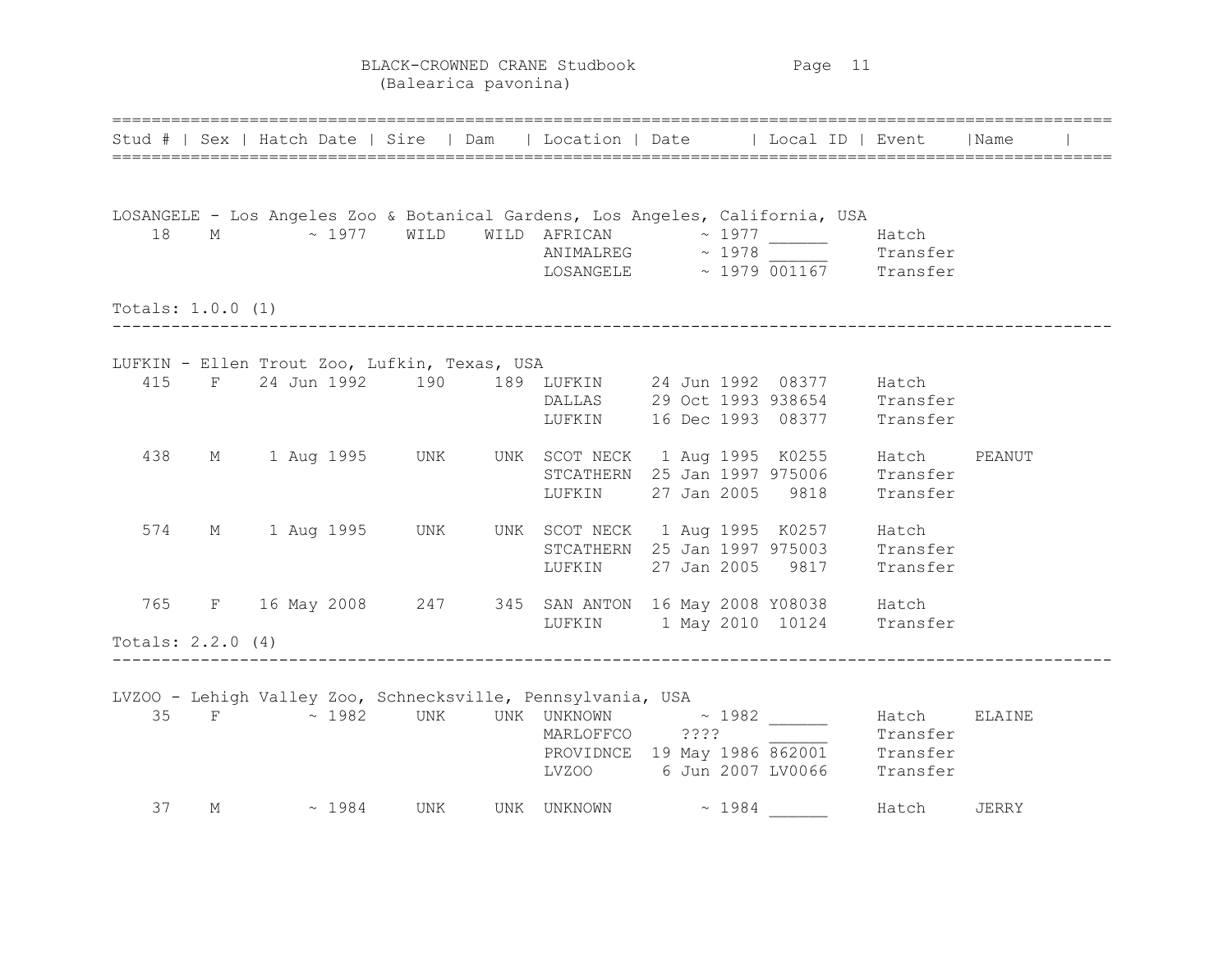BLACK-CROWNED CRANE Studbook
(Balearica pavonina)

| Stud # | Sex | Hatch Date | Sire | Dam | Location | Date | Local ID | Event | Name |
|---|---|---|---|---|---|---|---|---|---|
| **LOSANGELE - Los Angeles Zoo & Botanical Gardens, Los Angeles, California, USA** | | | | | | | | | |
| 18 | M | ~ 1977 | WILD | WILD | AFRICAN | ~ 1977 | ______ | Hatch | |
| | | | | | ANIMALREG | ~ 1978 | ______ | Transfer | |
| | | | | | LOSANGELE | ~ 1979 | 001167 | Transfer | |
| Totals: 1.0.0 (1) | | | | | | | | | |
| **LUFKIN - Ellen Trout Zoo, Lufkin, Texas, USA** | | | | | | | | | |
| 415 | F | 24 Jun 1992 | 190 | 189 | LUFKIN | 24 Jun 1992 | 08377 | Hatch | |
| | | | | | DALLAS | 29 Oct 1993 | 938654 | Transfer | |
| | | | | | LUFKIN | 16 Dec 1993 | 08377 | Transfer | |
| 438 | M | 1 Aug 1995 | UNK | UNK | SCOT NECK | 1 Aug 1995 | K0255 | Hatch | PEANUT |
| | | | | | STCATHERN | 25 Jan 1997 | 975006 | Transfer | |
| | | | | | LUFKIN | 27 Jan 2005 | 9818 | Transfer | |
| 574 | M | 1 Aug 1995 | UNK | UNK | SCOT NECK | 1 Aug 1995 | K0257 | Hatch | |
| | | | | | STCATHERN | 25 Jan 1997 | 975003 | Transfer | |
| | | | | | LUFKIN | 27 Jan 2005 | 9817 | Transfer | |
| 765 | F | 16 May 2008 | 247 | 345 | SAN ANTON | 16 May 2008 | Y08038 | Hatch | |
| | | | | | LUFKIN | 1 May 2010 | 10124 | Transfer | |
| Totals: 2.2.0 (4) | | | | | | | | | |
| **LVZOO - Lehigh Valley Zoo, Schnecksville, Pennsylvania, USA** | | | | | | | | | |
| 35 | F | ~ 1982 | UNK | UNK | UNKNOWN | ~ 1982 | ______ | Hatch | ELAINE |
| | | | | | MARLOFFCO | ???? | ______ | Transfer | |
| | | | | | PROVIDNCE | 19 May 1986 | 862001 | Transfer | |
| | | | | | LVZOO | 6 Jun 2007 | LV0066 | Transfer | |
| 37 | M | ~ 1984 | UNK | UNK | UNKNOWN | ~ 1984 | ______ | Hatch | JERRY |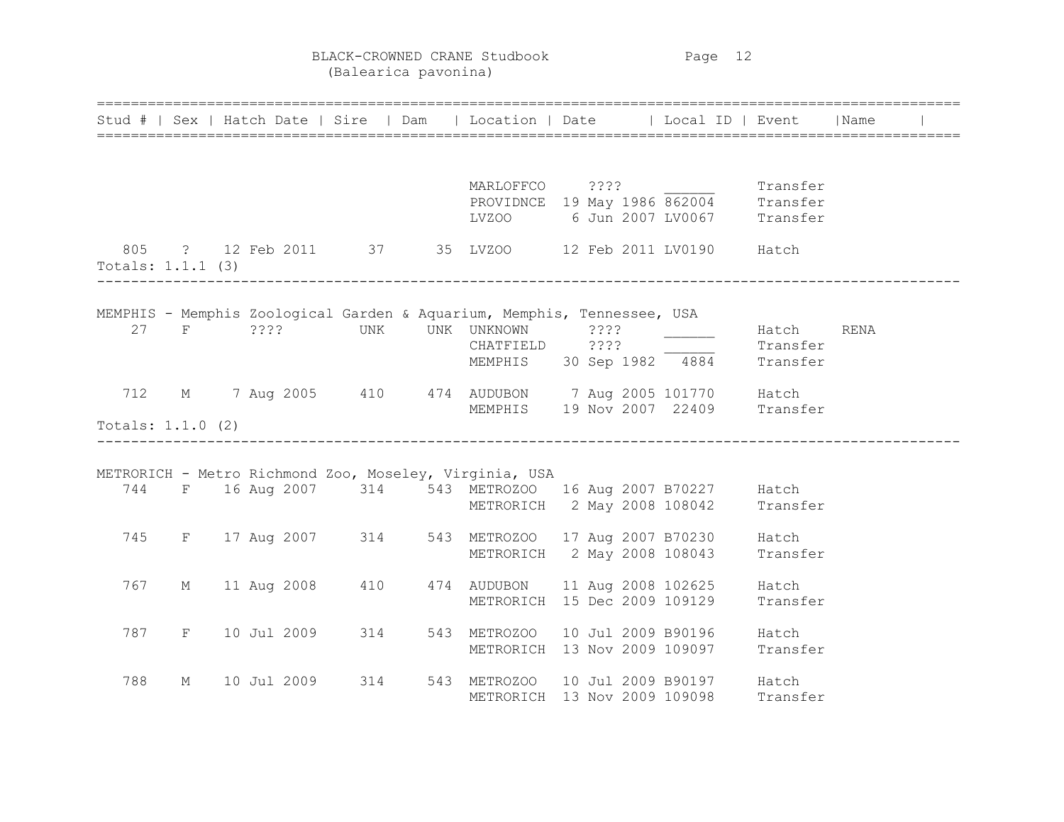| Stud # | Sex | Hatch Date | Sire | Dam | Location | Date | Local ID | Event | Name |
|---|---|---|---|---|---|---|---|---|---|
| | | | | | MARLOFFCO | ???? | ______ | Transfer | |
| | | | | | PROVIDNCE | 19 May 1986 | 862004 | Transfer | |
| | | | | | LVZOO | 6 Jun 2007 | LV0067 | Transfer | |
| 805 | ? | 12 Feb 2011 | 37 | 35 | LVZOO | 12 Feb 2011 | LV0190 | Hatch | |

Totals: 1.1.1 (3)

---

MEMPHIS - Memphis Zoological Garden & Aquarium, Memphis, Tennessee, USA

| Stud # | Sex | Hatch Date | Sire | Dam | Location | Date | Local ID | Event | Name |
|---|---|---|---|---|---|---|---|---|---|
| 27 | F | ???? | UNK | UNK | UNKNOWN | ???? | ______ | Hatch | RENA |
| | | | | | CHATFIELD | ???? | ______ | Transfer | |
| | | | | | MEMPHIS | 30 Sep 1982 | 4884 | Transfer | |
| 712 | M | 7 Aug 2005 | 410 | 474 | AUDUBON | 7 Aug 2005 | 101770 | Hatch | |
| | | | | | MEMPHIS | 19 Nov 2007 | 22409 | Transfer | |

Totals: 1.1.0 (2)

---

METRORICH - Metro Richmond Zoo, Moseley, Virginia, USA

| Stud # | Sex | Hatch Date | Sire | Dam | Location | Date | Local ID | Event | Name |
|---|---|---|---|---|---|---|---|---|---|
| 744 | F | 16 Aug 2007 | 314 | 543 | METROZOO | 16 Aug 2007 | B70227 | Hatch | |
| | | | | | METRORICH | 2 May 2008 | 108042 | Transfer | |
| 745 | F | 17 Aug 2007 | 314 | 543 | METROZOO | 17 Aug 2007 | B70230 | Hatch | |
| | | | | | METRORICH | 2 May 2008 | 108043 | Transfer | |
| 767 | M | 11 Aug 2008 | 410 | 474 | AUDUBON | 11 Aug 2008 | 102625 | Hatch | |
| | | | | | METRORICH | 15 Dec 2009 | 109129 | Transfer | |
| 787 | F | 10 Jul 2009 | 314 | 543 | METROZOO | 10 Jul 2009 | B90196 | Hatch | |
| | | | | | METRORICH | 13 Nov 2009 | 109097 | Transfer | |
| 788 | M | 10 Jul 2009 | 314 | 543 | METROZOO | 10 Jul 2009 | B90197 | Hatch | |
| | | | | | METRORICH | 13 Nov 2009 | 109098 | Transfer | |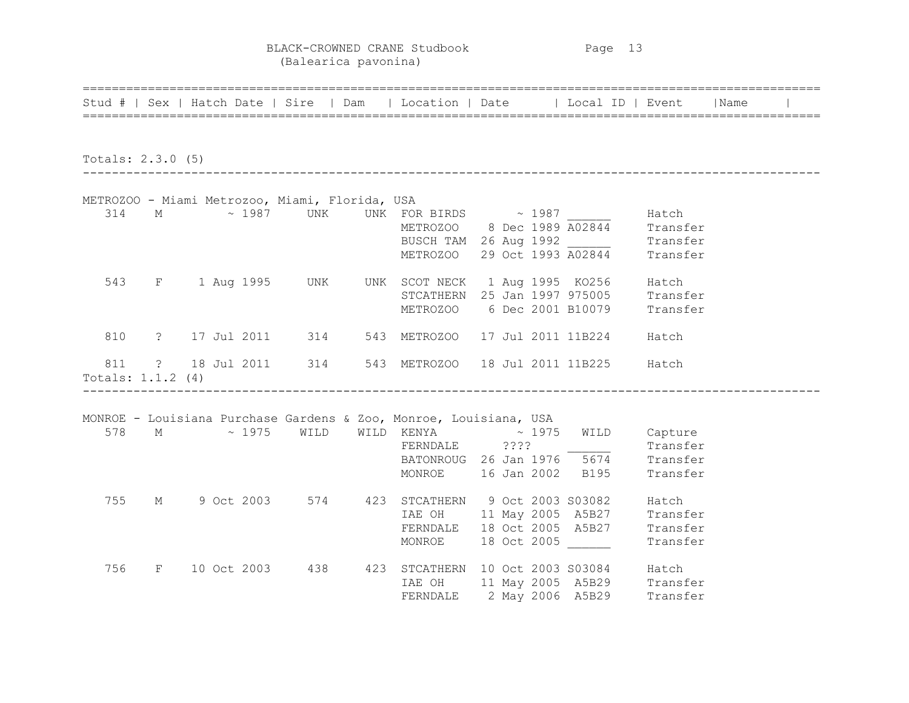# BLACK-CROWNED CRANE Studbook
(Balearica pavonina)

| Stud # | Sex | Hatch Date | Sire | Dam | Location | Date | Local ID | Event | Name |
|---|---|---|---|---|---|---|---|---|---|

Totals: 2.3.0 (5)

---

METROZOO - Miami Metrozoo, Miami, Florida, USA

| Stud # | Sex | Hatch Date | Sire | Dam | Location | Date | Local ID | Event | Name |
|---|---|---|---|---|---|---|---|---|---|
| 314 | M | ~ 1987 | UNK | UNK | FOR BIRDS | ~ 1987 | ______ | Hatch | |
| | | | | | METROZOO | 8 Dec 1989 | A02844 | Transfer | |
| | | | | | BUSCH TAM | 26 Aug 1992 | ______ | Transfer | |
| | | | | | METROZOO | 29 Oct 1993 | A02844 | Transfer | |
| 543 | F | 1 Aug 1995 | UNK | UNK | SCOT NECK | 1 Aug 1995 | KO256 | Hatch | |
| | | | | | STCATHERN | 25 Jan 1997 | 975005 | Transfer | |
| | | | | | METROZOO | 6 Dec 2001 | B10079 | Transfer | |
| 810 | ? | 17 Jul 2011 | 314 | 543 | METROZOO | 17 Jul 2011 | 11B224 | Hatch | |
| 811 | ? | 18 Jul 2011 | 314 | 543 | METROZOO | 18 Jul 2011 | 11B225 | Hatch | |

Totals: 1.1.2 (4)

---

MONROE - Louisiana Purchase Gardens & Zoo, Monroe, Louisiana, USA

| Stud # | Sex | Hatch Date | Sire | Dam | Location | Date | Local ID | Event | Name |
|---|---|---|---|---|---|---|---|---|---|
| 578 | M | ~ 1975 | WILD | WILD | KENYA | ~ 1975 | WILD | Capture | |
| | | | | | FERNDALE | ???? | ______ | Transfer | |
| | | | | | BATONROUG | 26 Jan 1976 | 5674 | Transfer | |
| | | | | | MONROE | 16 Jan 2002 | B195 | Transfer | |
| 755 | M | 9 Oct 2003 | 574 | 423 | STCATHERN | 9 Oct 2003 | S03082 | Hatch | |
| | | | | | IAE OH | 11 May 2005 | A5B27 | Transfer | |
| | | | | | FERNDALE | 18 Oct 2005 | A5B27 | Transfer | |
| | | | | | MONROE | 18 Oct 2005 | ______ | Transfer | |
| 756 | F | 10 Oct 2003 | 438 | 423 | STCATHERN | 10 Oct 2003 | S03084 | Hatch | |
| | | | | | IAE OH | 11 May 2005 | A5B29 | Transfer | |
| | | | | | FERNDALE | 2 May 2006 | A5B29 | Transfer | |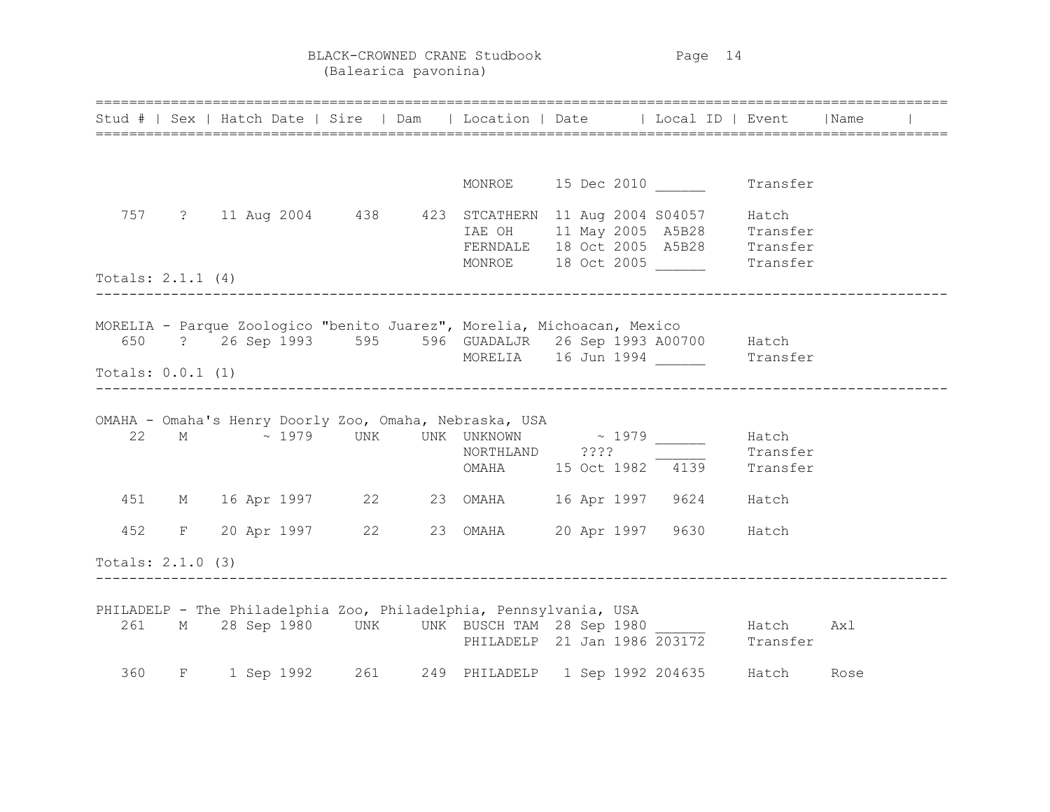BLACK-CROWNED CRANE Studbook
(Balearica pavonina)

| Stud # | Sex | Hatch Date | Sire | Dam | Location | Date | Local ID | Event | Name |
|---|---|---|---|---|---|---|---|---|---|
| | | | | | MONROE | 15 Dec 2010 | ______ | Transfer | |
| 757 | ? | 11 Aug 2004 | 438 | 423 | STCATHERN | 11 Aug 2004 | S04057 | Hatch | |
| | | | | | IAE OH | 11 May 2005 | A5B28 | Transfer | |
| | | | | | FERNDALE | 18 Oct 2005 | A5B28 | Transfer | |
| | | | | | MONROE | 18 Oct 2005 | ______ | Transfer | |

Totals: 2.1.1 (4)

---

MORELIA - Parque Zoologico "benito Juarez", Morelia, Michoacan, Mexico

| Stud # | Sex | Hatch Date | Sire | Dam | Location | Date | Local ID | Event | Name |
|---|---|---|---|---|---|---|---|---|---|
| 650 | ? | 26 Sep 1993 | 595 | 596 | GUADALJR | 26 Sep 1993 | A00700 | Hatch | |
| | | | | | MORELIA | 16 Jun 1994 | ______ | Transfer | |

Totals: 0.0.1 (1)

---

OMAHA - Omaha's Henry Doorly Zoo, Omaha, Nebraska, USA

| Stud # | Sex | Hatch Date | Sire | Dam | Location | Date | Local ID | Event | Name |
|---|---|---|---|---|---|---|---|---|---|
| 22 | M | ~ 1979 | UNK | UNK | UNKNOWN | ~ 1979 | ______ | Hatch | |
| | | | | | NORTHLAND | ???? | ______ | Transfer | |
| | | | | | OMAHA | 15 Oct 1982 | 4139 | Transfer | |
| 451 | M | 16 Apr 1997 | 22 | 23 | OMAHA | 16 Apr 1997 | 9624 | Hatch | |
| 452 | F | 20 Apr 1997 | 22 | 23 | OMAHA | 20 Apr 1997 | 9630 | Hatch | |

Totals: 2.1.0 (3)

---

PHILADELP - The Philadelphia Zoo, Philadelphia, Pennsylvania, USA

| Stud # | Sex | Hatch Date | Sire | Dam | Location | Date | Local ID | Event | Name |
|---|---|---|---|---|---|---|---|---|---|
| 261 | M | 28 Sep 1980 | UNK | UNK | BUSCH TAM | 28 Sep 1980 | ______ | Hatch | Axl |
| | | | | | PHILADELP | 21 Jan 1986 | 203172 | Transfer | |
| 360 | F | 1 Sep 1992 | 261 | 249 | PHILADELP | 1 Sep 1992 | 204635 | Hatch | Rose |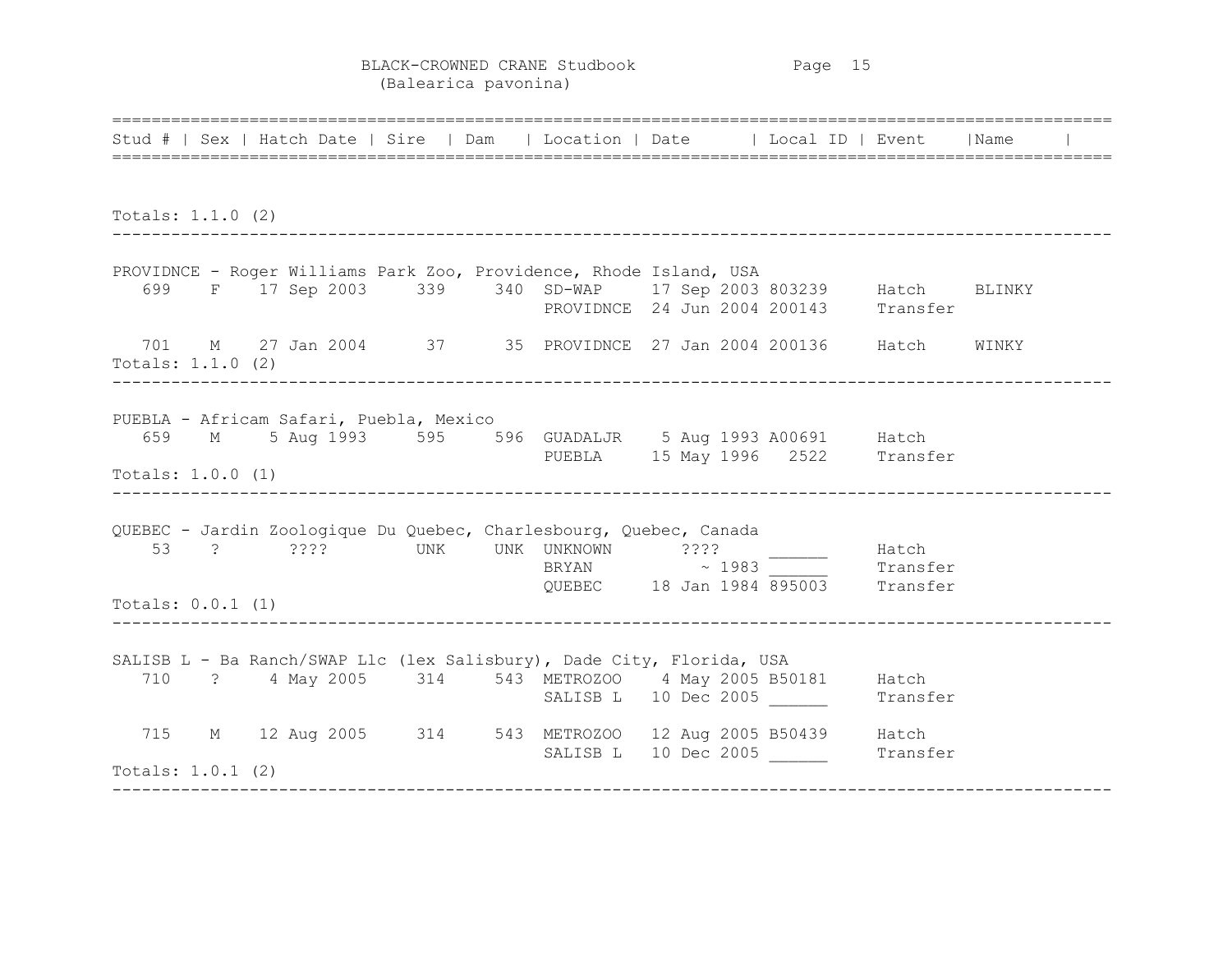# BLACK-CROWNED CRANE Studbook
(Balearica pavonina)

| Stud # | Sex | Hatch Date | Sire | Dam | Location | Date | Local ID | Event | Name |
|---|---|---|---|---|---|---|---|---|---|

Totals: 1.1.0 (2)

---

PROVIDNCE - Roger Williams Park Zoo, Providence, Rhode Island, USA

| Stud # | Sex | Hatch Date | Sire | Dam | Location | Date | Local ID | Event | Name |
|---|---|---|---|---|---|---|---|---|---|
| 699 | F | 17 Sep 2003 | 339 | 340 | SD-WAP | 17 Sep 2003 | 803239 | Hatch | BLINKY |
| | | | | | PROVIDNCE | 24 Jun 2004 | 200143 | Transfer | |
| 701 | M | 27 Jan 2004 | 37 | 35 | PROVIDNCE | 27 Jan 2004 | 200136 | Hatch | WINKY |

Totals: 1.1.0 (2)

---

PUEBLA - Africam Safari, Puebla, Mexico

| Stud # | Sex | Hatch Date | Sire | Dam | Location | Date | Local ID | Event | Name |
|---|---|---|---|---|---|---|---|---|---|
| 659 | M | 5 Aug 1993 | 595 | 596 | GUADALJR | 5 Aug 1993 | A00691 | Hatch | |
| | | | | | PUEBLA | 15 May 1996 | 2522 | Transfer | |

Totals: 1.0.0 (1)

---

QUEBEC - Jardin Zoologique Du Quebec, Charlesbourg, Quebec, Canada

| Stud # | Sex | Hatch Date | Sire | Dam | Location | Date | Local ID | Event | Name |
|---|---|---|---|---|---|---|---|---|---|
| 53 | ? | ???? | UNK | UNK | UNKNOWN | ???? | ______ | Hatch | |
| | | | | | BRYAN | ~ 1983 | ______ | Transfer | |
| | | | | | QUEBEC | 18 Jan 1984 | 895003 | Transfer | |

Totals: 0.0.1 (1)

---

SALISB L - Ba Ranch/SWAP Llc (lex Salisbury), Dade City, Florida, USA

| Stud # | Sex | Hatch Date | Sire | Dam | Location | Date | Local ID | Event | Name |
|---|---|---|---|---|---|---|---|---|---|
| 710 | ? | 4 May 2005 | 314 | 543 | METROZOO | 4 May 2005 | B50181 | Hatch | |
| | | | | | SALISB L | 10 Dec 2005 | ______ | Transfer | |
| 715 | M | 12 Aug 2005 | 314 | 543 | METROZOO | 12 Aug 2005 | B50439 | Hatch | |
| | | | | | SALISB L | 10 Dec 2005 | ______ | Transfer | |

Totals: 1.0.1 (2)

---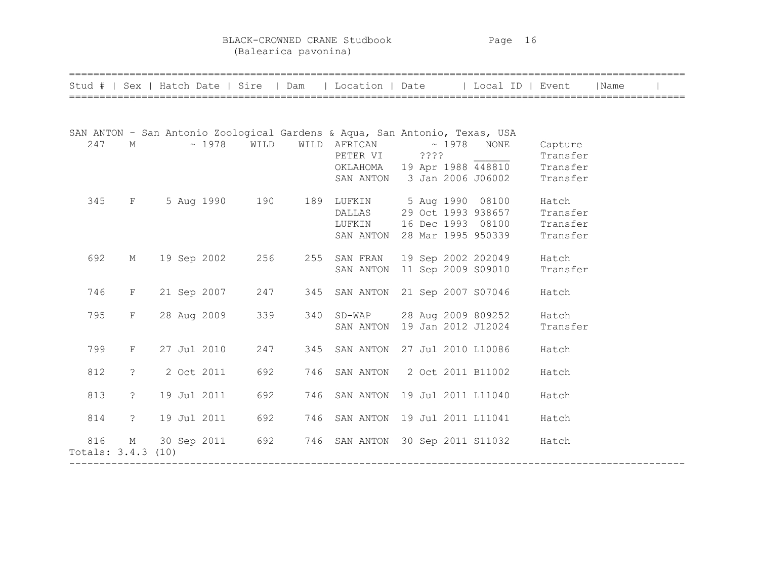BLACK-CROWNED CRANE Studbook
(Balearica pavonina)

| Stud # | Sex | Hatch Date | Sire | Dam | Location | Date | Local ID | Event | Name |
|---|---|---|---|---|---|---|---|---|---|

SAN ANTON - San Antonio Zoological Gardens & Aqua, San Antonio, Texas, USA

| Stud # | Sex | Hatch Date | Sire | Dam | Location | Date | Local ID | Event | Name |
|---|---|---|---|---|---|---|---|---|---|
| 247 | M | ~ 1978 | WILD | WILD | AFRICAN | ~ 1978 | NONE | Capture | |
| | | | | | PETER VI | ???? | ______ | Transfer | |
| | | | | | OKLAHOMA | 19 Apr 1988 | 448810 | Transfer | |
| | | | | | SAN ANTON | 3 Jan 2006 | J06002 | Transfer | |
| 345 | F | 5 Aug 1990 | 190 | 189 | LUFKIN | 5 Aug 1990 | 08100 | Hatch | |
| | | | | | DALLAS | 29 Oct 1993 | 938657 | Transfer | |
| | | | | | LUFKIN | 16 Dec 1993 | 08100 | Transfer | |
| | | | | | SAN ANTON | 28 Mar 1995 | 950339 | Transfer | |
| 692 | M | 19 Sep 2002 | 256 | 255 | SAN FRAN | 19 Sep 2002 | 202049 | Hatch | |
| | | | | | SAN ANTON | 11 Sep 2009 | S09010 | Transfer | |
| 746 | F | 21 Sep 2007 | 247 | 345 | SAN ANTON | 21 Sep 2007 | S07046 | Hatch | |
| 795 | F | 28 Aug 2009 | 339 | 340 | SD-WAP | 28 Aug 2009 | 809252 | Hatch | |
| | | | | | SAN ANTON | 19 Jan 2012 | J12024 | Transfer | |
| 799 | F | 27 Jul 2010 | 247 | 345 | SAN ANTON | 27 Jul 2010 | L10086 | Hatch | |
| 812 | ? | 2 Oct 2011 | 692 | 746 | SAN ANTON | 2 Oct 2011 | B11002 | Hatch | |
| 813 | ? | 19 Jul 2011 | 692 | 746 | SAN ANTON | 19 Jul 2011 | L11040 | Hatch | |
| 814 | ? | 19 Jul 2011 | 692 | 746 | SAN ANTON | 19 Jul 2011 | L11041 | Hatch | |
| 816 | M | 30 Sep 2011 | 692 | 746 | SAN ANTON | 30 Sep 2011 | S11032 | Hatch | |

Totals: 3.4.3 (10)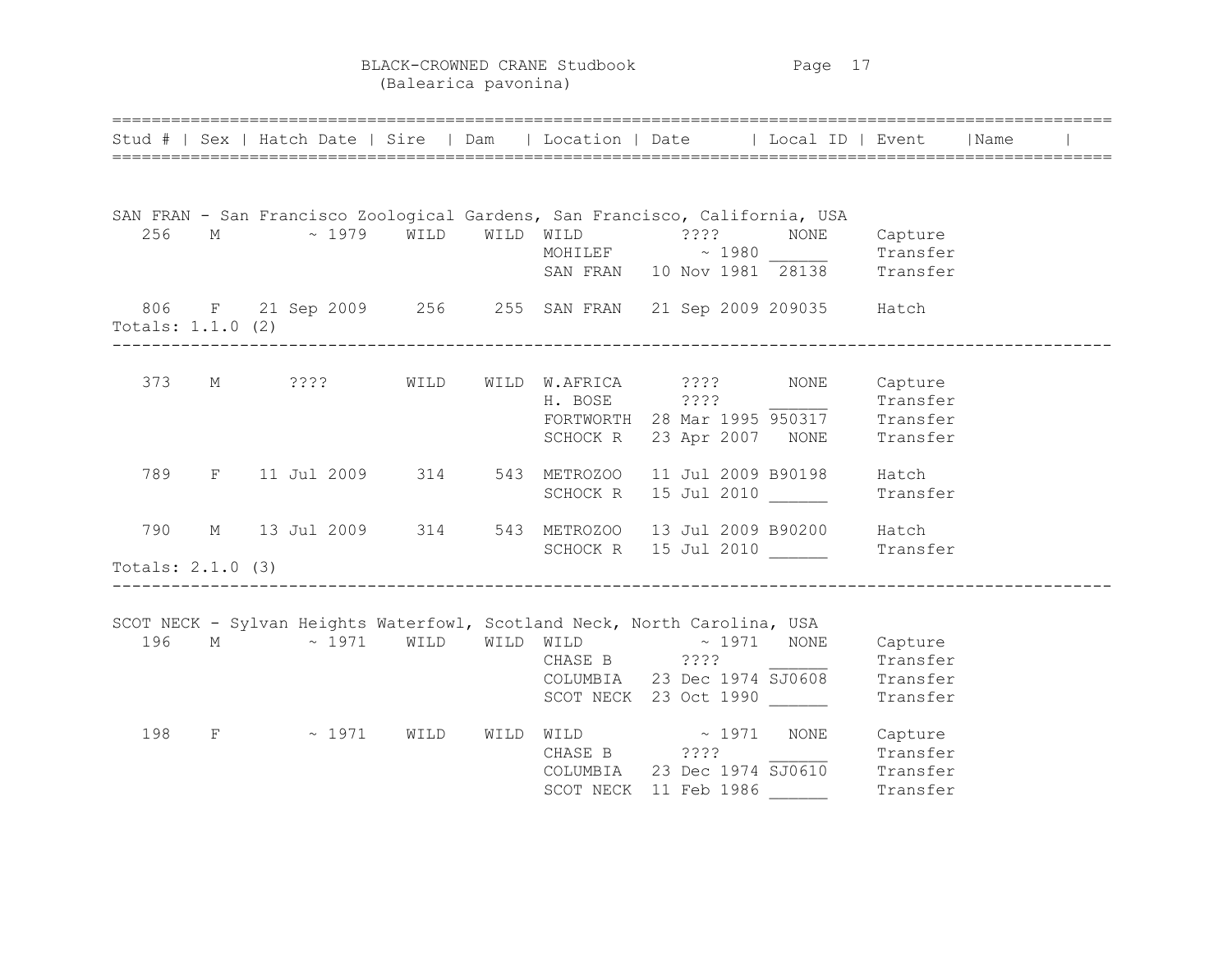# BLACK-CROWNED CRANE Studbook
(Balearica pavonina)

| Stud # | Sex | Hatch Date | Sire | Dam | Location | Date | Local ID | Event | Name |
|---|---|---|---|---|---|---|---|---|---|

**SAN FRAN - San Francisco Zoological Gardens, San Francisco, California, USA**

| Stud # | Sex | Hatch Date | Sire | Dam | Location | Date | Local ID | Event | Name |
|---|---|---|---|---|---|---|---|---|---|
| 256 | M | ~ 1979 | WILD | WILD | WILD | ???? | NONE | Capture | |
| | | | | | MOHILEF | ~ 1980 | ______ | Transfer | |
| | | | | | SAN FRAN | 10 Nov 1981 | 28138 | Transfer | |
| 806 | F | 21 Sep 2009 | 256 | 255 | SAN FRAN | 21 Sep 2009 | 209035 | Hatch | |

Totals: 1.1.0 (2)

---

| Stud # | Sex | Hatch Date | Sire | Dam | Location | Date | Local ID | Event | Name |
|---|---|---|---|---|---|---|---|---|---|
| 373 | M | ???? | WILD | WILD | W.AFRICA | ???? | NONE | Capture | |
| | | | | | H. BOSE | ???? | ______ | Transfer | |
| | | | | | FORTWORTH | 28 Mar 1995 | 950317 | Transfer | |
| | | | | | SCHOCK R | 23 Apr 2007 | NONE | Transfer | |
| 789 | F | 11 Jul 2009 | 314 | 543 | METROZOO | 11 Jul 2009 | B90198 | Hatch | |
| | | | | | SCHOCK R | 15 Jul 2010 | ______ | Transfer | |
| 790 | M | 13 Jul 2009 | 314 | 543 | METROZOO | 13 Jul 2009 | B90200 | Hatch | |
| | | | | | SCHOCK R | 15 Jul 2010 | ______ | Transfer | |

Totals: 2.1.0 (3)

---

**SCOT NECK - Sylvan Heights Waterfowl, Scotland Neck, North Carolina, USA**

| Stud # | Sex | Hatch Date | Sire | Dam | Location | Date | Local ID | Event | Name |
|---|---|---|---|---|---|---|---|---|---|
| 196 | M | ~ 1971 | WILD | WILD | WILD | ~ 1971 | NONE | Capture | |
| | | | | | CHASE B | ???? | ______ | Transfer | |
| | | | | | COLUMBIA | 23 Dec 1974 | SJ0608 | Transfer | |
| | | | | | SCOT NECK | 23 Oct 1990 | ______ | Transfer | |
| 198 | F | ~ 1971 | WILD | WILD | WILD | ~ 1971 | NONE | Capture | |
| | | | | | CHASE B | ???? | ______ | Transfer | |
| | | | | | COLUMBIA | 23 Dec 1974 | SJ0610 | Transfer | |
| | | | | | SCOT NECK | 11 Feb 1986 | ______ | Transfer | |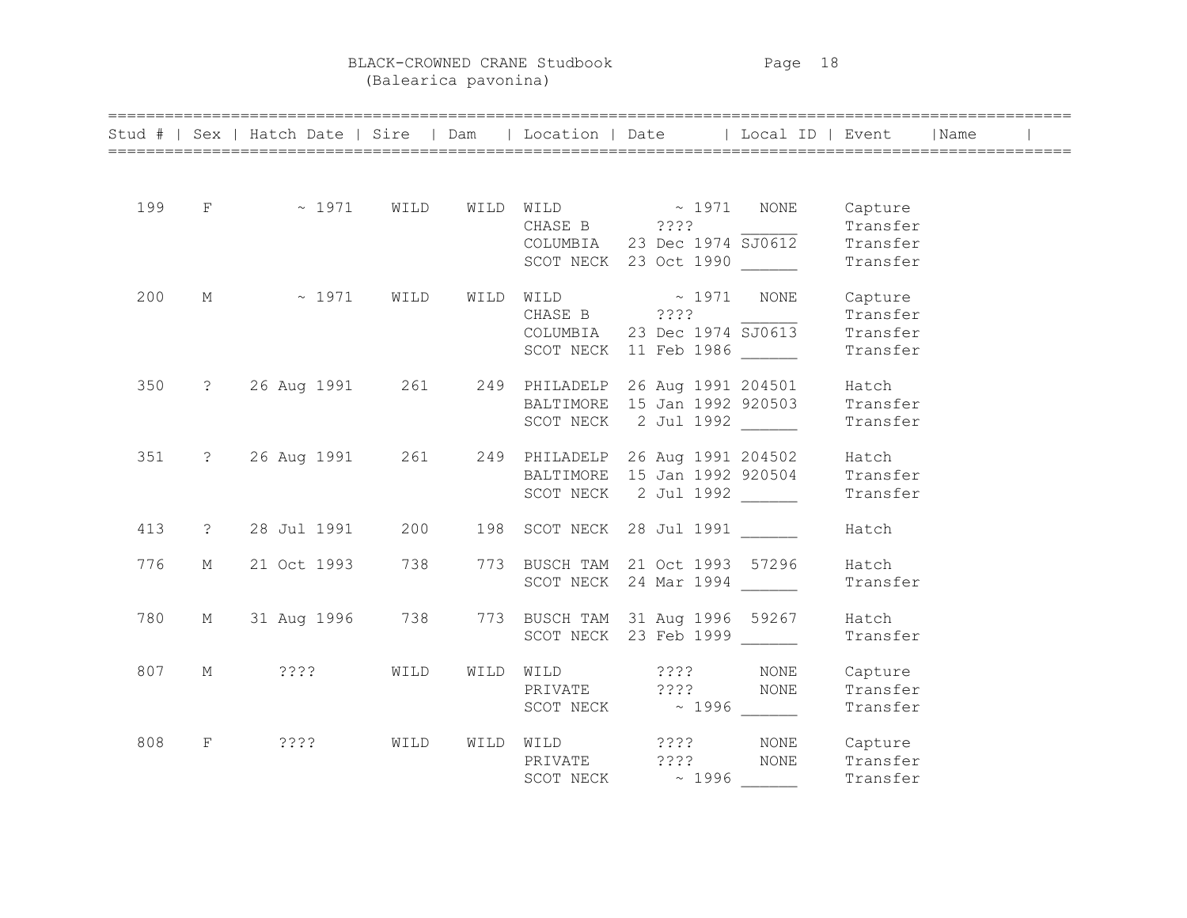# BLACK-CROWNED CRANE Studbook
(Balearica pavonina)

| Stud # | Sex | Hatch Date | Sire | Dam | Location | Date | Local ID | Event | Name |
|---|---|---|---|---|---|---|---|---|---|
| 199 | F | ~ 1971 | WILD | WILD | WILD | ~ 1971 | NONE | Capture | |
| | | | | | CHASE B | ???? | ______ | Transfer | |
| | | | | | COLUMBIA | 23 Dec 1974 | SJ0612 | Transfer | |
| | | | | | SCOT NECK | 23 Oct 1990 | ______ | Transfer | |
| 200 | M | ~ 1971 | WILD | WILD | WILD | ~ 1971 | NONE | Capture | |
| | | | | | CHASE B | ???? | ______ | Transfer | |
| | | | | | COLUMBIA | 23 Dec 1974 | SJ0613 | Transfer | |
| | | | | | SCOT NECK | 11 Feb 1986 | ______ | Transfer | |
| 350 | ? | 26 Aug 1991 | 261 | 249 | PHILADELP | 26 Aug 1991 | 204501 | Hatch | |
| | | | | | BALTIMORE | 15 Jan 1992 | 920503 | Transfer | |
| | | | | | SCOT NECK | 2 Jul 1992 | ______ | Transfer | |
| 351 | ? | 26 Aug 1991 | 261 | 249 | PHILADELP | 26 Aug 1991 | 204502 | Hatch | |
| | | | | | BALTIMORE | 15 Jan 1992 | 920504 | Transfer | |
| | | | | | SCOT NECK | 2 Jul 1992 | ______ | Transfer | |
| 413 | ? | 28 Jul 1991 | 200 | 198 | SCOT NECK | 28 Jul 1991 | ______ | Hatch | |
| 776 | M | 21 Oct 1993 | 738 | 773 | BUSCH TAM | 21 Oct 1993 | 57296 | Hatch | |
| | | | | | SCOT NECK | 24 Mar 1994 | ______ | Transfer | |
| 780 | M | 31 Aug 1996 | 738 | 773 | BUSCH TAM | 31 Aug 1996 | 59267 | Hatch | |
| | | | | | SCOT NECK | 23 Feb 1999 | ______ | Transfer | |
| 807 | M | ???? | WILD | WILD | WILD | ???? | NONE | Capture | |
| | | | | | PRIVATE | ???? | NONE | Transfer | |
| | | | | | SCOT NECK | ~ 1996 | ______ | Transfer | |
| 808 | F | ???? | WILD | WILD | WILD | ???? | NONE | Capture | |
| | | | | | PRIVATE | ???? | NONE | Transfer | |
| | | | | | SCOT NECK | ~ 1996 | ______ | Transfer | |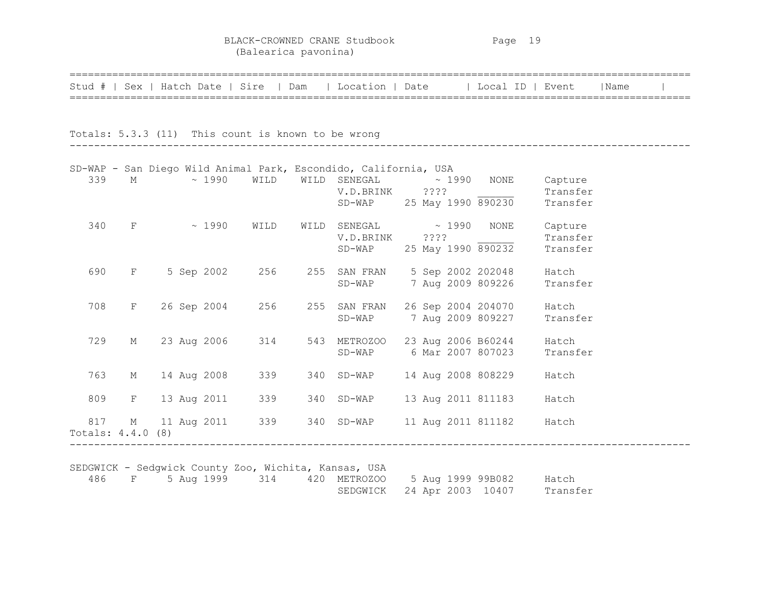| Stud # | Sex | Hatch Date | Sire | Dam | Location | Date | Local ID | Event | Name |
|---|---|---|---|---|---|---|---|---|---|

Totals: 5.3.3 (11) This count is known to be wrong

---

SD-WAP - San Diego Wild Animal Park, Escondido, California, USA

| Stud # | Sex | Hatch Date | Sire | Dam | Location | Date | Local ID | Event | Name |
|---|---|---|---|---|---|---|---|---|---|
| 339 | M | ~ 1990 | WILD | WILD | SENEGAL | ~ 1990 | NONE | Capture | |
| | | | | | V.D.BRINK | ???? | ______ | Transfer | |
| | | | | | SD-WAP | 25 May 1990 | 890230 | Transfer | |
| 340 | F | ~ 1990 | WILD | WILD | SENEGAL | ~ 1990 | NONE | Capture | |
| | | | | | V.D.BRINK | ???? | ______ | Transfer | |
| | | | | | SD-WAP | 25 May 1990 | 890232 | Transfer | |
| 690 | F | 5 Sep 2002 | 256 | 255 | SAN FRAN | 5 Sep 2002 | 202048 | Hatch | |
| | | | | | SD-WAP | 7 Aug 2009 | 809226 | Transfer | |
| 708 | F | 26 Sep 2004 | 256 | 255 | SAN FRAN | 26 Sep 2004 | 204070 | Hatch | |
| | | | | | SD-WAP | 7 Aug 2009 | 809227 | Transfer | |
| 729 | M | 23 Aug 2006 | 314 | 543 | METROZOO | 23 Aug 2006 | B60244 | Hatch | |
| | | | | | SD-WAP | 6 Mar 2007 | 807023 | Transfer | |
| 763 | M | 14 Aug 2008 | 339 | 340 | SD-WAP | 14 Aug 2008 | 808229 | Hatch | |
| 809 | F | 13 Aug 2011 | 339 | 340 | SD-WAP | 13 Aug 2011 | 811183 | Hatch | |
| 817 | M | 11 Aug 2011 | 339 | 340 | SD-WAP | 11 Aug 2011 | 811182 | Hatch | |

Totals: 4.4.0 (8)

---

SEDGWICK - Sedgwick County Zoo, Wichita, Kansas, USA

| Stud # | Sex | Hatch Date | Sire | Dam | Location | Date | Local ID | Event | Name |
|---|---|---|---|---|---|---|---|---|---|
| 486 | F | 5 Aug 1999 | 314 | 420 | METROZOO | 5 Aug 1999 | 99B082 | Hatch | |
| | | | | | SEDGWICK | 24 Apr 2003 | 10407 | Transfer | |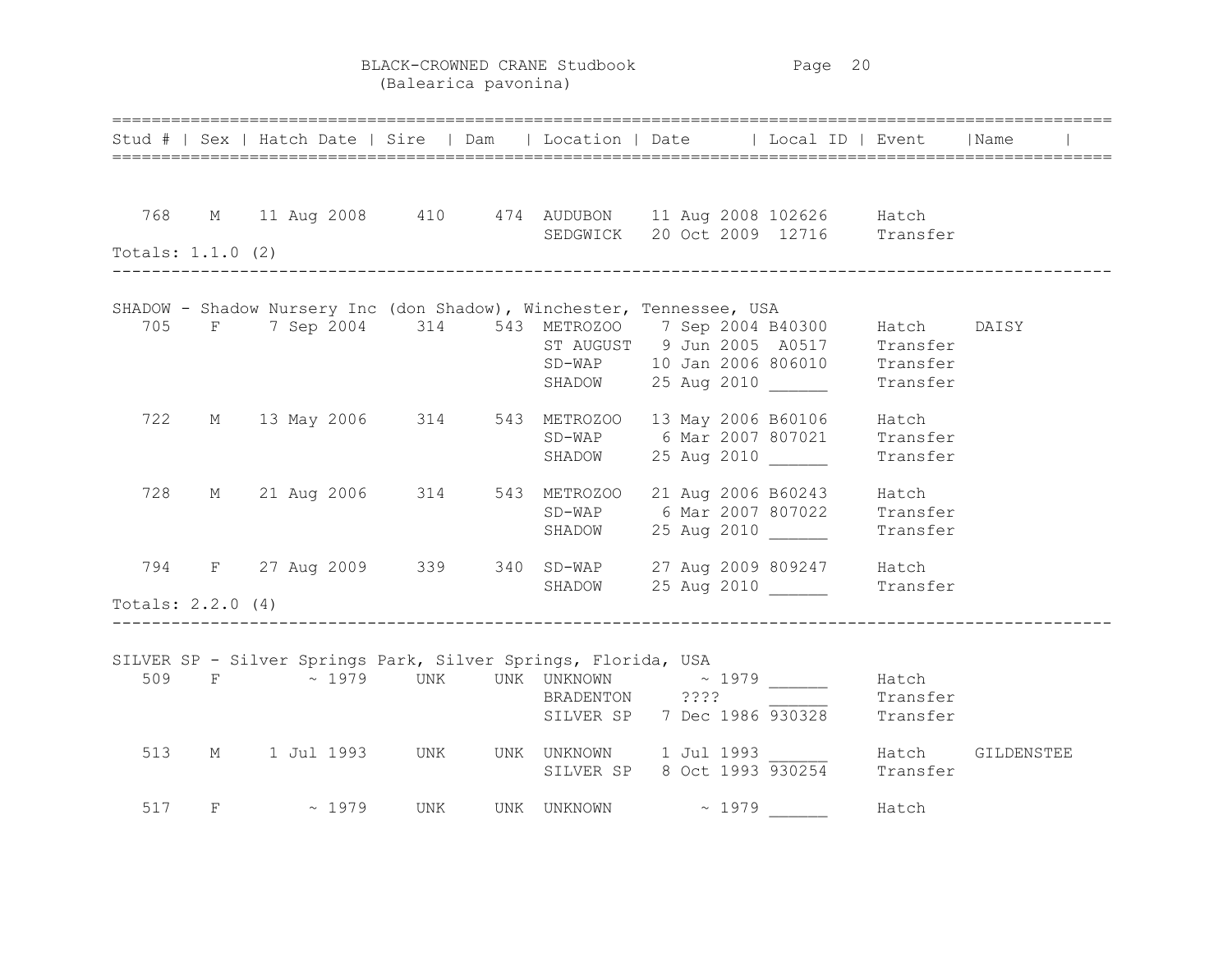| Stud # | Sex | Hatch Date | Sire | Dam | Location | Date | Local ID | Event | Name |
|---|---|---|---|---|---|---|---|---|---|
| 768 | M | 11 Aug 2008 | 410 | 474 | AUDUBON | 11 Aug 2008 | 102626 | Hatch | |
| | | | | | SEDGWICK | 20 Oct 2009 | 12716 | Transfer | |

Totals: 1.1.0 (2)

---

SHADOW - Shadow Nursery Inc (don Shadow), Winchester, Tennessee, USA

| Stud # | Sex | Hatch Date | Sire | Dam | Location | Date | Local ID | Event | Name |
|---|---|---|---|---|---|---|---|---|---|
| 705 | F | 7 Sep 2004 | 314 | 543 | METROZOO | 7 Sep 2004 | B40300 | Hatch | DAISY |
| | | | | | ST AUGUST | 9 Jun 2005 | A0517 | Transfer | |
| | | | | | SD-WAP | 10 Jan 2006 | 806010 | Transfer | |
| | | | | | SHADOW | 25 Aug 2010 | ______ | Transfer | |
| 722 | M | 13 May 2006 | 314 | 543 | METROZOO | 13 May 2006 | B60106 | Hatch | |
| | | | | | SD-WAP | 6 Mar 2007 | 807021 | Transfer | |
| | | | | | SHADOW | 25 Aug 2010 | ______ | Transfer | |
| 728 | M | 21 Aug 2006 | 314 | 543 | METROZOO | 21 Aug 2006 | B60243 | Hatch | |
| | | | | | SD-WAP | 6 Mar 2007 | 807022 | Transfer | |
| | | | | | SHADOW | 25 Aug 2010 | ______ | Transfer | |
| 794 | F | 27 Aug 2009 | 339 | 340 | SD-WAP | 27 Aug 2009 | 809247 | Hatch | |
| | | | | | SHADOW | 25 Aug 2010 | ______ | Transfer | |

Totals: 2.2.0 (4)

---

SILVER SP - Silver Springs Park, Silver Springs, Florida, USA

| Stud # | Sex | Hatch Date | Sire | Dam | Location | Date | Local ID | Event | Name |
|---|---|---|---|---|---|---|---|---|---|
| 509 | F | ~ 1979 | UNK | UNK | UNKNOWN | ~ 1979 | ______ | Hatch | |
| | | | | | BRADENTON | ???? | ______ | Transfer | |
| | | | | | SILVER SP | 7 Dec 1986 | 930328 | Transfer | |
| 513 | M | 1 Jul 1993 | UNK | UNK | UNKNOWN | 1 Jul 1993 | ______ | Hatch | GILDENSTEE |
| | | | | | SILVER SP | 8 Oct 1993 | 930254 | Transfer | |
| 517 | F | ~ 1979 | UNK | UNK | UNKNOWN | ~ 1979 | ______ | Hatch | |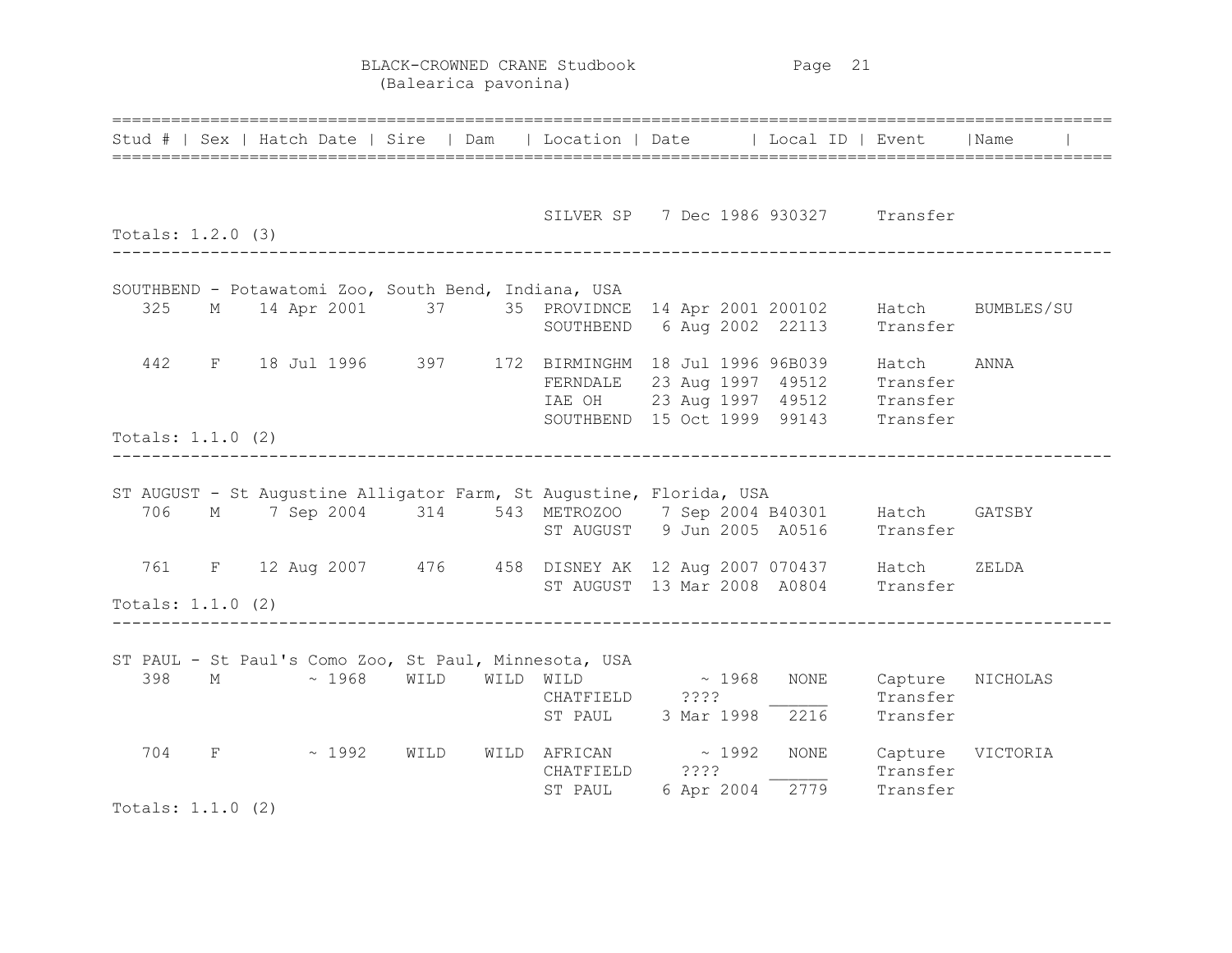BLACK-CROWNED CRANE Studbook
(Balearica pavonina)

| Stud # | Sex | Hatch Date | Sire | Dam | Location | Date | Local ID | Event | Name |
|---|---|---|---|---|---|---|---|---|---|
| | | | | | SILVER SP | 7 Dec 1986 | 930327 | Transfer | |

Totals: 1.2.0 (3)

SOUTHBEND - Potawatomi Zoo, South Bend, Indiana, USA

| Stud # | Sex | Hatch Date | Sire | Dam | Location | Date | Local ID | Event | Name |
|---|---|---|---|---|---|---|---|---|---|
| 325 | M | 14 Apr 2001 | 37 | 35 | PROVIDNCE | 14 Apr 2001 | 200102 | Hatch | BUMBLES/SU |
| | | | | | SOUTHBEND | 6 Aug 2002 | 22113 | Transfer | |
| 442 | F | 18 Jul 1996 | 397 | 172 | BIRMINGHM | 18 Jul 1996 | 96B039 | Hatch | ANNA |
| | | | | | FERNDALE | 23 Aug 1997 | 49512 | Transfer | |
| | | | | | IAE OH | 23 Aug 1997 | 49512 | Transfer | |
| | | | | | SOUTHBEND | 15 Oct 1999 | 99143 | Transfer | |

Totals: 1.1.0 (2)

ST AUGUST - St Augustine Alligator Farm, St Augustine, Florida, USA

| Stud # | Sex | Hatch Date | Sire | Dam | Location | Date | Local ID | Event | Name |
|---|---|---|---|---|---|---|---|---|---|
| 706 | M | 7 Sep 2004 | 314 | 543 | METROZOO | 7 Sep 2004 | B40301 | Hatch | GATSBY |
| | | | | | ST AUGUST | 9 Jun 2005 | A0516 | Transfer | |
| 761 | F | 12 Aug 2007 | 476 | 458 | DISNEY AK | 12 Aug 2007 | 070437 | Hatch | ZELDA |
| | | | | | ST AUGUST | 13 Mar 2008 | A0804 | Transfer | |

Totals: 1.1.0 (2)

ST PAUL - St Paul's Como Zoo, St Paul, Minnesota, USA

| Stud # | Sex | Hatch Date | Sire | Dam | Location | Date | Local ID | Event | Name |
|---|---|---|---|---|---|---|---|---|---|
| 398 | M | ~ 1968 | WILD | WILD | WILD | ~ 1968 | NONE | Capture | NICHOLAS |
| | | | | | CHATFIELD | ???? | ______ | Transfer | |
| | | | | | ST PAUL | 3 Mar 1998 | 2216 | Transfer | |
| 704 | F | ~ 1992 | WILD | WILD | AFRICAN | ~ 1992 | NONE | Capture | VICTORIA |
| | | | | | CHATFIELD | ???? | ______ | Transfer | |
| | | | | | ST PAUL | 6 Apr 2004 | 2779 | Transfer | |

Totals: 1.1.0 (2)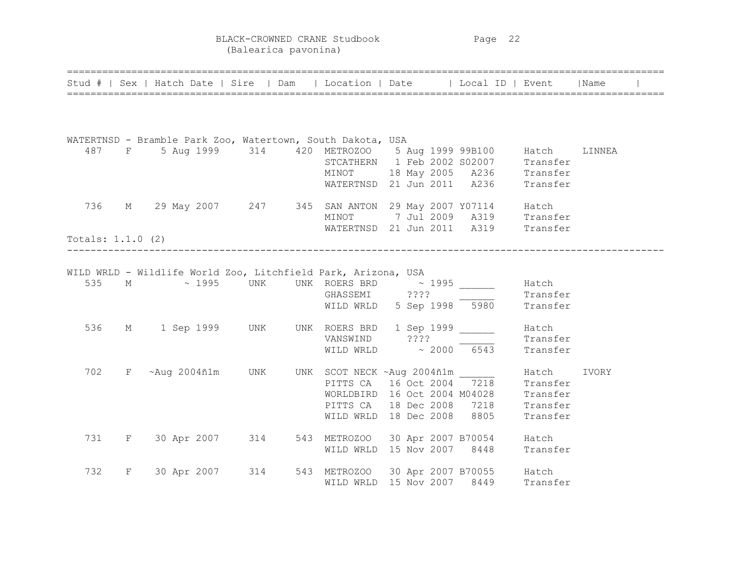BLACK-CROWNED CRANE Studbook
(Balearica pavonina)

| Stud # | Sex | Hatch Date | Sire | Dam | Location | Date | Local ID | Event | Name |
|---|---|---|---|---|---|---|---|---|---|
| **WATERTNSD - Bramble Park Zoo, Watertown, South Dakota, USA** | | | | | | | | | |
| 487 | F | 5 Aug 1999 | 314 | 420 | METROZOO | 5 Aug 1999 | 99B100 | Hatch | LINNEA |
| | | | | | STCATHERN | 1 Feb 2002 | S02007 | Transfer | |
| | | | | | MINOT | 18 May 2005 | A236 | Transfer | |
| | | | | | WATERTNSD | 21 Jun 2011 | A236 | Transfer | |
| 736 | M | 29 May 2007 | 247 | 345 | SAN ANTON | 29 May 2007 | Y07114 | Hatch | |
| | | | | | MINOT | 7 Jul 2009 | A319 | Transfer | |
| | | | | | WATERTNSD | 21 Jun 2011 | A319 | Transfer | |
| Totals: 1.1.0 (2) | | | | | | | | | |
| **WILD WRLD - Wildlife World Zoo, Litchfield Park, Arizona, USA** | | | | | | | | | |
| 535 | M | ~ 1995 | UNK | UNK | ROERS BRD | ~ 1995 | ______ | Hatch | |
| | | | | | GHASSEMI | ???? | ______ | Transfer | |
| | | | | | WILD WRLD | 5 Sep 1998 | 5980 | Transfer | |
| 536 | M | 1 Sep 1999 | UNK | UNK | ROERS BRD | 1 Sep 1999 | ______ | Hatch | |
| | | | | | VANSWIND | ???? | ______ | Transfer | |
| | | | | | WILD WRLD | ~ 2000 | 6543 | Transfer | |
| 702 | F | ~Aug 2004ñ1m | UNK | UNK | SCOT NECK | ~Aug 2004ñ1m | ______ | Hatch | IVORY |
| | | | | | PITTS CA | 16 Oct 2004 | 7218 | Transfer | |
| | | | | | WORLDBIRD | 16 Oct 2004 | M04028 | Transfer | |
| | | | | | PITTS CA | 18 Dec 2008 | 7218 | Transfer | |
| | | | | | WILD WRLD | 18 Dec 2008 | 8805 | Transfer | |
| 731 | F | 30 Apr 2007 | 314 | 543 | METROZOO | 30 Apr 2007 | B70054 | Hatch | |
| | | | | | WILD WRLD | 15 Nov 2007 | 8448 | Transfer | |
| 732 | F | 30 Apr 2007 | 314 | 543 | METROZOO | 30 Apr 2007 | B70055 | Hatch | |
| | | | | | WILD WRLD | 15 Nov 2007 | 8449 | Transfer | |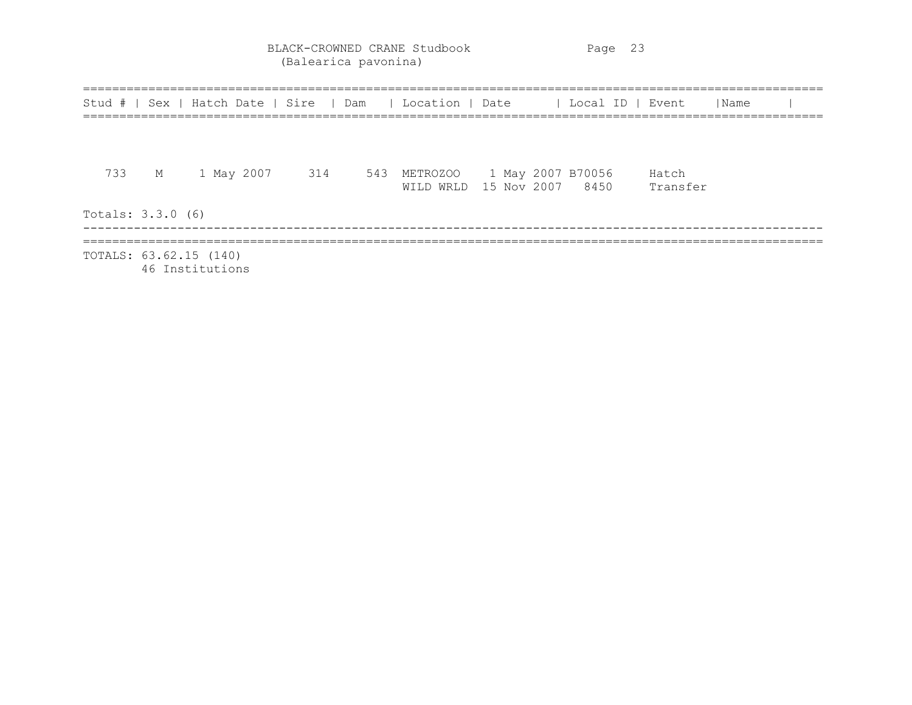BLACK-CROWNED CRANE Studbook
(Balearica pavonina)

| Stud # | Sex | Hatch Date | Sire | Dam | Location | Date | Local ID | Event | Name |
|---|---|---|---|---|---|---|---|---|---|
| 733 | M | 1 May 2007 | 314 | 543 | METROZOO | 1 May 2007 | B70056 | Hatch | |
| | | | | | WILD WRLD | 15 Nov 2007 | 8450 | Transfer | |

Totals: 3.3.0 (6)

TOTALS: 63.62.15 (140)
46 Institutions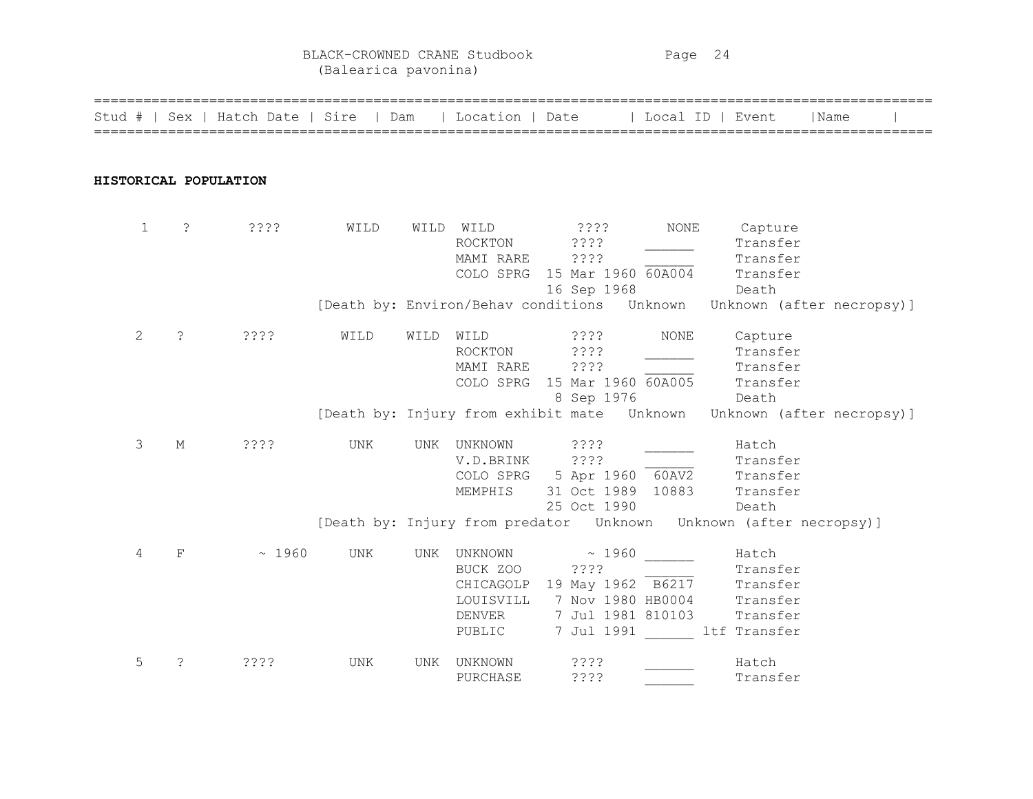| Stud # | Sex | Hatch Date | Sire | Dam | Location | Date | Local ID | Event | Name |
|---|---|---|---|---|---|---|---|---|---|

**HISTORICAL POPULATION**

| Stud # | Sex | Hatch Date | Sire | Dam | Location | Date | Local ID | Event | Name |
|---|---|---|---|---|---|---|---|---|---|
| 1 | ? | ???? | WILD | WILD | WILD | ???? | NONE | Capture | |
| | | | | | ROCKTON | ???? | ______ | Transfer | |
| | | | | | MAMI RARE | ???? | ______ | Transfer | |
| | | | | | COLO SPRG | 15 Mar 1960 | 60A004 | Transfer | |
| | | | | | | 16 Sep 1968 | | Death | |
| | | | [Death by: Environ/Behav conditions Unknown Unknown (after necropsy)] | | | | | | |
| 2 | ? | ???? | WILD | WILD | WILD | ???? | NONE | Capture | |
| | | | | | ROCKTON | ???? | ______ | Transfer | |
| | | | | | MAMI RARE | ???? | ______ | Transfer | |
| | | | | | COLO SPRG | 15 Mar 1960 | 60A005 | Transfer | |
| | | | | | | 8 Sep 1976 | | Death | |
| | | | [Death by: Injury from exhibit mate Unknown Unknown (after necropsy)] | | | | | | |
| 3 | M | ???? | UNK | UNK | UNKNOWN | ???? | ______ | Hatch | |
| | | | | | V.D.BRINK | ???? | ______ | Transfer | |
| | | | | | COLO SPRG | 5 Apr 1960 | 60AV2 | Transfer | |
| | | | | | MEMPHIS | 31 Oct 1989 | 10883 | Transfer | |
| | | | | | | 25 Oct 1990 | | Death | |
| | | | [Death by: Injury from predator Unknown Unknown (after necropsy)] | | | | | | |
| 4 | F | ~ 1960 | UNK | UNK | UNKNOWN | ~ 1960 | ______ | Hatch | |
| | | | | | BUCK ZOO | ???? | ______ | Transfer | |
| | | | | | CHICAGOLP | 19 May 1962 | B6217 | Transfer | |
| | | | | | LOUISVILL | 7 Nov 1980 | HB0004 | Transfer | |
| | | | | | DENVER | 7 Jul 1981 | 810103 | Transfer | |
| | | | | | PUBLIC | 7 Jul 1991 | ______ | ltf Transfer | |
| 5 | ? | ???? | UNK | UNK | UNKNOWN | ???? | ______ | Hatch | |
| | | | | | PURCHASE | ???? | ______ | Transfer | |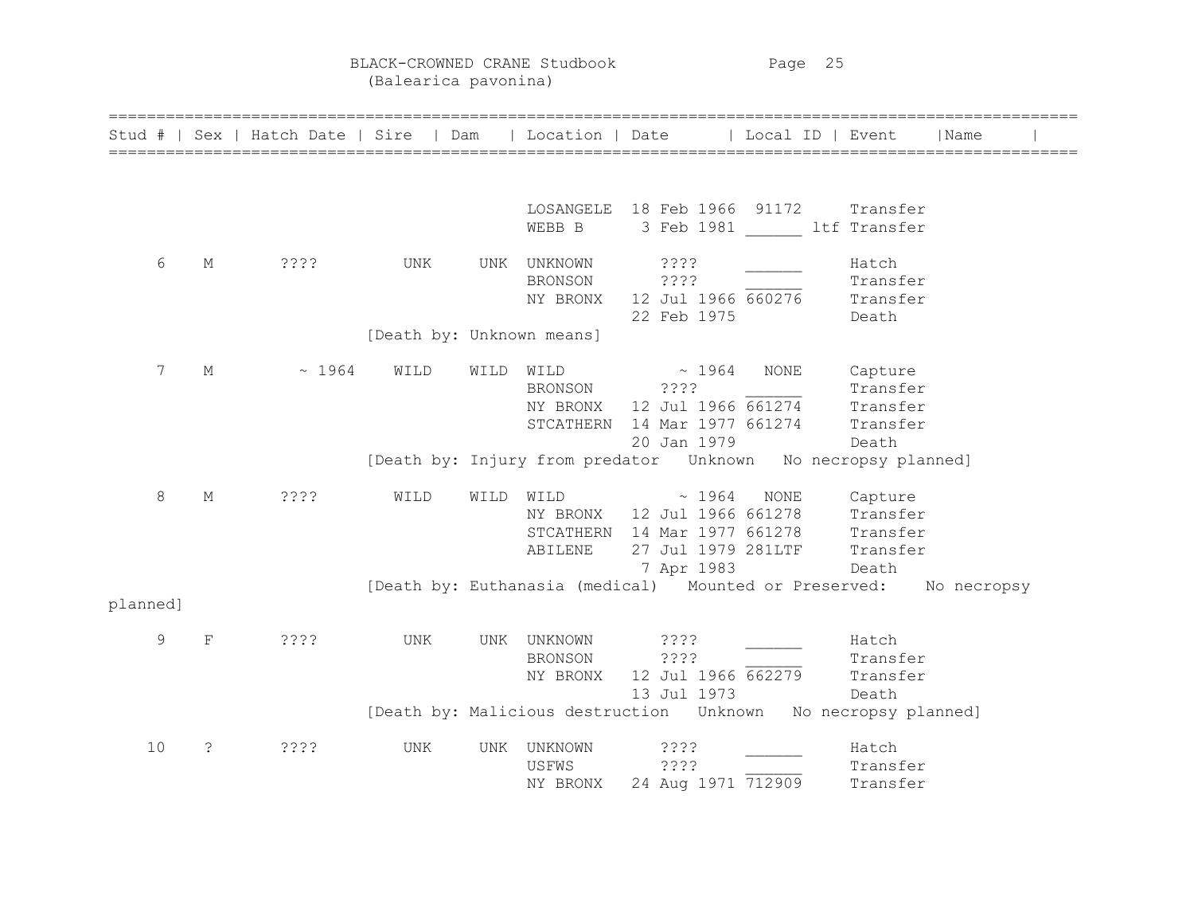BLACK-CROWNED CRANE Studbook
(Balearica pavonina)

| Stud # | Sex | Hatch Date | Sire | Dam | Location | Date | Local ID | Event | Name |
|---|---|---|---|---|---|---|---|---|---|
| | | | | | LOSANGELE | 18 Feb 1966 | 91172 | Transfer | |
| | | | | | WEBB B | 3 Feb 1981 | ______ ltf | Transfer | |
| 6 | M | ???? | UNK | UNK | UNKNOWN | ???? | ______ | Hatch | |
| | | | | | BRONSON | ???? | ______ | Transfer | |
| | | | | | NY BRONX | 12 Jul 1966 | 660276 | Transfer | |
| | | | | | | 22 Feb 1975 | | Death | |
| | | | [Death by: Unknown means] | | | | | | |
| 7 | M | ~ 1964 | WILD | WILD | WILD | ~ 1964 | NONE | Capture | |
| | | | | | BRONSON | ???? | ______ | Transfer | |
| | | | | | NY BRONX | 12 Jul 1966 | 661274 | Transfer | |
| | | | | | STCATHERN | 14 Mar 1977 | 661274 | Transfer | |
| | | | | | | 20 Jan 1979 | | Death | |
| | | | [Death by: Injury from predator Unknown No necropsy planned] | | | | | | |
| 8 | M | ???? | WILD | WILD | WILD | ~ 1964 | NONE | Capture | |
| | | | | | NY BRONX | 12 Jul 1966 | 661278 | Transfer | |
| | | | | | STCATHERN | 14 Mar 1977 | 661278 | Transfer | |
| | | | | | ABILENE | 27 Jul 1979 | 281LTF | Transfer | |
| | | | | | | 7 Apr 1983 | | Death | |
| | | | [Death by: Euthanasia (medical) Mounted or Preserved: No necropsy planned] | | | | | | |
| 9 | F | ???? | UNK | UNK | UNKNOWN | ???? | ______ | Hatch | |
| | | | | | BRONSON | ???? | ______ | Transfer | |
| | | | | | NY BRONX | 12 Jul 1966 | 662279 | Transfer | |
| | | | | | | 13 Jul 1973 | | Death | |
| | | | [Death by: Malicious destruction Unknown No necropsy planned] | | | | | | |
| 10 | ? | ???? | UNK | UNK | UNKNOWN | ???? | ______ | Hatch | |
| | | | | | USFWS | ???? | ______ | Transfer | |
| | | | | | NY BRONX | 24 Aug 1971 | 712909 | Transfer | |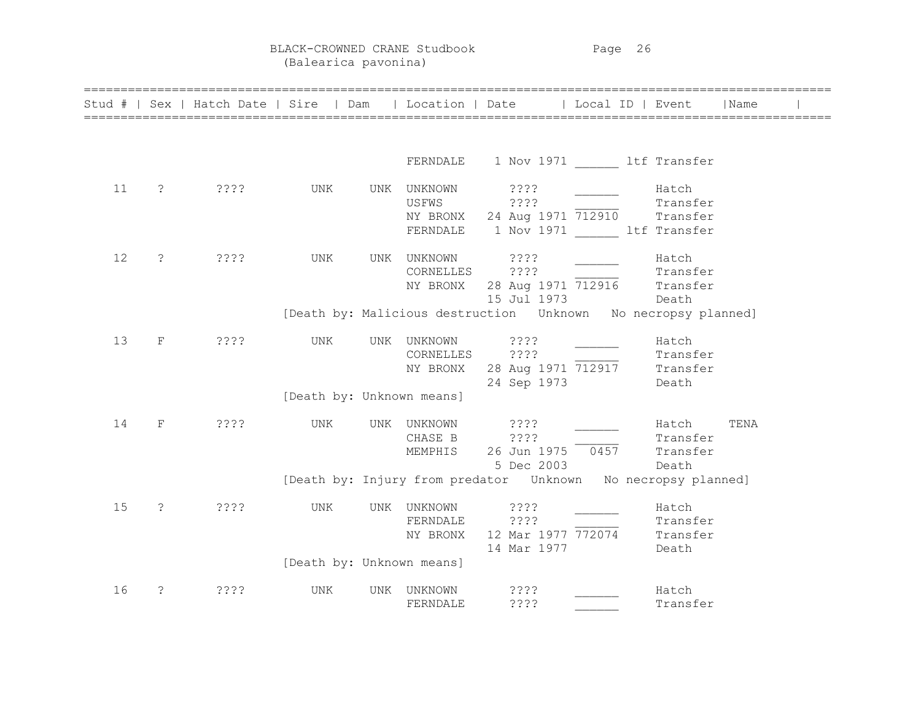BLACK-CROWNED CRANE Studbook
(Balearica pavonina)

| Stud # | Sex | Hatch Date | Sire | Dam | Location | Date | Local ID | Event | Name |
|---|---|---|---|---|---|---|---|---|---|
| | | | | | FERNDALE | 1 Nov 1971 | ______ ltf | Transfer | |
| 11 | ? | ???? | UNK | UNK | UNKNOWN | ???? | ______ | Hatch | |
| | | | | | USFWS | ???? | ______ | Transfer | |
| | | | | | NY BRONX | 24 Aug 1971 | 712910 | Transfer | |
| | | | | | FERNDALE | 1 Nov 1971 | ______ ltf | Transfer | |
| 12 | ? | ???? | UNK | UNK | UNKNOWN | ???? | ______ | Hatch | |
| | | | | | CORNELLES | ???? | ______ | Transfer | |
| | | | | | NY BRONX | 28 Aug 1971 | 712916 | Transfer | |
| | | | | | | 15 Jul 1973 | | Death | |
| | | | [Death by: Malicious destruction Unknown No necropsy planned] | | | | | | |
| 13 | F | ???? | UNK | UNK | UNKNOWN | ???? | ______ | Hatch | |
| | | | | | CORNELLES | ???? | ______ | Transfer | |
| | | | | | NY BRONX | 28 Aug 1971 | 712917 | Transfer | |
| | | | | | | 24 Sep 1973 | | Death | |
| | | | [Death by: Unknown means] | | | | | | |
| 14 | F | ???? | UNK | UNK | UNKNOWN | ???? | ______ | Hatch | TENA |
| | | | | | CHASE B | ???? | ______ | Transfer | |
| | | | | | MEMPHIS | 26 Jun 1975 | 0457 | Transfer | |
| | | | | | | 5 Dec 2003 | | Death | |
| | | | [Death by: Injury from predator Unknown No necropsy planned] | | | | | | |
| 15 | ? | ???? | UNK | UNK | UNKNOWN | ???? | ______ | Hatch | |
| | | | | | FERNDALE | ???? | ______ | Transfer | |
| | | | | | NY BRONX | 12 Mar 1977 | 772074 | Transfer | |
| | | | | | | 14 Mar 1977 | | Death | |
| | | | [Death by: Unknown means] | | | | | | |
| 16 | ? | ???? | UNK | UNK | UNKNOWN | ???? | ______ | Hatch | |
| | | | | | FERNDALE | ???? | ______ | Transfer | |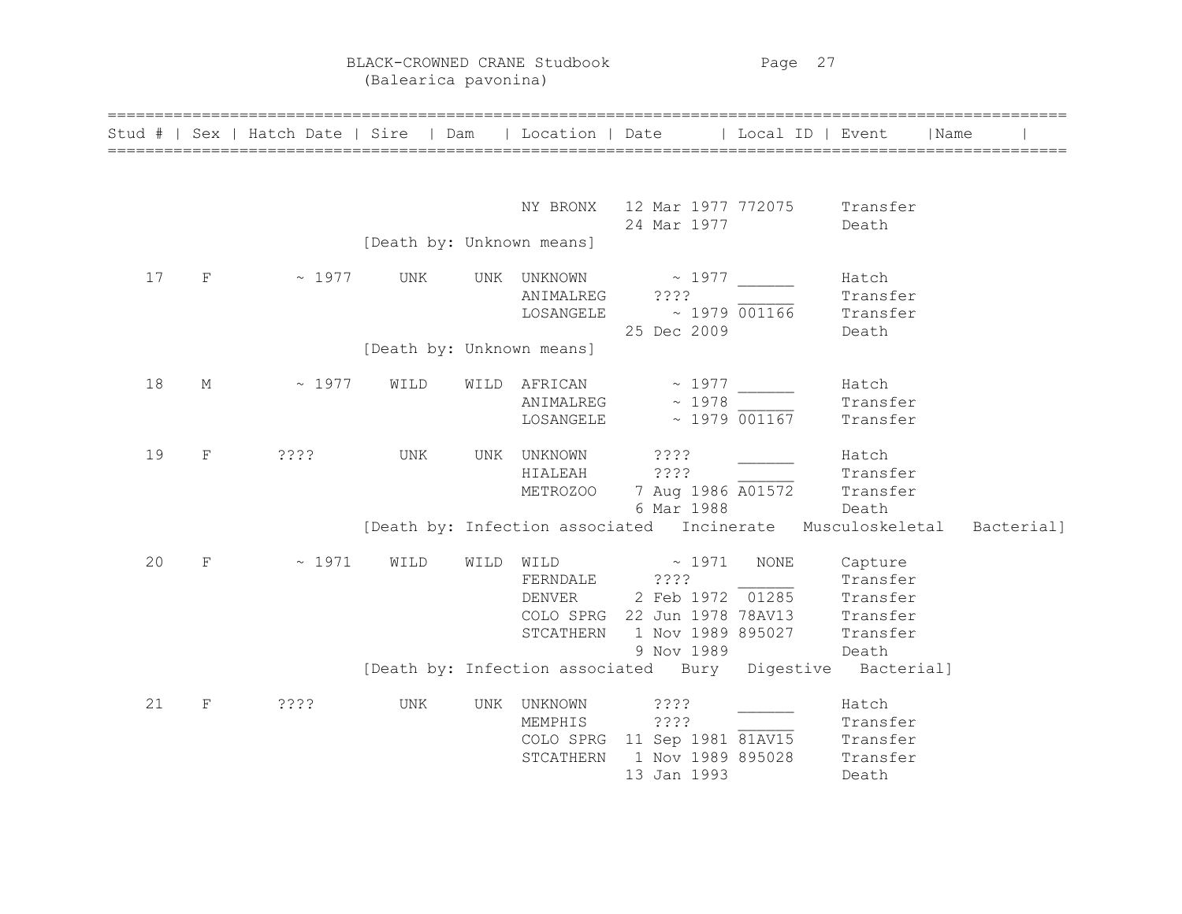BLACK-CROWNED CRANE Studbook
(Balearica pavonina)

| Stud # | Sex | Hatch Date | Sire | Dam | Location | Date | Local ID | Event | Name |
|---|---|---|---|---|---|---|---|---|---|
| | | | | | NY BRONX | 12 Mar 1977 | 772075 | Transfer | |
| | | | | | | 24 Mar 1977 | | Death | |
| | | | [Death by: Unknown means] | | | | | | |
| 17 | F | ~ 1977 | UNK | UNK | UNKNOWN | ~ 1977 | ______ | Hatch | |
| | | | | | ANIMALREG | ???? | ______ | Transfer | |
| | | | | | LOSANGELE | ~ 1979 | 001166 | Transfer | |
| | | | | | | 25 Dec 2009 | | Death | |
| | | | [Death by: Unknown means] | | | | | | |
| 18 | M | ~ 1977 | WILD | WILD | AFRICAN | ~ 1977 | ______ | Hatch | |
| | | | | | ANIMALREG | ~ 1978 | ______ | Transfer | |
| | | | | | LOSANGELE | ~ 1979 | 001167 | Transfer | |
| 19 | F | ???? | UNK | UNK | UNKNOWN | ???? | ______ | Hatch | |
| | | | | | HIALEAH | ???? | ______ | Transfer | |
| | | | | | METROZOO | 7 Aug 1986 | A01572 | Transfer | |
| | | | | | | 6 Mar 1988 | | Death | |
| | | | [Death by: Infection associated Incinerate Musculoskeletal Bacterial] | | | | | | |
| 20 | F | ~ 1971 | WILD | WILD | WILD | ~ 1971 | NONE | Capture | |
| | | | | | FERNDALE | ???? | ______ | Transfer | |
| | | | | | DENVER | 2 Feb 1972 | 01285 | Transfer | |
| | | | | | COLO SPRG | 22 Jun 1978 | 78AV13 | Transfer | |
| | | | | | STCATHERN | 1 Nov 1989 | 895027 | Transfer | |
| | | | | | | 9 Nov 1989 | | Death | |
| | | | [Death by: Infection associated Bury Digestive Bacterial] | | | | | | |
| 21 | F | ???? | UNK | UNK | UNKNOWN | ???? | ______ | Hatch | |
| | | | | | MEMPHIS | ???? | ______ | Transfer | |
| | | | | | COLO SPRG | 11 Sep 1981 | 81AV15 | Transfer | |
| | | | | | STCATHERN | 1 Nov 1989 | 895028 | Transfer | |
| | | | | | | 13 Jan 1993 | | Death | |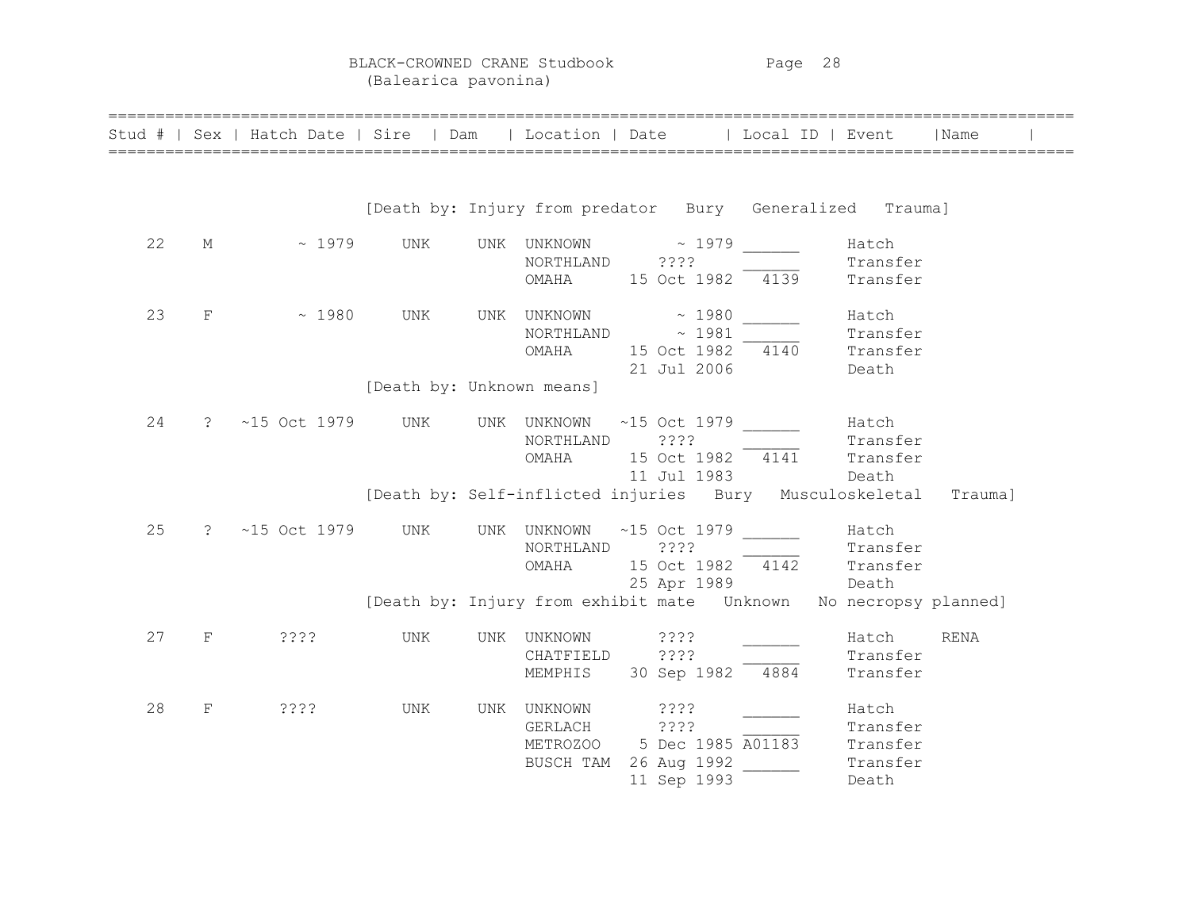# BLACK-CROWNED CRANE Studbook
(Balearica pavonina)

| Stud # | Sex | Hatch Date | Sire | Dam | Location | Date | Local ID | Event | Name |
|---|---|---|---|---|---|---|---|---|---|
| | | | [Death by: Injury from predator Bury Generalized Trauma] | | | | | | |
| 22 | M | ~ 1979 | UNK | UNK | UNKNOWN | ~ 1979 | ______ | Hatch | |
| | | | | | NORTHLAND | ???? | ______ | Transfer | |
| | | | | | OMAHA | 15 Oct 1982 | 4139 | Transfer | |
| 23 | F | ~ 1980 | UNK | UNK | UNKNOWN | ~ 1980 | ______ | Hatch | |
| | | | | | NORTHLAND | ~ 1981 | ______ | Transfer | |
| | | | | | OMAHA | 15 Oct 1982 | 4140 | Transfer | |
| | | | | | | 21 Jul 2006 | | Death | |
| | | | [Death by: Unknown means] | | | | | | |
| 24 | ? | ~15 Oct 1979 | UNK | UNK | UNKNOWN | ~15 Oct 1979 | ______ | Hatch | |
| | | | | | NORTHLAND | ???? | ______ | Transfer | |
| | | | | | OMAHA | 15 Oct 1982 | 4141 | Transfer | |
| | | | | | | 11 Jul 1983 | | Death | |
| | | | [Death by: Self-inflicted injuries Bury Musculoskeletal Trauma] | | | | | | |
| 25 | ? | ~15 Oct 1979 | UNK | UNK | UNKNOWN | ~15 Oct 1979 | ______ | Hatch | |
| | | | | | NORTHLAND | ???? | ______ | Transfer | |
| | | | | | OMAHA | 15 Oct 1982 | 4142 | Transfer | |
| | | | | | | 25 Apr 1989 | | Death | |
| | | | [Death by: Injury from exhibit mate Unknown No necropsy planned] | | | | | | |
| 27 | F | ???? | UNK | UNK | UNKNOWN | ???? | ______ | Hatch | RENA |
| | | | | | CHATFIELD | ???? | ______ | Transfer | |
| | | | | | MEMPHIS | 30 Sep 1982 | 4884 | Transfer | |
| 28 | F | ???? | UNK | UNK | UNKNOWN | ???? | ______ | Hatch | |
| | | | | | GERLACH | ???? | ______ | Transfer | |
| | | | | | METROZOO | 5 Dec 1985 | A01183 | Transfer | |
| | | | | | BUSCH TAM | 26 Aug 1992 | ______ | Transfer | |
| | | | | | | 11 Sep 1993 | | Death | |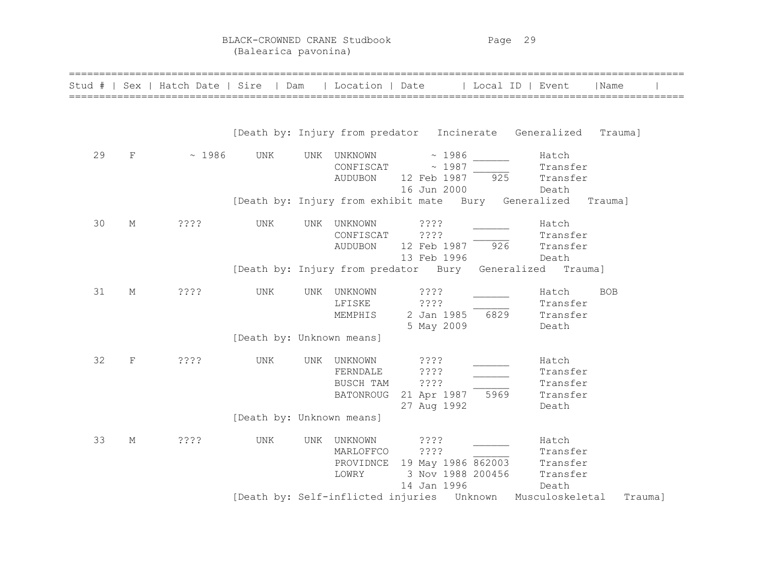BLACK-CROWNED CRANE Studbook
(Balearica pavonina)

| Stud # | Sex | Hatch Date | Sire | Dam | Location | Date | Local ID | Event | Name |
|---|---|---|---|---|---|---|---|---|---|
| | | | | | | | | | |

[Death by: Injury from predator   Incinerate   Generalized   Trauma]

| Stud # | Sex | Hatch Date | Sire | Dam | Location | Date | Local ID | Event | Name |
|---|---|---|---|---|---|---|---|---|---|
| 29 | F | ~ 1986 | UNK | UNK | UNKNOWN | ~ 1986 | ______ | Hatch | |
| | | | | | CONFISCAT | ~ 1987 | ______ | Transfer | |
| | | | | | AUDUBON | 12 Feb 1987 | 925 | Transfer | |
| | | | | | | 16 Jun 2000 | | Death | |

[Death by: Injury from exhibit mate   Bury   Generalized   Trauma]

| Stud # | Sex | Hatch Date | Sire | Dam | Location | Date | Local ID | Event | Name |
|---|---|---|---|---|---|---|---|---|---|
| 30 | M | ???? | UNK | UNK | UNKNOWN | ???? | ______ | Hatch | |
| | | | | | CONFISCAT | ???? | ______ | Transfer | |
| | | | | | AUDUBON | 12 Feb 1987 | 926 | Transfer | |
| | | | | | | 13 Feb 1996 | | Death | |

[Death by: Injury from predator   Bury   Generalized   Trauma]

| Stud # | Sex | Hatch Date | Sire | Dam | Location | Date | Local ID | Event | Name |
|---|---|---|---|---|---|---|---|---|---|
| 31 | M | ???? | UNK | UNK | UNKNOWN | ???? | ______ | Hatch | BOB |
| | | | | | LFISKE | ???? | ______ | Transfer | |
| | | | | | MEMPHIS | 2 Jan 1985 | 6829 | Transfer | |
| | | | | | | 5 May 2009 | | Death | |

[Death by: Unknown means]

| Stud # | Sex | Hatch Date | Sire | Dam | Location | Date | Local ID | Event | Name |
|---|---|---|---|---|---|---|---|---|---|
| 32 | F | ???? | UNK | UNK | UNKNOWN | ???? | ______ | Hatch | |
| | | | | | FERNDALE | ???? | ______ | Transfer | |
| | | | | | BUSCH TAM | ???? | ______ | Transfer | |
| | | | | | BATONROUG | 21 Apr 1987 | 5969 | Transfer | |
| | | | | | | 27 Aug 1992 | | Death | |

[Death by: Unknown means]

| Stud # | Sex | Hatch Date | Sire | Dam | Location | Date | Local ID | Event | Name |
|---|---|---|---|---|---|---|---|---|---|
| 33 | M | ???? | UNK | UNK | UNKNOWN | ???? | ______ | Hatch | |
| | | | | | MARLOFFCO | ???? | ______ | Transfer | |
| | | | | | PROVIDNCE | 19 May 1986 | 862003 | Transfer | |
| | | | | | LOWRY | 3 Nov 1988 | 200456 | Transfer | |
| | | | | | | 14 Jan 1996 | | Death | |

[Death by: Self-inflicted injuries   Unknown   Musculoskeletal   Trauma]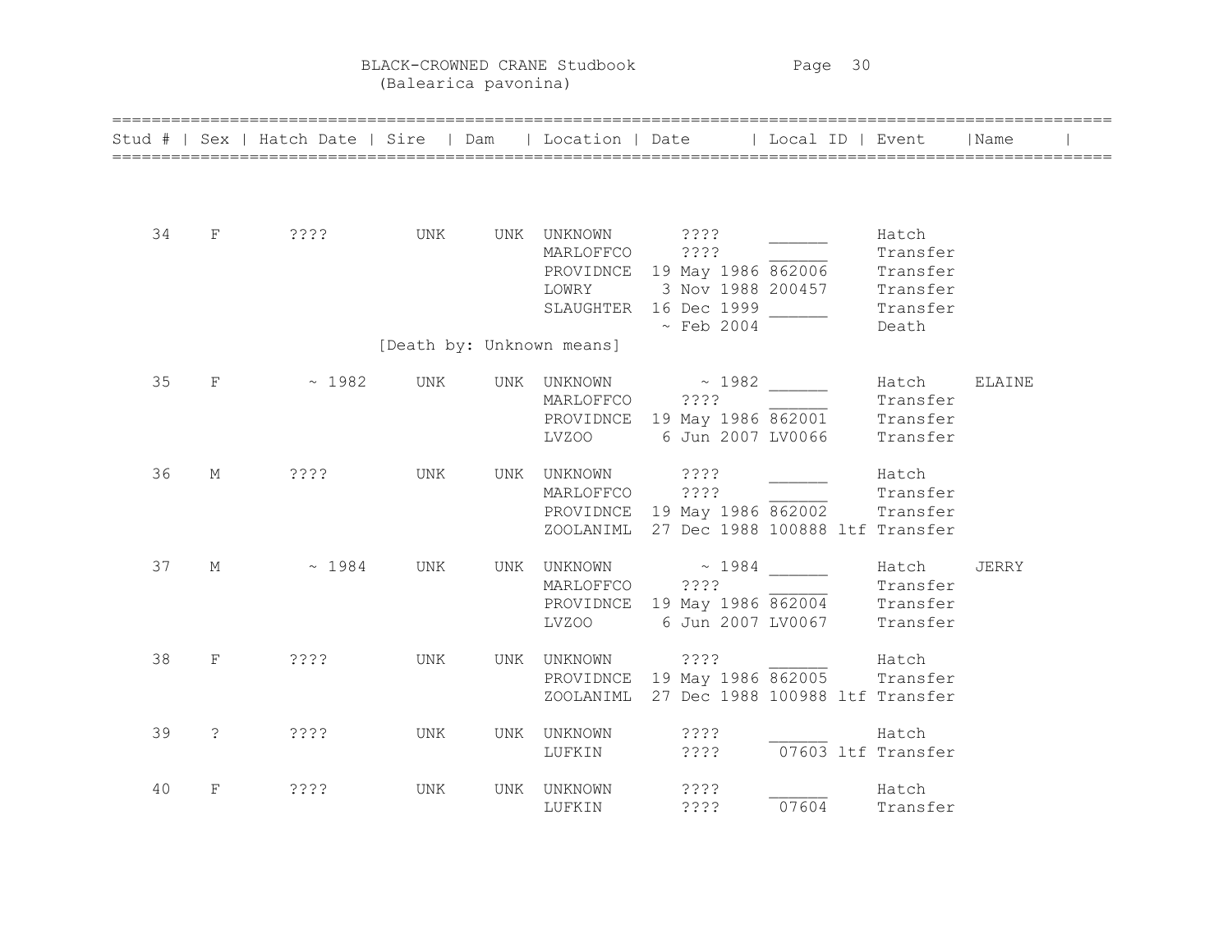BLACK-CROWNED CRANE Studbook
(Balearica pavonina)

| Stud # | Sex | Hatch Date | Sire | Dam | Location | Date | Local ID | Event | Name |
|---|---|---|---|---|---|---|---|---|---|
| 34 | F | ???? | UNK | UNK | UNKNOWN | ???? | ______ | Hatch | |
| | | | | | MARLOFFCO | ???? | ______ | Transfer | |
| | | | | | PROVIDNCE | 19 May 1986 | 862006 | Transfer | |
| | | | | | LOWRY | 3 Nov 1988 | 200457 | Transfer | |
| | | | | | SLAUGHTER | 16 Dec 1999 | ______ | Transfer | |
| | | | | | | ~ Feb 2004 | | Death | |
| | | [Death by: Unknown means] | | | | | | | |
| 35 | F | ~ 1982 | UNK | UNK | UNKNOWN | ~ 1982 | ______ | Hatch | ELAINE |
| | | | | | MARLOFFCO | ???? | ______ | Transfer | |
| | | | | | PROVIDNCE | 19 May 1986 | 862001 | Transfer | |
| | | | | | LVZOO | 6 Jun 2007 | LV0066 | Transfer | |
| 36 | M | ???? | UNK | UNK | UNKNOWN | ???? | ______ | Hatch | |
| | | | | | MARLOFFCO | ???? | ______ | Transfer | |
| | | | | | PROVIDNCE | 19 May 1986 | 862002 | Transfer | |
| | | | | | ZOOLANIML | 27 Dec 1988 | 100888 ltf | Transfer | |
| 37 | M | ~ 1984 | UNK | UNK | UNKNOWN | ~ 1984 | ______ | Hatch | JERRY |
| | | | | | MARLOFFCO | ???? | ______ | Transfer | |
| | | | | | PROVIDNCE | 19 May 1986 | 862004 | Transfer | |
| | | | | | LVZOO | 6 Jun 2007 | LV0067 | Transfer | |
| 38 | F | ???? | UNK | UNK | UNKNOWN | ???? | ______ | Hatch | |
| | | | | | PROVIDNCE | 19 May 1986 | 862005 | Transfer | |
| | | | | | ZOOLANIML | 27 Dec 1988 | 100988 ltf | Transfer | |
| 39 | ? | ???? | UNK | UNK | UNKNOWN | ???? | ______ | Hatch | |
| | | | | | LUFKIN | ???? | 07603 ltf | Transfer | |
| 40 | F | ???? | UNK | UNK | UNKNOWN | ???? | ______ | Hatch | |
| | | | | | LUFKIN | ???? | 07604 | Transfer | |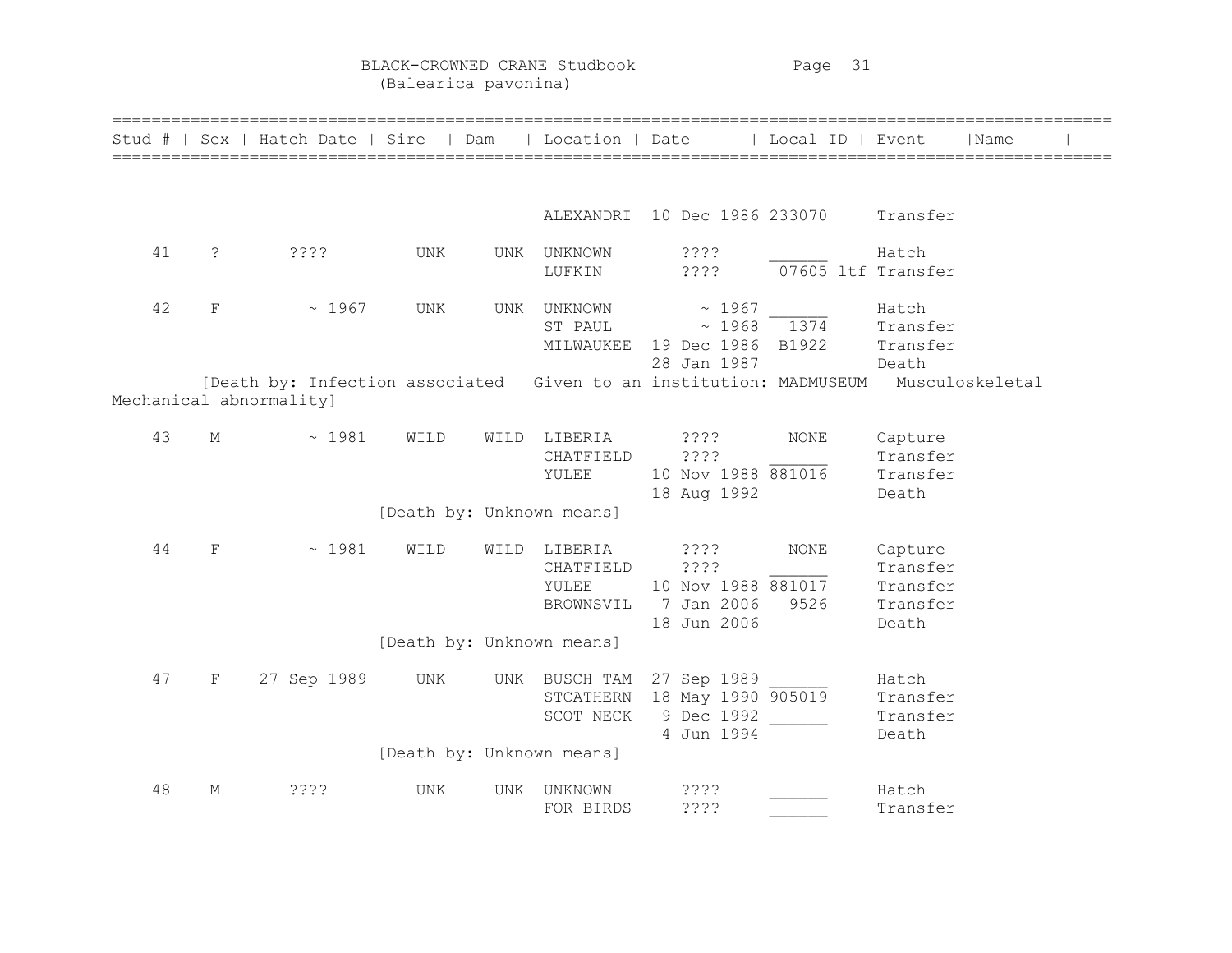# BLACK-CROWNED CRANE Studbook
(Balearica pavonina)

| Stud # | Sex | Hatch Date | Sire | Dam | Location | Date | Local ID | Event | Name |
|---|---|---|---|---|---|---|---|---|---|
| | | | | | ALEXANDRI | 10 Dec 1986 | 233070 | Transfer | |
| 41 | ? | ???? | UNK | UNK | UNKNOWN | ???? | ______ | Hatch | |
| | | | | | LUFKIN | ???? | 07605 ltf | Transfer | |
| 42 | F | ~ 1967 | UNK | UNK | UNKNOWN | ~ 1967 | ______ | Hatch | |
| | | | | | ST PAUL | ~ 1968 | 1374 | Transfer | |
| | | | | | MILWAUKEE | 19 Dec 1986 | B1922 | Transfer | |
| | | | | | | 28 Jan 1987 | | Death | |

[Death by: Infection associated Given to an institution: MADMUSEUM Musculoskeletal Mechanical abnormality]

| Stud # | Sex | Hatch Date | Sire | Dam | Location | Date | Local ID | Event | Name |
|---|---|---|---|---|---|---|---|---|---|
| 43 | M | ~ 1981 | WILD | WILD | LIBERIA | ???? | NONE | Capture | |
| | | | | | CHATFIELD | ???? | ______ | Transfer | |
| | | | | | YULEE | 10 Nov 1988 | 881016 | Transfer | |
| | | | | | | 18 Aug 1992 | | Death | |

[Death by: Unknown means]

| Stud # | Sex | Hatch Date | Sire | Dam | Location | Date | Local ID | Event | Name |
|---|---|---|---|---|---|---|---|---|---|
| 44 | F | ~ 1981 | WILD | WILD | LIBERIA | ???? | NONE | Capture | |
| | | | | | CHATFIELD | ???? | ______ | Transfer | |
| | | | | | YULEE | 10 Nov 1988 | 881017 | Transfer | |
| | | | | | BROWNSVIL | 7 Jan 2006 | 9526 | Transfer | |
| | | | | | | 18 Jun 2006 | | Death | |

[Death by: Unknown means]

| Stud # | Sex | Hatch Date | Sire | Dam | Location | Date | Local ID | Event | Name |
|---|---|---|---|---|---|---|---|---|---|
| 47 | F | 27 Sep 1989 | UNK | UNK | BUSCH TAM | 27 Sep 1989 | ______ | Hatch | |
| | | | | | STCATHERN | 18 May 1990 | 905019 | Transfer | |
| | | | | | SCOT NECK | 9 Dec 1992 | ______ | Transfer | |
| | | | | | | 4 Jun 1994 | | Death | |

[Death by: Unknown means]

| Stud # | Sex | Hatch Date | Sire | Dam | Location | Date | Local ID | Event | Name |
|---|---|---|---|---|---|---|---|---|---|
| 48 | M | ???? | UNK | UNK | UNKNOWN | ???? | ______ | Hatch | |
| | | | | | FOR BIRDS | ???? | ______ | Transfer | |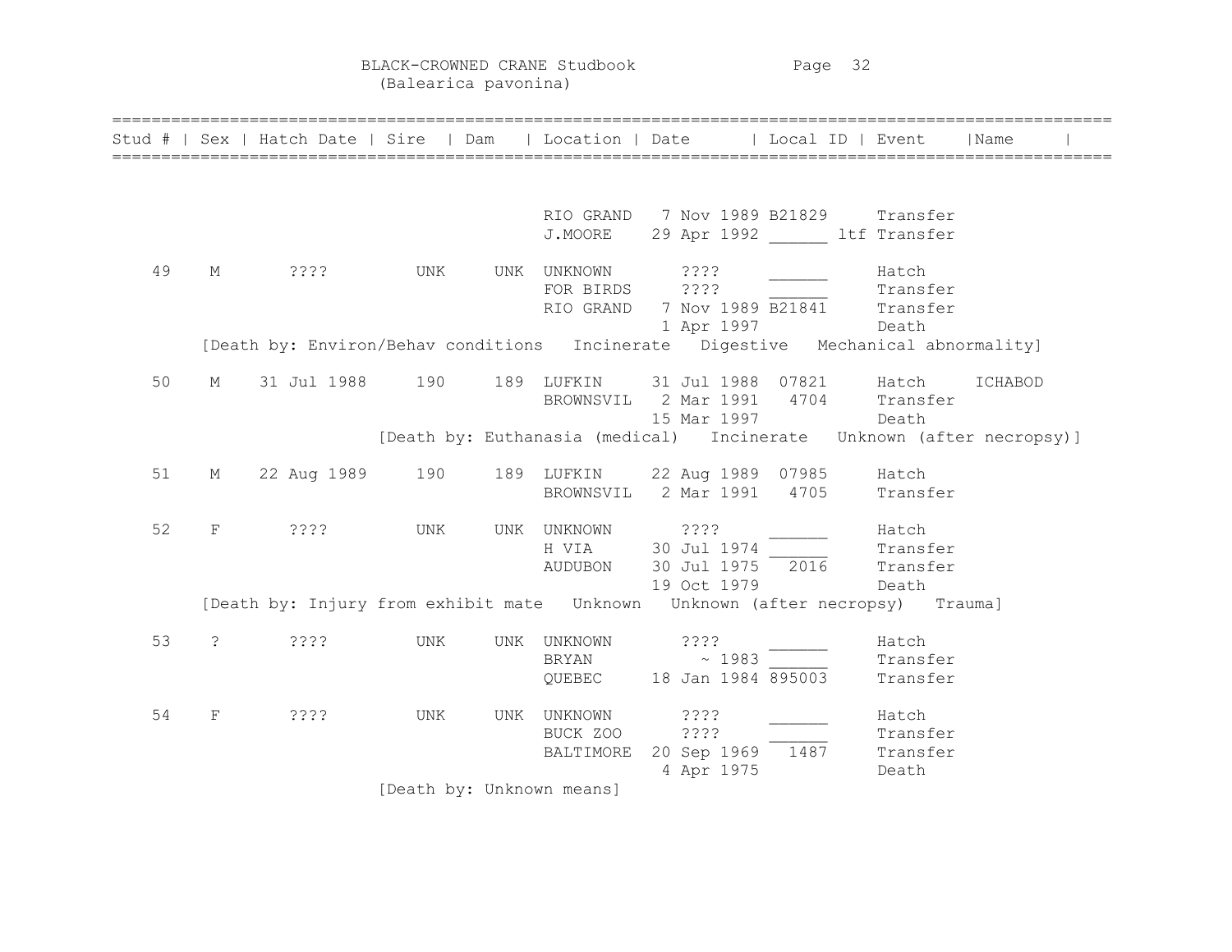# BLACK-CROWNED CRANE Studbook
(Balearica pavonina)

| Stud # | Sex | Hatch Date | Sire | Dam | Location | Date | Local ID | Event | Name |
|---|---|---|---|---|---|---|---|---|---|
| | | | | | RIO GRAND | 7 Nov 1989 | B21829 | Transfer | |
| | | | | | J.MOORE | 29 Apr 1992 | ______ ltf | Transfer | |
| 49 | M | ???? | UNK | UNK | UNKNOWN | ???? | ______ | Hatch | |
| | | | | | FOR BIRDS | ???? | ______ | Transfer | |
| | | | | | RIO GRAND | 7 Nov 1989 | B21841 | Transfer | |
| | | | | | | 1 Apr 1997 | | Death | |
| [Death by: Environ/Behav conditions Incinerate Digestive Mechanical abnormality] | | | | | | | | | |
| 50 | M | 31 Jul 1988 | 190 | 189 | LUFKIN | 31 Jul 1988 | 07821 | Hatch | ICHABOD |
| | | | | | BROWNSVIL | 2 Mar 1991 | 4704 | Transfer | |
| | | | | | | 15 Mar 1997 | | Death | |
| [Death by: Euthanasia (medical) Incinerate Unknown (after necropsy)] | | | | | | | | | |
| 51 | M | 22 Aug 1989 | 190 | 189 | LUFKIN | 22 Aug 1989 | 07985 | Hatch | |
| | | | | | BROWNSVIL | 2 Mar 1991 | 4705 | Transfer | |
| 52 | F | ???? | UNK | UNK | UNKNOWN | ???? | ______ | Hatch | |
| | | | | | H VIA | 30 Jul 1974 | ______ | Transfer | |
| | | | | | AUDUBON | 30 Jul 1975 | 2016 | Transfer | |
| | | | | | | 19 Oct 1979 | | Death | |
| [Death by: Injury from exhibit mate Unknown Unknown (after necropsy) Trauma] | | | | | | | | | |
| 53 | ? | ???? | UNK | UNK | UNKNOWN | ???? | ______ | Hatch | |
| | | | | | BRYAN | ~ 1983 | ______ | Transfer | |
| | | | | | QUEBEC | 18 Jan 1984 | 895003 | Transfer | |
| 54 | F | ???? | UNK | UNK | UNKNOWN | ???? | ______ | Hatch | |
| | | | | | BUCK ZOO | ???? | ______ | Transfer | |
| | | | | | BALTIMORE | 20 Sep 1969 | 1487 | Transfer | |
| | | | | | | 4 Apr 1975 | | Death | |
| [Death by: Unknown means] | | | | | | | | | |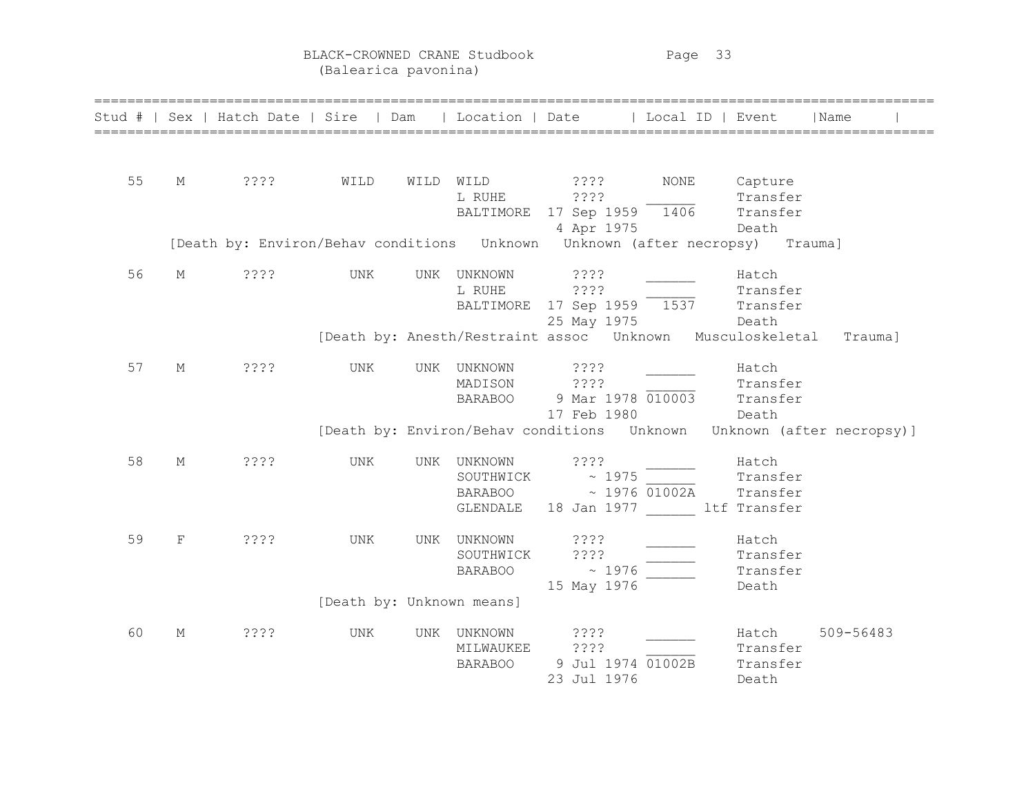BLACK-CROWNED CRANE Studbook
(Balearica pavonina)

| Stud # | Sex | Hatch Date | Sire | Dam | Location | Date | Local ID | Event | Name |
|---|---|---|---|---|---|---|---|---|---|
| 55 | M | ???? | WILD | WILD | WILD | ???? | NONE | Capture | |
| | | | | | L RUHE | ???? | ______ | Transfer | |
| | | | | | BALTIMORE | 17 Sep 1959 | 1406 | Transfer | |
| | | | | | | 4 Apr 1975 | | Death | |
| [Death by: Environ/Behav conditions Unknown Unknown (after necropsy) Trauma] | | | | | | | | | |
| 56 | M | ???? | UNK | UNK | UNKNOWN | ???? | ______ | Hatch | |
| | | | | | L RUHE | ???? | ______ | Transfer | |
| | | | | | BALTIMORE | 17 Sep 1959 | 1537 | Transfer | |
| | | | | | | 25 May 1975 | | Death | |
| [Death by: Anesth/Restraint assoc Unknown Musculoskeletal Trauma] | | | | | | | | | |
| 57 | M | ???? | UNK | UNK | UNKNOWN | ???? | ______ | Hatch | |
| | | | | | MADISON | ???? | ______ | Transfer | |
| | | | | | BARABOO | 9 Mar 1978 | 010003 | Transfer | |
| | | | | | | 17 Feb 1980 | | Death | |
| [Death by: Environ/Behav conditions Unknown Unknown (after necropsy)] | | | | | | | | | |
| 58 | M | ???? | UNK | UNK | UNKNOWN | ???? | ______ | Hatch | |
| | | | | | SOUTHWICK | ~ 1975 | ______ | Transfer | |
| | | | | | BARABOO | ~ 1976 | 01002A | Transfer | |
| | | | | | GLENDALE | 18 Jan 1977 | ______ | ltf Transfer | |
| 59 | F | ???? | UNK | UNK | UNKNOWN | ???? | ______ | Hatch | |
| | | | | | SOUTHWICK | ???? | ______ | Transfer | |
| | | | | | BARABOO | ~ 1976 | ______ | Transfer | |
| | | | | | | 15 May 1976 | | Death | |
| [Death by: Unknown means] | | | | | | | | | |
| 60 | M | ???? | UNK | UNK | UNKNOWN | ???? | ______ | Hatch | 509-56483 |
| | | | | | MILWAUKEE | ???? | ______ | Transfer | |
| | | | | | BARABOO | 9 Jul 1974 | 01002B | Transfer | |
| | | | | | | 23 Jul 1976 | | Death | |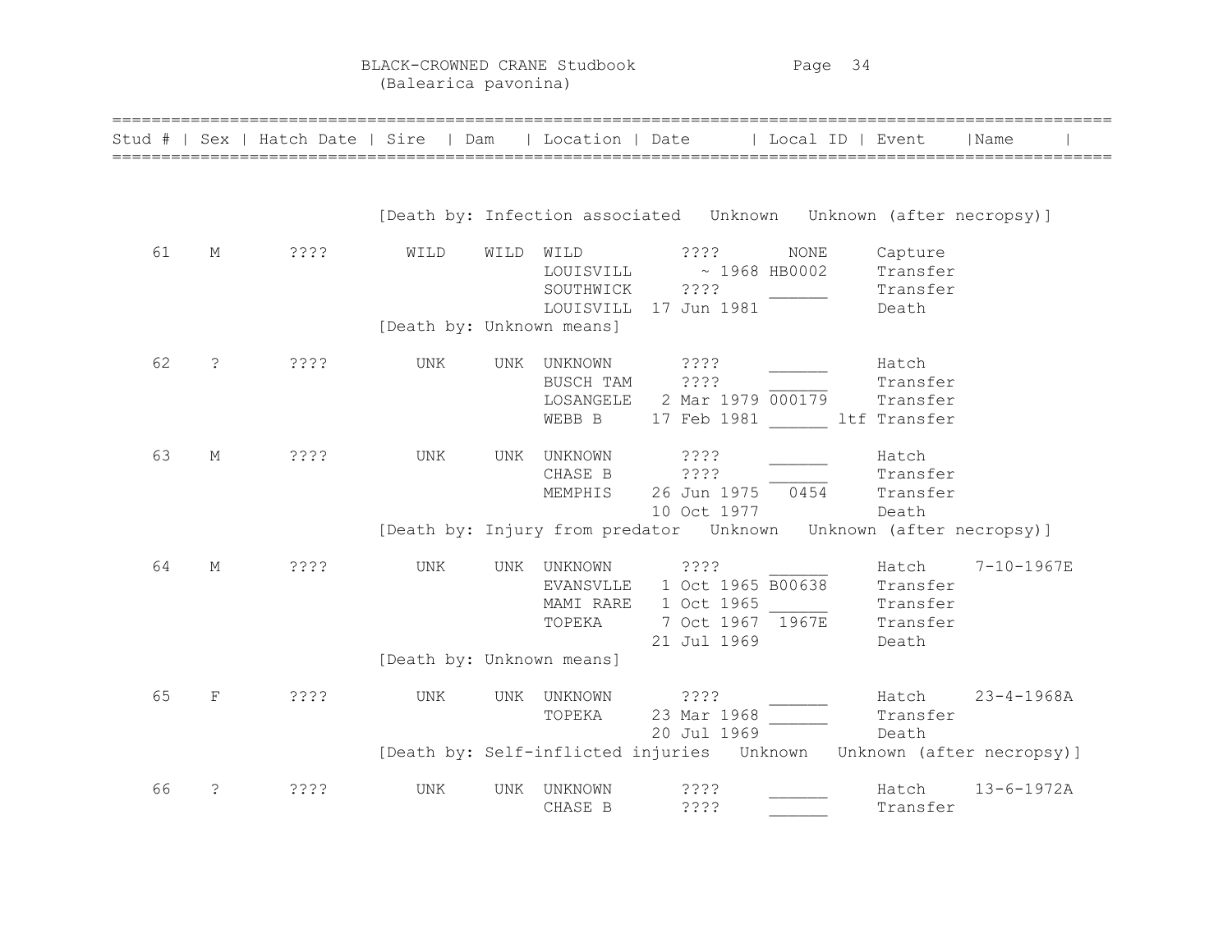BLACK-CROWNED CRANE Studbook
(Balearica pavonina)

| Stud # | Sex | Hatch Date | Sire | Dam | Location | Date | Local ID | Event | Name |
|---|---|---|---|---|---|---|---|---|---|
| | | | [Death by: Infection associated Unknown Unknown (after necropsy)] | | | | | | |
| 61 | M | ???? | WILD | WILD | WILD | ???? | NONE | Capture | |
| | | | | | LOUISVILL | ~ 1968 | HB0002 | Transfer | |
| | | | | | SOUTHWICK | ???? | ______ | Transfer | |
| | | | | | LOUISVILL | 17 Jun 1981 | | Death | |
| | | | [Death by: Unknown means] | | | | | | |
| 62 | ? | ???? | UNK | UNK | UNKNOWN | ???? | ______ | Hatch | |
| | | | | | BUSCH TAM | ???? | ______ | Transfer | |
| | | | | | LOSANGELE | 2 Mar 1979 | 000179 | Transfer | |
| | | | | | WEBB B | 17 Feb 1981 | ______ ltf | Transfer | |
| 63 | M | ???? | UNK | UNK | UNKNOWN | ???? | ______ | Hatch | |
| | | | | | CHASE B | ???? | ______ | Transfer | |
| | | | | | MEMPHIS | 26 Jun 1975 | 0454 | Transfer | |
| | | | | | | 10 Oct 1977 | | Death | |
| | | | [Death by: Injury from predator Unknown Unknown (after necropsy)] | | | | | | |
| 64 | M | ???? | UNK | UNK | UNKNOWN | ???? | ______ | Hatch | 7-10-1967E |
| | | | | | EVANSVLLE | 1 Oct 1965 | B00638 | Transfer | |
| | | | | | MAMI RARE | 1 Oct 1965 | ______ | Transfer | |
| | | | | | TOPEKA | 7 Oct 1967 | 1967E | Transfer | |
| | | | | | | 21 Jul 1969 | | Death | |
| | | | [Death by: Unknown means] | | | | | | |
| 65 | F | ???? | UNK | UNK | UNKNOWN | ???? | ______ | Hatch | 23-4-1968A |
| | | | | | TOPEKA | 23 Mar 1968 | ______ | Transfer | |
| | | | | | | 20 Jul 1969 | | Death | |
| | | | [Death by: Self-inflicted injuries Unknown Unknown (after necropsy)] | | | | | | |
| 66 | ? | ???? | UNK | UNK | UNKNOWN | ???? | ______ | Hatch | 13-6-1972A |
| | | | | | CHASE B | ???? | ______ | Transfer | |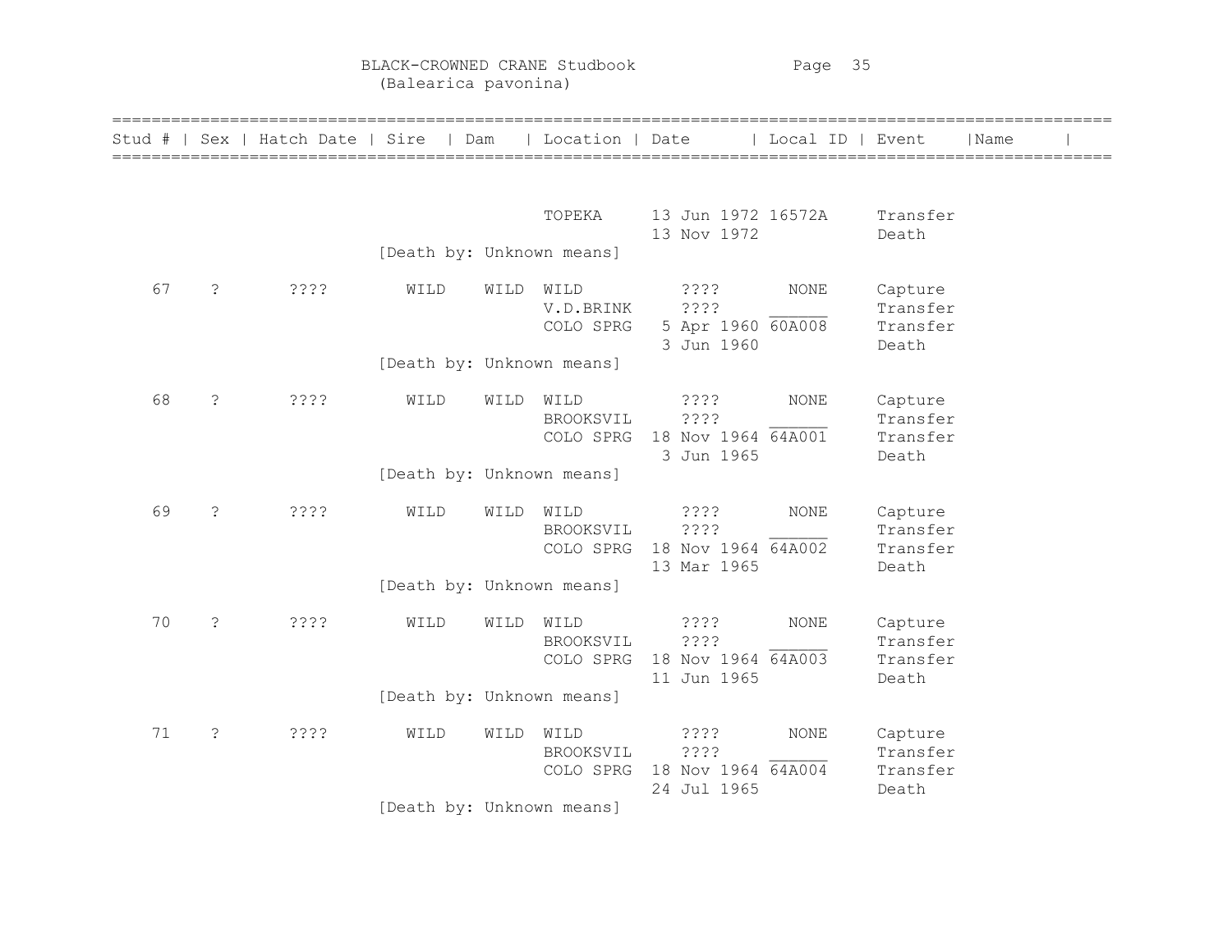# BLACK-CROWNED CRANE Studbook
(Balearica pavonina)

| Stud # | Sex | Hatch Date | Sire | Dam | Location | Date | Local ID | Event | Name |
|---|---|---|---|---|---|---|---|---|---|
| | | | | | TOPEKA | 13 Jun 1972 | 16572A | Transfer | |
| | | | | | | 13 Nov 1972 | | Death | |
| | | | [Death by: Unknown means] | | | | | | |
| 67 | ? | ???? | WILD | WILD | WILD | ???? | NONE | Capture | |
| | | | | | V.D.BRINK | ???? | ______ | Transfer | |
| | | | | | COLO SPRG | 5 Apr 1960 | 60A008 | Transfer | |
| | | | | | | 3 Jun 1960 | | Death | |
| | | | [Death by: Unknown means] | | | | | | |
| 68 | ? | ???? | WILD | WILD | WILD | ???? | NONE | Capture | |
| | | | | | BROOKSVIL | ???? | ______ | Transfer | |
| | | | | | COLO SPRG | 18 Nov 1964 | 64A001 | Transfer | |
| | | | | | | 3 Jun 1965 | | Death | |
| | | | [Death by: Unknown means] | | | | | | |
| 69 | ? | ???? | WILD | WILD | WILD | ???? | NONE | Capture | |
| | | | | | BROOKSVIL | ???? | ______ | Transfer | |
| | | | | | COLO SPRG | 18 Nov 1964 | 64A002 | Transfer | |
| | | | | | | 13 Mar 1965 | | Death | |
| | | | [Death by: Unknown means] | | | | | | |
| 70 | ? | ???? | WILD | WILD | WILD | ???? | NONE | Capture | |
| | | | | | BROOKSVIL | ???? | ______ | Transfer | |
| | | | | | COLO SPRG | 18 Nov 1964 | 64A003 | Transfer | |
| | | | | | | 11 Jun 1965 | | Death | |
| | | | [Death by: Unknown means] | | | | | | |
| 71 | ? | ???? | WILD | WILD | WILD | ???? | NONE | Capture | |
| | | | | | BROOKSVIL | ???? | ______ | Transfer | |
| | | | | | COLO SPRG | 18 Nov 1964 | 64A004 | Transfer | |
| | | | | | | 24 Jul 1965 | | Death | |
| | | | [Death by: Unknown means] | | | | | | |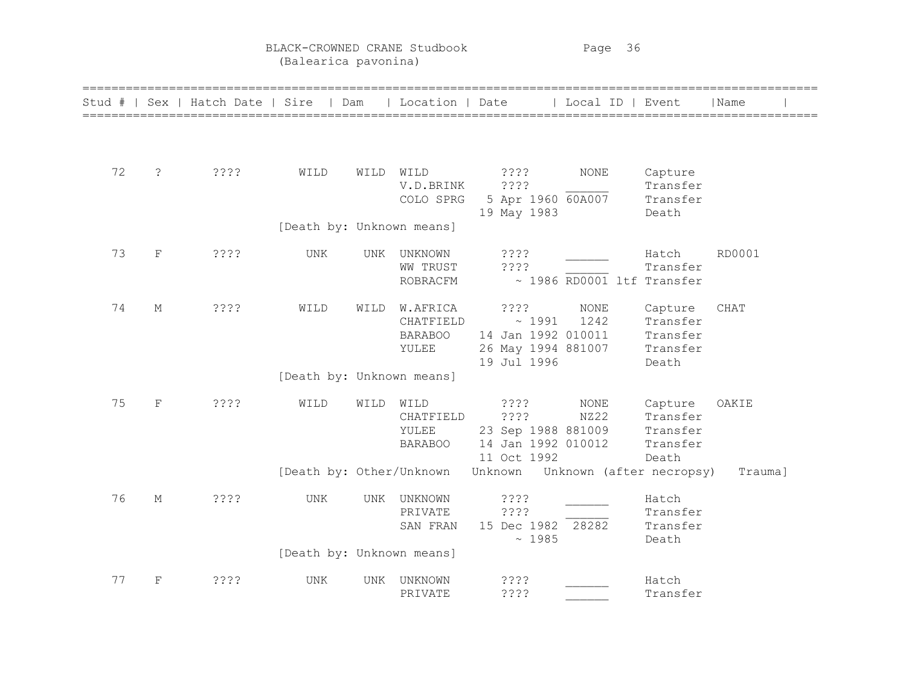BLACK-CROWNED CRANE Studbook
(Balearica pavonina)

| Stud # | Sex | Hatch Date | Sire | Dam | Location | Date | Local ID | Event | Name |
|---|---|---|---|---|---|---|---|---|---|
| 72 | ? | ???? | WILD | WILD | WILD | ???? | NONE | Capture | |
| | | | | | V.D.BRINK | ???? | ______ | Transfer | |
| | | | | | COLO SPRG | 5 Apr 1960 | 60A007 | Transfer | |
| | | | | | | 19 May 1983 | | Death | |
| | | | [Death by: Unknown means] | | | | | | |
| 73 | F | ???? | UNK | UNK | UNKNOWN | ???? | ______ | Hatch | RD0001 |
| | | | | | WW TRUST | ???? | ______ | Transfer | |
| | | | | | ROBRACFM | ~ 1986 | RD0001 ltf | Transfer | |
| 74 | M | ???? | WILD | WILD | W.AFRICA | ???? | NONE | Capture | CHAT |
| | | | | | CHATFIELD | ~ 1991 | 1242 | Transfer | |
| | | | | | BARABOO | 14 Jan 1992 | 010011 | Transfer | |
| | | | | | YULEE | 26 May 1994 | 881007 | Transfer | |
| | | | | | | 19 Jul 1996 | | Death | |
| | | | [Death by: Unknown means] | | | | | | |
| 75 | F | ???? | WILD | WILD | WILD | ???? | NONE | Capture | OAKIE |
| | | | | | CHATFIELD | ???? | NZ22 | Transfer | |
| | | | | | YULEE | 23 Sep 1988 | 881009 | Transfer | |
| | | | | | BARABOO | 14 Jan 1992 | 010012 | Transfer | |
| | | | | | | 11 Oct 1992 | | Death | |
| | | | [Death by: Other/Unknown Unknown Unknown (after necropsy) Trauma] | | | | | | |
| 76 | M | ???? | UNK | UNK | UNKNOWN | ???? | ______ | Hatch | |
| | | | | | PRIVATE | ???? | ______ | Transfer | |
| | | | | | SAN FRAN | 15 Dec 1982 | 28282 | Transfer | |
| | | | | | | ~ 1985 | | Death | |
| | | | [Death by: Unknown means] | | | | | | |
| 77 | F | ???? | UNK | UNK | UNKNOWN | ???? | ______ | Hatch | |
| | | | | | PRIVATE | ???? | ______ | Transfer | |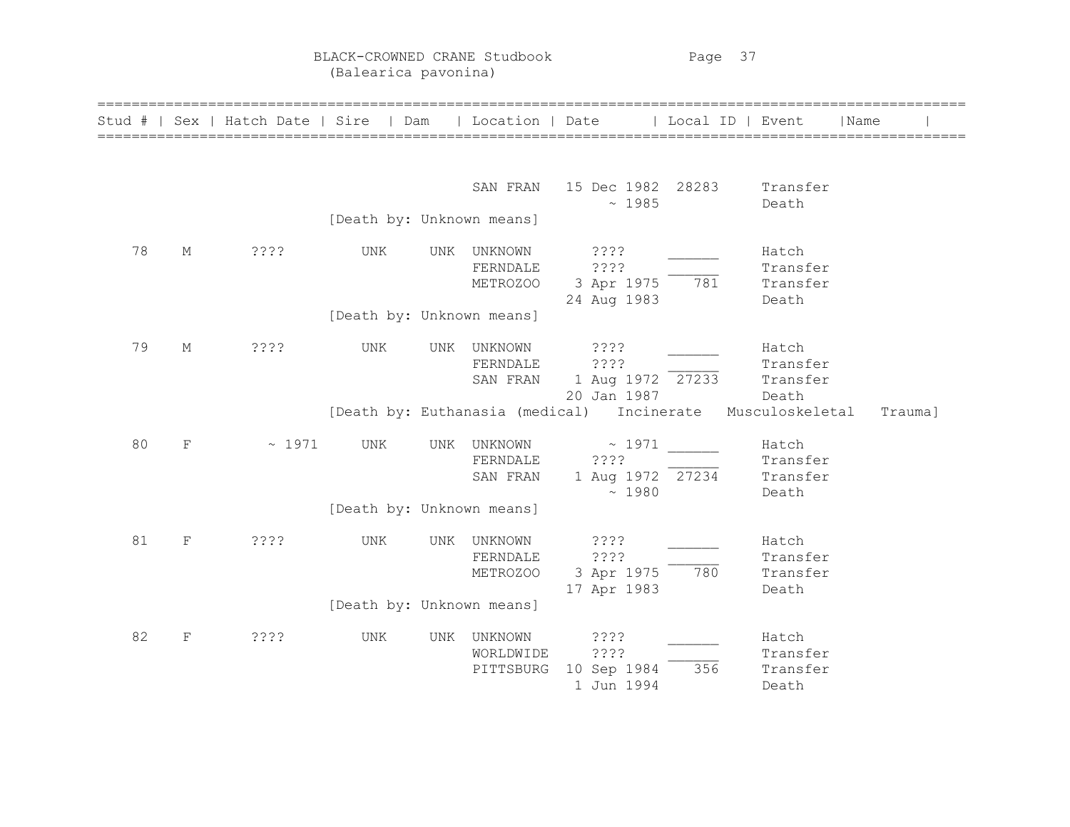# BLACK-CROWNED CRANE Studbook
(Balearica pavonina)

| Stud # | Sex | Hatch Date | Sire | Dam | Location | Date | Local ID | Event | Name |
|---|---|---|---|---|---|---|---|---|---|
| | | | | | SAN FRAN | 15 Dec 1982 | 28283 | Transfer | |
| | | | | | | ~ 1985 | | Death | |
| | | | [Death by: Unknown means] | | | | | | |
| 78 | M | ???? | UNK | UNK | UNKNOWN | ???? | ______ | Hatch | |
| | | | | | FERNDALE | ???? | ______ | Transfer | |
| | | | | | METROZOO | 3 Apr 1975 | 781 | Transfer | |
| | | | | | | 24 Aug 1983 | | Death | |
| | | | [Death by: Unknown means] | | | | | | |
| 79 | M | ???? | UNK | UNK | UNKNOWN | ???? | ______ | Hatch | |
| | | | | | FERNDALE | ???? | ______ | Transfer | |
| | | | | | SAN FRAN | 1 Aug 1972 | 27233 | Transfer | |
| | | | | | | 20 Jan 1987 | | Death | |
| | | | [Death by: Euthanasia (medical) Incinerate Musculoskeletal Trauma] | | | | | | |
| 80 | F | ~ 1971 | UNK | UNK | UNKNOWN | ~ 1971 | ______ | Hatch | |
| | | | | | FERNDALE | ???? | ______ | Transfer | |
| | | | | | SAN FRAN | 1 Aug 1972 | 27234 | Transfer | |
| | | | | | | ~ 1980 | | Death | |
| | | | [Death by: Unknown means] | | | | | | |
| 81 | F | ???? | UNK | UNK | UNKNOWN | ???? | ______ | Hatch | |
| | | | | | FERNDALE | ???? | ______ | Transfer | |
| | | | | | METROZOO | 3 Apr 1975 | 780 | Transfer | |
| | | | | | | 17 Apr 1983 | | Death | |
| | | | [Death by: Unknown means] | | | | | | |
| 82 | F | ???? | UNK | UNK | UNKNOWN | ???? | ______ | Hatch | |
| | | | | | WORLDWIDE | ???? | ______ | Transfer | |
| | | | | | PITTSBURG | 10 Sep 1984 | 356 | Transfer | |
| | | | | | | 1 Jun 1994 | | Death | |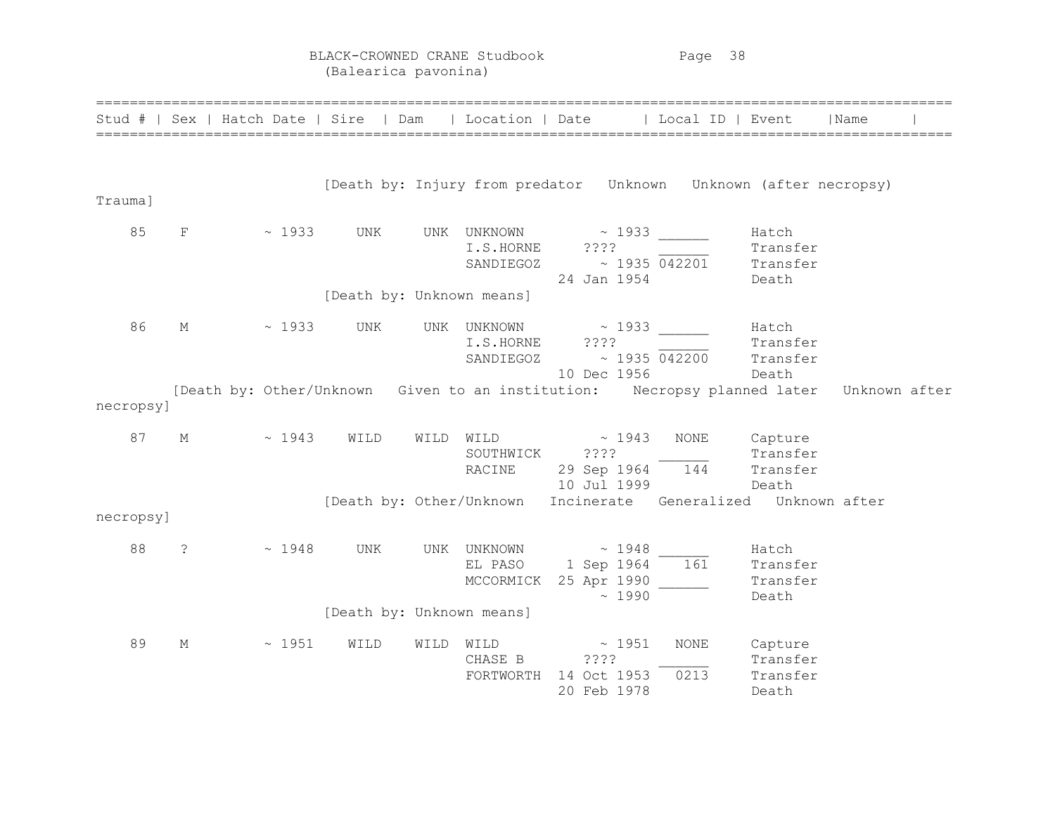# BLACK-CROWNED CRANE Studbook
(Balearica pavonina)

| Stud # | Sex | Hatch Date | Sire | Dam | Location | Date | Local ID | Event | Name |
|---|---|---|---|---|---|---|---|---|---|
| [Death by: Injury from predator Unknown Unknown (after necropsy) Trauma] | | | | | | | | | |
| 85 | F | ~ 1933 | UNK | UNK | UNKNOWN | ~ 1933 | ______ | Hatch | |
| | | | | | I.S.HORNE | ???? | ______ | Transfer | |
| | | | | | SANDIEGOZ | ~ 1935 | 042201 | Transfer | |
| | | | | | | 24 Jan 1954 | | Death | |
| [Death by: Unknown means] | | | | | | | | | |
| 86 | M | ~ 1933 | UNK | UNK | UNKNOWN | ~ 1933 | ______ | Hatch | |
| | | | | | I.S.HORNE | ???? | ______ | Transfer | |
| | | | | | SANDIEGOZ | ~ 1935 | 042200 | Transfer | |
| | | | | | | 10 Dec 1956 | | Death | |
| [Death by: Other/Unknown Given to an institution: Necropsy planned later Unknown after necropsy] | | | | | | | | | |
| 87 | M | ~ 1943 | WILD | WILD | WILD | ~ 1943 | NONE | Capture | |
| | | | | | SOUTHWICK | ???? | ______ | Transfer | |
| | | | | | RACINE | 29 Sep 1964 | 144 | Transfer | |
| | | | | | | 10 Jul 1999 | | Death | |
| [Death by: Other/Unknown Incinerate Generalized Unknown after necropsy] | | | | | | | | | |
| 88 | ? | ~ 1948 | UNK | UNK | UNKNOWN | ~ 1948 | ______ | Hatch | |
| | | | | | EL PASO | 1 Sep 1964 | 161 | Transfer | |
| | | | | | MCCORMICK | 25 Apr 1990 | ______ | Transfer | |
| | | | | | | ~ 1990 | | Death | |
| [Death by: Unknown means] | | | | | | | | | |
| 89 | M | ~ 1951 | WILD | WILD | WILD | ~ 1951 | NONE | Capture | |
| | | | | | CHASE B | ???? | ______ | Transfer | |
| | | | | | FORTWORTH | 14 Oct 1953 | 0213 | Transfer | |
| | | | | | | 20 Feb 1978 | | Death | |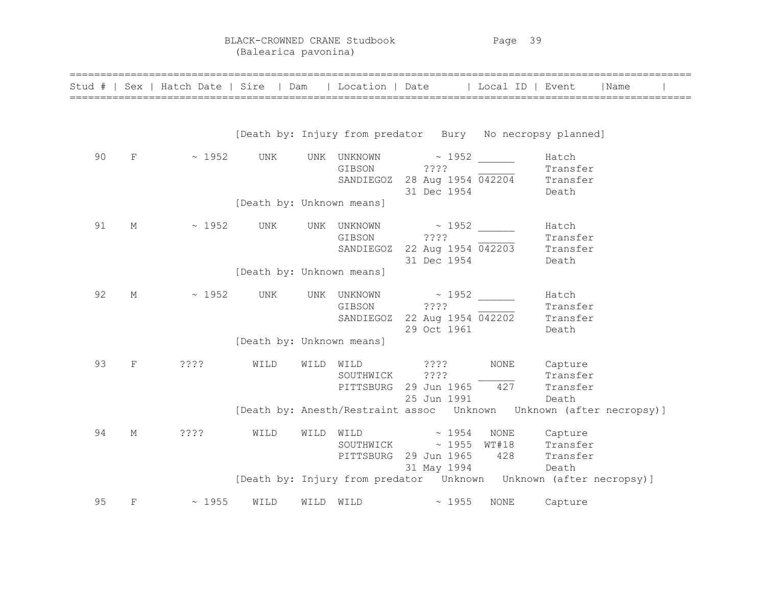BLACK-CROWNED CRANE Studbook
(Balearica pavonina)

| Stud # | Sex | Hatch Date | Sire | Dam | Location | Date | Local ID | Event | Name |
|---|---|---|---|---|---|---|---|---|---|
| | | | | | | | | | |

[Death by: Injury from predator   Bury   No necropsy planned]

| Stud # | Sex | Hatch Date | Sire | Dam | Location | Date | Local ID | Event | Name |
|---|---|---|---|---|---|---|---|---|---|
| 90 | F | ~ 1952 | UNK | UNK | UNKNOWN | ~ 1952 | ______ | Hatch | |
| | | | | | GIBSON | ???? | ______ | Transfer | |
| | | | | | SANDIEGOZ | 28 Aug 1954 | 042204 | Transfer | |
| | | | | | | 31 Dec 1954 | | Death | |

[Death by: Unknown means]

| Stud # | Sex | Hatch Date | Sire | Dam | Location | Date | Local ID | Event | Name |
|---|---|---|---|---|---|---|---|---|---|
| 91 | M | ~ 1952 | UNK | UNK | UNKNOWN | ~ 1952 | ______ | Hatch | |
| | | | | | GIBSON | ???? | ______ | Transfer | |
| | | | | | SANDIEGOZ | 22 Aug 1954 | 042203 | Transfer | |
| | | | | | | 31 Dec 1954 | | Death | |

[Death by: Unknown means]

| Stud # | Sex | Hatch Date | Sire | Dam | Location | Date | Local ID | Event | Name |
|---|---|---|---|---|---|---|---|---|---|
| 92 | M | ~ 1952 | UNK | UNK | UNKNOWN | ~ 1952 | ______ | Hatch | |
| | | | | | GIBSON | ???? | ______ | Transfer | |
| | | | | | SANDIEGOZ | 22 Aug 1954 | 042202 | Transfer | |
| | | | | | | 29 Oct 1961 | | Death | |

[Death by: Unknown means]

| Stud # | Sex | Hatch Date | Sire | Dam | Location | Date | Local ID | Event | Name |
|---|---|---|---|---|---|---|---|---|---|
| 93 | F | ???? | WILD | WILD | WILD | ???? | NONE | Capture | |
| | | | | | SOUTHWICK | ???? | ______ | Transfer | |
| | | | | | PITTSBURG | 29 Jun 1965 | 427 | Transfer | |
| | | | | | | 25 Jun 1991 | | Death | |

[Death by: Anesth/Restraint assoc   Unknown   Unknown (after necropsy)]

| Stud # | Sex | Hatch Date | Sire | Dam | Location | Date | Local ID | Event | Name |
|---|---|---|---|---|---|---|---|---|---|
| 94 | M | ???? | WILD | WILD | WILD | ~ 1954 | NONE | Capture | |
| | | | | | SOUTHWICK | ~ 1955 | WT#18 | Transfer | |
| | | | | | PITTSBURG | 29 Jun 1965 | 428 | Transfer | |
| | | | | | | 31 May 1994 | | Death | |

[Death by: Injury from predator   Unknown   Unknown (after necropsy)]

| Stud # | Sex | Hatch Date | Sire | Dam | Location | Date | Local ID | Event | Name |
|---|---|---|---|---|---|---|---|---|---|
| 95 | F | ~ 1955 | WILD | WILD | WILD | ~ 1955 | NONE | Capture | |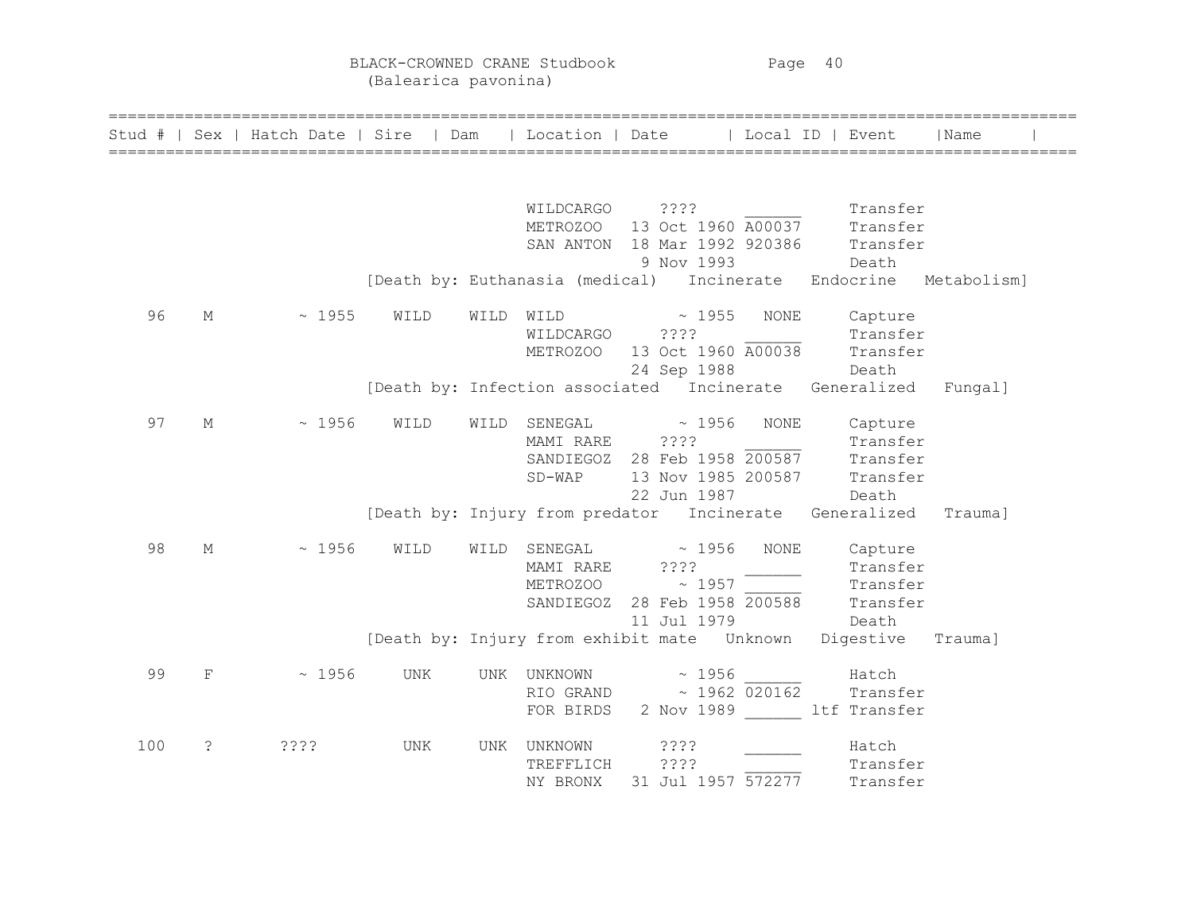# BLACK-CROWNED CRANE Studbook
## (Balearica pavonina)

| Stud # | Sex | Hatch Date | Sire | Dam | Location | Date | Local ID | Event | Name |
|---|---|---|---|---|---|---|---|---|---|
| | | | | | WILDCARGO | ???? | ______ | Transfer | |
| | | | | | METROZOO | 13 Oct 1960 | A00037 | Transfer | |
| | | | | | SAN ANTON | 18 Mar 1992 | 920386 | Transfer | |
| | | | | | | 9 Nov 1993 | | Death | |
| | | | [Death by: Euthanasia (medical) | Incinerate | Endocrine | Metabolism] | | | |
| 96 | M | ~ 1955 | WILD | WILD | WILD | ~ 1955 | NONE | Capture | |
| | | | | | WILDCARGO | ???? | ______ | Transfer | |
| | | | | | METROZOO | 13 Oct 1960 | A00038 | Transfer | |
| | | | | | | 24 Sep 1988 | | Death | |
| | | | [Death by: Infection associated | Incinerate | Generalized | Fungal] | | | |
| 97 | M | ~ 1956 | WILD | WILD | SENEGAL | ~ 1956 | NONE | Capture | |
| | | | | | MAMI RARE | ???? | ______ | Transfer | |
| | | | | | SANDIEGOZ | 28 Feb 1958 | 200587 | Transfer | |
| | | | | | SD-WAP | 13 Nov 1985 | 200587 | Transfer | |
| | | | | | | 22 Jun 1987 | | Death | |
| | | | [Death by: Injury from predator | Incinerate | Generalized | Trauma] | | | |
| 98 | M | ~ 1956 | WILD | WILD | SENEGAL | ~ 1956 | NONE | Capture | |
| | | | | | MAMI RARE | ???? | ______ | Transfer | |
| | | | | | METROZOO | ~ 1957 | ______ | Transfer | |
| | | | | | SANDIEGOZ | 28 Feb 1958 | 200588 | Transfer | |
| | | | | | | 11 Jul 1979 | | Death | |
| | | | [Death by: Injury from exhibit mate | Unknown | Digestive | Trauma] | | | |
| 99 | F | ~ 1956 | UNK | UNK | UNKNOWN | ~ 1956 | ______ | Hatch | |
| | | | | | RIO GRAND | ~ 1962 | 020162 | Transfer | |
| | | | | | FOR BIRDS | 2 Nov 1989 | ______ | ltf Transfer | |
| 100 | ? | ???? | UNK | UNK | UNKNOWN | ???? | ______ | Hatch | |
| | | | | | TREFFLICH | ???? | ______ | Transfer | |
| | | | | | NY BRONX | 31 Jul 1957 | 572277 | Transfer | |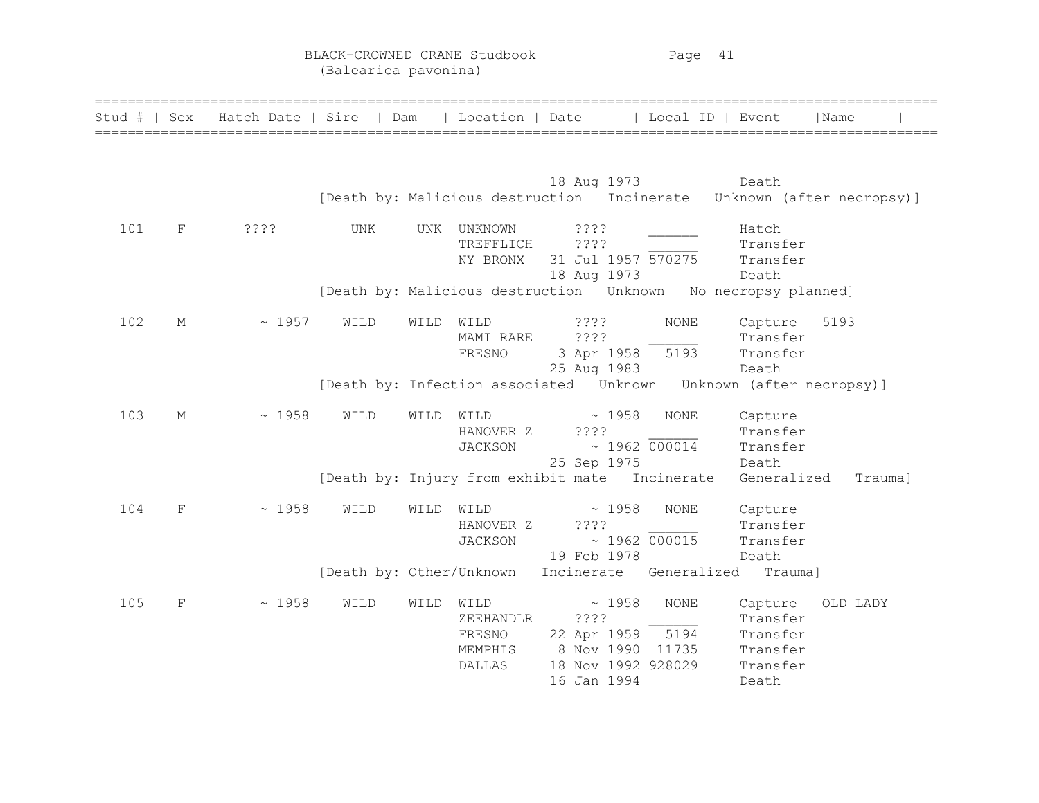BLACK-CROWNED CRANE Studbook
(Balearica pavonina)

| Stud # | Sex | Hatch Date | Sire | Dam | Location | Date | Local ID | Event | Name |
|---|---|---|---|---|---|---|---|---|---|
| | | | | | | 18 Aug 1973 | | Death | |
| [Death by: Malicious destruction   Incinerate   Unknown (after necropsy)] | | | | | | | | | |
| 101 | F | ???? | UNK | UNK | UNKNOWN | ???? | ______ | Hatch | |
| | | | | | TREFFLICH | ???? | ______ | Transfer | |
| | | | | | NY BRONX | 31 Jul 1957 | 570275 | Transfer | |
| | | | | | | 18 Aug 1973 | | Death | |
| [Death by: Malicious destruction   Unknown   No necropsy planned] | | | | | | | | | |
| 102 | M | ~ 1957 | WILD | WILD | WILD | ???? | NONE | Capture | 5193 |
| | | | | | MAMI RARE | ???? | ______ | Transfer | |
| | | | | | FRESNO | 3 Apr 1958 | 5193 | Transfer | |
| | | | | | | 25 Aug 1983 | | Death | |
| [Death by: Infection associated   Unknown   Unknown (after necropsy)] | | | | | | | | | |
| 103 | M | ~ 1958 | WILD | WILD | WILD | ~ 1958 | NONE | Capture | |
| | | | | | HANOVER Z | ???? | ______ | Transfer | |
| | | | | | JACKSON | ~ 1962 | 000014 | Transfer | |
| | | | | | | 25 Sep 1975 | | Death | |
| [Death by: Injury from exhibit mate   Incinerate   Generalized   Trauma] | | | | | | | | | |
| 104 | F | ~ 1958 | WILD | WILD | WILD | ~ 1958 | NONE | Capture | |
| | | | | | HANOVER Z | ???? | ______ | Transfer | |
| | | | | | JACKSON | ~ 1962 | 000015 | Transfer | |
| | | | | | | 19 Feb 1978 | | Death | |
| [Death by: Other/Unknown   Incinerate   Generalized   Trauma] | | | | | | | | | |
| 105 | F | ~ 1958 | WILD | WILD | WILD | ~ 1958 | NONE | Capture | OLD LADY |
| | | | | | ZEEHANDLR | ???? | ______ | Transfer | |
| | | | | | FRESNO | 22 Apr 1959 | 5194 | Transfer | |
| | | | | | MEMPHIS | 8 Nov 1990 | 11735 | Transfer | |
| | | | | | DALLAS | 18 Nov 1992 | 928029 | Transfer | |
| | | | | | | 16 Jan 1994 | | Death | |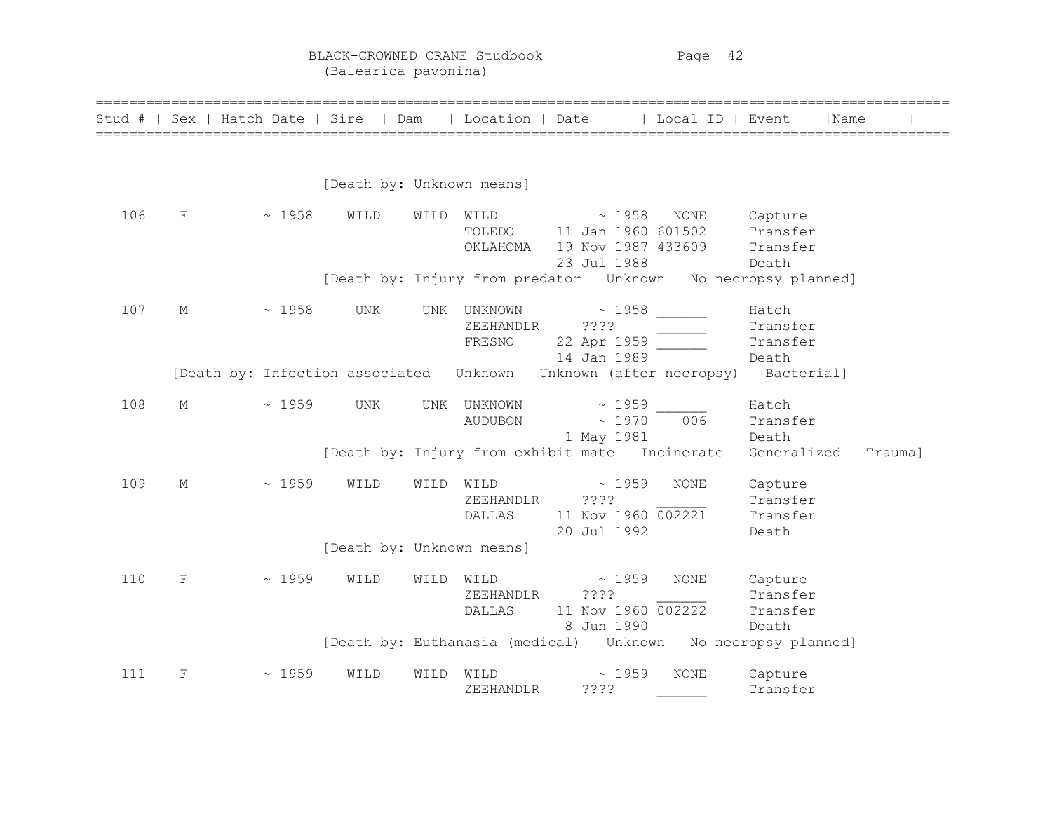BLACK-CROWNED CRANE Studbook
(Balearica pavonina)

| Stud # | Sex | Hatch Date | Sire | Dam | Location | Date | Local ID | Event | Name |
|---|---|---|---|---|---|---|---|---|---|
| | | | [Death by: Unknown means] | | | | | | |
| 106 | F | ~ 1958 | WILD | WILD | WILD | ~ 1958 | NONE | Capture | |
| | | | | | TOLEDO | 11 Jan 1960 | 601502 | Transfer | |
| | | | | | OKLAHOMA | 19 Nov 1987 | 433609 | Transfer | |
| | | | | | | 23 Jul 1988 | | Death | |
| | | | [Death by: Injury from predator Unknown No necropsy planned] | | | | | | |
| 107 | M | ~ 1958 | UNK | UNK | UNKNOWN | ~ 1958 | ______ | Hatch | |
| | | | | | ZEEHANDLR | ???? | ______ | Transfer | |
| | | | | | FRESNO | 22 Apr 1959 | ______ | Transfer | |
| | | | | | | 14 Jan 1989 | | Death | |
| | [Death by: Infection associated Unknown Unknown (after necropsy) Bacterial] | | | | | | | | |
| 108 | M | ~ 1959 | UNK | UNK | UNKNOWN | ~ 1959 | ______ | Hatch | |
| | | | | | AUDUBON | ~ 1970 | 006 | Transfer | |
| | | | | | | 1 May 1981 | | Death | |
| | | | [Death by: Injury from exhibit mate Incinerate Generalized Trauma] | | | | | | |
| 109 | M | ~ 1959 | WILD | WILD | WILD | ~ 1959 | NONE | Capture | |
| | | | | | ZEEHANDLR | ???? | ______ | Transfer | |
| | | | | | DALLAS | 11 Nov 1960 | 002221 | Transfer | |
| | | | | | | 20 Jul 1992 | | Death | |
| | | | [Death by: Unknown means] | | | | | | |
| 110 | F | ~ 1959 | WILD | WILD | WILD | ~ 1959 | NONE | Capture | |
| | | | | | ZEEHANDLR | ???? | ______ | Transfer | |
| | | | | | DALLAS | 11 Nov 1960 | 002222 | Transfer | |
| | | | | | | 8 Jun 1990 | | Death | |
| | | | [Death by: Euthanasia (medical) Unknown No necropsy planned] | | | | | | |
| 111 | F | ~ 1959 | WILD | WILD | WILD | ~ 1959 | NONE | Capture | |
| | | | | | ZEEHANDLR | ???? | ______ | Transfer | |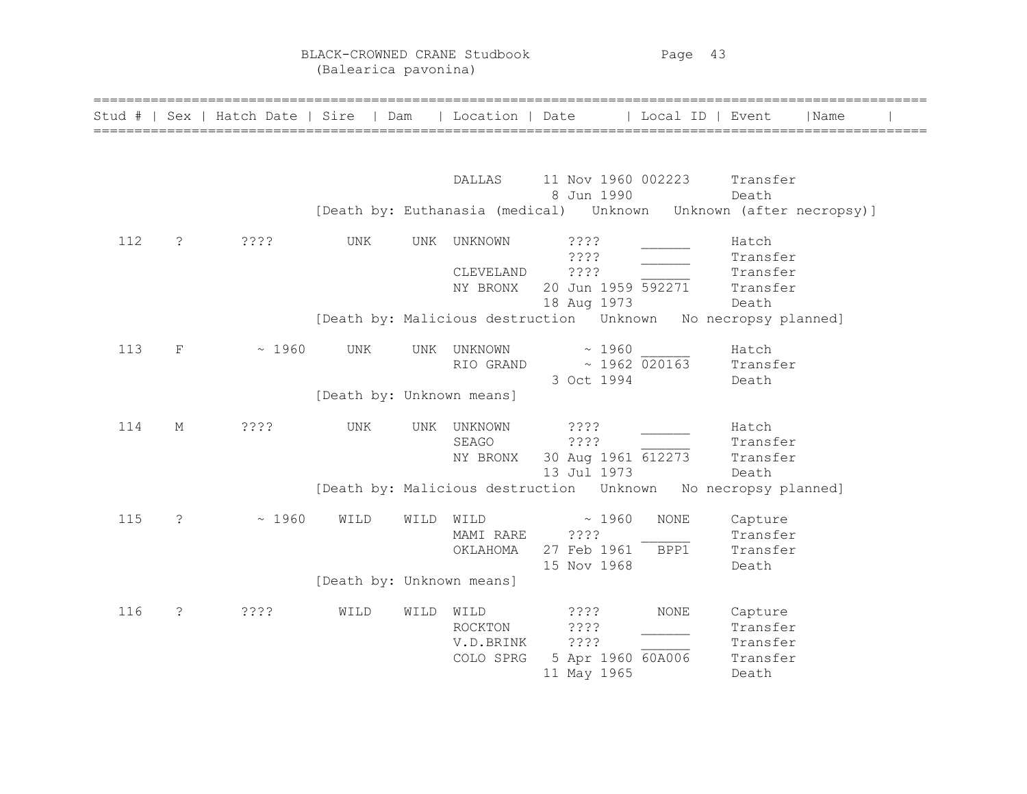# BLACK-CROWNED CRANE Studbook
(Balearica pavonina)

| Stud # | Sex | Hatch Date | Sire | Dam | Location | Date | Local ID | Event | Name |
|---|---|---|---|---|---|---|---|---|---|
| | | | | | DALLAS | 11 Nov 1960 | 002223 | Transfer | |
| | | | | | | 8 Jun 1990 | | Death | |
| | | | [Death by: Euthanasia (medical) Unknown Unknown (after necropsy)] | | | | | | |
| 112 | ? | ???? | UNK | UNK | UNKNOWN | ???? | ______ | Hatch | |
| | | | | | | ???? | ______ | Transfer | |
| | | | | | CLEVELAND | ???? | ______ | Transfer | |
| | | | | | NY BRONX | 20 Jun 1959 | 592271 | Transfer | |
| | | | | | | 18 Aug 1973 | | Death | |
| | | | [Death by: Malicious destruction Unknown No necropsy planned] | | | | | | |
| 113 | F | ~ 1960 | UNK | UNK | UNKNOWN | ~ 1960 | ______ | Hatch | |
| | | | | | RIO GRAND | ~ 1962 | 020163 | Transfer | |
| | | | | | | 3 Oct 1994 | | Death | |
| | | | [Death by: Unknown means] | | | | | | |
| 114 | M | ???? | UNK | UNK | UNKNOWN | ???? | ______ | Hatch | |
| | | | | | SEAGO | ???? | ______ | Transfer | |
| | | | | | NY BRONX | 30 Aug 1961 | 612273 | Transfer | |
| | | | | | | 13 Jul 1973 | | Death | |
| | | | [Death by: Malicious destruction Unknown No necropsy planned] | | | | | | |
| 115 | ? | ~ 1960 | WILD | WILD | WILD | ~ 1960 | NONE | Capture | |
| | | | | | MAMI RARE | ???? | ______ | Transfer | |
| | | | | | OKLAHOMA | 27 Feb 1961 | BPP1 | Transfer | |
| | | | | | | 15 Nov 1968 | | Death | |
| | | | [Death by: Unknown means] | | | | | | |
| 116 | ? | ???? | WILD | WILD | WILD | ???? | NONE | Capture | |
| | | | | | ROCKTON | ???? | ______ | Transfer | |
| | | | | | V.D.BRINK | ???? | ______ | Transfer | |
| | | | | | COLO SPRG | 5 Apr 1960 | 60A006 | Transfer | |
| | | | | | | 11 May 1965 | | Death | |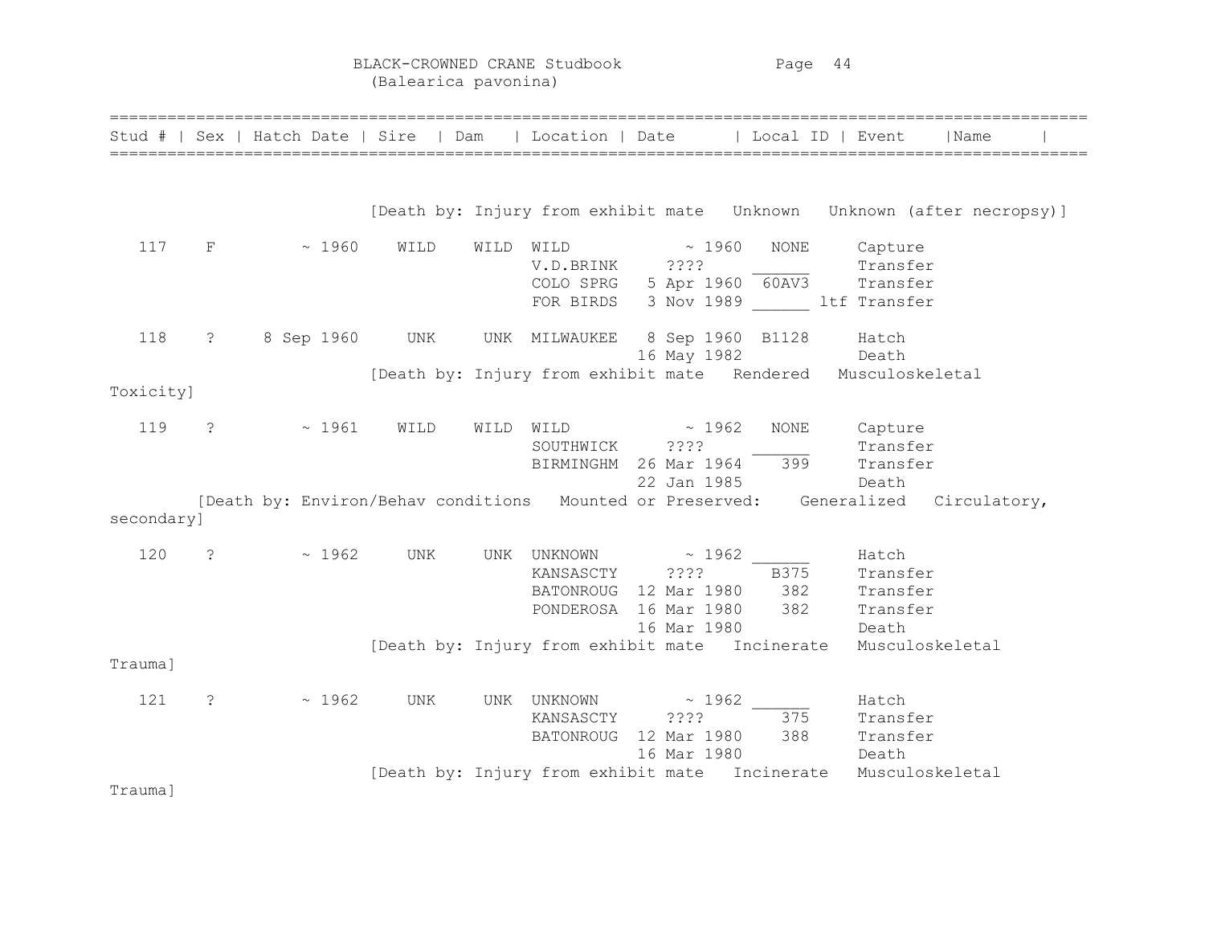BLACK-CROWNED CRANE Studbook
(Balearica pavonina)

| Stud # | Sex | Hatch Date | Sire | Dam | Location | Date | Local ID | Event | Name |
|---|---|---|---|---|---|---|---|---|---|
| | | | | | | | | | |
| [Death by: Injury from exhibit mate Unknown Unknown (after necropsy)] | | | | | | | | | |
| 117 | F | ~ 1960 | WILD | WILD | WILD | ~ 1960 | NONE | Capture | |
| | | | | | V.D.BRINK | ???? | ______ | Transfer | |
| | | | | | COLO SPRG | 5 Apr 1960 | 60AV3 | Transfer | |
| | | | | | FOR BIRDS | 3 Nov 1989 | ______ ltf | Transfer | |
| 118 | ? | 8 Sep 1960 | UNK | UNK | MILWAUKEE | 8 Sep 1960 | B1128 | Hatch | |
| | | | | | | 16 May 1982 | | Death | |
| [Death by: Injury from exhibit mate Rendered Musculoskeletal Toxicity] | | | | | | | | | |
| 119 | ? | ~ 1961 | WILD | WILD | WILD | ~ 1962 | NONE | Capture | |
| | | | | | SOUTHWICK | ???? | ______ | Transfer | |
| | | | | | BIRMINGHM | 26 Mar 1964 | 399 | Transfer | |
| | | | | | | 22 Jan 1985 | | Death | |
| [Death by: Environ/Behav conditions Mounted or Preserved: Generalized Circulatory, secondary] | | | | | | | | | |
| 120 | ? | ~ 1962 | UNK | UNK | UNKNOWN | ~ 1962 | ______ | Hatch | |
| | | | | | KANSASCTY | ???? | B375 | Transfer | |
| | | | | | BATONROUG | 12 Mar 1980 | 382 | Transfer | |
| | | | | | PONDEROSA | 16 Mar 1980 | 382 | Transfer | |
| | | | | | | 16 Mar 1980 | | Death | |
| [Death by: Injury from exhibit mate Incinerate Musculoskeletal Trauma] | | | | | | | | | |
| 121 | ? | ~ 1962 | UNK | UNK | UNKNOWN | ~ 1962 | ______ | Hatch | |
| | | | | | KANSASCTY | ???? | 375 | Transfer | |
| | | | | | BATONROUG | 12 Mar 1980 | 388 | Transfer | |
| | | | | | | 16 Mar 1980 | | Death | |
| [Death by: Injury from exhibit mate Incinerate Musculoskeletal Trauma] | | | | | | | | | |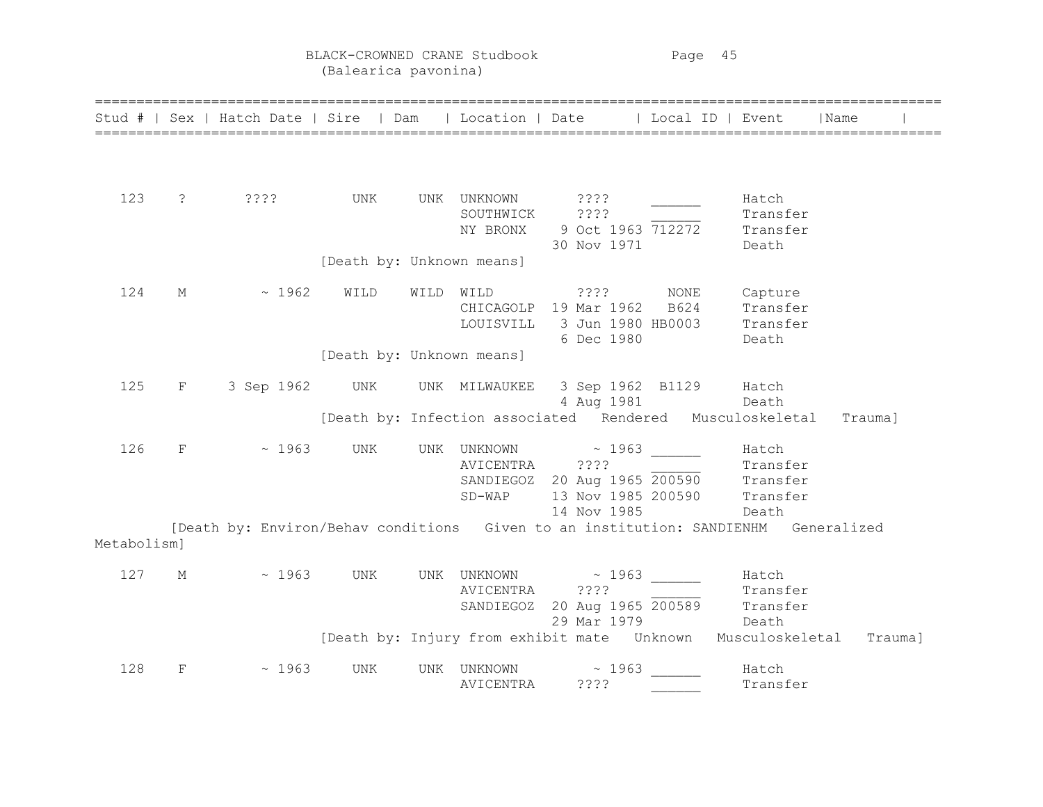# BLACK-CROWNED CRANE Studbook
(Balearica pavonina)

| Stud # | Sex | Hatch Date | Sire | Dam | Location | Date | Local ID | Event | Name |
|---|---|---|---|---|---|---|---|---|---|
| 123 | ? | ???? | UNK | UNK | UNKNOWN | ???? | ______ | Hatch | |
| | | | | | SOUTHWICK | ???? | ______ | Transfer | |
| | | | | | NY BRONX | 9 Oct 1963 | 712272 | Transfer | |
| | | | | | | 30 Nov 1971 | | Death | |
| | | | [Death by: Unknown means] | | | | | | |
| 124 | M | ~ 1962 | WILD | WILD | WILD | ???? | NONE | Capture | |
| | | | | | CHICAGOLP | 19 Mar 1962 | B624 | Transfer | |
| | | | | | LOUISVILL | 3 Jun 1980 | HB0003 | Transfer | |
| | | | | | | 6 Dec 1980 | | Death | |
| | | | [Death by: Unknown means] | | | | | | |
| 125 | F | 3 Sep 1962 | UNK | UNK | MILWAUKEE | 3 Sep 1962 | B1129 | Hatch | |
| | | | | | | 4 Aug 1981 | | Death | |
| | | | [Death by: Infection associated Rendered Musculoskeletal Trauma] | | | | | | |
| 126 | F | ~ 1963 | UNK | UNK | UNKNOWN | ~ 1963 | ______ | Hatch | |
| | | | | | AVICENTRA | ???? | ______ | Transfer | |
| | | | | | SANDIEGOZ | 20 Aug 1965 | 200590 | Transfer | |
| | | | | | SD-WAP | 13 Nov 1985 | 200590 | Transfer | |
| | | | | | | 14 Nov 1985 | | Death | |
| | | | [Death by: Environ/Behav conditions Given to an institution: SANDIENHM Generalized Metabolism] | | | | | | |
| 127 | M | ~ 1963 | UNK | UNK | UNKNOWN | ~ 1963 | ______ | Hatch | |
| | | | | | AVICENTRA | ???? | ______ | Transfer | |
| | | | | | SANDIEGOZ | 20 Aug 1965 | 200589 | Transfer | |
| | | | | | | 29 Mar 1979 | | Death | |
| | | | [Death by: Injury from exhibit mate Unknown Musculoskeletal Trauma] | | | | | | |
| 128 | F | ~ 1963 | UNK | UNK | UNKNOWN | ~ 1963 | ______ | Hatch | |
| | | | | | AVICENTRA | ???? | ______ | Transfer | |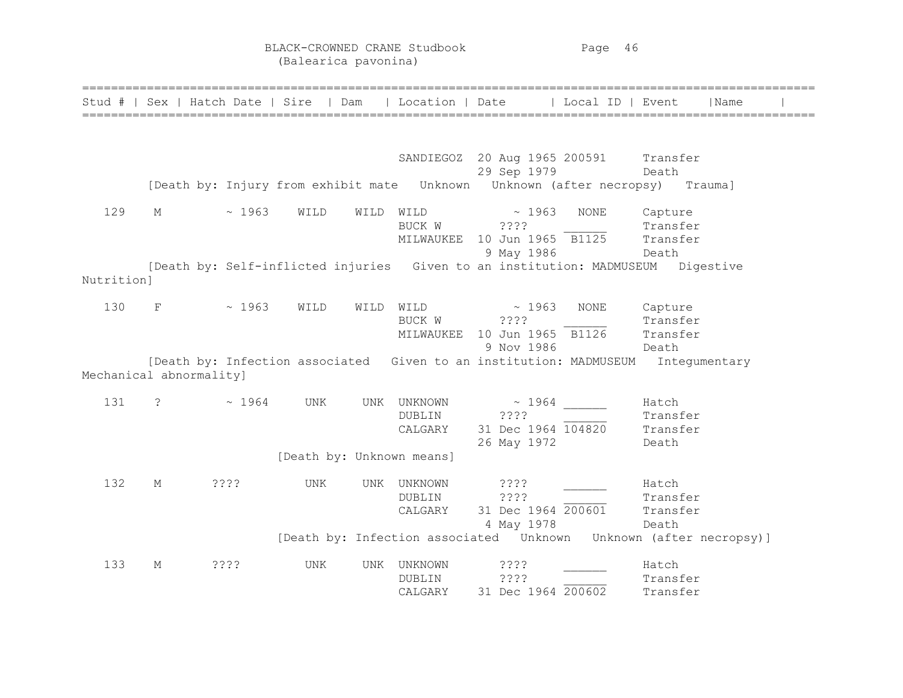| Stud # | Sex | Hatch Date | Sire | Dam | Location | Date | Local ID | Event | Name |
|---|---|---|---|---|---|---|---|---|---|
| | | | | | SANDIEGOZ | 20 Aug 1965 | 200591 | Transfer | |
| | | | | | | 29 Sep 1979 | | Death | |
| [Death by: Injury from exhibit mate Unknown Unknown (after necropsy) Trauma] | | | | | | | | | |
| 129 | M | ~ 1963 | WILD | WILD | WILD | ~ 1963 | NONE | Capture | |
| | | | | | BUCK W | ???? | ______ | Transfer | |
| | | | | | MILWAUKEE | 10 Jun 1965 | B1125 | Transfer | |
| | | | | | | 9 May 1986 | | Death | |
| [Death by: Self-inflicted injuries Given to an institution: MADMUSEUM Digestive Nutrition] | | | | | | | | | |
| 130 | F | ~ 1963 | WILD | WILD | WILD | ~ 1963 | NONE | Capture | |
| | | | | | BUCK W | ???? | ______ | Transfer | |
| | | | | | MILWAUKEE | 10 Jun 1965 | B1126 | Transfer | |
| | | | | | | 9 Nov 1986 | | Death | |
| [Death by: Infection associated Given to an institution: MADMUSEUM Integumentary Mechanical abnormality] | | | | | | | | | |
| 131 | ? | ~ 1964 | UNK | UNK | UNKNOWN | ~ 1964 | ______ | Hatch | |
| | | | | | DUBLIN | ???? | ______ | Transfer | |
| | | | | | CALGARY | 31 Dec 1964 | 104820 | Transfer | |
| | | | | | | 26 May 1972 | | Death | |
| [Death by: Unknown means] | | | | | | | | | |
| 132 | M | ???? | UNK | UNK | UNKNOWN | ???? | ______ | Hatch | |
| | | | | | DUBLIN | ???? | ______ | Transfer | |
| | | | | | CALGARY | 31 Dec 1964 | 200601 | Transfer | |
| | | | | | | 4 May 1978 | | Death | |
| [Death by: Infection associated Unknown Unknown (after necropsy)] | | | | | | | | | |
| 133 | M | ???? | UNK | UNK | UNKNOWN | ???? | ______ | Hatch | |
| | | | | | DUBLIN | ???? | ______ | Transfer | |
| | | | | | CALGARY | 31 Dec 1964 | 200602 | Transfer | |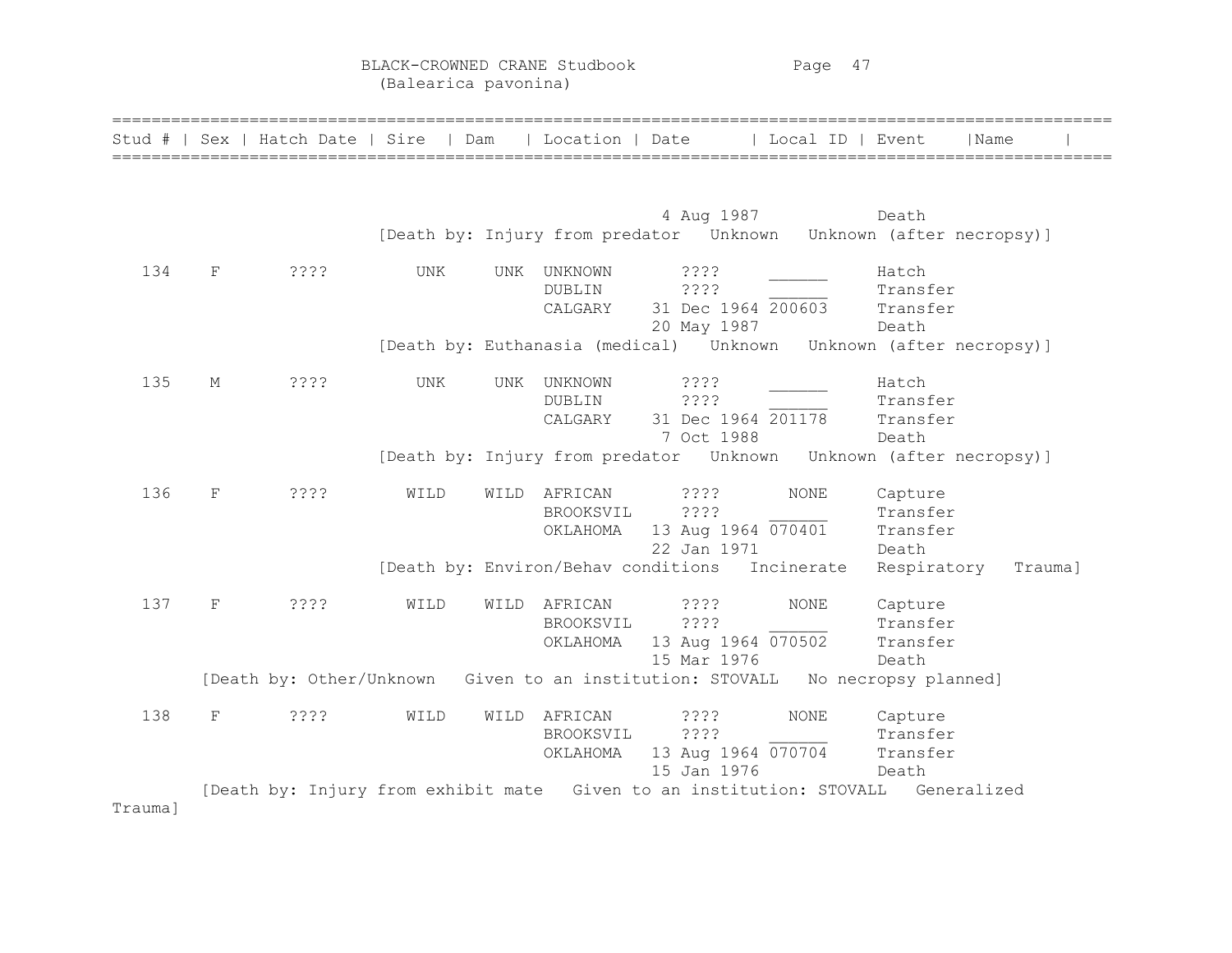BLACK-CROWNED CRANE Studbook
(Balearica pavonina)

| Stud # | Sex | Hatch Date | Sire | Dam | Location | Date | Local ID | Event | Name |
|---|---|---|---|---|---|---|---|---|---|
| | | | | | | 4 Aug 1987 | | Death | |
| [Death by: Injury from predator   Unknown   Unknown (after necropsy)] | | | | | | | | | |
| 134 | F | ???? | UNK | UNK | UNKNOWN | ???? | ______ | Hatch | |
| | | | | | DUBLIN | ???? | ______ | Transfer | |
| | | | | | CALGARY | 31 Dec 1964 | 200603 | Transfer | |
| | | | | | | 20 May 1987 | | Death | |
| [Death by: Euthanasia (medical)   Unknown   Unknown (after necropsy)] | | | | | | | | | |
| 135 | M | ???? | UNK | UNK | UNKNOWN | ???? | ______ | Hatch | |
| | | | | | DUBLIN | ???? | ______ | Transfer | |
| | | | | | CALGARY | 31 Dec 1964 | 201178 | Transfer | |
| | | | | | | 7 Oct 1988 | | Death | |
| [Death by: Injury from predator   Unknown   Unknown (after necropsy)] | | | | | | | | | |
| 136 | F | ???? | WILD | WILD | AFRICAN | ???? | NONE | Capture | |
| | | | | | BROOKSVIL | ???? | ______ | Transfer | |
| | | | | | OKLAHOMA | 13 Aug 1964 | 070401 | Transfer | |
| | | | | | | 22 Jan 1971 | | Death | |
| [Death by: Environ/Behav conditions   Incinerate   Respiratory   Trauma] | | | | | | | | | |
| 137 | F | ???? | WILD | WILD | AFRICAN | ???? | NONE | Capture | |
| | | | | | BROOKSVIL | ???? | ______ | Transfer | |
| | | | | | OKLAHOMA | 13 Aug 1964 | 070502 | Transfer | |
| | | | | | | 15 Mar 1976 | | Death | |
| [Death by: Other/Unknown   Given to an institution: STOVALL   No necropsy planned] | | | | | | | | | |
| 138 | F | ???? | WILD | WILD | AFRICAN | ???? | NONE | Capture | |
| | | | | | BROOKSVIL | ???? | ______ | Transfer | |
| | | | | | OKLAHOMA | 13 Aug 1964 | 070704 | Transfer | |
| | | | | | | 15 Jan 1976 | | Death | |
| [Death by: Injury from exhibit mate   Given to an institution: STOVALL   Generalized Trauma] | | | | | | | | | |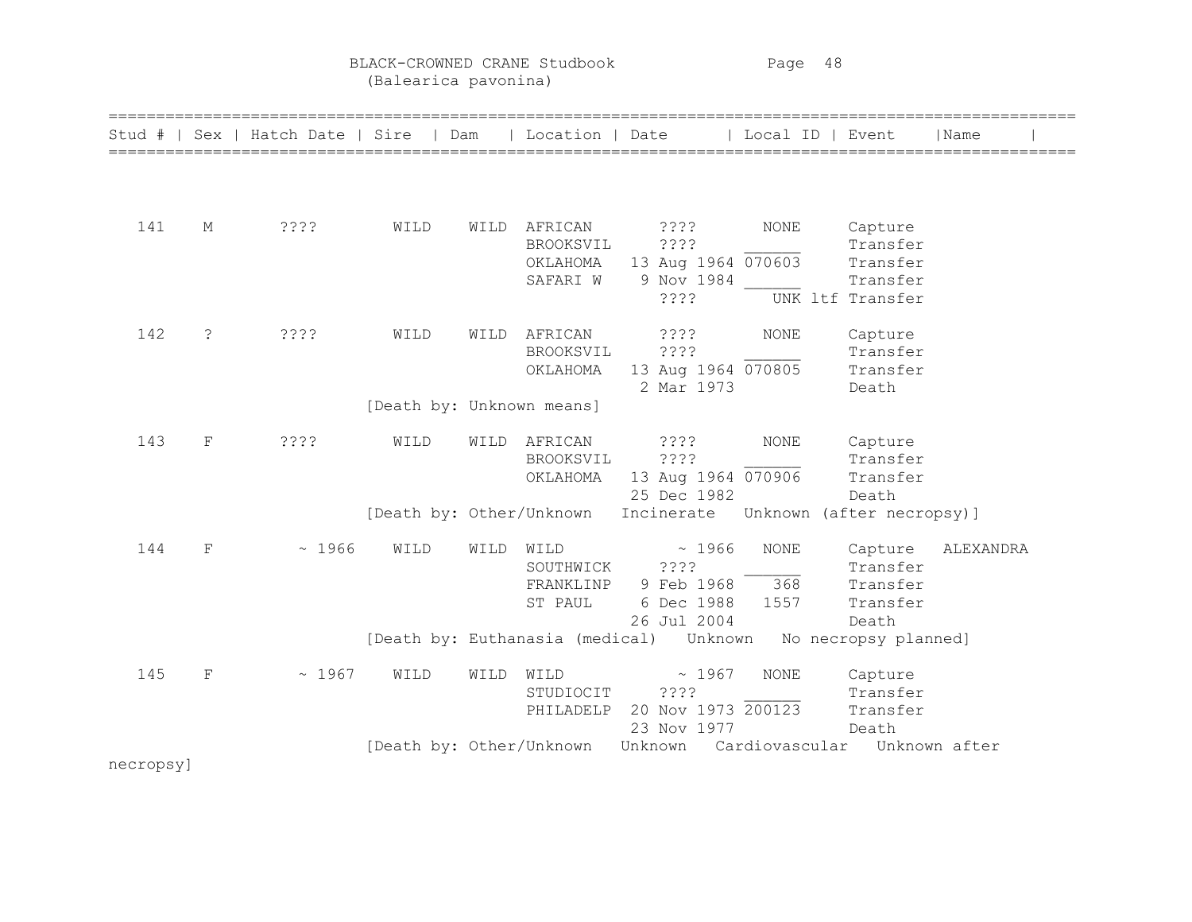BLACK-CROWNED CRANE Studbook
(Balearica pavonina)

| Stud # | Sex | Hatch Date | Sire | Dam | Location | Date | Local ID | Event | Name |
|---|---|---|---|---|---|---|---|---|---|
| 141 | M | ???? | WILD | WILD | AFRICAN | ???? | NONE | Capture | |
| | | | | | BROOKSVIL | ???? | ______ | Transfer | |
| | | | | | OKLAHOMA | 13 Aug 1964 | 070603 | Transfer | |
| | | | | | SAFARI W | 9 Nov 1984 | ______ | Transfer | |
| | | | | | | ???? | UNK ltf | Transfer | |
| 142 | ? | ???? | WILD | WILD | AFRICAN | ???? | NONE | Capture | |
| | | | | | BROOKSVIL | ???? | ______ | Transfer | |
| | | | | | OKLAHOMA | 13 Aug 1964 | 070805 | Transfer | |
| | | | | | | 2 Mar 1973 | | Death | |
| | | | [Death by: Unknown means] | | | | | | |
| 143 | F | ???? | WILD | WILD | AFRICAN | ???? | NONE | Capture | |
| | | | | | BROOKSVIL | ???? | ______ | Transfer | |
| | | | | | OKLAHOMA | 13 Aug 1964 | 070906 | Transfer | |
| | | | | | | 25 Dec 1982 | | Death | |
| | | | [Death by: Other/Unknown Incinerate Unknown (after necropsy)] | | | | | | |
| 144 | F | ~ 1966 | WILD | WILD | WILD | ~ 1966 | NONE | Capture | ALEXANDRA |
| | | | | | SOUTHWICK | ???? | ______ | Transfer | |
| | | | | | FRANKLINP | 9 Feb 1968 | 368 | Transfer | |
| | | | | | ST PAUL | 6 Dec 1988 | 1557 | Transfer | |
| | | | | | | 26 Jul 2004 | | Death | |
| | | | [Death by: Euthanasia (medical) Unknown No necropsy planned] | | | | | | |
| 145 | F | ~ 1967 | WILD | WILD | WILD | ~ 1967 | NONE | Capture | |
| | | | | | STUDIOCIT | ???? | ______ | Transfer | |
| | | | | | PHILADELP | 20 Nov 1973 | 200123 | Transfer | |
| | | | | | | 23 Nov 1977 | | Death | |
| | | | [Death by: Other/Unknown Unknown Cardiovascular Unknown after necropsy] | | | | | | |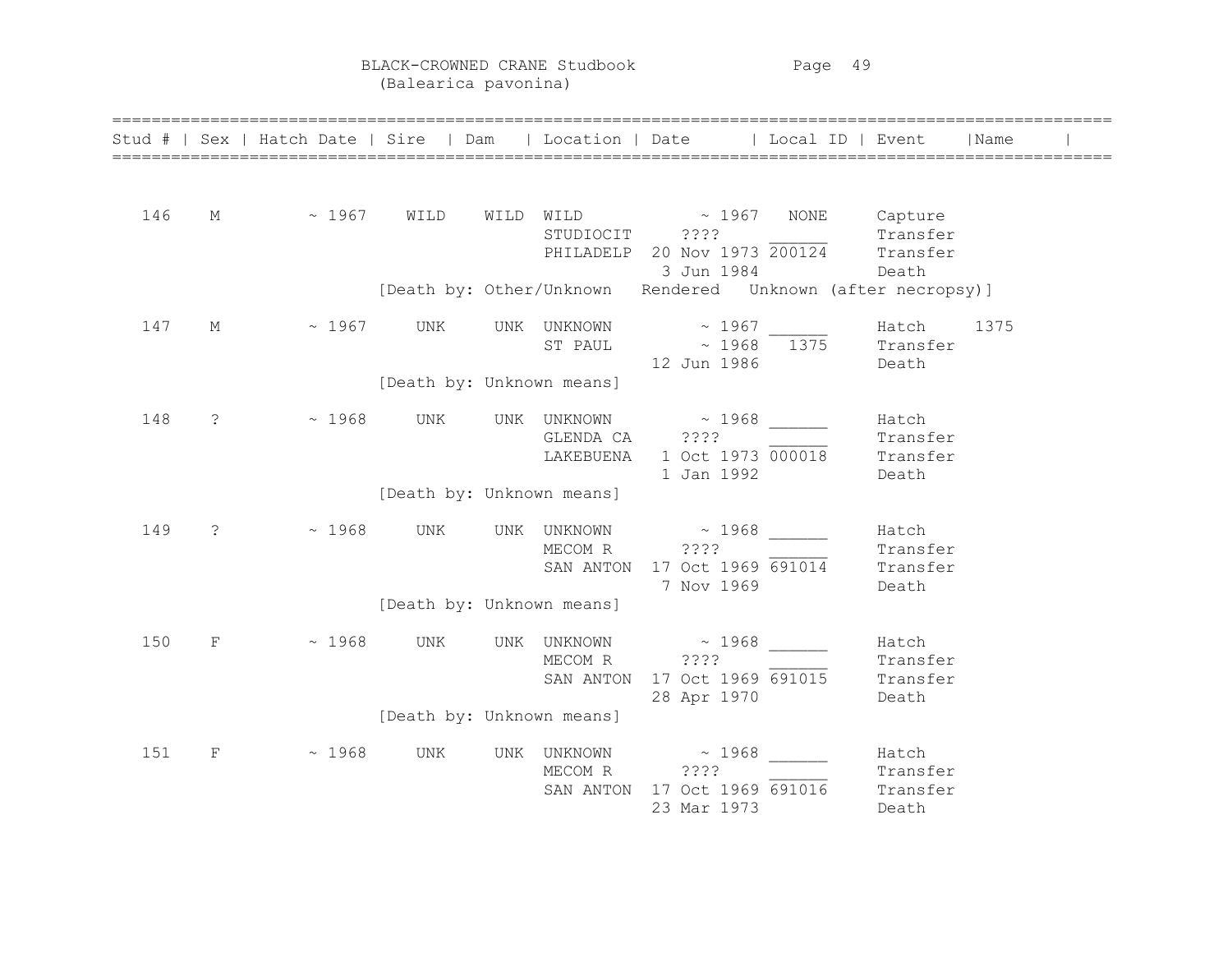BLACK-CROWNED CRANE Studbook
(Balearica pavonina)

| Stud # | Sex | Hatch Date | Sire | Dam | Location | Date | Local ID | Event | Name |
|---|---|---|---|---|---|---|---|---|---|
| 146 | M | ~ 1967 | WILD | WILD | WILD | ~ 1967 | NONE | Capture | |
| | | | | | STUDIOCIT | ???? | ______ | Transfer | |
| | | | | | PHILADELP | 20 Nov 1973 | 200124 | Transfer | |
| | | | | | | 3 Jun 1984 | | Death | |
| | | | [Death by: Other/Unknown Rendered Unknown (after necropsy)] | | | | | | |
| 147 | M | ~ 1967 | UNK | UNK | UNKNOWN | ~ 1967 | ______ | Hatch | 1375 |
| | | | | | ST PAUL | ~ 1968 | 1375 | Transfer | |
| | | | | | | 12 Jun 1986 | | Death | |
| | | | [Death by: Unknown means] | | | | | | |
| 148 | ? | ~ 1968 | UNK | UNK | UNKNOWN | ~ 1968 | ______ | Hatch | |
| | | | | | GLENDA CA | ???? | ______ | Transfer | |
| | | | | | LAKEBUENA | 1 Oct 1973 | 000018 | Transfer | |
| | | | | | | 1 Jan 1992 | | Death | |
| | | | [Death by: Unknown means] | | | | | | |
| 149 | ? | ~ 1968 | UNK | UNK | UNKNOWN | ~ 1968 | ______ | Hatch | |
| | | | | | MECOM R | ???? | ______ | Transfer | |
| | | | | | SAN ANTON | 17 Oct 1969 | 691014 | Transfer | |
| | | | | | | 7 Nov 1969 | | Death | |
| | | | [Death by: Unknown means] | | | | | | |
| 150 | F | ~ 1968 | UNK | UNK | UNKNOWN | ~ 1968 | ______ | Hatch | |
| | | | | | MECOM R | ???? | ______ | Transfer | |
| | | | | | SAN ANTON | 17 Oct 1969 | 691015 | Transfer | |
| | | | | | | 28 Apr 1970 | | Death | |
| | | | [Death by: Unknown means] | | | | | | |
| 151 | F | ~ 1968 | UNK | UNK | UNKNOWN | ~ 1968 | ______ | Hatch | |
| | | | | | MECOM R | ???? | ______ | Transfer | |
| | | | | | SAN ANTON | 17 Oct 1969 | 691016 | Transfer | |
| | | | | | | 23 Mar 1973 | | Death | |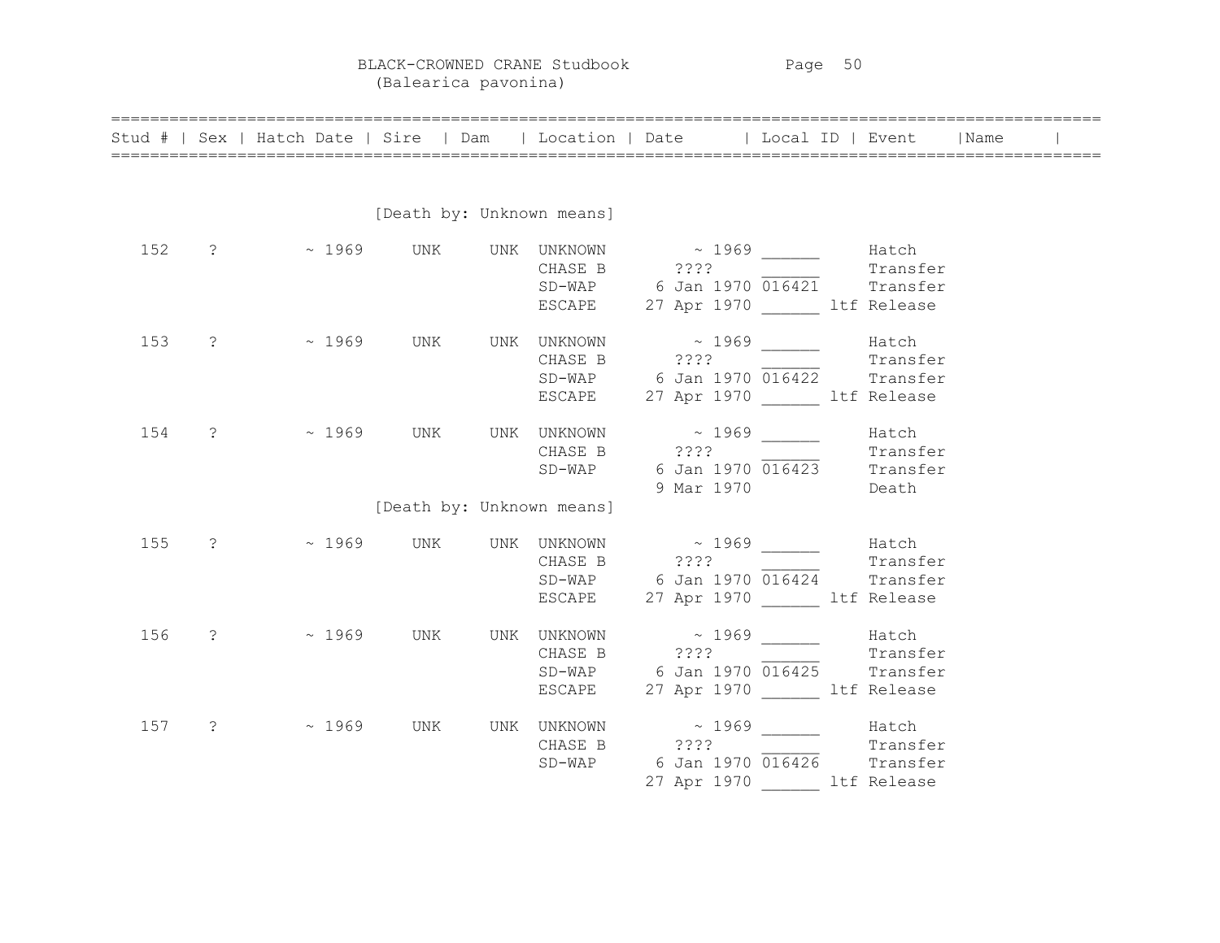BLACK-CROWNED CRANE Studbook
(Balearica pavonina)

| Stud # | Sex | Hatch Date | Sire | Dam | Location | Date | Local ID | Event | Name |
|---|---|---|---|---|---|---|---|---|---|
| | | | [Death by: Unknown means] | | | | | | |
| 152 | ? | ~ 1969 | UNK | UNK | UNKNOWN | ~ 1969 | ______ | Hatch | |
| | | | | | CHASE B | ???? | ______ | Transfer | |
| | | | | | SD-WAP | 6 Jan 1970 | 016421 | Transfer | |
| | | | | | ESCAPE | 27 Apr 1970 | ______ ltf | Release | |
| 153 | ? | ~ 1969 | UNK | UNK | UNKNOWN | ~ 1969 | ______ | Hatch | |
| | | | | | CHASE B | ???? | ______ | Transfer | |
| | | | | | SD-WAP | 6 Jan 1970 | 016422 | Transfer | |
| | | | | | ESCAPE | 27 Apr 1970 | ______ ltf | Release | |
| 154 | ? | ~ 1969 | UNK | UNK | UNKNOWN | ~ 1969 | ______ | Hatch | |
| | | | | | CHASE B | ???? | ______ | Transfer | |
| | | | | | SD-WAP | 6 Jan 1970 | 016423 | Transfer | |
| | | | | | | 9 Mar 1970 | | Death | |
| | | | [Death by: Unknown means] | | | | | | |
| 155 | ? | ~ 1969 | UNK | UNK | UNKNOWN | ~ 1969 | ______ | Hatch | |
| | | | | | CHASE B | ???? | ______ | Transfer | |
| | | | | | SD-WAP | 6 Jan 1970 | 016424 | Transfer | |
| | | | | | ESCAPE | 27 Apr 1970 | ______ ltf | Release | |
| 156 | ? | ~ 1969 | UNK | UNK | UNKNOWN | ~ 1969 | ______ | Hatch | |
| | | | | | CHASE B | ???? | ______ | Transfer | |
| | | | | | SD-WAP | 6 Jan 1970 | 016425 | Transfer | |
| | | | | | ESCAPE | 27 Apr 1970 | ______ ltf | Release | |
| 157 | ? | ~ 1969 | UNK | UNK | UNKNOWN | ~ 1969 | ______ | Hatch | |
| | | | | | CHASE B | ???? | ______ | Transfer | |
| | | | | | SD-WAP | 6 Jan 1970 | 016426 | Transfer | |
| | | | | | | 27 Apr 1970 | ______ ltf | Release | |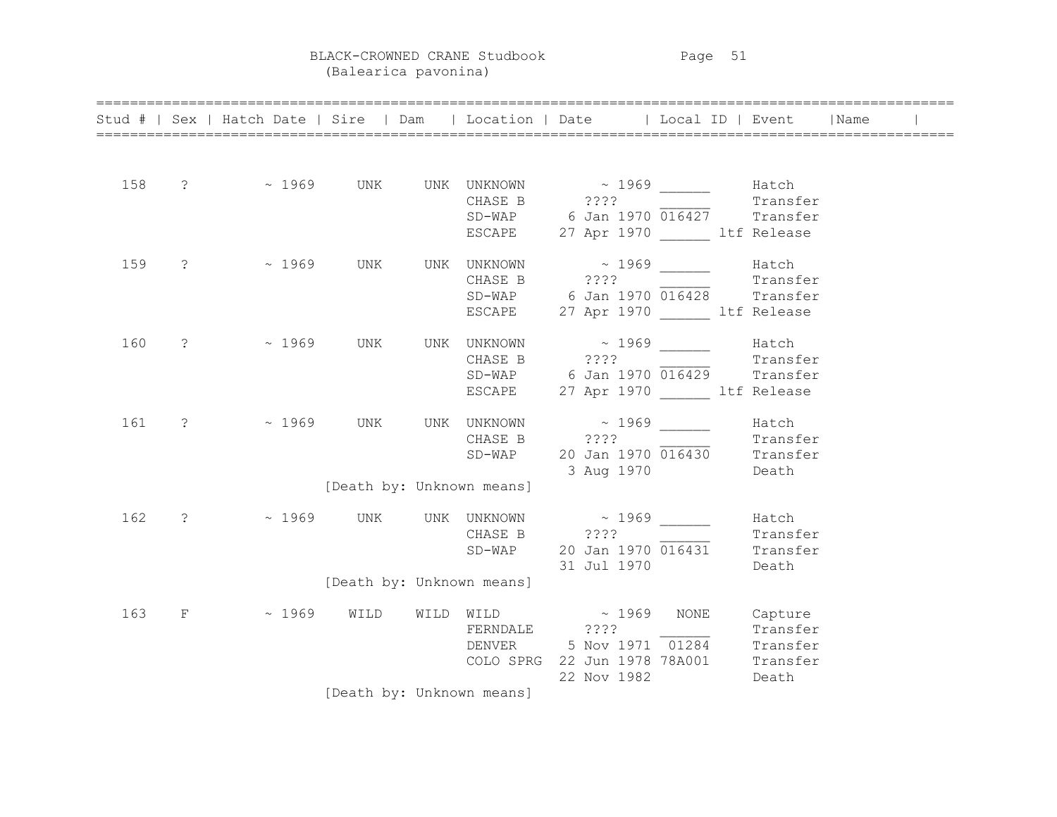# BLACK-CROWNED CRANE Studbook
(Balearica pavonina)

| Stud # | Sex | Hatch Date | Sire | Dam | Location | Date | Local ID | Event | Name |
|---|---|---|---|---|---|---|---|---|---|
| 158 | ? | ~ 1969 | UNK | UNK | UNKNOWN | ~ 1969 | ______ | Hatch | |
| | | | | | CHASE B | ???? | ______ | Transfer | |
| | | | | | SD-WAP | 6 Jan 1970 | 016427 | Transfer | |
| | | | | | ESCAPE | 27 Apr 1970 | ______ ltf | Release | |
| 159 | ? | ~ 1969 | UNK | UNK | UNKNOWN | ~ 1969 | ______ | Hatch | |
| | | | | | CHASE B | ???? | ______ | Transfer | |
| | | | | | SD-WAP | 6 Jan 1970 | 016428 | Transfer | |
| | | | | | ESCAPE | 27 Apr 1970 | ______ ltf | Release | |
| 160 | ? | ~ 1969 | UNK | UNK | UNKNOWN | ~ 1969 | ______ | Hatch | |
| | | | | | CHASE B | ???? | ______ | Transfer | |
| | | | | | SD-WAP | 6 Jan 1970 | 016429 | Transfer | |
| | | | | | ESCAPE | 27 Apr 1970 | ______ ltf | Release | |
| 161 | ? | ~ 1969 | UNK | UNK | UNKNOWN | ~ 1969 | ______ | Hatch | |
| | | | | | CHASE B | ???? | ______ | Transfer | |
| | | | | | SD-WAP | 20 Jan 1970 | 016430 | Transfer | |
| | | | | | | 3 Aug 1970 | | Death | |
| | | [Death by: Unknown means] | | | | | | | |
| 162 | ? | ~ 1969 | UNK | UNK | UNKNOWN | ~ 1969 | ______ | Hatch | |
| | | | | | CHASE B | ???? | ______ | Transfer | |
| | | | | | SD-WAP | 20 Jan 1970 | 016431 | Transfer | |
| | | | | | | 31 Jul 1970 | | Death | |
| | | [Death by: Unknown means] | | | | | | | |
| 163 | F | ~ 1969 | WILD | WILD | WILD | ~ 1969 | NONE | Capture | |
| | | | | | FERNDALE | ???? | ______ | Transfer | |
| | | | | | DENVER | 5 Nov 1971 | 01284 | Transfer | |
| | | | | | COLO SPRG | 22 Jun 1978 | 78A001 | Transfer | |
| | | | | | | 22 Nov 1982 | | Death | |
| | | [Death by: Unknown means] | | | | | | | |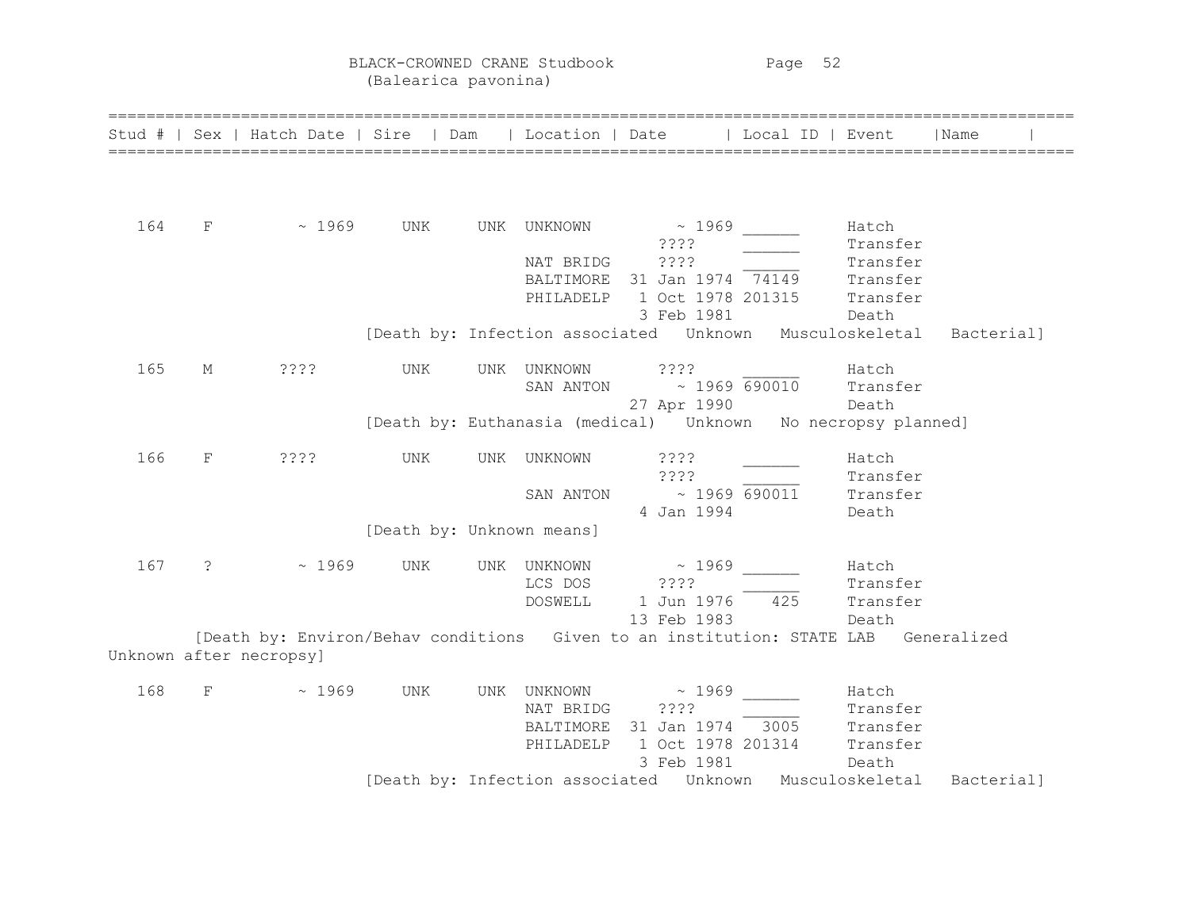# BLACK-CROWNED CRANE Studbook
(Balearica pavonina)

| Stud # | Sex | Hatch Date | Sire | Dam | Location | Date | Local ID | Event | Name |
|---|---|---|---|---|---|---|---|---|---|
| 164 | F | ~ 1969 | UNK | UNK | UNKNOWN | ~ 1969 | ______ | Hatch | |
| | | | | | | ???? | ______ | Transfer | |
| | | | | | NAT BRIDG | ???? | ______ | Transfer | |
| | | | | | BALTIMORE | 31 Jan 1974 | 74149 | Transfer | |
| | | | | | PHILADELP | 1 Oct 1978 | 201315 | Transfer | |
| | | | | | | 3 Feb 1981 | | Death | |
| [Death by: Infection associated   Unknown   Musculoskeletal   Bacterial] | | | | | | | | | |
| 165 | M | ???? | UNK | UNK | UNKNOWN | ???? | ______ | Hatch | |
| | | | | | SAN ANTON | ~ 1969 | 690010 | Transfer | |
| | | | | | | 27 Apr 1990 | | Death | |
| [Death by: Euthanasia (medical)   Unknown   No necropsy planned] | | | | | | | | | |
| 166 | F | ???? | UNK | UNK | UNKNOWN | ???? | ______ | Hatch | |
| | | | | | | ???? | ______ | Transfer | |
| | | | | | SAN ANTON | ~ 1969 | 690011 | Transfer | |
| | | | | | | 4 Jan 1994 | | Death | |
| [Death by: Unknown means] | | | | | | | | | |
| 167 | ? | ~ 1969 | UNK | UNK | UNKNOWN | ~ 1969 | ______ | Hatch | |
| | | | | | LCS DOS | ???? | ______ | Transfer | |
| | | | | | DOSWELL | 1 Jun 1976 | 425 | Transfer | |
| | | | | | | 13 Feb 1983 | | Death | |
| [Death by: Environ/Behav conditions   Given to an institution: STATE LAB   Generalized Unknown after necropsy] | | | | | | | | | |
| 168 | F | ~ 1969 | UNK | UNK | UNKNOWN | ~ 1969 | ______ | Hatch | |
| | | | | | NAT BRIDG | ???? | ______ | Transfer | |
| | | | | | BALTIMORE | 31 Jan 1974 | 3005 | Transfer | |
| | | | | | PHILADELP | 1 Oct 1978 | 201314 | Transfer | |
| | | | | | | 3 Feb 1981 | | Death | |
| [Death by: Infection associated   Unknown   Musculoskeletal   Bacterial] | | | | | | | | | |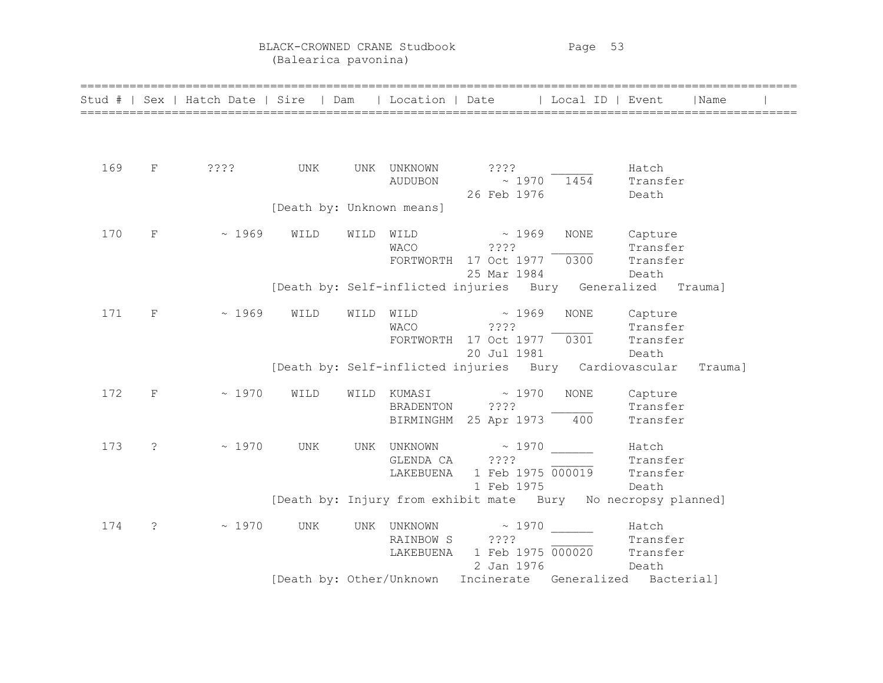# BLACK-CROWNED CRANE Studbook
(Balearica pavonina)

| Stud # | Sex | Hatch Date | Sire | Dam | Location | Date | Local ID | Event | Name |
|---|---|---|---|---|---|---|---|---|---|
| 169 | F | ???? | UNK | UNK | UNKNOWN | ???? | ______ | Hatch | |
| | | | | | AUDUBON | ~ 1970 | 1454 | Transfer | |
| | | | | | | 26 Feb 1976 | | Death | |
| | | | [Death by: Unknown means] | | | | | | |
| 170 | F | ~ 1969 | WILD | WILD | WILD | ~ 1969 | NONE | Capture | |
| | | | | | WACO | ???? | ______ | Transfer | |
| | | | | | FORTWORTH | 17 Oct 1977 | 0300 | Transfer | |
| | | | | | | 25 Mar 1984 | | Death | |
| | | | [Death by: Self-inflicted injuries Bury Generalized Trauma] | | | | | | |
| 171 | F | ~ 1969 | WILD | WILD | WILD | ~ 1969 | NONE | Capture | |
| | | | | | WACO | ???? | ______ | Transfer | |
| | | | | | FORTWORTH | 17 Oct 1977 | 0301 | Transfer | |
| | | | | | | 20 Jul 1981 | | Death | |
| | | | [Death by: Self-inflicted injuries Bury Cardiovascular Trauma] | | | | | | |
| 172 | F | ~ 1970 | WILD | WILD | KUMASI | ~ 1970 | NONE | Capture | |
| | | | | | BRADENTON | ???? | ______ | Transfer | |
| | | | | | BIRMINGHM | 25 Apr 1973 | 400 | Transfer | |
| 173 | ? | ~ 1970 | UNK | UNK | UNKNOWN | ~ 1970 | ______ | Hatch | |
| | | | | | GLENDA CA | ???? | ______ | Transfer | |
| | | | | | LAKEBUENA | 1 Feb 1975 | 000019 | Transfer | |
| | | | | | | 1 Feb 1975 | | Death | |
| | | | [Death by: Injury from exhibit mate Bury No necropsy planned] | | | | | | |
| 174 | ? | ~ 1970 | UNK | UNK | UNKNOWN | ~ 1970 | ______ | Hatch | |
| | | | | | RAINBOW S | ???? | ______ | Transfer | |
| | | | | | LAKEBUENA | 1 Feb 1975 | 000020 | Transfer | |
| | | | | | | 2 Jan 1976 | | Death | |
| | | | [Death by: Other/Unknown Incinerate Generalized Bacterial] | | | | | | |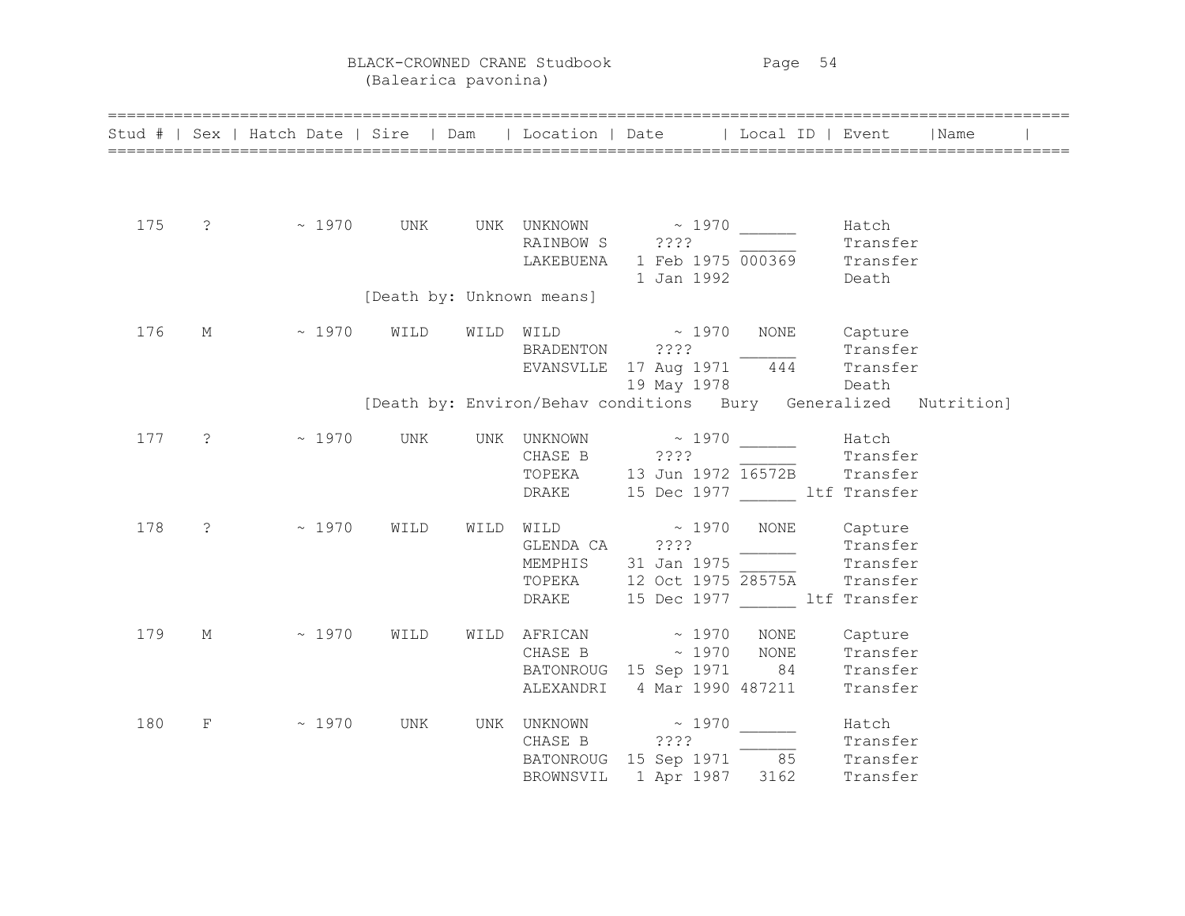# BLACK-CROWNED CRANE Studbook
(Balearica pavonina)

| Stud # | Sex | Hatch Date | Sire | Dam | Location | Date | Local ID | Event | Name |
|---|---|---|---|---|---|---|---|---|---|
| 175 | ? | ~ 1970 | UNK | UNK | UNKNOWN | ~ 1970 | ______ | Hatch | |
| | | | | | RAINBOW S | ???? | ______ | Transfer | |
| | | | | | LAKEBUENA | 1 Feb 1975 | 000369 | Transfer | |
| | | | | | | 1 Jan 1992 | | Death | |
| | | [Death by: Unknown means] | | | | | | | |
| 176 | M | ~ 1970 | WILD | WILD | WILD | ~ 1970 | NONE | Capture | |
| | | | | | BRADENTON | ???? | ______ | Transfer | |
| | | | | | EVANSVLLE | 17 Aug 1971 | 444 | Transfer | |
| | | | | | | 19 May 1978 | | Death | |
| | | [Death by: Environ/Behav conditions Bury Generalized Nutrition] | | | | | | | |
| 177 | ? | ~ 1970 | UNK | UNK | UNKNOWN | ~ 1970 | ______ | Hatch | |
| | | | | | CHASE B | ???? | ______ | Transfer | |
| | | | | | TOPEKA | 13 Jun 1972 | 16572B | Transfer | |
| | | | | | DRAKE | 15 Dec 1977 | ______ | ltf Transfer | |
| 178 | ? | ~ 1970 | WILD | WILD | WILD | ~ 1970 | NONE | Capture | |
| | | | | | GLENDA CA | ???? | ______ | Transfer | |
| | | | | | MEMPHIS | 31 Jan 1975 | ______ | Transfer | |
| | | | | | TOPEKA | 12 Oct 1975 | 28575A | Transfer | |
| | | | | | DRAKE | 15 Dec 1977 | ______ | ltf Transfer | |
| 179 | M | ~ 1970 | WILD | WILD | AFRICAN | ~ 1970 | NONE | Capture | |
| | | | | | CHASE B | ~ 1970 | NONE | Transfer | |
| | | | | | BATONROUG | 15 Sep 1971 | 84 | Transfer | |
| | | | | | ALEXANDRI | 4 Mar 1990 | 487211 | Transfer | |
| 180 | F | ~ 1970 | UNK | UNK | UNKNOWN | ~ 1970 | ______ | Hatch | |
| | | | | | CHASE B | ???? | ______ | Transfer | |
| | | | | | BATONROUG | 15 Sep 1971 | 85 | Transfer | |
| | | | | | BROWNSVIL | 1 Apr 1987 | 3162 | Transfer | |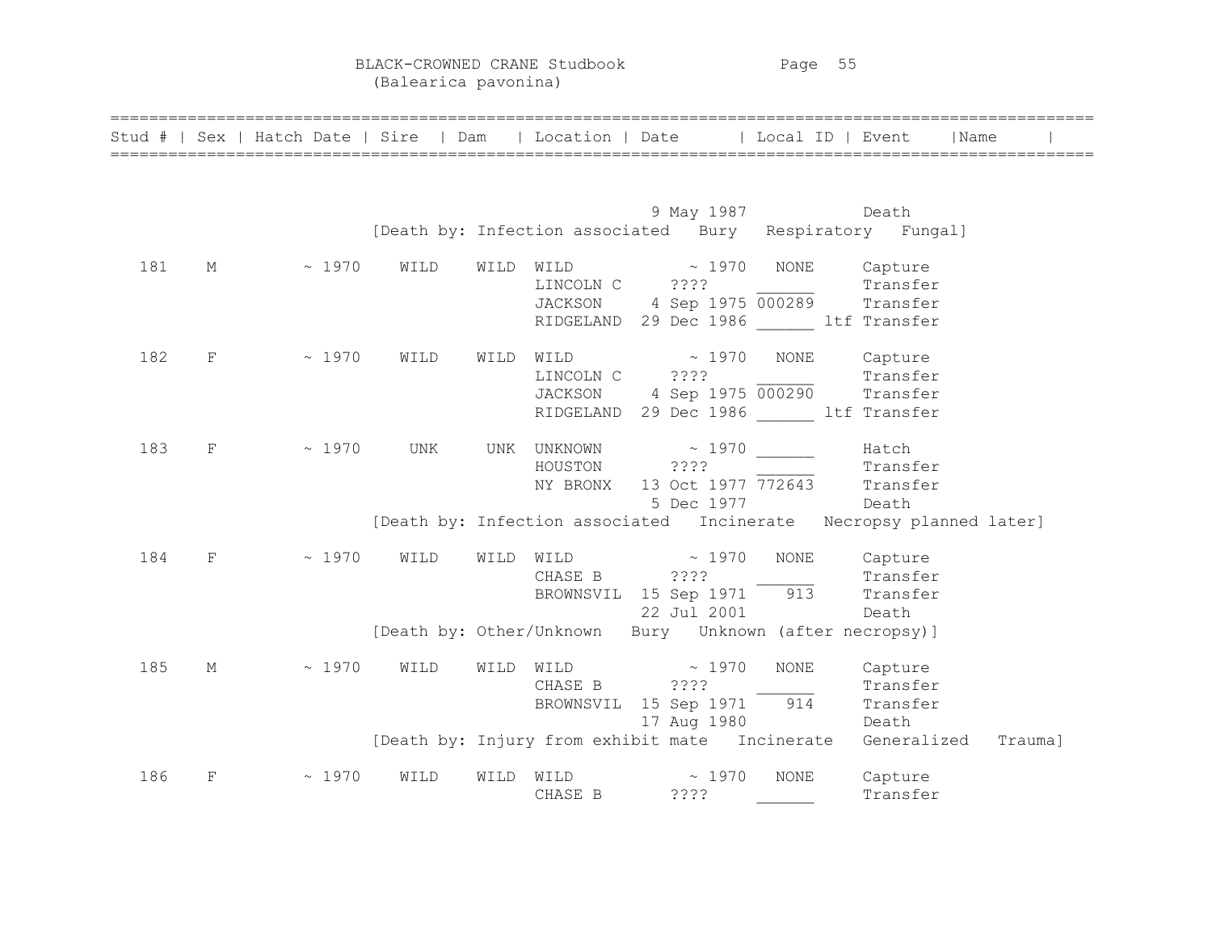BLACK-CROWNED CRANE Studbook
(Balearica pavonina)

| Stud # | Sex | Hatch Date | Sire | Dam | Location | Date | Local ID | Event | Name |
|---|---|---|---|---|---|---|---|---|---|
| | | | | | | 9 May 1987 | | Death | |
| | | | [Death by: Infection associated | Bury | Respiratory | Fungal] | | | |
| 181 | M | ~ 1970 | WILD | WILD | WILD | ~ 1970 | NONE | Capture | |
| | | | | | LINCOLN C | ???? | ______ | Transfer | |
| | | | | | JACKSON | 4 Sep 1975 | 000289 | Transfer | |
| | | | | | RIDGELAND | 29 Dec 1986 | ______ ltf | Transfer | |
| 182 | F | ~ 1970 | WILD | WILD | WILD | ~ 1970 | NONE | Capture | |
| | | | | | LINCOLN C | ???? | ______ | Transfer | |
| | | | | | JACKSON | 4 Sep 1975 | 000290 | Transfer | |
| | | | | | RIDGELAND | 29 Dec 1986 | ______ ltf | Transfer | |
| 183 | F | ~ 1970 | UNK | UNK | UNKNOWN | ~ 1970 | ______ | Hatch | |
| | | | | | HOUSTON | ???? | ______ | Transfer | |
| | | | | | NY BRONX | 13 Oct 1977 | 772643 | Transfer | |
| | | | | | | 5 Dec 1977 | | Death | |
| | | | [Death by: Infection associated | Incinerate | Necropsy planned later] | | | | |
| 184 | F | ~ 1970 | WILD | WILD | WILD | ~ 1970 | NONE | Capture | |
| | | | | | CHASE B | ???? | ______ | Transfer | |
| | | | | | BROWNSVIL | 15 Sep 1971 | 913 | Transfer | |
| | | | | | | 22 Jul 2001 | | Death | |
| | | | [Death by: Other/Unknown | Bury | Unknown (after necropsy)] | | | | |
| 185 | M | ~ 1970 | WILD | WILD | WILD | ~ 1970 | NONE | Capture | |
| | | | | | CHASE B | ???? | ______ | Transfer | |
| | | | | | BROWNSVIL | 15 Sep 1971 | 914 | Transfer | |
| | | | | | | 17 Aug 1980 | | Death | |
| | | | [Death by: Injury from exhibit mate | Incinerate | Generalized | Trauma] | | | |
| 186 | F | ~ 1970 | WILD | WILD | WILD | ~ 1970 | NONE | Capture | |
| | | | | | CHASE B | ???? | ______ | Transfer | |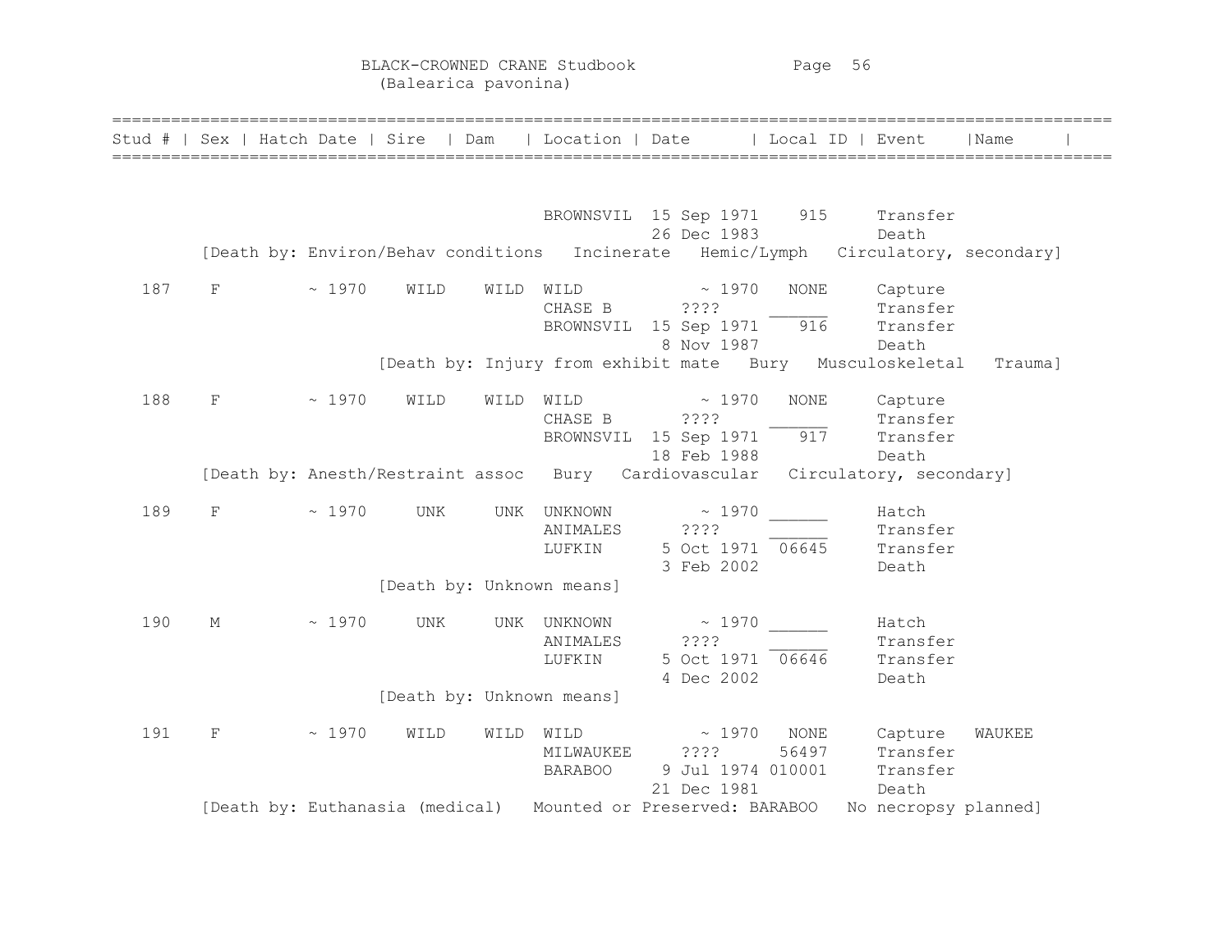BLACK-CROWNED CRANE Studbook
(Balearica pavonina)

| Stud # | Sex | Hatch Date | Sire | Dam | Location | Date | Local ID | Event | Name |
|---|---|---|---|---|---|---|---|---|---|
| | | | | | BROWNSVIL | 15 Sep 1971 | 915 | Transfer | |
| | | | | | | 26 Dec 1983 | | Death | |
| [Death by: Environ/Behav conditions Incinerate Hemic/Lymph Circulatory, secondary] | | | | | | | | | |
| 187 | F | ~ 1970 | WILD | WILD | WILD | ~ 1970 | NONE | Capture | |
| | | | | | CHASE B | ???? | ______ | Transfer | |
| | | | | | BROWNSVIL | 15 Sep 1971 | 916 | Transfer | |
| | | | | | | 8 Nov 1987 | | Death | |
| [Death by: Injury from exhibit mate Bury Musculoskeletal Trauma] | | | | | | | | | |
| 188 | F | ~ 1970 | WILD | WILD | WILD | ~ 1970 | NONE | Capture | |
| | | | | | CHASE B | ???? | ______ | Transfer | |
| | | | | | BROWNSVIL | 15 Sep 1971 | 917 | Transfer | |
| | | | | | | 18 Feb 1988 | | Death | |
| [Death by: Anesth/Restraint assoc Bury Cardiovascular Circulatory, secondary] | | | | | | | | | |
| 189 | F | ~ 1970 | UNK | UNK | UNKNOWN | ~ 1970 | ______ | Hatch | |
| | | | | | ANIMALES | ???? | ______ | Transfer | |
| | | | | | LUFKIN | 5 Oct 1971 | 06645 | Transfer | |
| | | | | | | 3 Feb 2002 | | Death | |
| [Death by: Unknown means] | | | | | | | | | |
| 190 | M | ~ 1970 | UNK | UNK | UNKNOWN | ~ 1970 | ______ | Hatch | |
| | | | | | ANIMALES | ???? | ______ | Transfer | |
| | | | | | LUFKIN | 5 Oct 1971 | 06646 | Transfer | |
| | | | | | | 4 Dec 2002 | | Death | |
| [Death by: Unknown means] | | | | | | | | | |
| 191 | F | ~ 1970 | WILD | WILD | WILD | ~ 1970 | NONE | Capture | WAUKEE |
| | | | | | MILWAUKEE | ???? | 56497 | Transfer | |
| | | | | | BARABOO | 9 Jul 1974 | 010001 | Transfer | |
| | | | | | | 21 Dec 1981 | | Death | |
| [Death by: Euthanasia (medical) Mounted or Preserved: BARABOO No necropsy planned] | | | | | | | | | |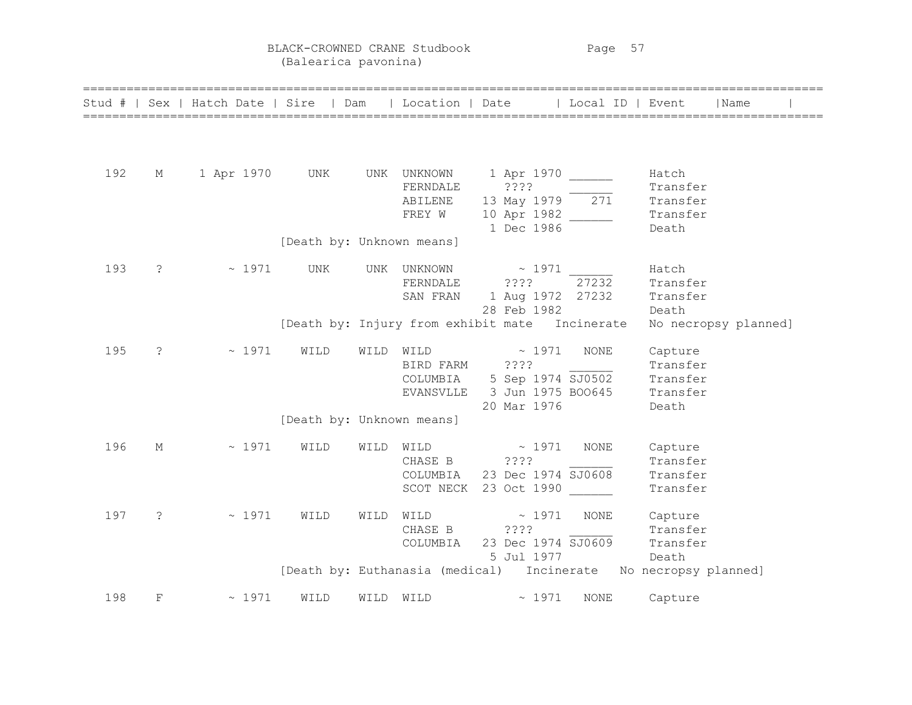BLACK-CROWNED CRANE Studbook
(Balearica pavonina)

| Stud # | Sex | Hatch Date | Sire | Dam | Location | Date | Local ID | Event | Name |
|---|---|---|---|---|---|---|---|---|---|
| 192 | M | 1 Apr 1970 | UNK | UNK | UNKNOWN | 1 Apr 1970 | ______ | Hatch | |
| | | | | | FERNDALE | ???? | ______ | Transfer | |
| | | | | | ABILENE | 13 May 1979 | 271 | Transfer | |
| | | | | | FREY W | 10 Apr 1982 | ______ | Transfer | |
| | | | | | | 1 Dec 1986 | | Death | |
| | | | [Death by: Unknown means] | | | | | | |
| 193 | ? | ~ 1971 | UNK | UNK | UNKNOWN | ~ 1971 | ______ | Hatch | |
| | | | | | FERNDALE | ???? | 27232 | Transfer | |
| | | | | | SAN FRAN | 1 Aug 1972 | 27232 | Transfer | |
| | | | | | | 28 Feb 1982 | | Death | |
| | | | [Death by: Injury from exhibit mate | | | | Incinerate | No necropsy planned] | |
| 195 | ? | ~ 1971 | WILD | WILD | WILD | ~ 1971 | NONE | Capture | |
| | | | | | BIRD FARM | ???? | ______ | Transfer | |
| | | | | | COLUMBIA | 5 Sep 1974 | SJ0502 | Transfer | |
| | | | | | EVANSVLLE | 3 Jun 1975 | BOO645 | Transfer | |
| | | | | | | 20 Mar 1976 | | Death | |
| | | | [Death by: Unknown means] | | | | | | |
| 196 | M | ~ 1971 | WILD | WILD | WILD | ~ 1971 | NONE | Capture | |
| | | | | | CHASE B | ???? | ______ | Transfer | |
| | | | | | COLUMBIA | 23 Dec 1974 | SJ0608 | Transfer | |
| | | | | | SCOT NECK | 23 Oct 1990 | ______ | Transfer | |
| 197 | ? | ~ 1971 | WILD | WILD | WILD | ~ 1971 | NONE | Capture | |
| | | | | | CHASE B | ???? | ______ | Transfer | |
| | | | | | COLUMBIA | 23 Dec 1974 | SJ0609 | Transfer | |
| | | | | | | 5 Jul 1977 | | Death | |
| | | | [Death by: Euthanasia (medical) | | | | Incinerate | No necropsy planned] | |
| 198 | F | ~ 1971 | WILD | WILD | WILD | ~ 1971 | NONE | Capture | |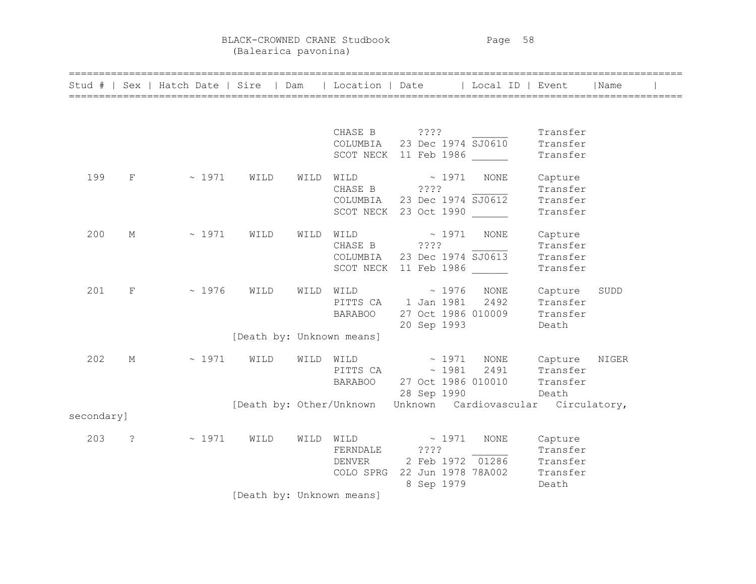# BLACK-CROWNED CRANE Studbook
(Balearica pavonina)

| Stud # | Sex | Hatch Date | Sire | Dam | Location | Date | Local ID | Event | Name |
|---|---|---|---|---|---|---|---|---|---|
| | | | | | CHASE B | ???? | ______ | Transfer | |
| | | | | | COLUMBIA | 23 Dec 1974 | SJ0610 | Transfer | |
| | | | | | SCOT NECK | 11 Feb 1986 | ______ | Transfer | |
| 199 | F | ~ 1971 | WILD | WILD | WILD | ~ 1971 | NONE | Capture | |
| | | | | | CHASE B | ???? | ______ | Transfer | |
| | | | | | COLUMBIA | 23 Dec 1974 | SJ0612 | Transfer | |
| | | | | | SCOT NECK | 23 Oct 1990 | ______ | Transfer | |
| 200 | M | ~ 1971 | WILD | WILD | WILD | ~ 1971 | NONE | Capture | |
| | | | | | CHASE B | ???? | ______ | Transfer | |
| | | | | | COLUMBIA | 23 Dec 1974 | SJ0613 | Transfer | |
| | | | | | SCOT NECK | 11 Feb 1986 | ______ | Transfer | |
| 201 | F | ~ 1976 | WILD | WILD | WILD | ~ 1976 | NONE | Capture | SUDD |
| | | | | | PITTS CA | 1 Jan 1981 | 2492 | Transfer | |
| | | | | | BARABOO | 27 Oct 1986 | 010009 | Transfer | |
| | | | | | | 20 Sep 1993 | | Death | |
| | | | [Death by: Unknown means] | | | | | | |
| 202 | M | ~ 1971 | WILD | WILD | WILD | ~ 1971 | NONE | Capture | NIGER |
| | | | | | PITTS CA | ~ 1981 | 2491 | Transfer | |
| | | | | | BARABOO | 27 Oct 1986 | 010010 | Transfer | |
| | | | | | | 28 Sep 1990 | | Death | |
| | | | [Death by: Other/Unknown Unknown Cardiovascular Circulatory, secondary] | | | | | | |
| 203 | ? | ~ 1971 | WILD | WILD | WILD | ~ 1971 | NONE | Capture | |
| | | | | | FERNDALE | ???? | ______ | Transfer | |
| | | | | | DENVER | 2 Feb 1972 | 01286 | Transfer | |
| | | | | | COLO SPRG | 22 Jun 1978 | 78A002 | Transfer | |
| | | | | | | 8 Sep 1979 | | Death | |
| | | | [Death by: Unknown means] | | | | | | |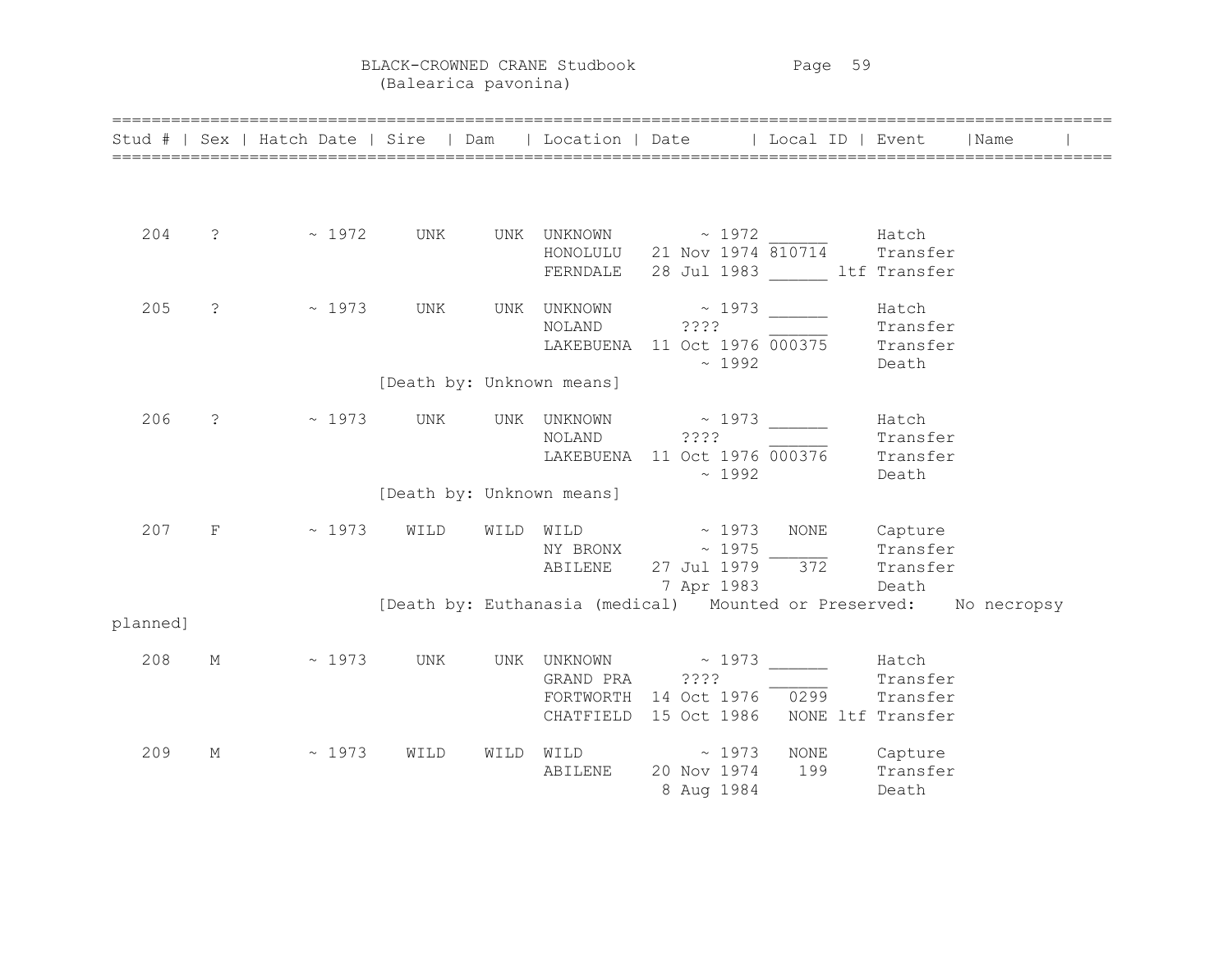# BLACK-CROWNED CRANE Studbook
(Balearica pavonina)

| Stud # | Sex | Hatch Date | Sire | Dam | Location | Date | Local ID | Event | Name |
|---|---|---|---|---|---|---|---|---|---|
| 204 | ? | ~ 1972 | UNK | UNK | UNKNOWN | ~ 1972 | ______ | Hatch | |
| | | | | | HONOLULU | 21 Nov 1974 | 810714 | Transfer | |
| | | | | | FERNDALE | 28 Jul 1983 | ______ ltf | Transfer | |
| 205 | ? | ~ 1973 | UNK | UNK | UNKNOWN | ~ 1973 | ______ | Hatch | |
| | | | | | NOLAND | ???? | ______ | Transfer | |
| | | | | | LAKEBUENA | 11 Oct 1976 | 000375 | Transfer | |
| | | | | | | ~ 1992 | | Death | |
| | | [Death by: Unknown means] | | | | | | | |
| 206 | ? | ~ 1973 | UNK | UNK | UNKNOWN | ~ 1973 | ______ | Hatch | |
| | | | | | NOLAND | ???? | ______ | Transfer | |
| | | | | | LAKEBUENA | 11 Oct 1976 | 000376 | Transfer | |
| | | | | | | ~ 1992 | | Death | |
| | | [Death by: Unknown means] | | | | | | | |
| 207 | F | ~ 1973 | WILD | WILD | WILD | ~ 1973 | NONE | Capture | |
| | | | | | NY BRONX | ~ 1975 | ______ | Transfer | |
| | | | | | ABILENE | 27 Jul 1979 | 372 | Transfer | |
| | | | | | | 7 Apr 1983 | | Death | |
| | | [Death by: Euthanasia (medical) Mounted or Preserved: No necropsy planned] | | | | | | | |
| 208 | M | ~ 1973 | UNK | UNK | UNKNOWN | ~ 1973 | ______ | Hatch | |
| | | | | | GRAND PRA | ???? | ______ | Transfer | |
| | | | | | FORTWORTH | 14 Oct 1976 | 0299 | Transfer | |
| | | | | | CHATFIELD | 15 Oct 1986 | NONE ltf | Transfer | |
| 209 | M | ~ 1973 | WILD | WILD | WILD | ~ 1973 | NONE | Capture | |
| | | | | | ABILENE | 20 Nov 1974 | 199 | Transfer | |
| | | | | | | 8 Aug 1984 | | Death | |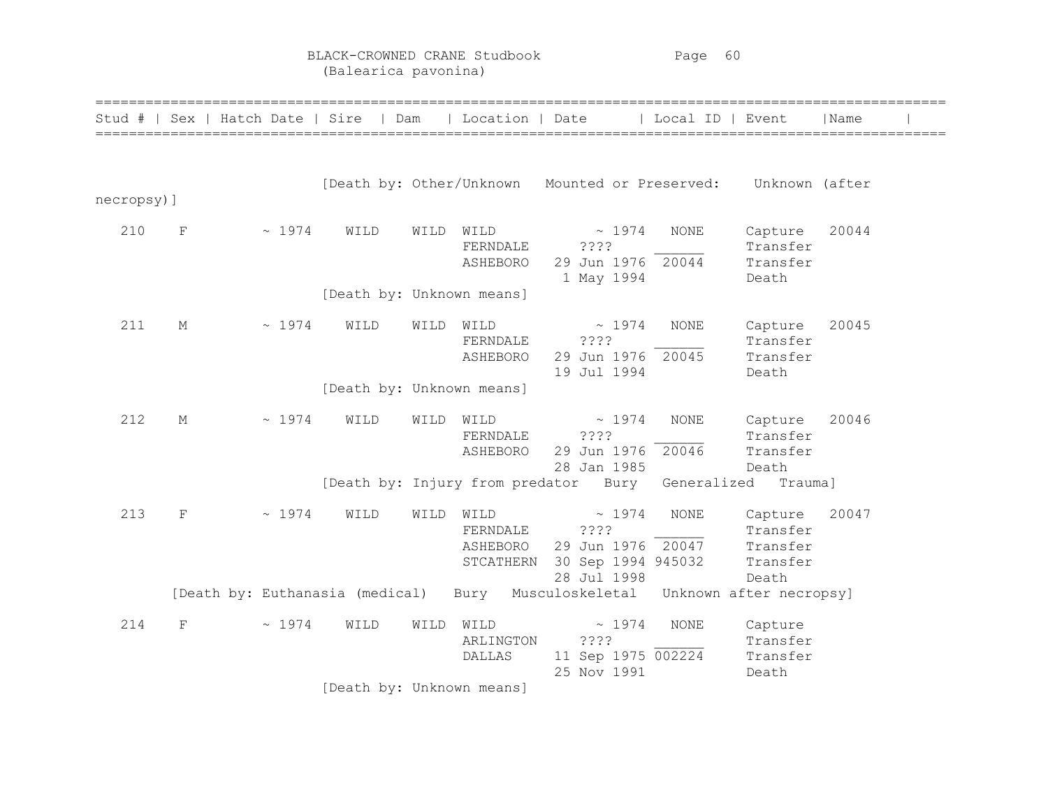BLACK-CROWNED CRANE Studbook
(Balearica pavonina)

| Stud # | Sex | Hatch Date | Sire | Dam | Location | Date | Local ID | Event | Name |
|---|---|---|---|---|---|---|---|---|---|
| | | | | | | | | | |
| [Death by: Other/Unknown Mounted or Preserved: Unknown (after necropsy)] | | | | | | | | | |
| 210 | F | ~ 1974 | WILD | WILD | WILD | ~ 1974 | NONE | Capture | 20044 |
| | | | | | FERNDALE | ???? | ______ | Transfer | |
| | | | | | ASHEBORO | 29 Jun 1976 | 20044 | Transfer | |
| | | | | | | 1 May 1994 | | Death | |
| [Death by: Unknown means] | | | | | | | | | |
| 211 | M | ~ 1974 | WILD | WILD | WILD | ~ 1974 | NONE | Capture | 20045 |
| | | | | | FERNDALE | ???? | ______ | Transfer | |
| | | | | | ASHEBORO | 29 Jun 1976 | 20045 | Transfer | |
| | | | | | | 19 Jul 1994 | | Death | |
| [Death by: Unknown means] | | | | | | | | | |
| 212 | M | ~ 1974 | WILD | WILD | WILD | ~ 1974 | NONE | Capture | 20046 |
| | | | | | FERNDALE | ???? | ______ | Transfer | |
| | | | | | ASHEBORO | 29 Jun 1976 | 20046 | Transfer | |
| | | | | | | 28 Jan 1985 | | Death | |
| [Death by: Injury from predator Bury Generalized Trauma] | | | | | | | | | |
| 213 | F | ~ 1974 | WILD | WILD | WILD | ~ 1974 | NONE | Capture | 20047 |
| | | | | | FERNDALE | ???? | ______ | Transfer | |
| | | | | | ASHEBORO | 29 Jun 1976 | 20047 | Transfer | |
| | | | | | STCATHERN | 30 Sep 1994 | 945032 | Transfer | |
| | | | | | | 28 Jul 1998 | | Death | |
| [Death by: Euthanasia (medical) Bury Musculoskeletal Unknown after necropsy] | | | | | | | | | |
| 214 | F | ~ 1974 | WILD | WILD | WILD | ~ 1974 | NONE | Capture | |
| | | | | | ARLINGTON | ???? | ______ | Transfer | |
| | | | | | DALLAS | 11 Sep 1975 | 002224 | Transfer | |
| | | | | | | 25 Nov 1991 | | Death | |
| [Death by: Unknown means] | | | | | | | | | |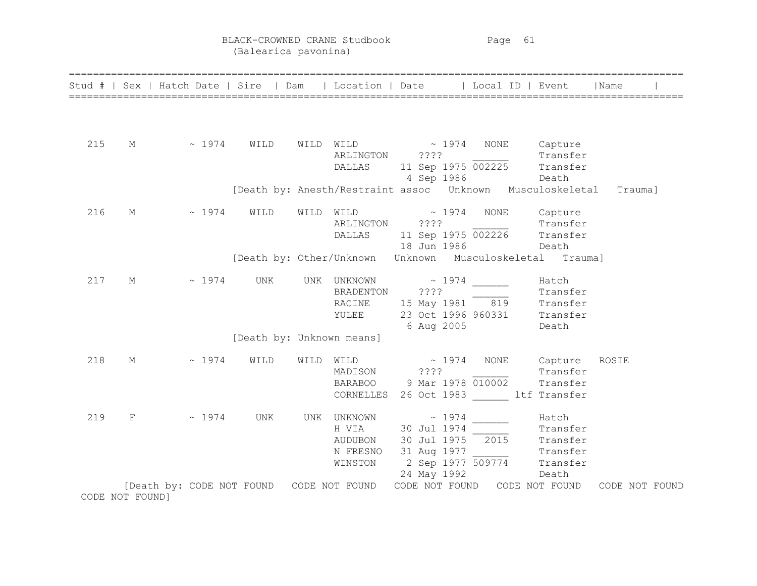# BLACK-CROWNED CRANE Studbook
(Balearica pavonina)

| Stud # | Sex | Hatch Date | Sire | Dam | Location | Date | Local ID | Event | Name |
|---|---|---|---|---|---|---|---|---|---|
| 215 | M | ~ 1974 | WILD | WILD | WILD | ~ 1974 | NONE | Capture | |
| | | | | | ARLINGTON | ???? | ______ | Transfer | |
| | | | | | DALLAS | 11 Sep 1975 | 002225 | Transfer | |
| | | | | | | 4 Sep 1986 | | Death | |
| | | | [Death by: Anesth/Restraint assoc Unknown Musculoskeletal Trauma] | | | | | | |
| 216 | M | ~ 1974 | WILD | WILD | WILD | ~ 1974 | NONE | Capture | |
| | | | | | ARLINGTON | ???? | ______ | Transfer | |
| | | | | | DALLAS | 11 Sep 1975 | 002226 | Transfer | |
| | | | | | | 18 Jun 1986 | | Death | |
| | | | [Death by: Other/Unknown Unknown Musculoskeletal Trauma] | | | | | | |
| 217 | M | ~ 1974 | UNK | UNK | UNKNOWN | ~ 1974 | ______ | Hatch | |
| | | | | | BRADENTON | ???? | ______ | Transfer | |
| | | | | | RACINE | 15 May 1981 | 819 | Transfer | |
| | | | | | YULEE | 23 Oct 1996 | 960331 | Transfer | |
| | | | | | | 6 Aug 2005 | | Death | |
| | | | [Death by: Unknown means] | | | | | | |
| 218 | M | ~ 1974 | WILD | WILD | WILD | ~ 1974 | NONE | Capture | ROSIE |
| | | | | | MADISON | ???? | ______ | Transfer | |
| | | | | | BARABOO | 9 Mar 1978 | 010002 | Transfer | |
| | | | | | CORNELLES | 26 Oct 1983 | ______ ltf | Transfer | |
| 219 | F | ~ 1974 | UNK | UNK | UNKNOWN | ~ 1974 | ______ | Hatch | |
| | | | | | H VIA | 30 Jul 1974 | ______ | Transfer | |
| | | | | | AUDUBON | 30 Jul 1975 | 2015 | Transfer | |
| | | | | | N FRESNO | 31 Aug 1977 | ______ | Transfer | |
| | | | | | WINSTON | 2 Sep 1977 | 509774 | Transfer | |
| | | | | | | 24 May 1992 | | Death | |
| | | [Death by: CODE NOT FOUND CODE NOT FOUND CODE NOT FOUND CODE NOT FOUND CODE NOT FOUND CODE NOT FOUND] | | | | | | | |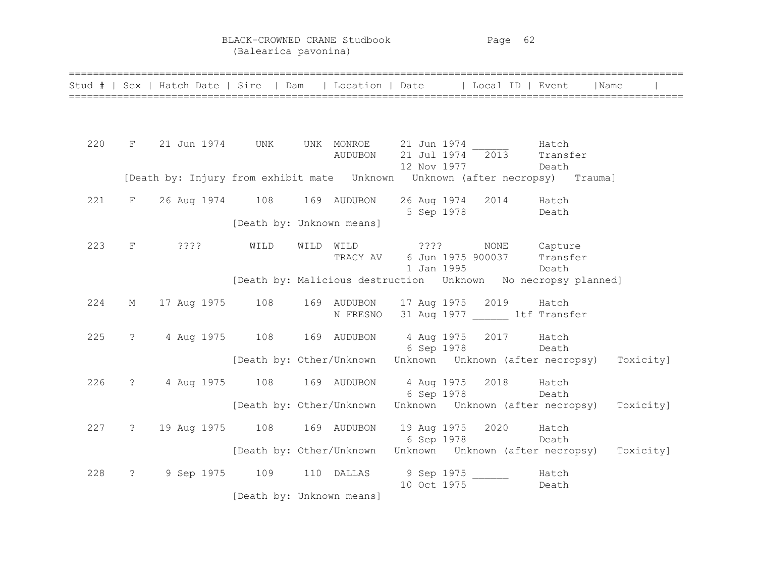# BLACK-CROWNED CRANE Studbook
(Balearica pavonina)

| Stud # | Sex | Hatch Date | Sire | Dam | Location | Date | Local ID | Event | Name |
|---|---|---|---|---|---|---|---|---|---|
| 220 | F | 21 Jun 1974 | UNK | UNK | MONROE | 21 Jun 1974 | ______ | Hatch | |
| | | | | | AUDUBON | 21 Jul 1974 | 2013 | Transfer | |
| | | | | | | 12 Nov 1977 | | Death | |
| | [Death by: Injury from exhibit mate Unknown Unknown (after necropsy) Trauma] | | | | | | | | |
| 221 | F | 26 Aug 1974 | 108 | 169 | AUDUBON | 26 Aug 1974 | 2014 | Hatch | |
| | | | | | | 5 Sep 1978 | | Death | |
| | | | [Death by: Unknown means] | | | | | | |
| 223 | F | ???? | WILD | WILD | WILD | ???? | NONE | Capture | |
| | | | | | TRACY AV | 6 Jun 1975 | 900037 | Transfer | |
| | | | | | | 1 Jan 1995 | | Death | |
| | | | [Death by: Malicious destruction Unknown No necropsy planned] | | | | | | |
| 224 | M | 17 Aug 1975 | 108 | 169 | AUDUBON | 17 Aug 1975 | 2019 | Hatch | |
| | | | | | N FRESNO | 31 Aug 1977 | ______ ltf | Transfer | |
| 225 | ? | 4 Aug 1975 | 108 | 169 | AUDUBON | 4 Aug 1975 | 2017 | Hatch | |
| | | | | | | 6 Sep 1978 | | Death | |
| | | | [Death by: Other/Unknown Unknown Unknown (after necropsy) Toxicity] | | | | | | |
| 226 | ? | 4 Aug 1975 | 108 | 169 | AUDUBON | 4 Aug 1975 | 2018 | Hatch | |
| | | | | | | 6 Sep 1978 | | Death | |
| | | | [Death by: Other/Unknown Unknown Unknown (after necropsy) Toxicity] | | | | | | |
| 227 | ? | 19 Aug 1975 | 108 | 169 | AUDUBON | 19 Aug 1975 | 2020 | Hatch | |
| | | | | | | 6 Sep 1978 | | Death | |
| | | | [Death by: Other/Unknown Unknown Unknown (after necropsy) Toxicity] | | | | | | |
| 228 | ? | 9 Sep 1975 | 109 | 110 | DALLAS | 9 Sep 1975 | ______ | Hatch | |
| | | | | | | 10 Oct 1975 | | Death | |
| | | | [Death by: Unknown means] | | | | | | |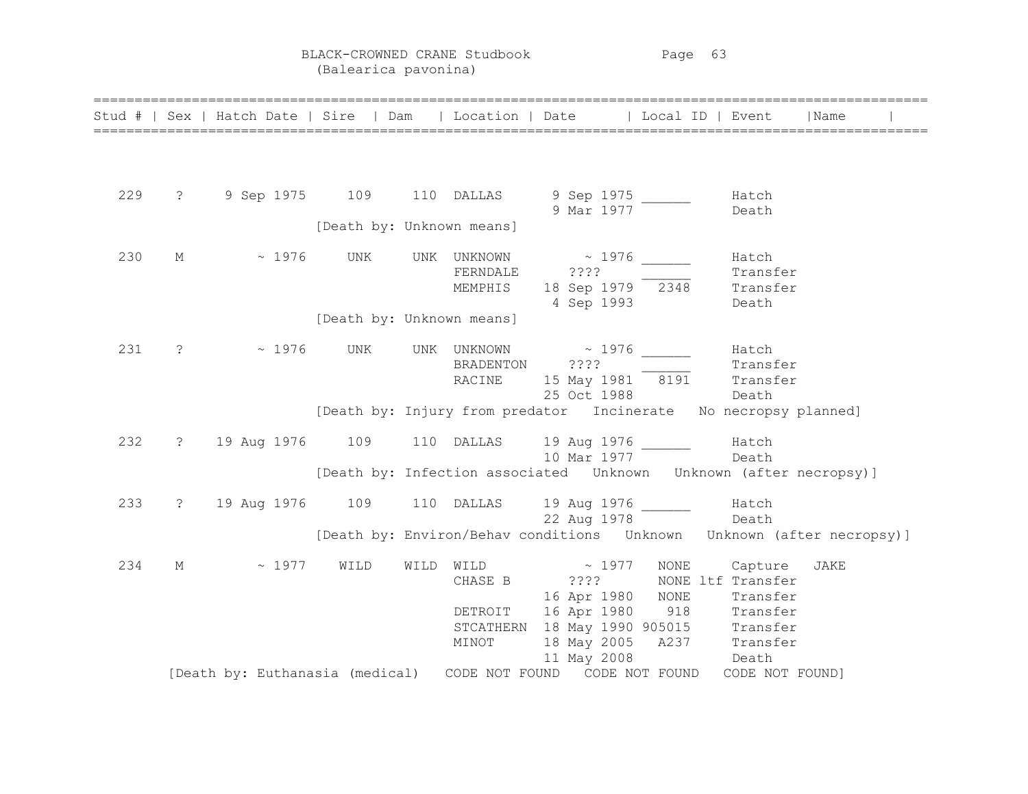# BLACK-CROWNED CRANE Studbook
(Balearica pavonina)

| Stud # | Sex | Hatch Date | Sire | Dam | Location | Date | Local ID | Event | Name |
|---|---|---|---|---|---|---|---|---|---|
| 229 | ? | 9 Sep 1975 | 109 | 110 | DALLAS | 9 Sep 1975 | ______ | Hatch | |
| | | | | | | 9 Mar 1977 | | Death | |
| | | | [Death by: Unknown means] | | | | | | |
| 230 | M | ~ 1976 | UNK | UNK | UNKNOWN | ~ 1976 | ______ | Hatch | |
| | | | | | FERNDALE | ???? | ______ | Transfer | |
| | | | | | MEMPHIS | 18 Sep 1979 | 2348 | Transfer | |
| | | | | | | 4 Sep 1993 | | Death | |
| | | | [Death by: Unknown means] | | | | | | |
| 231 | ? | ~ 1976 | UNK | UNK | UNKNOWN | ~ 1976 | ______ | Hatch | |
| | | | | | BRADENTON | ???? | ______ | Transfer | |
| | | | | | RACINE | 15 May 1981 | 8191 | Transfer | |
| | | | | | | 25 Oct 1988 | | Death | |
| | | | [Death by: Injury from predator Incinerate No necropsy planned] | | | | | | |
| 232 | ? | 19 Aug 1976 | 109 | 110 | DALLAS | 19 Aug 1976 | ______ | Hatch | |
| | | | | | | 10 Mar 1977 | | Death | |
| | | | [Death by: Infection associated Unknown Unknown (after necropsy)] | | | | | | |
| 233 | ? | 19 Aug 1976 | 109 | 110 | DALLAS | 19 Aug 1976 | ______ | Hatch | |
| | | | | | | 22 Aug 1978 | | Death | |
| | | | [Death by: Environ/Behav conditions Unknown Unknown (after necropsy)] | | | | | | |
| 234 | M | ~ 1977 | WILD | WILD | WILD | ~ 1977 | NONE | Capture | JAKE |
| | | | | | CHASE B | ???? | NONE ltf | Transfer | |
| | | | | | | 16 Apr 1980 | NONE | Transfer | |
| | | | | | DETROIT | 16 Apr 1980 | 918 | Transfer | |
| | | | | | STCATHERN | 18 May 1990 | 905015 | Transfer | |
| | | | | | MINOT | 18 May 2005 | A237 | Transfer | |
| | | | | | | 11 May 2008 | | Death | |
| | [Death by: Euthanasia (medical) CODE NOT FOUND CODE NOT FOUND CODE NOT FOUND] | | | | | | | | |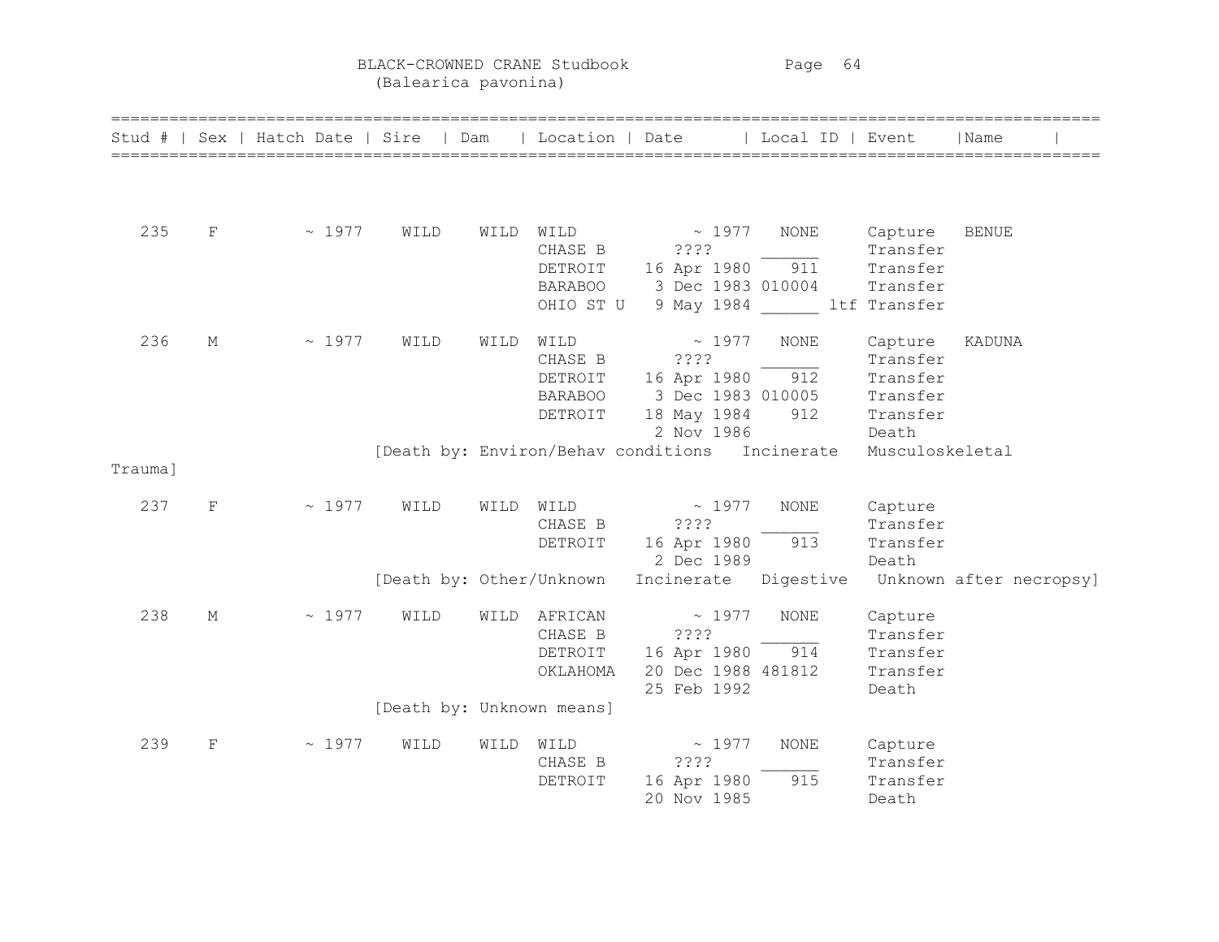# BLACK-CROWNED CRANE Studbook
## (Balearica pavonina)

| Stud # | Sex | Hatch Date | Sire | Dam | Location | Date | Local ID | Event | Name |
|---|---|---|---|---|---|---|---|---|---|
| 235 | F | ~ 1977 | WILD | WILD | WILD | ~ 1977 | NONE | Capture | BENUE |
| | | | | | CHASE B | ???? | ______ | Transfer | |
| | | | | | DETROIT | 16 Apr 1980 | 911 | Transfer | |
| | | | | | BARABOO | 3 Dec 1983 | 010004 | Transfer | |
| | | | | | OHIO ST U | 9 May 1984 | ______ ltf | Transfer | |
| 236 | M | ~ 1977 | WILD | WILD | WILD | ~ 1977 | NONE | Capture | KADUNA |
| | | | | | CHASE B | ???? | ______ | Transfer | |
| | | | | | DETROIT | 16 Apr 1980 | 912 | Transfer | |
| | | | | | BARABOO | 3 Dec 1983 | 010005 | Transfer | |
| | | | | | DETROIT | 18 May 1984 | 912 | Transfer | |
| | | | | | | 2 Nov 1986 | | Death | |
| | | | [Death by: Environ/Behav conditions Incinerate Musculoskeletal Trauma] | | | | | | |
| 237 | F | ~ 1977 | WILD | WILD | WILD | ~ 1977 | NONE | Capture | |
| | | | | | CHASE B | ???? | ______ | Transfer | |
| | | | | | DETROIT | 16 Apr 1980 | 913 | Transfer | |
| | | | | | | 2 Dec 1989 | | Death | |
| | | | [Death by: Other/Unknown Incinerate Digestive Unknown after necropsy] | | | | | | |
| 238 | M | ~ 1977 | WILD | WILD | AFRICAN | ~ 1977 | NONE | Capture | |
| | | | | | CHASE B | ???? | ______ | Transfer | |
| | | | | | DETROIT | 16 Apr 1980 | 914 | Transfer | |
| | | | | | OKLAHOMA | 20 Dec 1988 | 481812 | Transfer | |
| | | | | | | 25 Feb 1992 | | Death | |
| | | | [Death by: Unknown means] | | | | | | |
| 239 | F | ~ 1977 | WILD | WILD | WILD | ~ 1977 | NONE | Capture | |
| | | | | | CHASE B | ???? | ______ | Transfer | |
| | | | | | DETROIT | 16 Apr 1980 | 915 | Transfer | |
| | | | | | | 20 Nov 1985 | | Death | |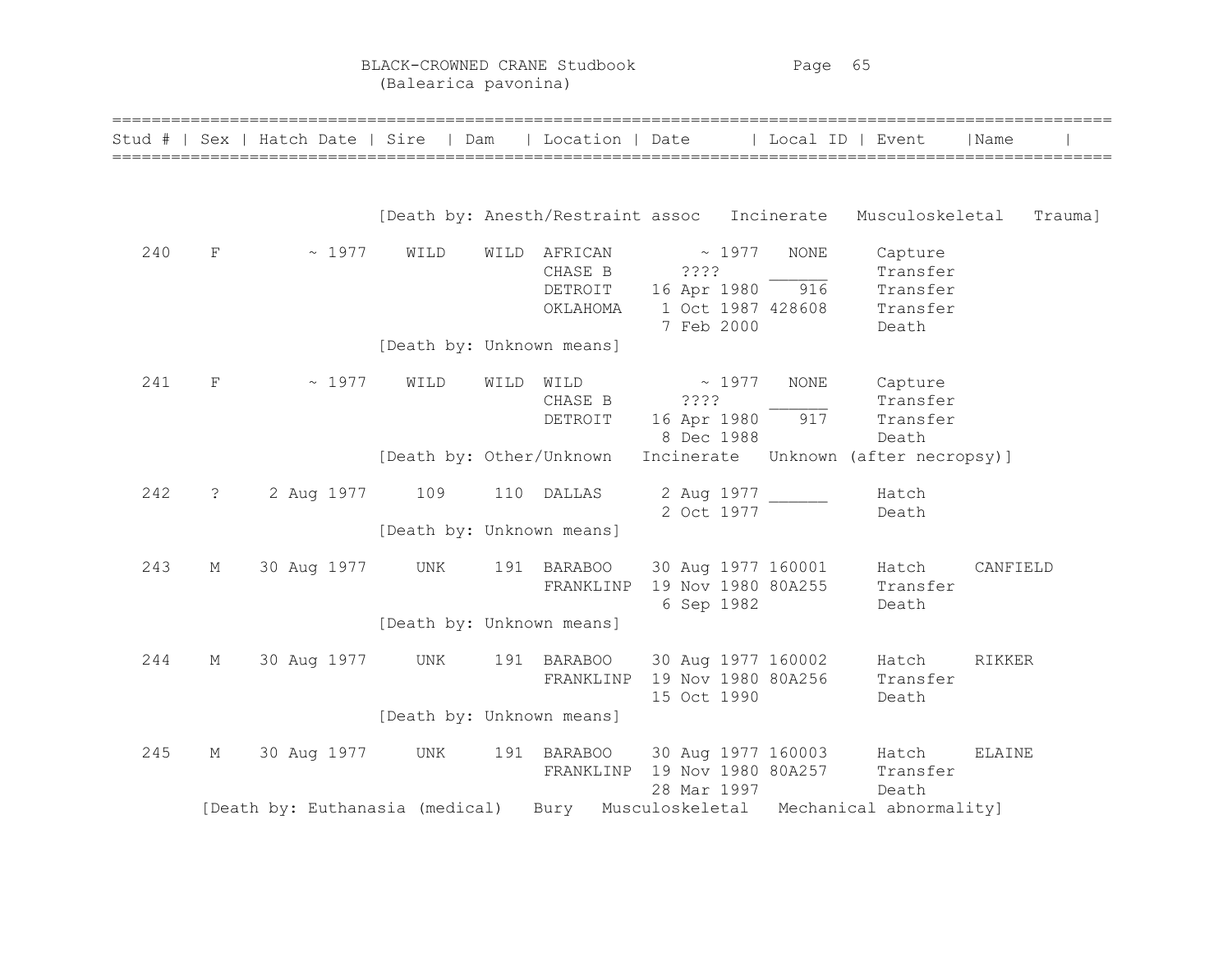# BLACK-CROWNED CRANE Studbook
(Balearica pavonina)

| Stud # | Sex | Hatch Date | Sire | Dam | Location | Date | Local ID | Event | Name |
|---|---|---|---|---|---|---|---|---|---|
| | | | [Death by: Anesth/Restraint assoc | Incinerate | Musculoskeletal | Trauma] | | | |
| 240 | F | ~ 1977 | WILD | WILD | AFRICAN | ~ 1977 | NONE | Capture | |
| | | | | | CHASE B | ???? | ______ | Transfer | |
| | | | | | DETROIT | 16 Apr 1980 | 916 | Transfer | |
| | | | | | OKLAHOMA | 1 Oct 1987 | 428608 | Transfer | |
| | | | | | | 7 Feb 2000 | | Death | |
| | | | [Death by: Unknown means] | | | | | | |
| 241 | F | ~ 1977 | WILD | WILD | WILD | ~ 1977 | NONE | Capture | |
| | | | | | CHASE B | ???? | ______ | Transfer | |
| | | | | | DETROIT | 16 Apr 1980 | 917 | Transfer | |
| | | | | | | 8 Dec 1988 | | Death | |
| | | | [Death by: Other/Unknown | Incinerate | Unknown (after necropsy)] | | | | |
| 242 | ? | 2 Aug 1977 | 109 | 110 | DALLAS | 2 Aug 1977 | ______ | Hatch | |
| | | | | | | 2 Oct 1977 | | Death | |
| | | | [Death by: Unknown means] | | | | | | |
| 243 | M | 30 Aug 1977 | UNK | 191 | BARABOO | 30 Aug 1977 | 160001 | Hatch | CANFIELD |
| | | | | | FRANKLINP | 19 Nov 1980 | 80A255 | Transfer | |
| | | | | | | 6 Sep 1982 | | Death | |
| | | | [Death by: Unknown means] | | | | | | |
| 244 | M | 30 Aug 1977 | UNK | 191 | BARABOO | 30 Aug 1977 | 160002 | Hatch | RIKKER |
| | | | | | FRANKLINP | 19 Nov 1980 | 80A256 | Transfer | |
| | | | | | | 15 Oct 1990 | | Death | |
| | | | [Death by: Unknown means] | | | | | | |
| 245 | M | 30 Aug 1977 | UNK | 191 | BARABOO | 30 Aug 1977 | 160003 | Hatch | ELAINE |
| | | | | | FRANKLINP | 19 Nov 1980 | 80A257 | Transfer | |
| | | | | | | 28 Mar 1997 | | Death | |
| | [Death by: Euthanasia (medical) | Bury | Musculoskeletal | Mechanical abnormality] | | | | | |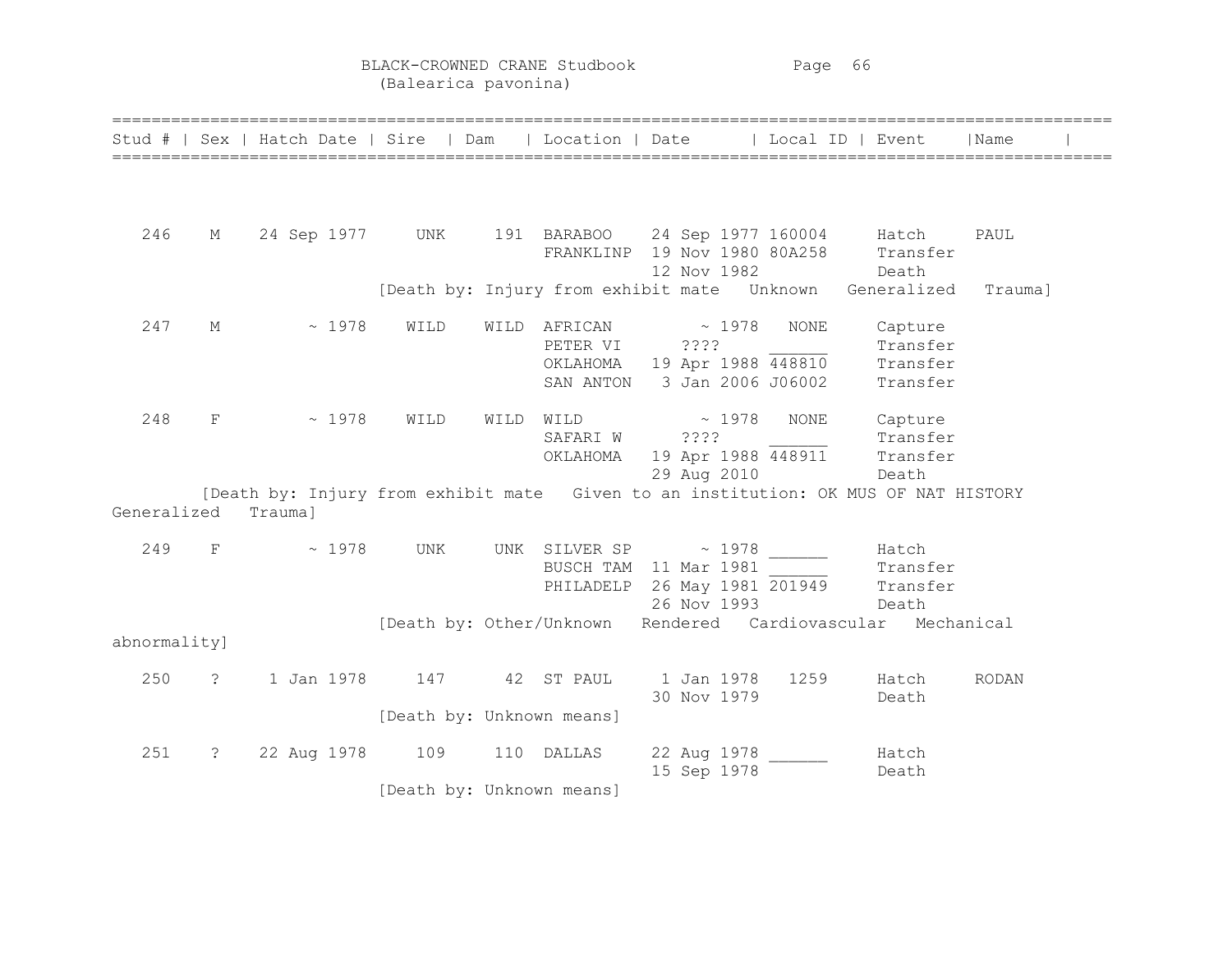BLACK-CROWNED CRANE Studbook
(Balearica pavonina)

| Stud # | Sex | Hatch Date | Sire | Dam | Location | Date | Local ID | Event | Name |
|---|---|---|---|---|---|---|---|---|---|
| 246 | M | 24 Sep 1977 | UNK | 191 | BARABOO | 24 Sep 1977 | 160004 | Hatch | PAUL |
| | | | | | FRANKLINP | 19 Nov 1980 | 80A258 | Transfer | |
| | | | | | | 12 Nov 1982 | | Death | |
| | | | [Death by: Injury from exhibit mate Unknown Generalized Trauma] | | | | | | |
| 247 | M | ~ 1978 | WILD | WILD | AFRICAN | ~ 1978 | NONE | Capture | |
| | | | | | PETER VI | ???? | ______ | Transfer | |
| | | | | | OKLAHOMA | 19 Apr 1988 | 448810 | Transfer | |
| | | | | | SAN ANTON | 3 Jan 2006 | J06002 | Transfer | |
| 248 | F | ~ 1978 | WILD | WILD | WILD | ~ 1978 | NONE | Capture | |
| | | | | | SAFARI W | ???? | ______ | Transfer | |
| | | | | | OKLAHOMA | 19 Apr 1988 | 448911 | Transfer | |
| | | | | | | 29 Aug 2010 | | Death | |
| [Death by: Injury from exhibit mate Given to an institution: OK MUS OF NAT HISTORY Generalized Trauma] | | | | | | | | | |
| 249 | F | ~ 1978 | UNK | UNK | SILVER SP | ~ 1978 | ______ | Hatch | |
| | | | | | BUSCH TAM | 11 Mar 1981 | ______ | Transfer | |
| | | | | | PHILADELP | 26 May 1981 | 201949 | Transfer | |
| | | | | | | 26 Nov 1993 | | Death | |
| | | | [Death by: Other/Unknown Rendered Cardiovascular Mechanical abnormality] | | | | | | |
| 250 | ? | 1 Jan 1978 | 147 | 42 | ST PAUL | 1 Jan 1978 | 1259 | Hatch | RODAN |
| | | | | | | 30 Nov 1979 | | Death | |
| | | | [Death by: Unknown means] | | | | | | |
| 251 | ? | 22 Aug 1978 | 109 | 110 | DALLAS | 22 Aug 1978 | ______ | Hatch | |
| | | | | | | 15 Sep 1978 | | Death | |
| | | | [Death by: Unknown means] | | | | | | |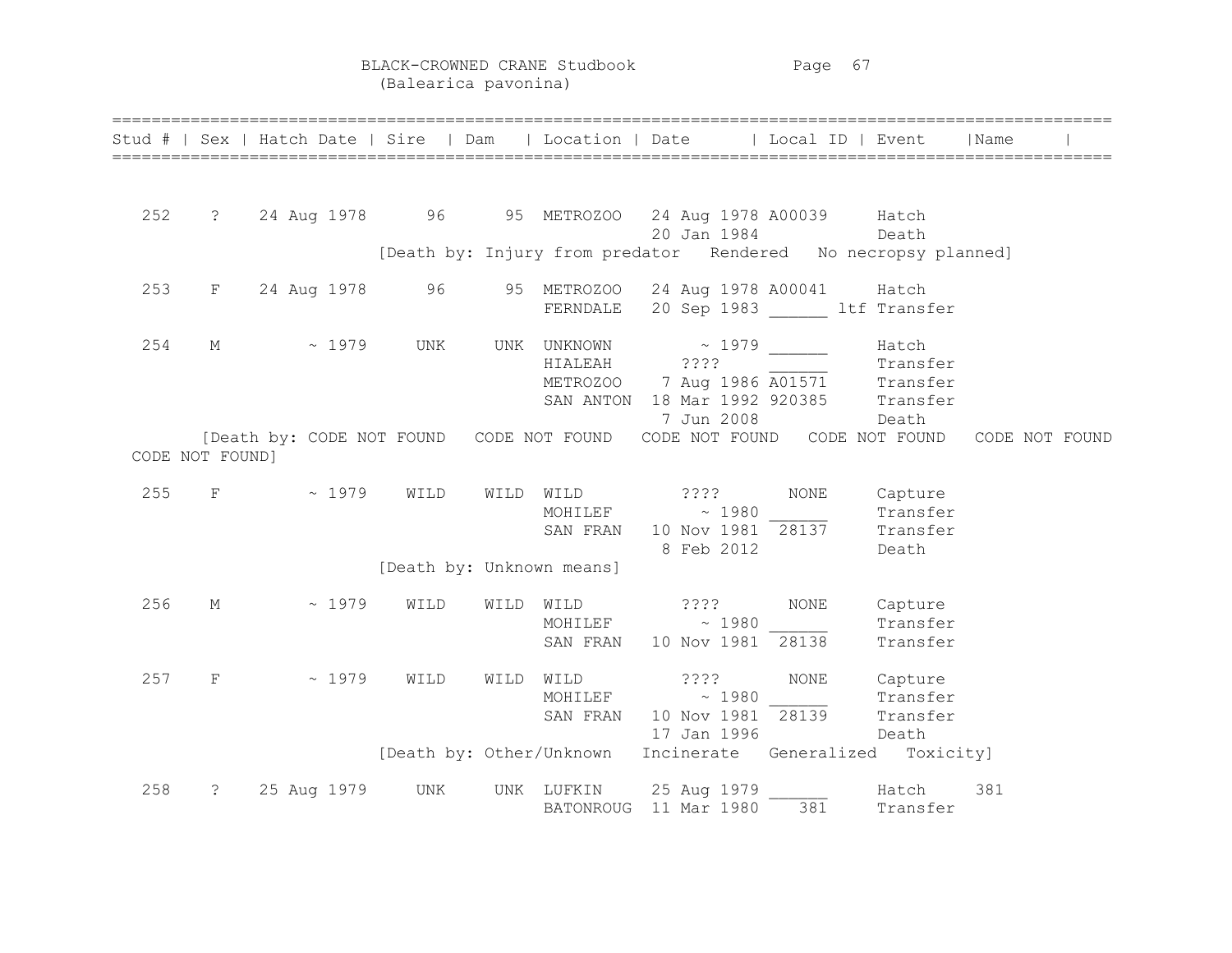# BLACK-CROWNED CRANE Studbook
## (Balearica pavonina)

| Stud # | Sex | Hatch Date | Sire | Dam | Location | Date | Local ID | Event | Name |
|---|---|---|---|---|---|---|---|---|---|
| 252 | ? | 24 Aug 1978 | 96 | 95 | METROZOO | 24 Aug 1978 | A00039 | Hatch | |
| | | | | | | 20 Jan 1984 | | Death | |
| | | | [Death by: Injury from predator | Rendered | No necropsy planned] | | | | |
| 253 | F | 24 Aug 1978 | 96 | 95 | METROZOO | 24 Aug 1978 | A00041 | Hatch | |
| | | | | | FERNDALE | 20 Sep 1983 | ______ ltf | Transfer | |
| 254 | M | ~ 1979 | UNK | UNK | UNKNOWN | ~ 1979 | ______ | Hatch | |
| | | | | | HIALEAH | ???? | ______ | Transfer | |
| | | | | | METROZOO | 7 Aug 1986 | A01571 | Transfer | |
| | | | | | SAN ANTON | 18 Mar 1992 | 920385 | Transfer | |
| | | | | | | 7 Jun 2008 | | Death | |
| | | [Death by: CODE NOT FOUND | CODE NOT FOUND | CODE NOT FOUND | CODE NOT FOUND | CODE NOT FOUND | CODE NOT FOUND] | | |
| 255 | F | ~ 1979 | WILD | WILD | WILD | ???? | NONE | Capture | |
| | | | | | MOHILEF | ~ 1980 | ______ | Transfer | |
| | | | | | SAN FRAN | 10 Nov 1981 | 28137 | Transfer | |
| | | | | | | 8 Feb 2012 | | Death | |
| | | | [Death by: Unknown means] | | | | | | |
| 256 | M | ~ 1979 | WILD | WILD | WILD | ???? | NONE | Capture | |
| | | | | | MOHILEF | ~ 1980 | ______ | Transfer | |
| | | | | | SAN FRAN | 10 Nov 1981 | 28138 | Transfer | |
| 257 | F | ~ 1979 | WILD | WILD | WILD | ???? | NONE | Capture | |
| | | | | | MOHILEF | ~ 1980 | ______ | Transfer | |
| | | | | | SAN FRAN | 10 Nov 1981 | 28139 | Transfer | |
| | | | | | | 17 Jan 1996 | | Death | |
| | | | [Death by: Other/Unknown | Incinerate | Generalized | Toxicity] | | | |
| 258 | ? | 25 Aug 1979 | UNK | UNK | LUFKIN | 25 Aug 1979 | ______ | Hatch | 381 |
| | | | | | BATONROUG | 11 Mar 1980 | 381 | Transfer | |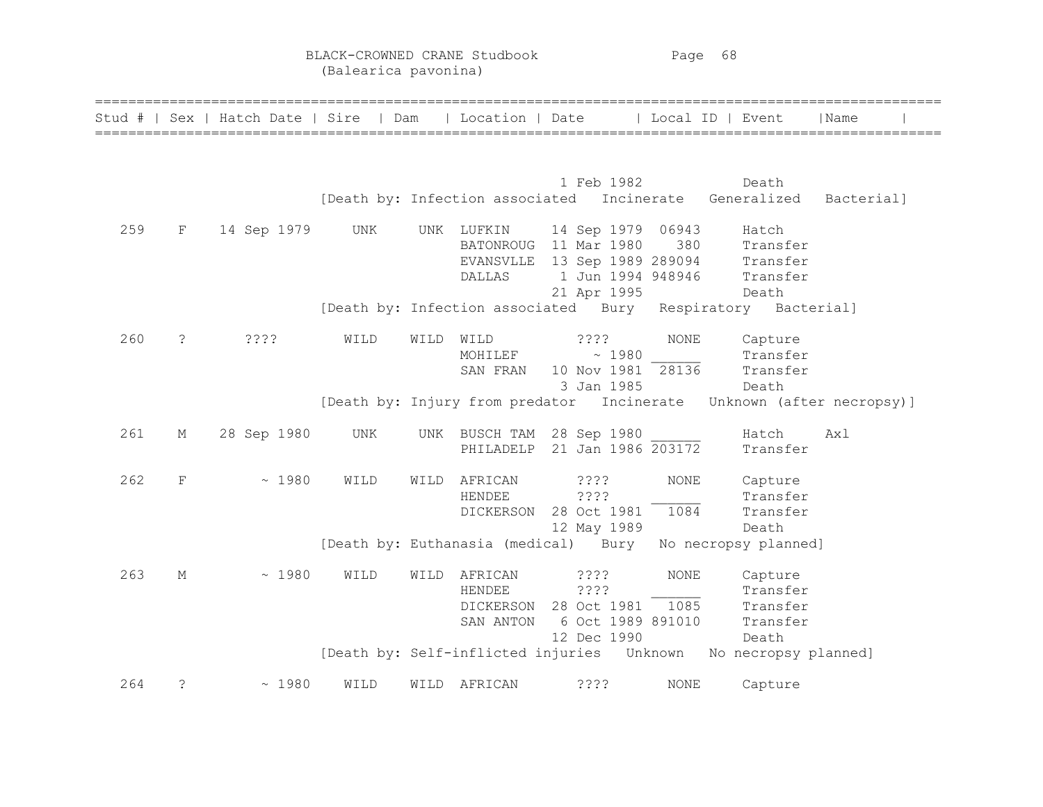| Stud # | Sex | Hatch Date | Sire | Dam | Location | Date | Local ID | Event | Name |
|---|---|---|---|---|---|---|---|---|---|
| | | | | | | 1 Feb 1982 | | Death | |
| | | | [Death by: Infection associated | | Incinerate | | Generalized | Bacterial] | |
| 259 | F | 14 Sep 1979 | UNK | UNK | LUFKIN | 14 Sep 1979 | 06943 | Hatch | |
| | | | | | BATONROUG | 11 Mar 1980 | 380 | Transfer | |
| | | | | | EVANSVLLE | 13 Sep 1989 | 289094 | Transfer | |
| | | | | | DALLAS | 1 Jun 1994 | 948946 | Transfer | |
| | | | | | | 21 Apr 1995 | | Death | |
| | | | [Death by: Infection associated | | Bury | | Respiratory | Bacterial] | |
| 260 | ? | ???? | WILD | WILD | WILD | ???? | NONE | Capture | |
| | | | | | MOHILEF | ~ 1980 | ______ | Transfer | |
| | | | | | SAN FRAN | 10 Nov 1981 | 28136 | Transfer | |
| | | | | | | 3 Jan 1985 | | Death | |
| | | | [Death by: Injury from predator | | Incinerate | | Unknown (after necropsy)] | | |
| 261 | M | 28 Sep 1980 | UNK | UNK | BUSCH TAM | 28 Sep 1980 | ______ | Hatch | Axl |
| | | | | | PHILADELP | 21 Jan 1986 | 203172 | Transfer | |
| 262 | F | ~ 1980 | WILD | WILD | AFRICAN | ???? | NONE | Capture | |
| | | | | | HENDEE | ???? | ______ | Transfer | |
| | | | | | DICKERSON | 28 Oct 1981 | 1084 | Transfer | |
| | | | | | | 12 May 1989 | | Death | |
| | | | [Death by: Euthanasia (medical) | | Bury | | No necropsy planned] | | |
| 263 | M | ~ 1980 | WILD | WILD | AFRICAN | ???? | NONE | Capture | |
| | | | | | HENDEE | ???? | ______ | Transfer | |
| | | | | | DICKERSON | 28 Oct 1981 | 1085 | Transfer | |
| | | | | | SAN ANTON | 6 Oct 1989 | 891010 | Transfer | |
| | | | | | | 12 Dec 1990 | | Death | |
| | | | [Death by: Self-inflicted injuries | | Unknown | | No necropsy planned] | | |
| 264 | ? | ~ 1980 | WILD | WILD | AFRICAN | ???? | NONE | Capture | |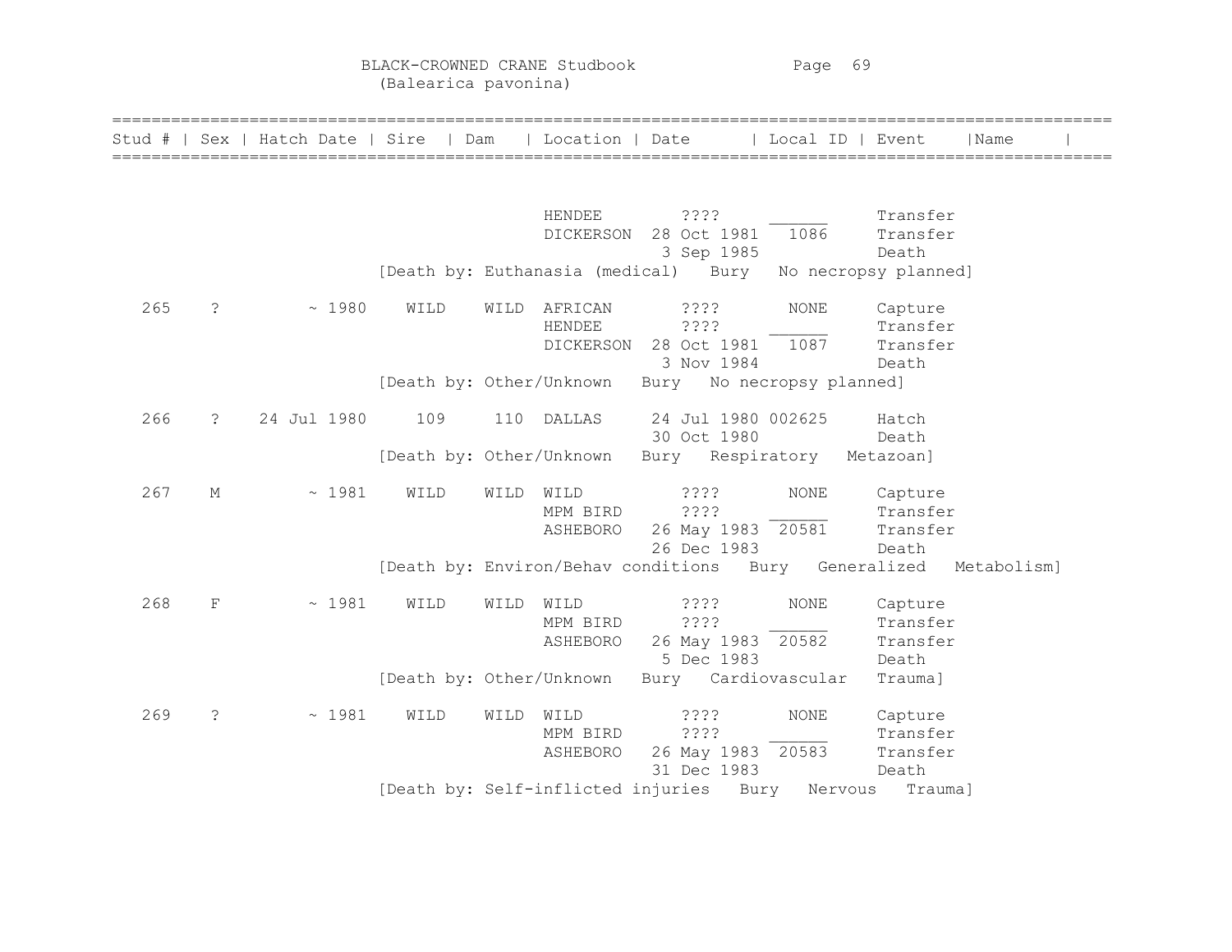BLACK-CROWNED CRANE Studbook
(Balearica pavonina)

| Stud # | Sex | Hatch Date | Sire | Dam | Location | Date | Local ID | Event | Name |
|---|---|---|---|---|---|---|---|---|---|
| | | | | | HENDEE | ???? | ______ | Transfer | |
| | | | | | DICKERSON | 28 Oct 1981 | 1086 | Transfer | |
| | | | | | | 3 Sep 1985 | | Death | |
| | | | [Death by: Euthanasia (medical) Bury No necropsy planned] | | | | | | |
| 265 | ? | ~ 1980 | WILD | WILD | AFRICAN | ???? | NONE | Capture | |
| | | | | | HENDEE | ???? | ______ | Transfer | |
| | | | | | DICKERSON | 28 Oct 1981 | 1087 | Transfer | |
| | | | | | | 3 Nov 1984 | | Death | |
| | | | [Death by: Other/Unknown Bury No necropsy planned] | | | | | | |
| 266 | ? | 24 Jul 1980 | 109 | 110 | DALLAS | 24 Jul 1980 | 002625 | Hatch | |
| | | | | | | 30 Oct 1980 | | Death | |
| | | | [Death by: Other/Unknown Bury Respiratory Metazoan] | | | | | | |
| 267 | M | ~ 1981 | WILD | WILD | WILD | ???? | NONE | Capture | |
| | | | | | MPM BIRD | ???? | ______ | Transfer | |
| | | | | | ASHEBORO | 26 May 1983 | 20581 | Transfer | |
| | | | | | | 26 Dec 1983 | | Death | |
| | | | [Death by: Environ/Behav conditions Bury Generalized Metabolism] | | | | | | |
| 268 | F | ~ 1981 | WILD | WILD | WILD | ???? | NONE | Capture | |
| | | | | | MPM BIRD | ???? | ______ | Transfer | |
| | | | | | ASHEBORO | 26 May 1983 | 20582 | Transfer | |
| | | | | | | 5 Dec 1983 | | Death | |
| | | | [Death by: Other/Unknown Bury Cardiovascular Trauma] | | | | | | |
| 269 | ? | ~ 1981 | WILD | WILD | WILD | ???? | NONE | Capture | |
| | | | | | MPM BIRD | ???? | ______ | Transfer | |
| | | | | | ASHEBORO | 26 May 1983 | 20583 | Transfer | |
| | | | | | | 31 Dec 1983 | | Death | |
| | | | [Death by: Self-inflicted injuries Bury Nervous Trauma] | | | | | | |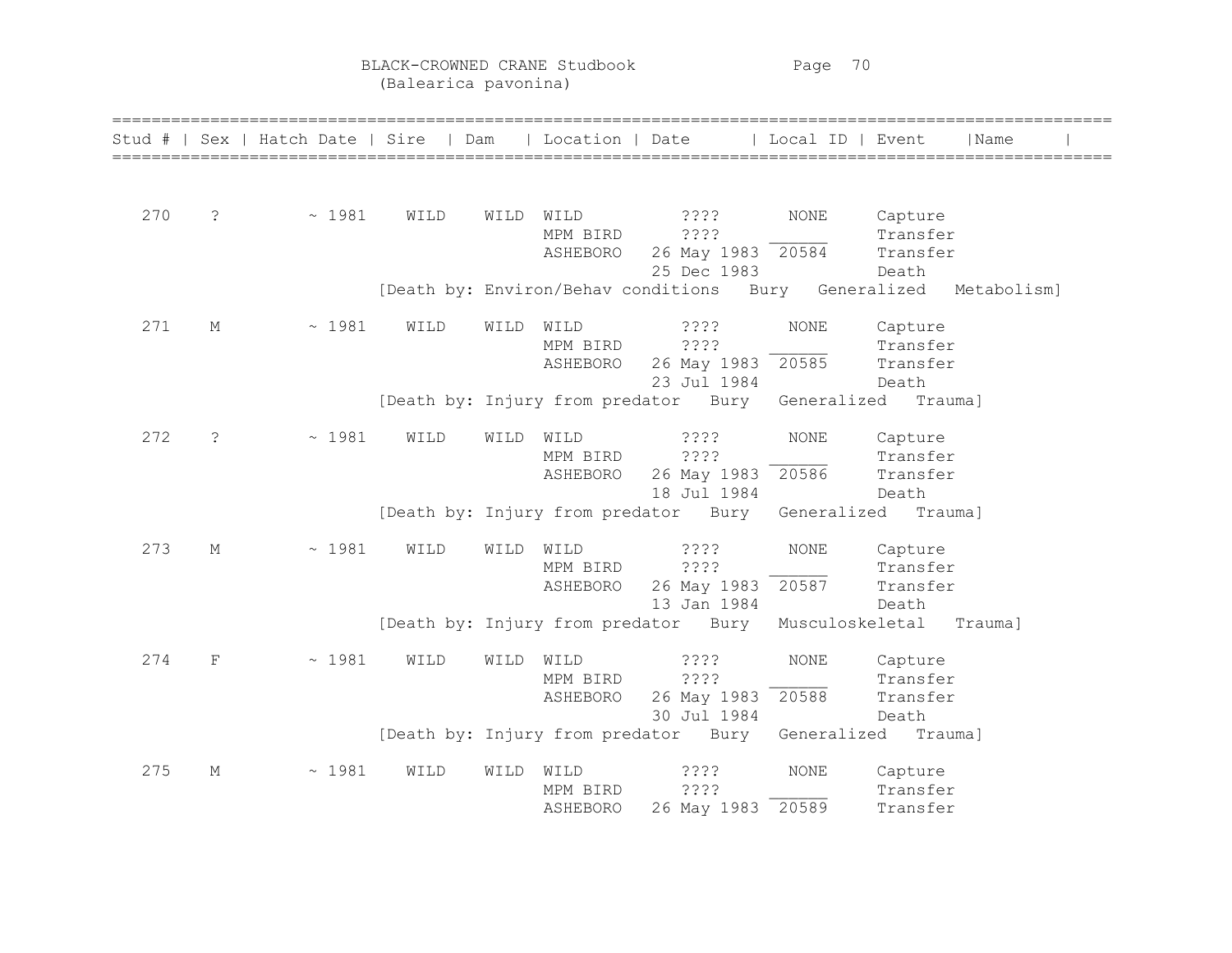# BLACK-CROWNED CRANE Studbook
(Balearica pavonina)

| Stud # | Sex | Hatch Date | Sire | Dam | Location | Date | Local ID | Event | Name |
|---|---|---|---|---|---|---|---|---|---|
| 270 | ? | ~ 1981 | WILD | WILD | WILD | ???? | NONE | Capture | |
| | | | | | MPM BIRD | ???? | ______ | Transfer | |
| | | | | | ASHEBORO | 26 May 1983 | 20584 | Transfer | |
| | | | | | | 25 Dec 1983 | | Death | |
| | | | [Death by: Environ/Behav conditions Bury Generalized Metabolism] | | | | | | |
| 271 | M | ~ 1981 | WILD | WILD | WILD | ???? | NONE | Capture | |
| | | | | | MPM BIRD | ???? | ______ | Transfer | |
| | | | | | ASHEBORO | 26 May 1983 | 20585 | Transfer | |
| | | | | | | 23 Jul 1984 | | Death | |
| | | | [Death by: Injury from predator Bury Generalized Trauma] | | | | | | |
| 272 | ? | ~ 1981 | WILD | WILD | WILD | ???? | NONE | Capture | |
| | | | | | MPM BIRD | ???? | ______ | Transfer | |
| | | | | | ASHEBORO | 26 May 1983 | 20586 | Transfer | |
| | | | | | | 18 Jul 1984 | | Death | |
| | | | [Death by: Injury from predator Bury Generalized Trauma] | | | | | | |
| 273 | M | ~ 1981 | WILD | WILD | WILD | ???? | NONE | Capture | |
| | | | | | MPM BIRD | ???? | ______ | Transfer | |
| | | | | | ASHEBORO | 26 May 1983 | 20587 | Transfer | |
| | | | | | | 13 Jan 1984 | | Death | |
| | | | [Death by: Injury from predator Bury Musculoskeletal Trauma] | | | | | | |
| 274 | F | ~ 1981 | WILD | WILD | WILD | ???? | NONE | Capture | |
| | | | | | MPM BIRD | ???? | ______ | Transfer | |
| | | | | | ASHEBORO | 26 May 1983 | 20588 | Transfer | |
| | | | | | | 30 Jul 1984 | | Death | |
| | | | [Death by: Injury from predator Bury Generalized Trauma] | | | | | | |
| 275 | M | ~ 1981 | WILD | WILD | WILD | ???? | NONE | Capture | |
| | | | | | MPM BIRD | ???? | ______ | Transfer | |
| | | | | | ASHEBORO | 26 May 1983 | 20589 | Transfer | |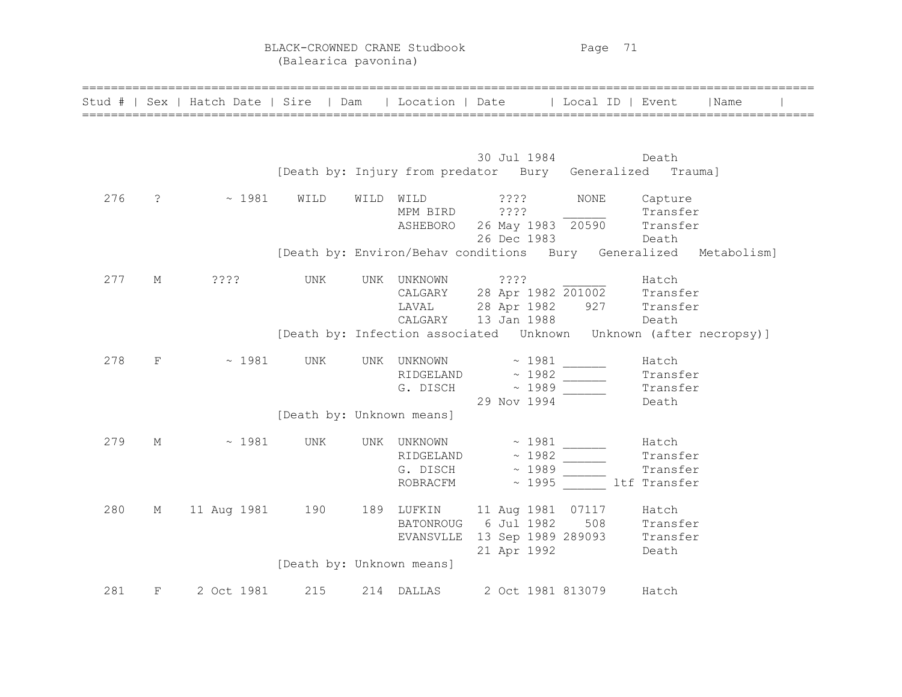# BLACK-CROWNED CRANE Studbook
(Balearica pavonina)

| Stud # | Sex | Hatch Date | Sire | Dam | Location | Date | Local ID | Event | Name |
|---|---|---|---|---|---|---|---|---|---|
| | | | | | | 30 Jul 1984 | | Death | |
| | | | [Death by: Injury from predator Bury Generalized Trauma] | | | | | | |
| 276 | ? | ~ 1981 | WILD | WILD | WILD | ???? | NONE | Capture | |
| | | | | | MPM BIRD | ???? | ______ | Transfer | |
| | | | | | ASHEBORO | 26 May 1983 | 20590 | Transfer | |
| | | | | | | 26 Dec 1983 | | Death | |
| | | | [Death by: Environ/Behav conditions Bury Generalized Metabolism] | | | | | | |
| 277 | M | ???? | UNK | UNK | UNKNOWN | ???? | ______ | Hatch | |
| | | | | | CALGARY | 28 Apr 1982 | 201002 | Transfer | |
| | | | | | LAVAL | 28 Apr 1982 | 927 | Transfer | |
| | | | | | CALGARY | 13 Jan 1988 | | Death | |
| | | | [Death by: Infection associated Unknown Unknown (after necropsy)] | | | | | | |
| 278 | F | ~ 1981 | UNK | UNK | UNKNOWN | ~ 1981 | ______ | Hatch | |
| | | | | | RIDGELAND | ~ 1982 | ______ | Transfer | |
| | | | | | G. DISCH | ~ 1989 | ______ | Transfer | |
| | | | | | | 29 Nov 1994 | | Death | |
| | | | [Death by: Unknown means] | | | | | | |
| 279 | M | ~ 1981 | UNK | UNK | UNKNOWN | ~ 1981 | ______ | Hatch | |
| | | | | | RIDGELAND | ~ 1982 | ______ | Transfer | |
| | | | | | G. DISCH | ~ 1989 | ______ | Transfer | |
| | | | | | ROBRACFM | ~ 1995 | ______ | ltf Transfer | |
| 280 | M | 11 Aug 1981 | 190 | 189 | LUFKIN | 11 Aug 1981 | 07117 | Hatch | |
| | | | | | BATONROUG | 6 Jul 1982 | 508 | Transfer | |
| | | | | | EVANSVLLE | 13 Sep 1989 | 289093 | Transfer | |
| | | | | | | 21 Apr 1992 | | Death | |
| | | | [Death by: Unknown means] | | | | | | |
| 281 | F | 2 Oct 1981 | 215 | 214 | DALLAS | 2 Oct 1981 | 813079 | Hatch | |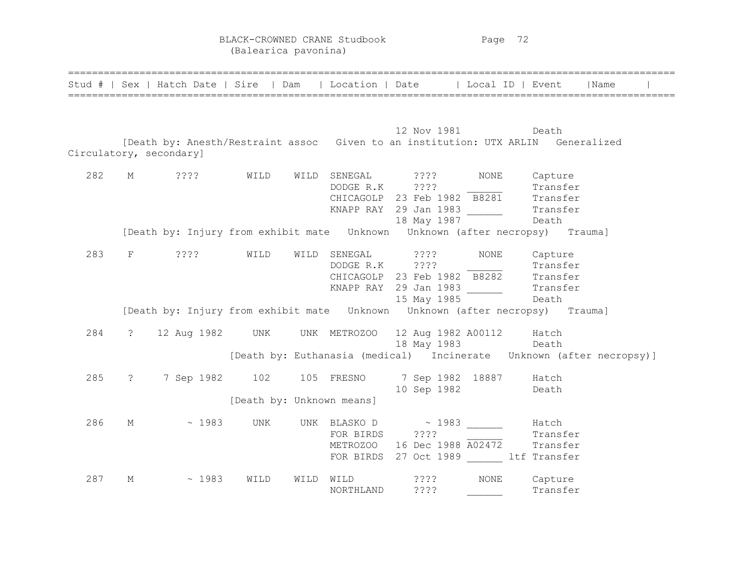# BLACK-CROWNED CRANE Studbook
(Balearica pavonina)

| Stud # | Sex | Hatch Date | Sire | Dam | Location | Date | Local ID | Event | Name |
|---|---|---|---|---|---|---|---|---|---|
| | | | | | | 12 Nov 1981 | | Death | |
| [Death by: Anesth/Restraint assoc Given to an institution: UTX ARLIN Generalized Circulatory, secondary] | | | | | | | | | |
| 282 | M | ???? | WILD | WILD | SENEGAL | ???? | NONE | Capture | |
| | | | | | DODGE R.K | ???? | ______ | Transfer | |
| | | | | | CHICAGOLP | 23 Feb 1982 | B8281 | Transfer | |
| | | | | | KNAPP RAY | 29 Jan 1983 | ______ | Transfer | |
| | | | | | | 18 May 1987 | | Death | |
| [Death by: Injury from exhibit mate Unknown Unknown (after necropsy) Trauma] | | | | | | | | | |
| 283 | F | ???? | WILD | WILD | SENEGAL | ???? | NONE | Capture | |
| | | | | | DODGE R.K | ???? | ______ | Transfer | |
| | | | | | CHICAGOLP | 23 Feb 1982 | B8282 | Transfer | |
| | | | | | KNAPP RAY | 29 Jan 1983 | ______ | Transfer | |
| | | | | | | 15 May 1985 | | Death | |
| [Death by: Injury from exhibit mate Unknown Unknown (after necropsy) Trauma] | | | | | | | | | |
| 284 | ? | 12 Aug 1982 | UNK | UNK | METROZOO | 12 Aug 1982 | A00112 | Hatch | |
| | | | | | | 18 May 1983 | | Death | |
| [Death by: Euthanasia (medical) Incinerate Unknown (after necropsy)] | | | | | | | | | |
| 285 | ? | 7 Sep 1982 | 102 | 105 | FRESNO | 7 Sep 1982 | 18887 | Hatch | |
| | | | | | | 10 Sep 1982 | | Death | |
| [Death by: Unknown means] | | | | | | | | | |
| 286 | M | ~ 1983 | UNK | UNK | BLASKO D | ~ 1983 | ______ | Hatch | |
| | | | | | FOR BIRDS | ???? | ______ | Transfer | |
| | | | | | METROZOO | 16 Dec 1988 | A02472 | Transfer | |
| | | | | | FOR BIRDS | 27 Oct 1989 | ______ | ltf Transfer | |
| 287 | M | ~ 1983 | WILD | WILD | WILD | ???? | NONE | Capture | |
| | | | | | NORTHLAND | ???? | ______ | Transfer | |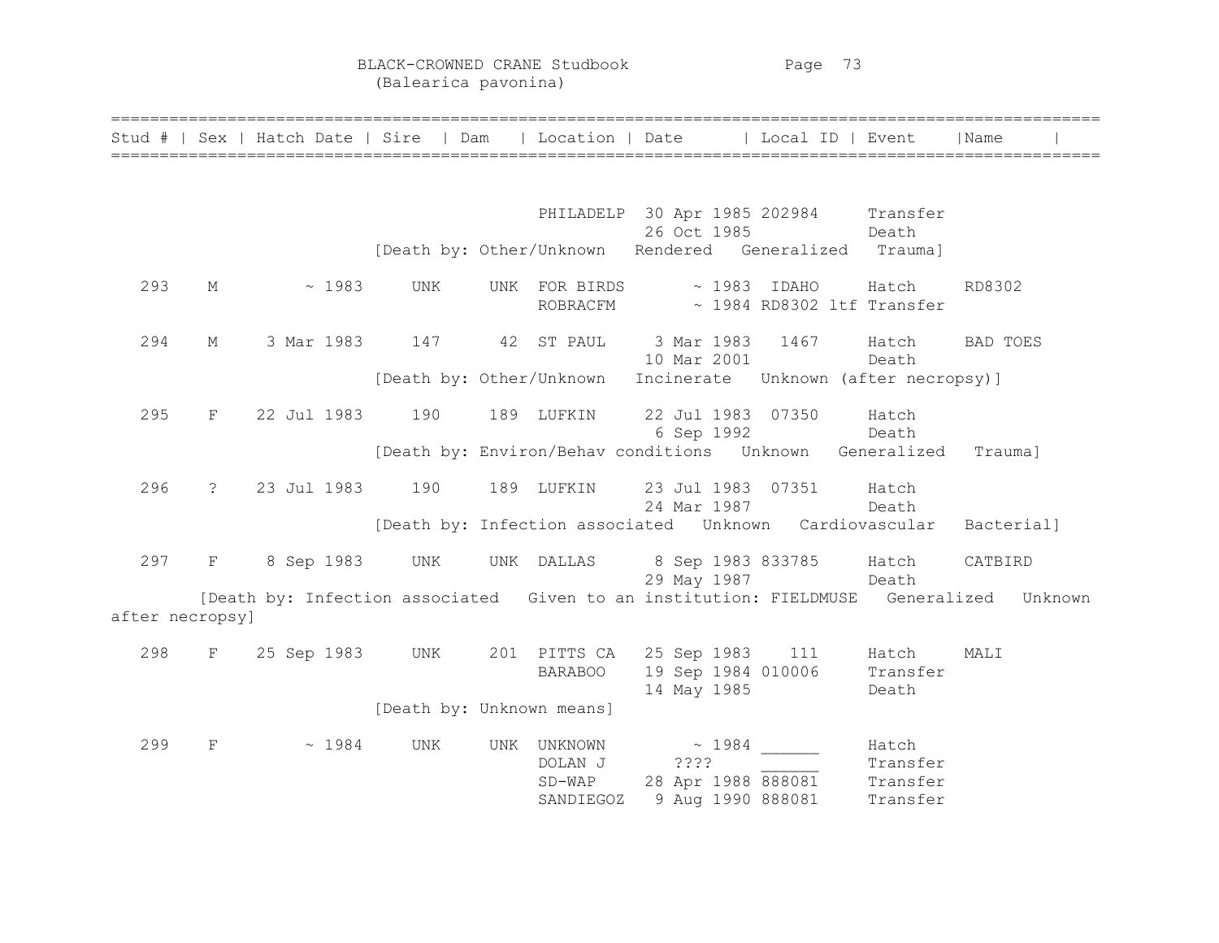BLACK-CROWNED CRANE Studbook
(Balearica pavonina)

| Stud # | Sex | Hatch Date | Sire | Dam | Location | Date | Local ID | Event | Name |
|---|---|---|---|---|---|---|---|---|---|
| | | | | | PHILADELP | 30 Apr 1985 | 202984 | Transfer | |
| | | | | | | 26 Oct 1985 | | Death | |
| | | | [Death by: Other/Unknown Rendered Generalized Trauma] | | | | | | |
| 293 | M | ~ 1983 | UNK | UNK | FOR BIRDS | ~ 1983 | IDAHO | Hatch | RD8302 |
| | | | | | ROBRACFM | ~ 1984 | RD8302 ltf | Transfer | |
| 294 | M | 3 Mar 1983 | 147 | 42 | ST PAUL | 3 Mar 1983 | 1467 | Hatch | BAD TOES |
| | | | | | | 10 Mar 2001 | | Death | |
| | | | [Death by: Other/Unknown Incinerate Unknown (after necropsy)] | | | | | | |
| 295 | F | 22 Jul 1983 | 190 | 189 | LUFKIN | 22 Jul 1983 | 07350 | Hatch | |
| | | | | | | 6 Sep 1992 | | Death | |
| | | | [Death by: Environ/Behav conditions Unknown Generalized Trauma] | | | | | | |
| 296 | ? | 23 Jul 1983 | 190 | 189 | LUFKIN | 23 Jul 1983 | 07351 | Hatch | |
| | | | | | | 24 Mar 1987 | | Death | |
| | | | [Death by: Infection associated Unknown Cardiovascular Bacterial] | | | | | | |
| 297 | F | 8 Sep 1983 | UNK | UNK | DALLAS | 8 Sep 1983 | 833785 | Hatch | CATBIRD |
| | | | | | | 29 May 1987 | | Death | |
| | | [Death by: Infection associated Given to an institution: FIELDMUSE Generalized Unknown after necropsy] | | | | | | | |
| 298 | F | 25 Sep 1983 | UNK | 201 | PITTS CA | 25 Sep 1983 | 111 | Hatch | MALI |
| | | | | | BARABOO | 19 Sep 1984 | 010006 | Transfer | |
| | | | | | | 14 May 1985 | | Death | |
| | | | [Death by: Unknown means] | | | | | | |
| 299 | F | ~ 1984 | UNK | UNK | UNKNOWN | ~ 1984 | ______ | Hatch | |
| | | | | | DOLAN J | ???? | ______ | Transfer | |
| | | | | | SD-WAP | 28 Apr 1988 | 888081 | Transfer | |
| | | | | | SANDIEGOZ | 9 Aug 1990 | 888081 | Transfer | |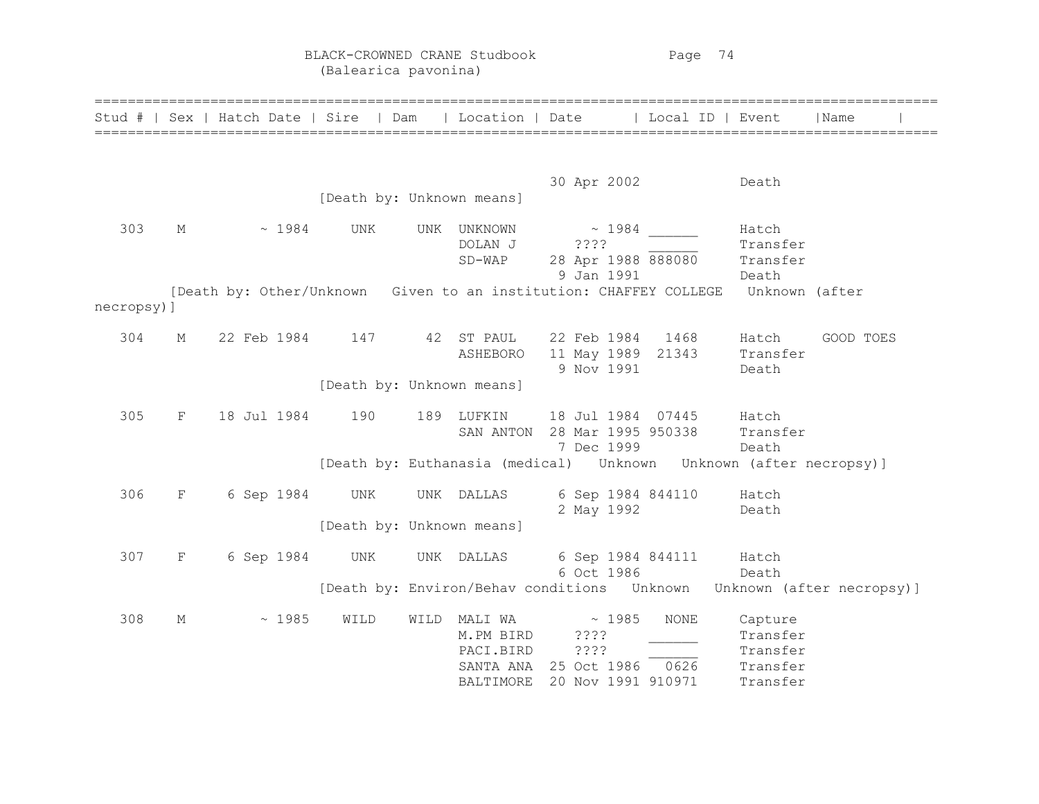# BLACK-CROWNED CRANE Studbook
(Balearica pavonina)

| Stud # | Sex | Hatch Date | Sire | Dam | Location | Date | Local ID | Event | Name |
|---|---|---|---|---|---|---|---|---|---|
| | | | | | | 30 Apr 2002 | | Death | |
| | | | [Death by: Unknown means] | | | | | | |
| 303 | M | ~ 1984 | UNK | UNK | UNKNOWN | ~ 1984 | ______ | Hatch | |
| | | | | | DOLAN J | ???? | ______ | Transfer | |
| | | | | | SD-WAP | 28 Apr 1988 | 888080 | Transfer | |
| | | | | | | 9 Jan 1991 | | Death | |
| | [Death by: Other/Unknown Given to an institution: CHAFFEY COLLEGE Unknown (after necropsy)] | | | | | | | | |
| 304 | M | 22 Feb 1984 | 147 | 42 | ST PAUL | 22 Feb 1984 | 1468 | Hatch | GOOD TOES |
| | | | | | ASHEBORO | 11 May 1989 | 21343 | Transfer | |
| | | | | | | 9 Nov 1991 | | Death | |
| | | | [Death by: Unknown means] | | | | | | |
| 305 | F | 18 Jul 1984 | 190 | 189 | LUFKIN | 18 Jul 1984 | 07445 | Hatch | |
| | | | | | SAN ANTON | 28 Mar 1995 | 950338 | Transfer | |
| | | | | | | 7 Dec 1999 | | Death | |
| | | | [Death by: Euthanasia (medical) Unknown Unknown (after necropsy)] | | | | | | |
| 306 | F | 6 Sep 1984 | UNK | UNK | DALLAS | 6 Sep 1984 | 844110 | Hatch | |
| | | | | | | 2 May 1992 | | Death | |
| | | | [Death by: Unknown means] | | | | | | |
| 307 | F | 6 Sep 1984 | UNK | UNK | DALLAS | 6 Sep 1984 | 844111 | Hatch | |
| | | | | | | 6 Oct 1986 | | Death | |
| | | | [Death by: Environ/Behav conditions Unknown Unknown (after necropsy)] | | | | | | |
| 308 | M | ~ 1985 | WILD | WILD | MALI WA | ~ 1985 | NONE | Capture | |
| | | | | | M.PM BIRD | ???? | ______ | Transfer | |
| | | | | | PACI.BIRD | ???? | ______ | Transfer | |
| | | | | | SANTA ANA | 25 Oct 1986 | 0626 | Transfer | |
| | | | | | BALTIMORE | 20 Nov 1991 | 910971 | Transfer | |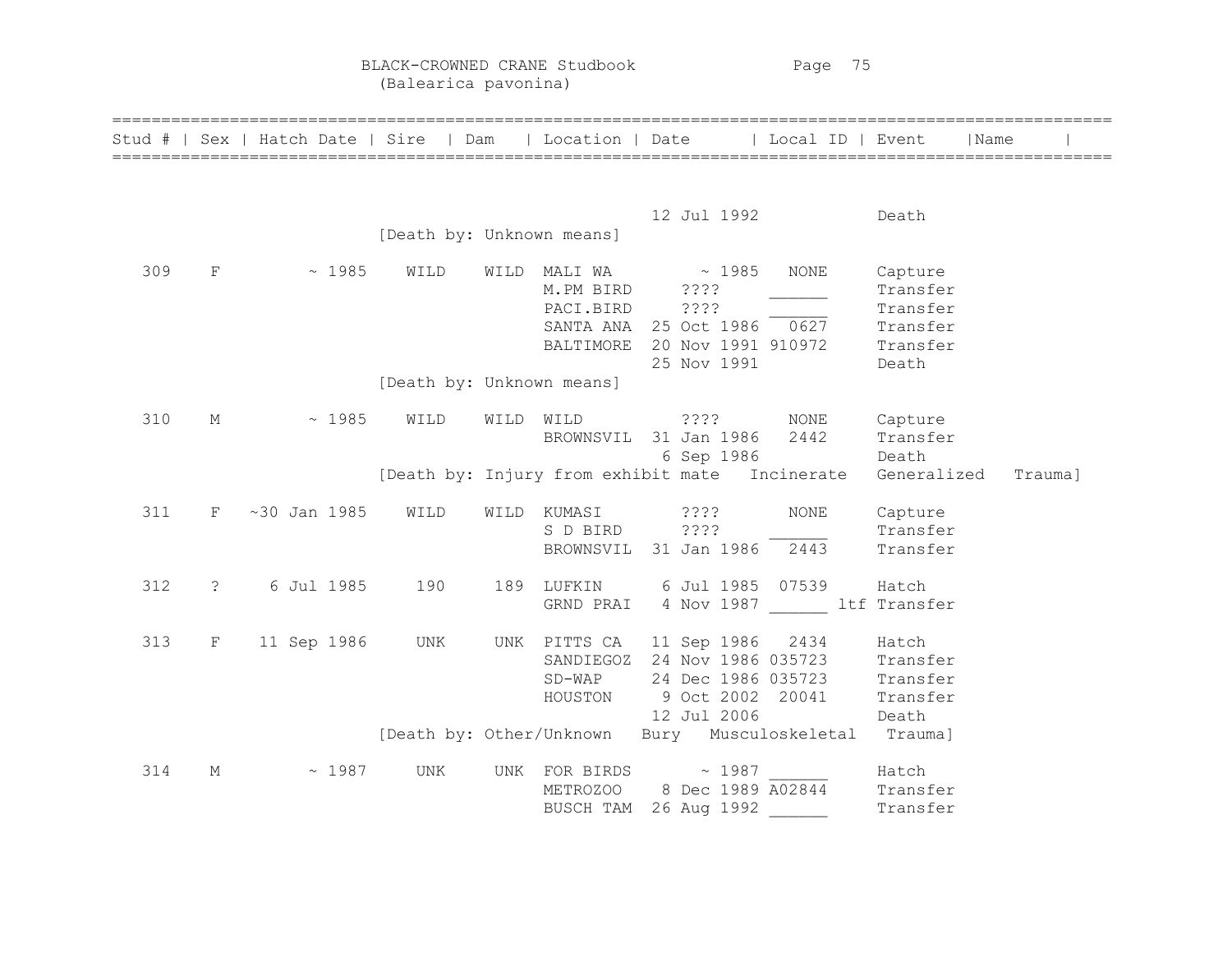BLACK-CROWNED CRANE Studbook
(Balearica pavonina)

| Stud # | Sex | Hatch Date | Sire | Dam | Location | Date | Local ID | Event | Name |
|---|---|---|---|---|---|---|---|---|---|
| | | | | | | 12 Jul 1992 | | Death | |
| | | | [Death by: Unknown means] | | | | | | |
| 309 | F | ~ 1985 | WILD | WILD | MALI WA | ~ 1985 | NONE | Capture | |
| | | | | | M.PM BIRD | ???? | ______ | Transfer | |
| | | | | | PACI.BIRD | ???? | ______ | Transfer | |
| | | | | | SANTA ANA | 25 Oct 1986 | 0627 | Transfer | |
| | | | | | BALTIMORE | 20 Nov 1991 | 910972 | Transfer | |
| | | | | | | 25 Nov 1991 | | Death | |
| | | | [Death by: Unknown means] | | | | | | |
| 310 | M | ~ 1985 | WILD | WILD | WILD | ???? | NONE | Capture | |
| | | | | | BROWNSVIL | 31 Jan 1986 | 2442 | Transfer | |
| | | | | | | 6 Sep 1986 | | Death | |
| | | | [Death by: Injury from exhibit mate Incinerate Generalized Trauma] | | | | | | |
| 311 | F | ~30 Jan 1985 | WILD | WILD | KUMASI | ???? | NONE | Capture | |
| | | | | | S D BIRD | ???? | ______ | Transfer | |
| | | | | | BROWNSVIL | 31 Jan 1986 | 2443 | Transfer | |
| 312 | ? | 6 Jul 1985 | 190 | 189 | LUFKIN | 6 Jul 1985 | 07539 | Hatch | |
| | | | | | GRND PRAI | 4 Nov 1987 | ______ ltf | Transfer | |
| 313 | F | 11 Sep 1986 | UNK | UNK | PITTS CA | 11 Sep 1986 | 2434 | Hatch | |
| | | | | | SANDIEGOZ | 24 Nov 1986 | 035723 | Transfer | |
| | | | | | SD-WAP | 24 Dec 1986 | 035723 | Transfer | |
| | | | | | HOUSTON | 9 Oct 2002 | 20041 | Transfer | |
| | | | | | | 12 Jul 2006 | | Death | |
| | | | [Death by: Other/Unknown Bury Musculoskeletal Trauma] | | | | | | |
| 314 | M | ~ 1987 | UNK | UNK | FOR BIRDS | ~ 1987 | ______ | Hatch | |
| | | | | | METROZOO | 8 Dec 1989 | A02844 | Transfer | |
| | | | | | BUSCH TAM | 26 Aug 1992 | ______ | Transfer | |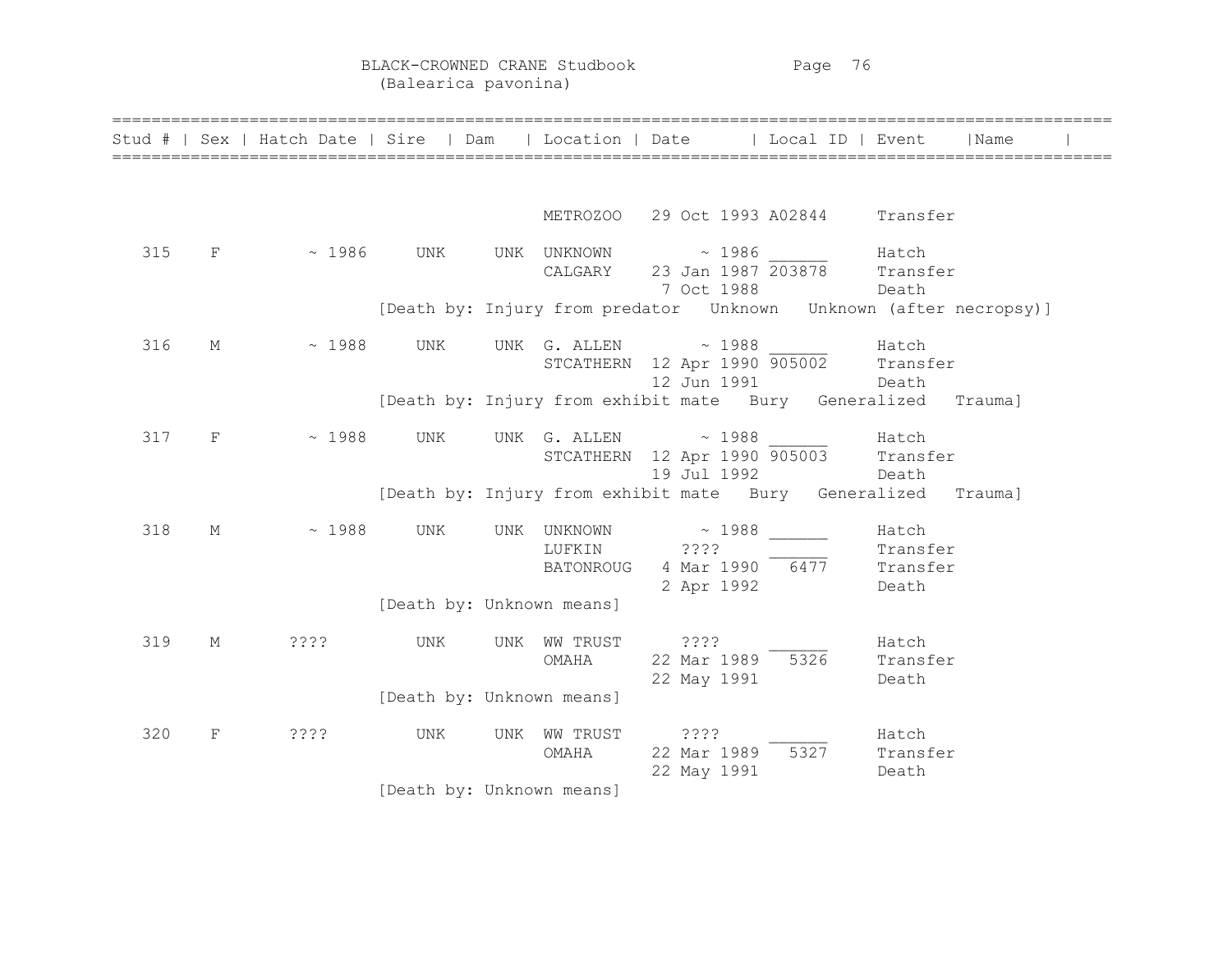BLACK-CROWNED CRANE Studbook
(Balearica pavonina)

| Stud # | Sex | Hatch Date | Sire | Dam | Location | Date | Local ID | Event | Name |
|---|---|---|---|---|---|---|---|---|---|
| | | | | | METROZOO | 29 Oct 1993 | A02844 | Transfer | |
| 315 | F | ~ 1986 | UNK | UNK | UNKNOWN | ~ 1986 | ______ | Hatch | |
| | | | | | CALGARY | 23 Jan 1987 | 203878 | Transfer | |
| | | | | | | 7 Oct 1988 | | Death | |
| | | | [Death by: Injury from predator Unknown Unknown (after necropsy)] | | | | | | |
| 316 | M | ~ 1988 | UNK | UNK | G. ALLEN | ~ 1988 | ______ | Hatch | |
| | | | | | STCATHERN | 12 Apr 1990 | 905002 | Transfer | |
| | | | | | | 12 Jun 1991 | | Death | |
| | | | [Death by: Injury from exhibit mate Bury Generalized Trauma] | | | | | | |
| 317 | F | ~ 1988 | UNK | UNK | G. ALLEN | ~ 1988 | ______ | Hatch | |
| | | | | | STCATHERN | 12 Apr 1990 | 905003 | Transfer | |
| | | | | | | 19 Jul 1992 | | Death | |
| | | | [Death by: Injury from exhibit mate Bury Generalized Trauma] | | | | | | |
| 318 | M | ~ 1988 | UNK | UNK | UNKNOWN | ~ 1988 | ______ | Hatch | |
| | | | | | LUFKIN | ???? | ______ | Transfer | |
| | | | | | BATONROUG | 4 Mar 1990 | 6477 | Transfer | |
| | | | | | | 2 Apr 1992 | | Death | |
| | | | [Death by: Unknown means] | | | | | | |
| 319 | M | ???? | UNK | UNK | WW TRUST | ???? | ______ | Hatch | |
| | | | | | OMAHA | 22 Mar 1989 | 5326 | Transfer | |
| | | | | | | 22 May 1991 | | Death | |
| | | | [Death by: Unknown means] | | | | | | |
| 320 | F | ???? | UNK | UNK | WW TRUST | ???? | ______ | Hatch | |
| | | | | | OMAHA | 22 Mar 1989 | 5327 | Transfer | |
| | | | | | | 22 May 1991 | | Death | |
| | | | [Death by: Unknown means] | | | | | | |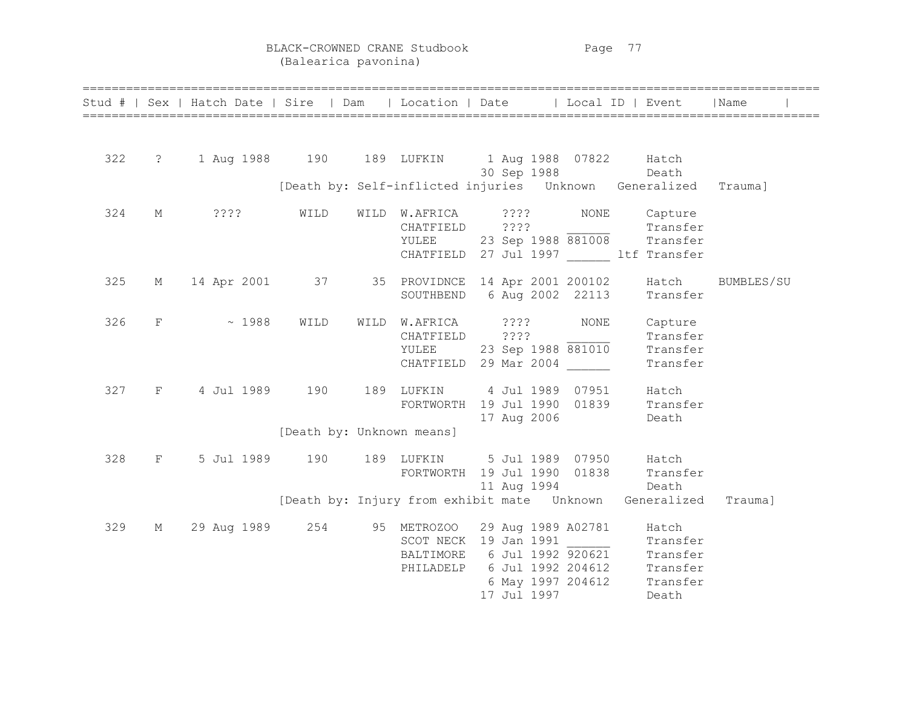# BLACK-CROWNED CRANE Studbook
(Balearica pavonina)

| Stud # | Sex | Hatch Date | Sire | Dam | Location | Date | Local ID | Event | Name |
|---|---|---|---|---|---|---|---|---|---|
| 322 | ? | 1 Aug 1988 | 190 | 189 | LUFKIN | 1 Aug 1988 | 07822 | Hatch | |
| | | | | | | 30 Sep 1988 | | Death | |
| | | | [Death by: Self-inflicted injuries Unknown Generalized Trauma] | | | | | | |
| 324 | M | ???? | WILD | WILD | W.AFRICA | ???? | NONE | Capture | |
| | | | | | CHATFIELD | ???? | ______ | Transfer | |
| | | | | | YULEE | 23 Sep 1988 | 881008 | Transfer | |
| | | | | | CHATFIELD | 27 Jul 1997 | ______ ltf | Transfer | |
| 325 | M | 14 Apr 2001 | 37 | 35 | PROVIDNCE | 14 Apr 2001 | 200102 | Hatch | BUMBLES/SU |
| | | | | | SOUTHBEND | 6 Aug 2002 | 22113 | Transfer | |
| 326 | F | ~ 1988 | WILD | WILD | W.AFRICA | ???? | NONE | Capture | |
| | | | | | CHATFIELD | ???? | ______ | Transfer | |
| | | | | | YULEE | 23 Sep 1988 | 881010 | Transfer | |
| | | | | | CHATFIELD | 29 Mar 2004 | ______ | Transfer | |
| 327 | F | 4 Jul 1989 | 190 | 189 | LUFKIN | 4 Jul 1989 | 07951 | Hatch | |
| | | | | | FORTWORTH | 19 Jul 1990 | 01839 | Transfer | |
| | | | | | | 17 Aug 2006 | | Death | |
| | | | [Death by: Unknown means] | | | | | | |
| 328 | F | 5 Jul 1989 | 190 | 189 | LUFKIN | 5 Jul 1989 | 07950 | Hatch | |
| | | | | | FORTWORTH | 19 Jul 1990 | 01838 | Transfer | |
| | | | | | | 11 Aug 1994 | | Death | |
| | | | [Death by: Injury from exhibit mate Unknown Generalized Trauma] | | | | | | |
| 329 | M | 29 Aug 1989 | 254 | 95 | METROZOO | 29 Aug 1989 | A02781 | Hatch | |
| | | | | | SCOT NECK | 19 Jan 1991 | ______ | Transfer | |
| | | | | | BALTIMORE | 6 Jul 1992 | 920621 | Transfer | |
| | | | | | PHILADELP | 6 Jul 1992 | 204612 | Transfer | |
| | | | | | | 6 May 1997 | 204612 | Transfer | |
| | | | | | | 17 Jul 1997 | | Death | |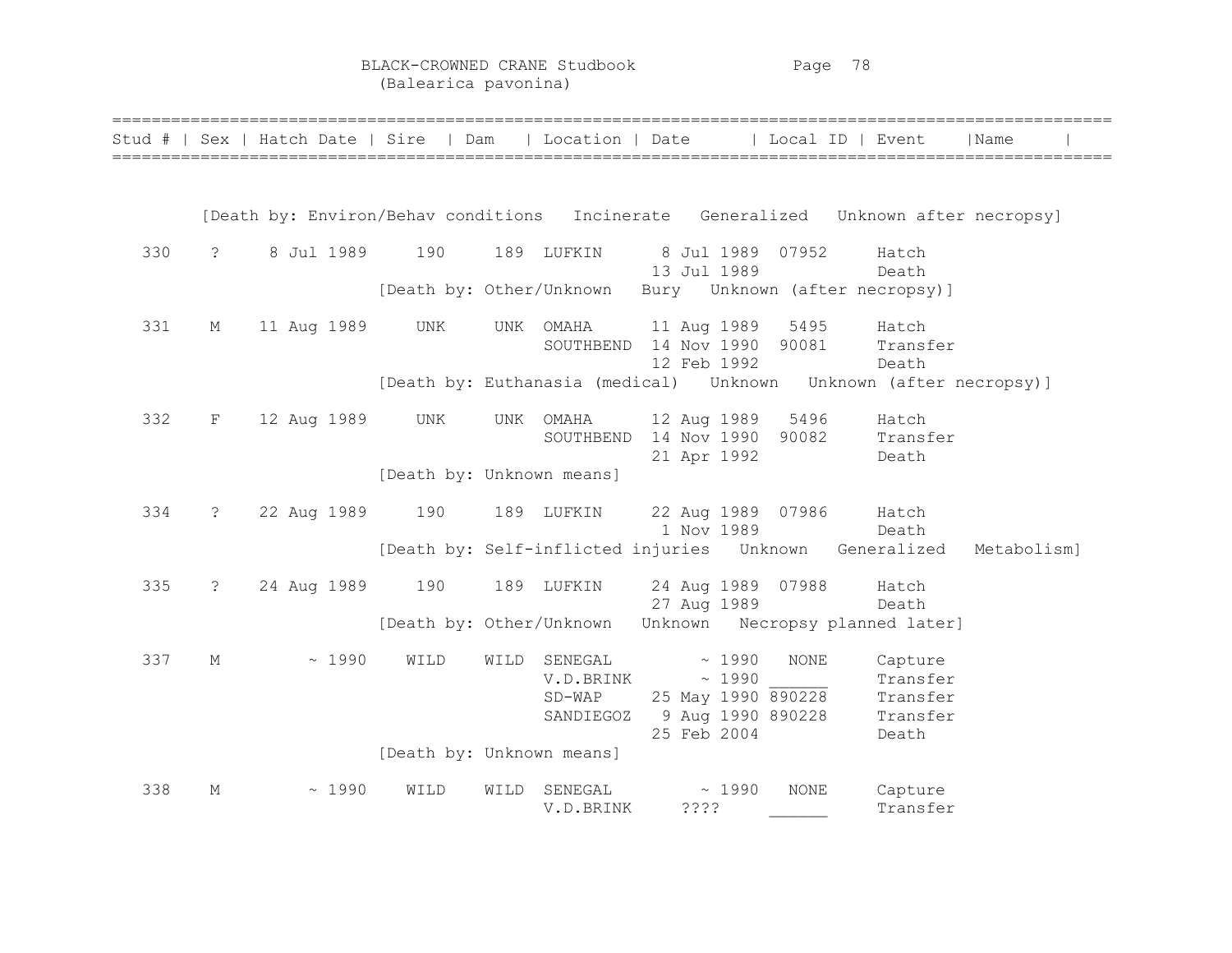# BLACK-CROWNED CRANE Studbook
(Balearica pavonina)

| Stud # | Sex | Hatch Date | Sire | Dam | Location | Date | Local ID | Event | Name |
|---|---|---|---|---|---|---|---|---|---|
| | | | [Death by: Environ/Behav conditions Incinerate Generalized Unknown after necropsy] | | | | | | |
| 330 | ? | 8 Jul 1989 | 190 | 189 | LUFKIN | 8 Jul 1989 | 07952 | Hatch | |
| | | | | | | 13 Jul 1989 | | Death | |
| | | | [Death by: Other/Unknown Bury Unknown (after necropsy)] | | | | | | |
| 331 | M | 11 Aug 1989 | UNK | UNK | OMAHA | 11 Aug 1989 | 5495 | Hatch | |
| | | | | | SOUTHBEND | 14 Nov 1990 | 90081 | Transfer | |
| | | | | | | 12 Feb 1992 | | Death | |
| | | | [Death by: Euthanasia (medical) Unknown Unknown (after necropsy)] | | | | | | |
| 332 | F | 12 Aug 1989 | UNK | UNK | OMAHA | 12 Aug 1989 | 5496 | Hatch | |
| | | | | | SOUTHBEND | 14 Nov 1990 | 90082 | Transfer | |
| | | | | | | 21 Apr 1992 | | Death | |
| | | | [Death by: Unknown means] | | | | | | |
| 334 | ? | 22 Aug 1989 | 190 | 189 | LUFKIN | 22 Aug 1989 | 07986 | Hatch | |
| | | | | | | 1 Nov 1989 | | Death | |
| | | | [Death by: Self-inflicted injuries Unknown Generalized Metabolism] | | | | | | |
| 335 | ? | 24 Aug 1989 | 190 | 189 | LUFKIN | 24 Aug 1989 | 07988 | Hatch | |
| | | | | | | 27 Aug 1989 | | Death | |
| | | | [Death by: Other/Unknown Unknown Necropsy planned later] | | | | | | |
| 337 | M | ~ 1990 | WILD | WILD | SENEGAL | ~ 1990 | NONE | Capture | |
| | | | | | V.D.BRINK | ~ 1990 | ______ | Transfer | |
| | | | | | SD-WAP | 25 May 1990 | 890228 | Transfer | |
| | | | | | SANDIEGOZ | 9 Aug 1990 | 890228 | Transfer | |
| | | | | | | 25 Feb 2004 | | Death | |
| | | | [Death by: Unknown means] | | | | | | |
| 338 | M | ~ 1990 | WILD | WILD | SENEGAL | ~ 1990 | NONE | Capture | |
| | | | | | V.D.BRINK | ???? | ______ | Transfer | |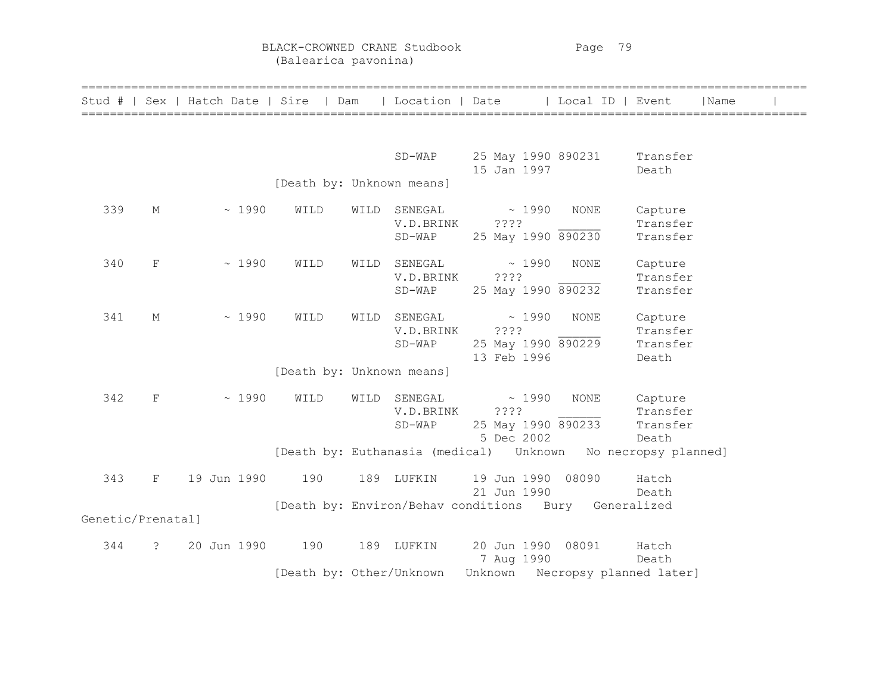BLACK-CROWNED CRANE Studbook
(Balearica pavonina)

| Stud # | Sex | Hatch Date | Sire | Dam | Location | Date | Local ID | Event | Name |
|---|---|---|---|---|---|---|---|---|---|
| | | | | | SD-WAP | 25 May 1990 | 890231 | Transfer | |
| | | | | | | 15 Jan 1997 | | Death | |
| | | | [Death by: Unknown means] | | | | | | |
| 339 | M | ~ 1990 | WILD | WILD | SENEGAL | ~ 1990 | NONE | Capture | |
| | | | | | V.D.BRINK | ???? | ______ | Transfer | |
| | | | | | SD-WAP | 25 May 1990 | 890230 | Transfer | |
| 340 | F | ~ 1990 | WILD | WILD | SENEGAL | ~ 1990 | NONE | Capture | |
| | | | | | V.D.BRINK | ???? | ______ | Transfer | |
| | | | | | SD-WAP | 25 May 1990 | 890232 | Transfer | |
| 341 | M | ~ 1990 | WILD | WILD | SENEGAL | ~ 1990 | NONE | Capture | |
| | | | | | V.D.BRINK | ???? | ______ | Transfer | |
| | | | | | SD-WAP | 25 May 1990 | 890229 | Transfer | |
| | | | | | | 13 Feb 1996 | | Death | |
| | | | [Death by: Unknown means] | | | | | | |
| 342 | F | ~ 1990 | WILD | WILD | SENEGAL | ~ 1990 | NONE | Capture | |
| | | | | | V.D.BRINK | ???? | ______ | Transfer | |
| | | | | | SD-WAP | 25 May 1990 | 890233 | Transfer | |
| | | | | | | 5 Dec 2002 | | Death | |
| | | | [Death by: Euthanasia (medical) Unknown No necropsy planned] | | | | | | |
| 343 | F | 19 Jun 1990 | 190 | 189 | LUFKIN | 19 Jun 1990 | 08090 | Hatch | |
| | | | | | | 21 Jun 1990 | | Death | |
| | | | [Death by: Environ/Behav conditions Bury Generalized Genetic/Prenatal] | | | | | | |
| 344 | ? | 20 Jun 1990 | 190 | 189 | LUFKIN | 20 Jun 1990 | 08091 | Hatch | |
| | | | | | | 7 Aug 1990 | | Death | |
| | | | [Death by: Other/Unknown Unknown Necropsy planned later] | | | | | | |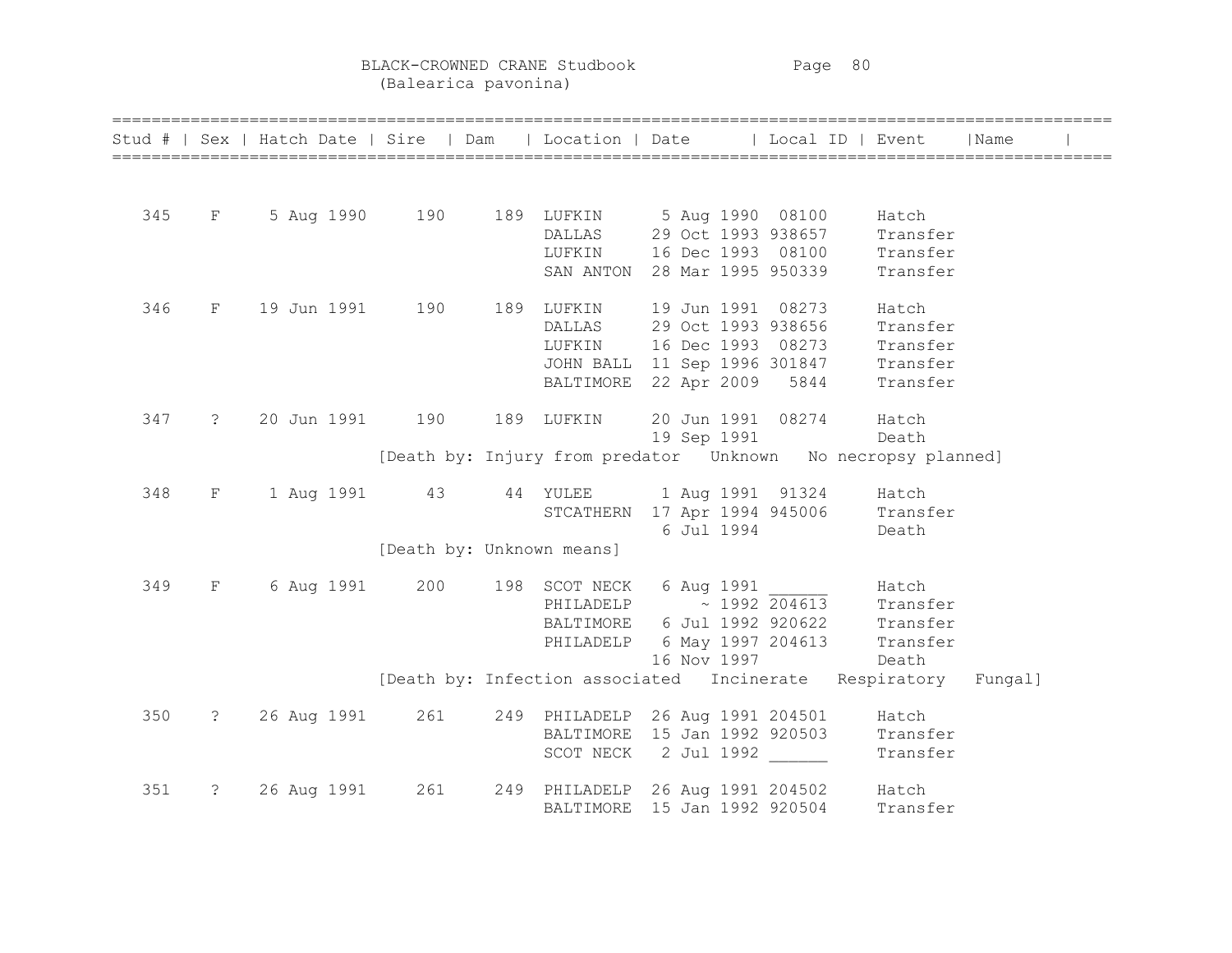BLACK-CROWNED CRANE Studbook
(Balearica pavonina)

| Stud # | Sex | Hatch Date | Sire | Dam | Location | Date | Local ID | Event | Name |
|---|---|---|---|---|---|---|---|---|---|
| 345 | F | 5 Aug 1990 | 190 | 189 | LUFKIN | 5 Aug 1990 | 08100 | Hatch | |
| | | | | | DALLAS | 29 Oct 1993 | 938657 | Transfer | |
| | | | | | LUFKIN | 16 Dec 1993 | 08100 | Transfer | |
| | | | | | SAN ANTON | 28 Mar 1995 | 950339 | Transfer | |
| 346 | F | 19 Jun 1991 | 190 | 189 | LUFKIN | 19 Jun 1991 | 08273 | Hatch | |
| | | | | | DALLAS | 29 Oct 1993 | 938656 | Transfer | |
| | | | | | LUFKIN | 16 Dec 1993 | 08273 | Transfer | |
| | | | | | JOHN BALL | 11 Sep 1996 | 301847 | Transfer | |
| | | | | | BALTIMORE | 22 Apr 2009 | 5844 | Transfer | |
| 347 | ? | 20 Jun 1991 | 190 | 189 | LUFKIN | 20 Jun 1991 | 08274 | Hatch | |
| | | | | | | 19 Sep 1991 | | Death | |
| | | | [Death by: Injury from predator Unknown No necropsy planned] | | | | | | |
| 348 | F | 1 Aug 1991 | 43 | 44 | YULEE | 1 Aug 1991 | 91324 | Hatch | |
| | | | | | STCATHERN | 17 Apr 1994 | 945006 | Transfer | |
| | | | | | | 6 Jul 1994 | | Death | |
| | | | [Death by: Unknown means] | | | | | | |
| 349 | F | 6 Aug 1991 | 200 | 198 | SCOT NECK | 6 Aug 1991 | ______ | Hatch | |
| | | | | | PHILADELP | ~ 1992 | 204613 | Transfer | |
| | | | | | BALTIMORE | 6 Jul 1992 | 920622 | Transfer | |
| | | | | | PHILADELP | 6 May 1997 | 204613 | Transfer | |
| | | | | | | 16 Nov 1997 | | Death | |
| | | | [Death by: Infection associated Incinerate Respiratory Fungal] | | | | | | |
| 350 | ? | 26 Aug 1991 | 261 | 249 | PHILADELP | 26 Aug 1991 | 204501 | Hatch | |
| | | | | | BALTIMORE | 15 Jan 1992 | 920503 | Transfer | |
| | | | | | SCOT NECK | 2 Jul 1992 | ______ | Transfer | |
| 351 | ? | 26 Aug 1991 | 261 | 249 | PHILADELP | 26 Aug 1991 | 204502 | Hatch | |
| | | | | | BALTIMORE | 15 Jan 1992 | 920504 | Transfer | |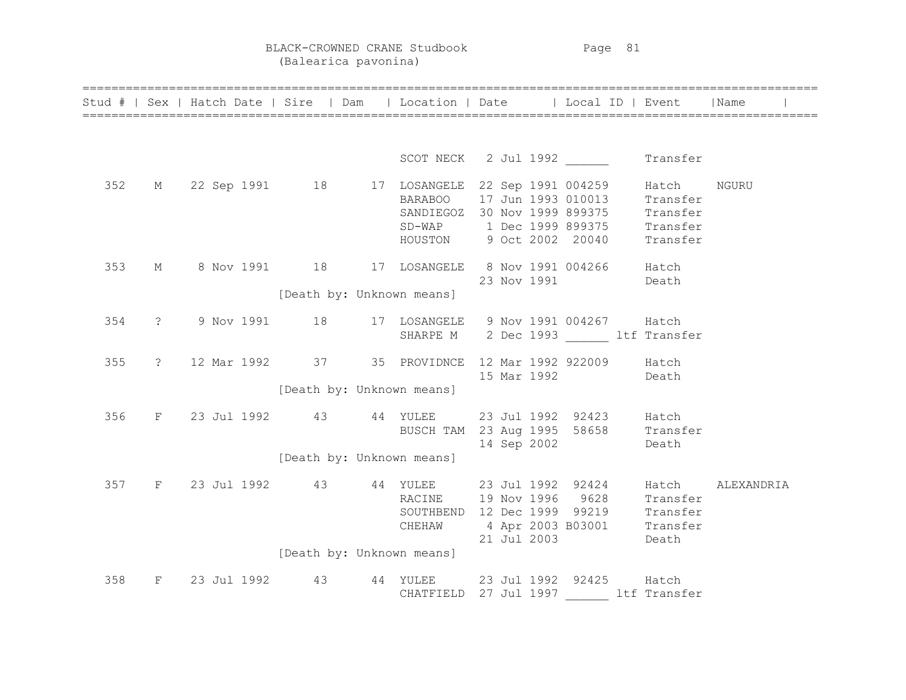BLACK-CROWNED CRANE Studbook
(Balearica pavonina)

| Stud # | Sex | Hatch Date | Sire | Dam | Location | Date | Local ID | | Event | Name |
|---|---|---|---|---|---|---|---|---|---|---|
| | | | | | SCOT NECK | 2 Jul 1992 | ______ | | Transfer | |
| 352 | M | 22 Sep 1991 | 18 | 17 | LOSANGELE | 22 Sep 1991 | 004259 | | Hatch | NGURU |
| | | | | | BARABOO | 17 Jun 1993 | 010013 | | Transfer | |
| | | | | | SANDIEGOZ | 30 Nov 1999 | 899375 | | Transfer | |
| | | | | | SD-WAP | 1 Dec 1999 | 899375 | | Transfer | |
| | | | | | HOUSTON | 9 Oct 2002 | 20040 | | Transfer | |
| 353 | M | 8 Nov 1991 | 18 | 17 | LOSANGELE | 8 Nov 1991 | 004266 | | Hatch | |
| | | | | | | 23 Nov 1991 | | | Death | |
| | | | [Death by: Unknown means] | | | | | | | |
| 354 | ? | 9 Nov 1991 | 18 | 17 | LOSANGELE | 9 Nov 1991 | 004267 | | Hatch | |
| | | | | | SHARPE M | 2 Dec 1993 | ______ | ltf | Transfer | |
| 355 | ? | 12 Mar 1992 | 37 | 35 | PROVIDNCE | 12 Mar 1992 | 922009 | | Hatch | |
| | | | | | | 15 Mar 1992 | | | Death | |
| | | | [Death by: Unknown means] | | | | | | | |
| 356 | F | 23 Jul 1992 | 43 | 44 | YULEE | 23 Jul 1992 | 92423 | | Hatch | |
| | | | | | BUSCH TAM | 23 Aug 1995 | 58658 | | Transfer | |
| | | | | | | 14 Sep 2002 | | | Death | |
| | | | [Death by: Unknown means] | | | | | | | |
| 357 | F | 23 Jul 1992 | 43 | 44 | YULEE | 23 Jul 1992 | 92424 | | Hatch | ALEXANDRIA |
| | | | | | RACINE | 19 Nov 1996 | 9628 | | Transfer | |
| | | | | | SOUTHBEND | 12 Dec 1999 | 99219 | | Transfer | |
| | | | | | CHEHAW | 4 Apr 2003 | B03001 | | Transfer | |
| | | | | | | 21 Jul 2003 | | | Death | |
| | | | [Death by: Unknown means] | | | | | | | |
| 358 | F | 23 Jul 1992 | 43 | 44 | YULEE | 23 Jul 1992 | 92425 | | Hatch | |
| | | | | | CHATFIELD | 27 Jul 1997 | ______ | ltf | Transfer | |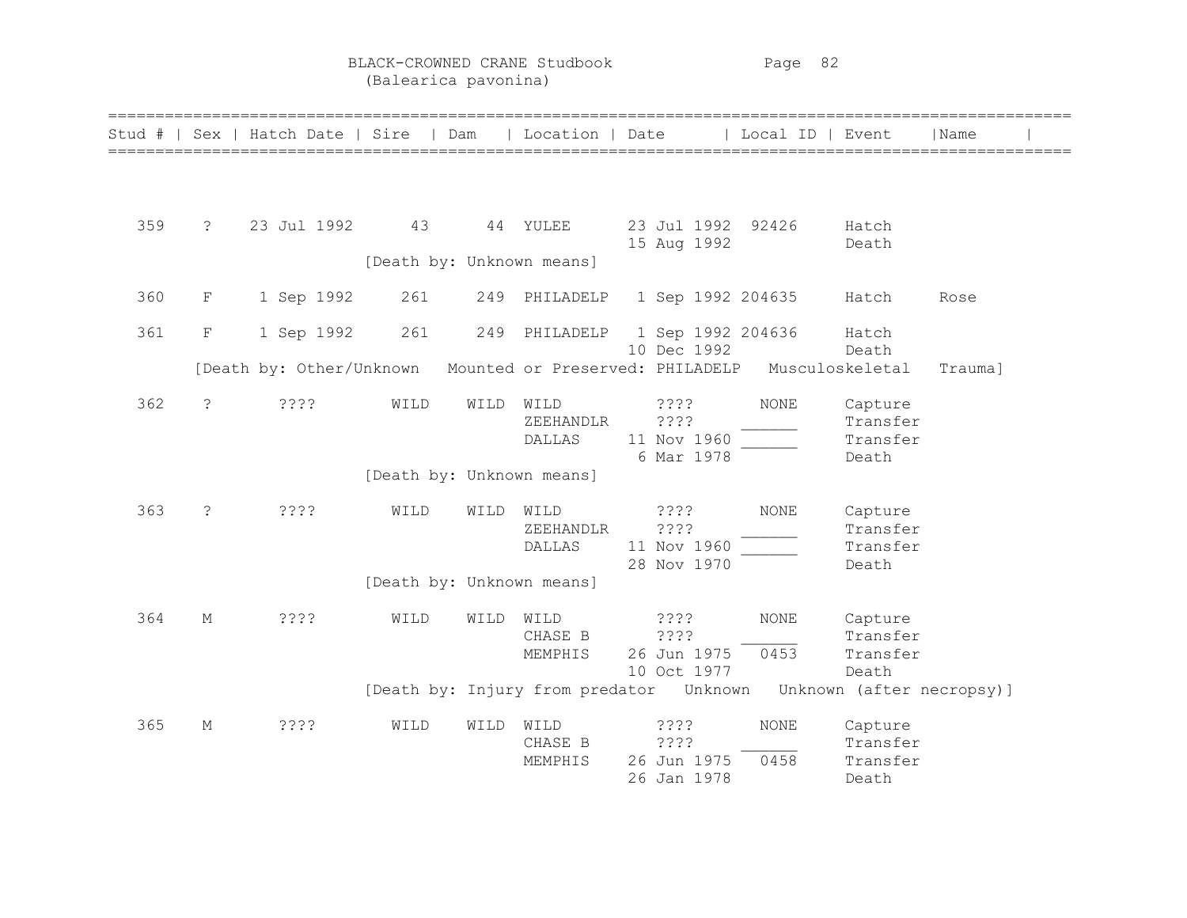# BLACK-CROWNED CRANE Studbook
(Balearica pavonina)

| Stud # | Sex | Hatch Date | Sire | Dam | Location | Date | Local ID | Event | Name |
|---|---|---|---|---|---|---|---|---|---|
| 359 | ? | 23 Jul 1992 | 43 | 44 | YULEE | 23 Jul 1992 | 92426 | Hatch | |
| | | | | | | 15 Aug 1992 | | Death | |
| | | | [Death by: Unknown means] | | | | | | |
| 360 | F | 1 Sep 1992 | 261 | 249 | PHILADELP | 1 Sep 1992 | 204635 | Hatch | Rose |
| 361 | F | 1 Sep 1992 | 261 | 249 | PHILADELP | 1 Sep 1992 | 204636 | Hatch | |
| | | | | | | 10 Dec 1992 | | Death | |
| | [Death by: Other/Unknown Mounted or Preserved: PHILADELP Musculoskeletal Trauma] | | | | | | | | |
| 362 | ? | ???? | WILD | WILD | WILD | ???? | NONE | Capture | |
| | | | | | ZEEHANDLR | ???? | ______ | Transfer | |
| | | | | | DALLAS | 11 Nov 1960 | ______ | Transfer | |
| | | | | | | 6 Mar 1978 | | Death | |
| | | | [Death by: Unknown means] | | | | | | |
| 363 | ? | ???? | WILD | WILD | WILD | ???? | NONE | Capture | |
| | | | | | ZEEHANDLR | ???? | ______ | Transfer | |
| | | | | | DALLAS | 11 Nov 1960 | ______ | Transfer | |
| | | | | | | 28 Nov 1970 | | Death | |
| | | | [Death by: Unknown means] | | | | | | |
| 364 | M | ???? | WILD | WILD | WILD | ???? | NONE | Capture | |
| | | | | | CHASE B | ???? | ______ | Transfer | |
| | | | | | MEMPHIS | 26 Jun 1975 | 0453 | Transfer | |
| | | | | | | 10 Oct 1977 | | Death | |
| | | | [Death by: Injury from predator Unknown Unknown (after necropsy)] | | | | | | |
| 365 | M | ???? | WILD | WILD | WILD | ???? | NONE | Capture | |
| | | | | | CHASE B | ???? | ______ | Transfer | |
| | | | | | MEMPHIS | 26 Jun 1975 | 0458 | Transfer | |
| | | | | | | 26 Jan 1978 | | Death | |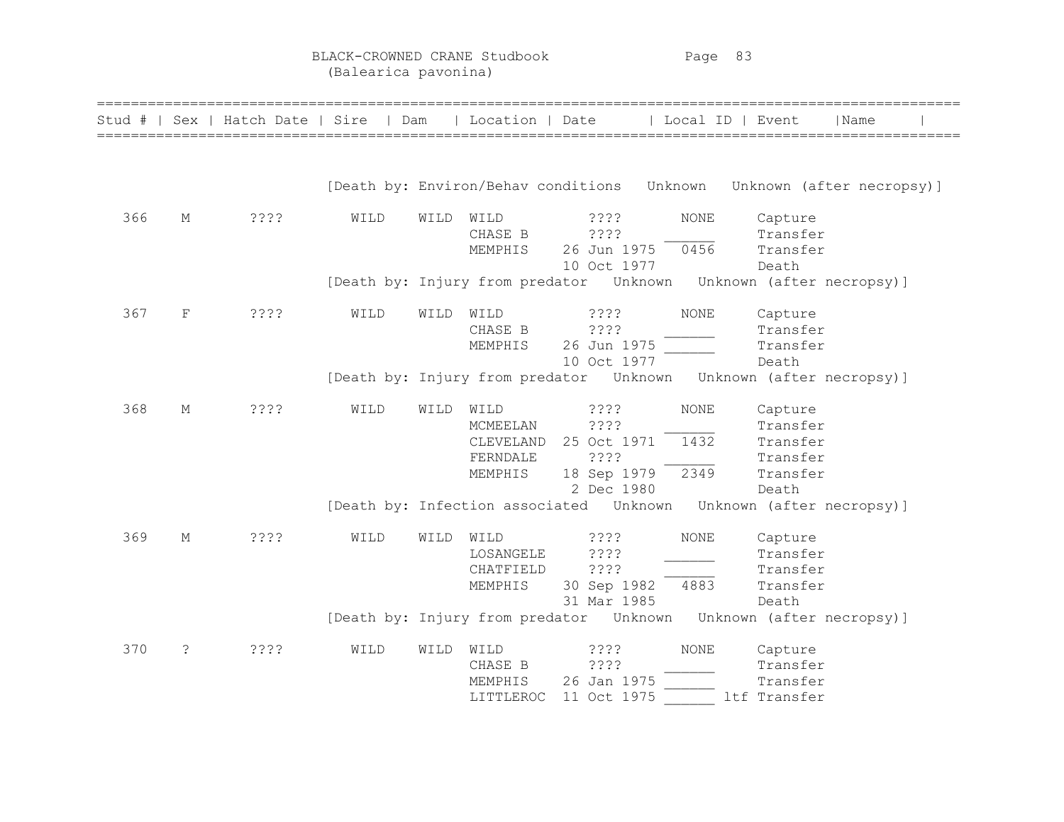# BLACK-CROWNED CRANE Studbook
(Balearica pavonina)

| Stud # | Sex | Hatch Date | Sire | Dam | Location | Date | Local ID | Event | Name |
|---|---|---|---|---|---|---|---|---|---|
| | | | | | [Death by: Environ/Behav conditions Unknown Unknown (after necropsy)] | | | | |
| 366 | M | ???? | WILD | WILD | WILD | ???? | NONE | Capture | |
| | | | | | CHASE B | ???? | ______ | Transfer | |
| | | | | | MEMPHIS | 26 Jun 1975 | 0456 | Transfer | |
| | | | | | | 10 Oct 1977 | | Death | |
| | | | | | [Death by: Injury from predator Unknown Unknown (after necropsy)] | | | | |
| 367 | F | ???? | WILD | WILD | WILD | ???? | NONE | Capture | |
| | | | | | CHASE B | ???? | ______ | Transfer | |
| | | | | | MEMPHIS | 26 Jun 1975 | ______ | Transfer | |
| | | | | | | 10 Oct 1977 | | Death | |
| | | | | | [Death by: Injury from predator Unknown Unknown (after necropsy)] | | | | |
| 368 | M | ???? | WILD | WILD | WILD | ???? | NONE | Capture | |
| | | | | | MCMEELAN | ???? | ______ | Transfer | |
| | | | | | CLEVELAND | 25 Oct 1971 | 1432 | Transfer | |
| | | | | | FERNDALE | ???? | ______ | Transfer | |
| | | | | | MEMPHIS | 18 Sep 1979 | 2349 | Transfer | |
| | | | | | | 2 Dec 1980 | | Death | |
| | | | | | [Death by: Infection associated Unknown Unknown (after necropsy)] | | | | |
| 369 | M | ???? | WILD | WILD | WILD | ???? | NONE | Capture | |
| | | | | | LOSANGELE | ???? | ______ | Transfer | |
| | | | | | CHATFIELD | ???? | ______ | Transfer | |
| | | | | | MEMPHIS | 30 Sep 1982 | 4883 | Transfer | |
| | | | | | | 31 Mar 1985 | | Death | |
| | | | | | [Death by: Injury from predator Unknown Unknown (after necropsy)] | | | | |
| 370 | ? | ???? | WILD | WILD | WILD | ???? | NONE | Capture | |
| | | | | | CHASE B | ???? | ______ | Transfer | |
| | | | | | MEMPHIS | 26 Jan 1975 | ______ | Transfer | |
| | | | | | LITTLEROC | 11 Oct 1975 | ______ | ltf Transfer | |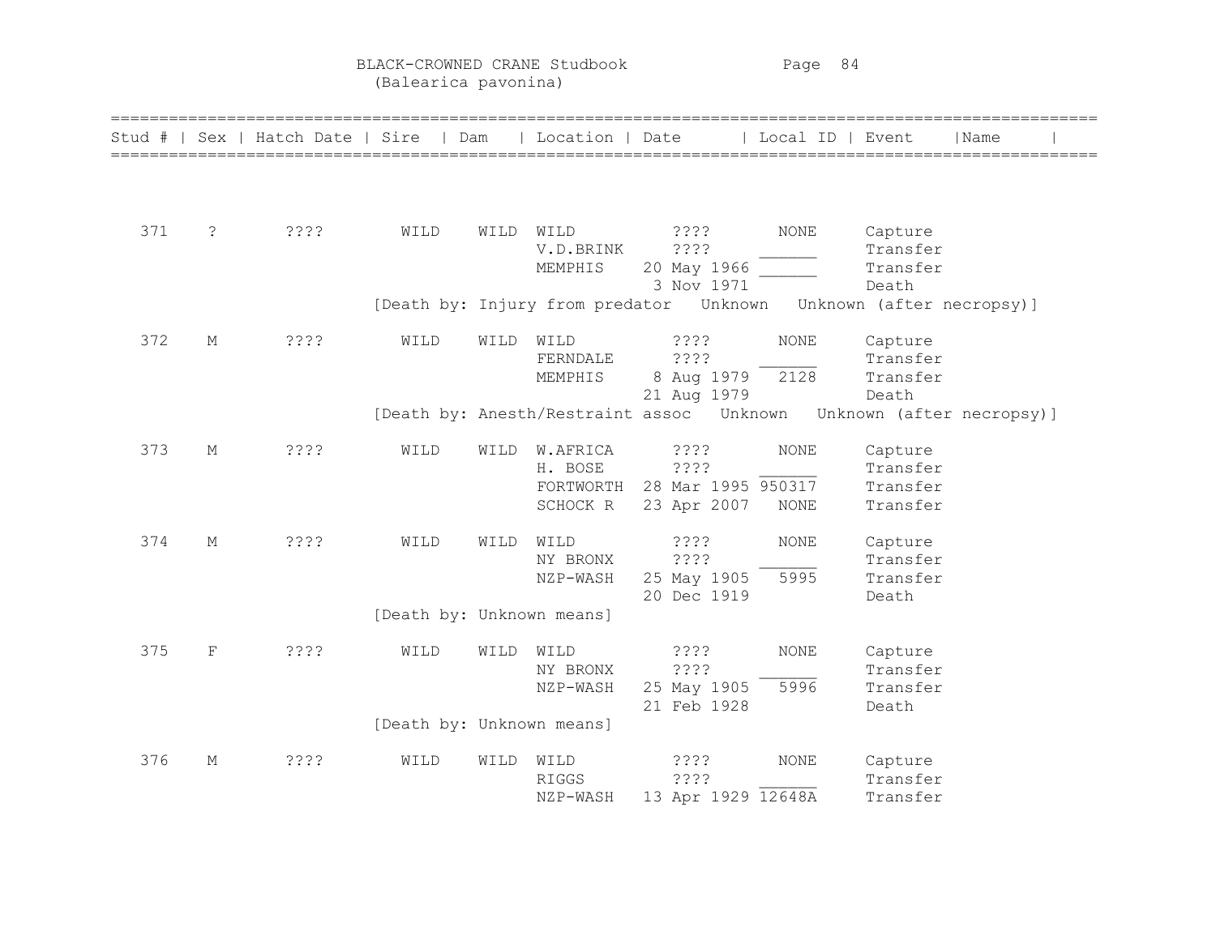BLACK-CROWNED CRANE Studbook
(Balearica pavonina)

| Stud # | Sex | Hatch Date | Sire | Dam | Location | Date | Local ID | Event | Name |
|---|---|---|---|---|---|---|---|---|---|
| 371 | ? | ???? | WILD | WILD | WILD | ???? | NONE | Capture | |
| | | | | | V.D.BRINK | ???? | ______ | Transfer | |
| | | | | | MEMPHIS | 20 May 1966 | ______ | Transfer | |
| | | | | | | 3 Nov 1971 | | Death | |
| | | | [Death by: Injury from predator Unknown Unknown (after necropsy)] | | | | | | |
| 372 | M | ???? | WILD | WILD | WILD | ???? | NONE | Capture | |
| | | | | | FERNDALE | ???? | ______ | Transfer | |
| | | | | | MEMPHIS | 8 Aug 1979 | 2128 | Transfer | |
| | | | | | | 21 Aug 1979 | | Death | |
| | | | [Death by: Anesth/Restraint assoc Unknown Unknown (after necropsy)] | | | | | | |
| 373 | M | ???? | WILD | WILD | W.AFRICA | ???? | NONE | Capture | |
| | | | | | H. BOSE | ???? | ______ | Transfer | |
| | | | | | FORTWORTH | 28 Mar 1995 | 950317 | Transfer | |
| | | | | | SCHOCK R | 23 Apr 2007 | NONE | Transfer | |
| 374 | M | ???? | WILD | WILD | WILD | ???? | NONE | Capture | |
| | | | | | NY BRONX | ???? | ______ | Transfer | |
| | | | | | NZP-WASH | 25 May 1905 | 5995 | Transfer | |
| | | | | | | 20 Dec 1919 | | Death | |
| | | | [Death by: Unknown means] | | | | | | |
| 375 | F | ???? | WILD | WILD | WILD | ???? | NONE | Capture | |
| | | | | | NY BRONX | ???? | ______ | Transfer | |
| | | | | | NZP-WASH | 25 May 1905 | 5996 | Transfer | |
| | | | | | | 21 Feb 1928 | | Death | |
| | | | [Death by: Unknown means] | | | | | | |
| 376 | M | ???? | WILD | WILD | WILD | ???? | NONE | Capture | |
| | | | | | RIGGS | ???? | ______ | Transfer | |
| | | | | | NZP-WASH | 13 Apr 1929 | 12648A | Transfer | |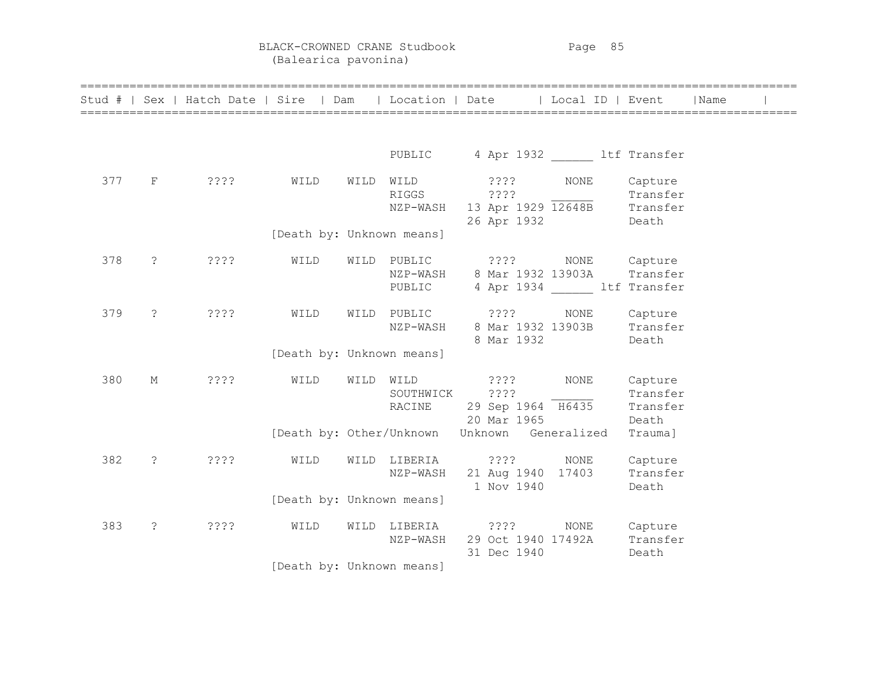BLACK-CROWNED CRANE Studbook
(Balearica pavonina)

| Stud # | Sex | Hatch Date | Sire | Dam | Location | Date | Local ID | Event | Name |
|---|---|---|---|---|---|---|---|---|---|
| | | | | | PUBLIC | 4 Apr 1932 | ______ ltf | Transfer | |
| 377 | F | ???? | WILD | WILD | WILD | ???? | NONE | Capture | |
| | | | | | RIGGS | ???? | ______ | Transfer | |
| | | | | | NZP-WASH | 13 Apr 1929 | 12648B | Transfer | |
| | | | | | | 26 Apr 1932 | | Death | |
| | | | [Death by: Unknown means] | | | | | | |
| 378 | ? | ???? | WILD | WILD | PUBLIC | ???? | NONE | Capture | |
| | | | | | NZP-WASH | 8 Mar 1932 | 13903A | Transfer | |
| | | | | | PUBLIC | 4 Apr 1934 | ______ ltf | Transfer | |
| 379 | ? | ???? | WILD | WILD | PUBLIC | ???? | NONE | Capture | |
| | | | | | NZP-WASH | 8 Mar 1932 | 13903B | Transfer | |
| | | | | | | 8 Mar 1932 | | Death | |
| | | | [Death by: Unknown means] | | | | | | |
| 380 | M | ???? | WILD | WILD | WILD | ???? | NONE | Capture | |
| | | | | | SOUTHWICK | ???? | ______ | Transfer | |
| | | | | | RACINE | 29 Sep 1964 | H6435 | Transfer | |
| | | | | | | 20 Mar 1965 | | Death | |
| | | | [Death by: Other/Unknown Unknown Generalized Trauma] | | | | | | |
| 382 | ? | ???? | WILD | WILD | LIBERIA | ???? | NONE | Capture | |
| | | | | | NZP-WASH | 21 Aug 1940 | 17403 | Transfer | |
| | | | | | | 1 Nov 1940 | | Death | |
| | | | [Death by: Unknown means] | | | | | | |
| 383 | ? | ???? | WILD | WILD | LIBERIA | ???? | NONE | Capture | |
| | | | | | NZP-WASH | 29 Oct 1940 | 17492A | Transfer | |
| | | | | | | 31 Dec 1940 | | Death | |
| | | | [Death by: Unknown means] | | | | | | |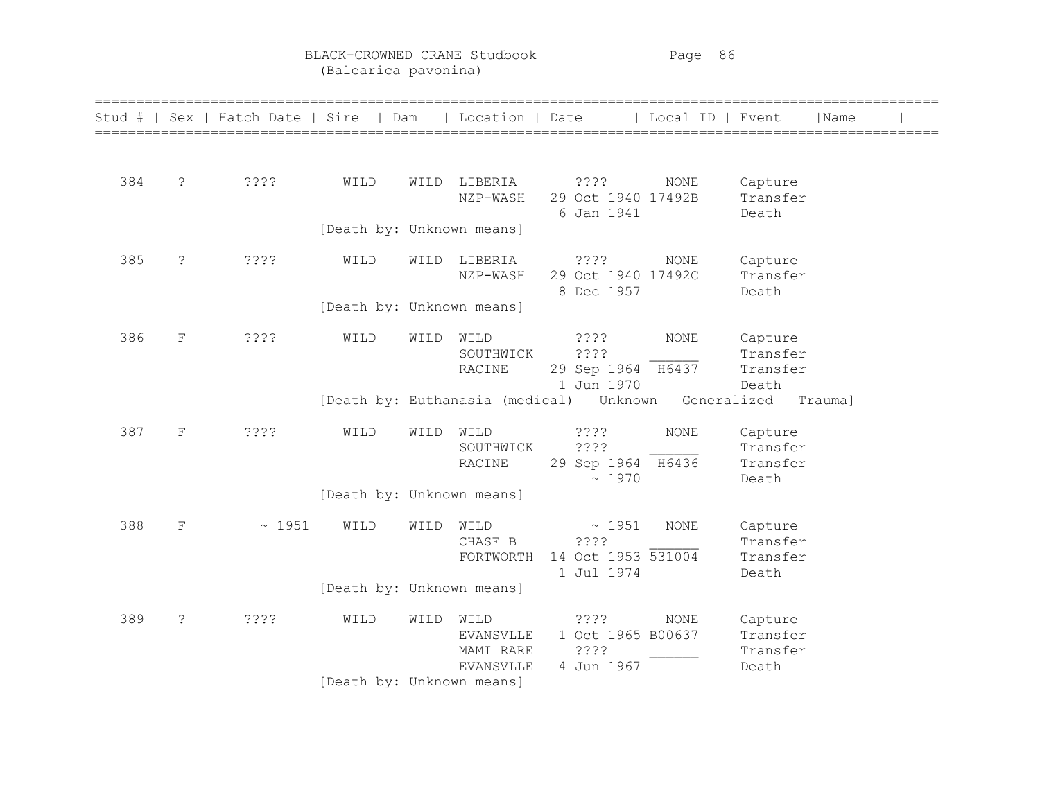BLACK-CROWNED CRANE Studbook
(Balearica pavonina)

| Stud # | Sex | Hatch Date | Sire | Dam | Location | Date | Local ID | Event | Name |
|---|---|---|---|---|---|---|---|---|---|
| 384 | ? | ???? | WILD | WILD | LIBERIA | ???? | NONE | Capture | |
| | | | | | NZP-WASH | 29 Oct 1940 | 17492B | Transfer | |
| | | | | | | 6 Jan 1941 | | Death | |
| | | | [Death by: Unknown means] | | | | | | |
| 385 | ? | ???? | WILD | WILD | LIBERIA | ???? | NONE | Capture | |
| | | | | | NZP-WASH | 29 Oct 1940 | 17492C | Transfer | |
| | | | | | | 8 Dec 1957 | | Death | |
| | | | [Death by: Unknown means] | | | | | | |
| 386 | F | ???? | WILD | WILD | WILD | ???? | NONE | Capture | |
| | | | | | SOUTHWICK | ???? | ______ | Transfer | |
| | | | | | RACINE | 29 Sep 1964 | H6437 | Transfer | |
| | | | | | | 1 Jun 1970 | | Death | |
| | | | [Death by: Euthanasia (medical) Unknown Generalized Trauma] | | | | | | |
| 387 | F | ???? | WILD | WILD | WILD | ???? | NONE | Capture | |
| | | | | | SOUTHWICK | ???? | ______ | Transfer | |
| | | | | | RACINE | 29 Sep 1964 | H6436 | Transfer | |
| | | | | | | ~ 1970 | | Death | |
| | | | [Death by: Unknown means] | | | | | | |
| 388 | F | ~ 1951 | WILD | WILD | WILD | ~ 1951 | NONE | Capture | |
| | | | | | CHASE B | ???? | ______ | Transfer | |
| | | | | | FORTWORTH | 14 Oct 1953 | 531004 | Transfer | |
| | | | | | | 1 Jul 1974 | | Death | |
| | | | [Death by: Unknown means] | | | | | | |
| 389 | ? | ???? | WILD | WILD | WILD | ???? | NONE | Capture | |
| | | | | | EVANSVLLE | 1 Oct 1965 | B00637 | Transfer | |
| | | | | | MAMI RARE | ???? | ______ | Transfer | |
| | | | | | EVANSVLLE | 4 Jun 1967 | | Death | |
| | | | [Death by: Unknown means] | | | | | | |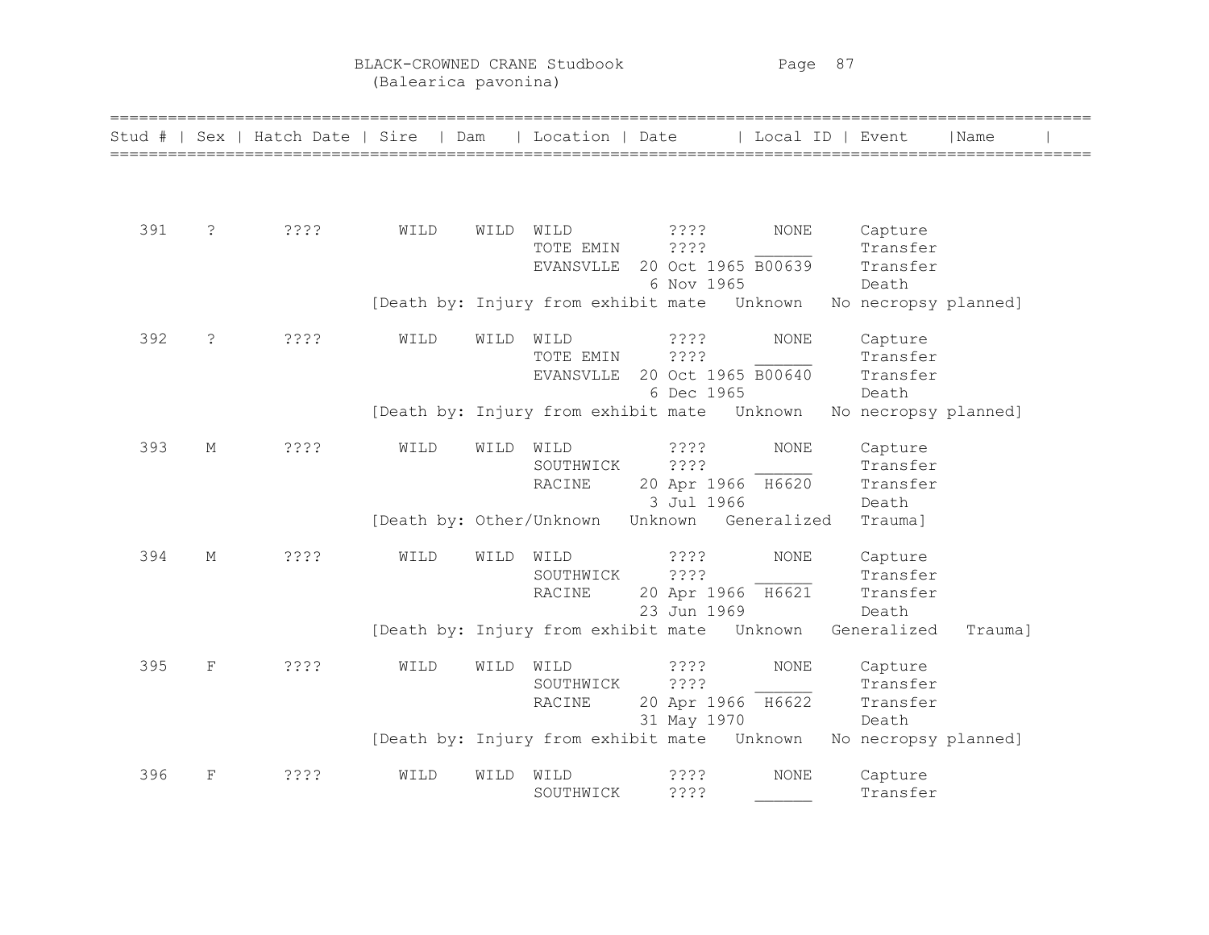BLACK-CROWNED CRANE Studbook
(Balearica pavonina)

| Stud # | Sex | Hatch Date | Sire | Dam | Location | Date | Local ID | Event | Name |
|---|---|---|---|---|---|---|---|---|---|
| 391 | ? | ???? | WILD | WILD | WILD | ???? | NONE | Capture | |
| | | | | | TOTE EMIN | ???? | ______ | Transfer | |
| | | | | | EVANSVLLE | 20 Oct 1965 | B00639 | Transfer | |
| | | | | | | 6 Nov 1965 | | Death | |
| | | | [Death by: Injury from exhibit mate | | | Unknown | | No necropsy planned] | |
| 392 | ? | ???? | WILD | WILD | WILD | ???? | NONE | Capture | |
| | | | | | TOTE EMIN | ???? | ______ | Transfer | |
| | | | | | EVANSVLLE | 20 Oct 1965 | B00640 | Transfer | |
| | | | | | | 6 Dec 1965 | | Death | |
| | | | [Death by: Injury from exhibit mate | | | Unknown | | No necropsy planned] | |
| 393 | M | ???? | WILD | WILD | WILD | ???? | NONE | Capture | |
| | | | | | SOUTHWICK | ???? | ______ | Transfer | |
| | | | | | RACINE | 20 Apr 1966 | H6620 | Transfer | |
| | | | | | | 3 Jul 1966 | | Death | |
| | | | [Death by: Other/Unknown | | | Unknown | Generalized | Trauma] | |
| 394 | M | ???? | WILD | WILD | WILD | ???? | NONE | Capture | |
| | | | | | SOUTHWICK | ???? | ______ | Transfer | |
| | | | | | RACINE | 20 Apr 1966 | H6621 | Transfer | |
| | | | | | | 23 Jun 1969 | | Death | |
| | | | [Death by: Injury from exhibit mate | | | Unknown | | Generalized | Trauma] |
| 395 | F | ???? | WILD | WILD | WILD | ???? | NONE | Capture | |
| | | | | | SOUTHWICK | ???? | ______ | Transfer | |
| | | | | | RACINE | 20 Apr 1966 | H6622 | Transfer | |
| | | | | | | 31 May 1970 | | Death | |
| | | | [Death by: Injury from exhibit mate | | | Unknown | | No necropsy planned] | |
| 396 | F | ???? | WILD | WILD | WILD | ???? | NONE | Capture | |
| | | | | | SOUTHWICK | ???? | ______ | Transfer | |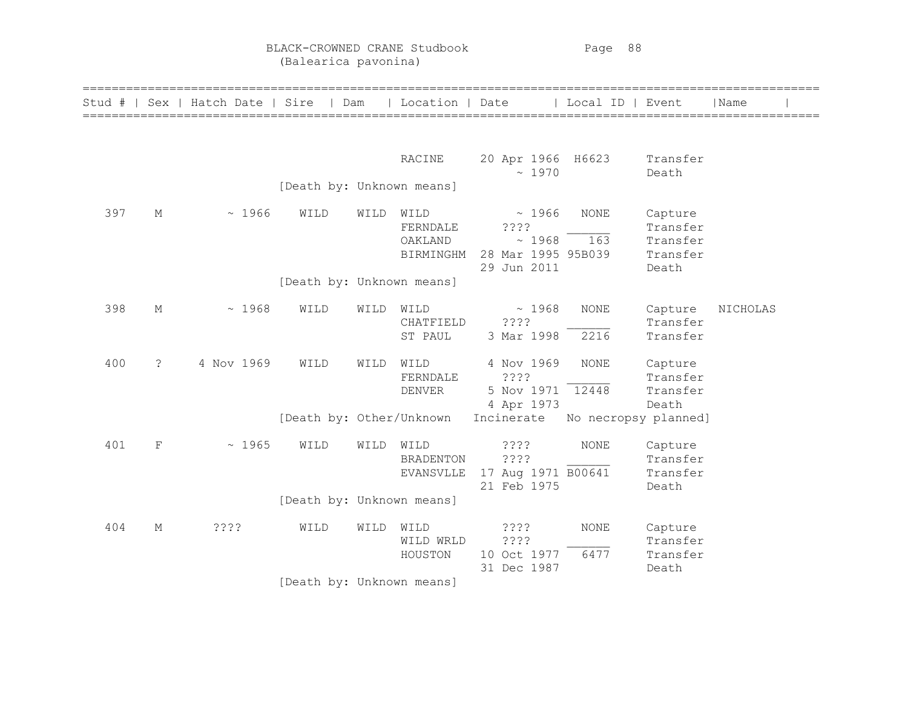# BLACK-CROWNED CRANE Studbook
(Balearica pavonina)

| Stud # | Sex | Hatch Date | Sire | Dam | Location | Date | Local ID | Event | Name |
|---|---|---|---|---|---|---|---|---|---|
| | | | | | RACINE | 20 Apr 1966 | H6623 | Transfer | |
| | | | | | | ~ 1970 | | Death | |
| | | | [Death by: Unknown means] | | | | | | |
| 397 | M | ~ 1966 | WILD | WILD | WILD | ~ 1966 | NONE | Capture | |
| | | | | | FERNDALE | ???? | ______ | Transfer | |
| | | | | | OAKLAND | ~ 1968 | 163 | Transfer | |
| | | | | | BIRMINGHM | 28 Mar 1995 | 95B039 | Transfer | |
| | | | | | | 29 Jun 2011 | | Death | |
| | | | [Death by: Unknown means] | | | | | | |
| 398 | M | ~ 1968 | WILD | WILD | WILD | ~ 1968 | NONE | Capture | NICHOLAS |
| | | | | | CHATFIELD | ???? | ______ | Transfer | |
| | | | | | ST PAUL | 3 Mar 1998 | 2216 | Transfer | |
| 400 | ? | 4 Nov 1969 | WILD | WILD | WILD | 4 Nov 1969 | NONE | Capture | |
| | | | | | FERNDALE | ???? | ______ | Transfer | |
| | | | | | DENVER | 5 Nov 1971 | 12448 | Transfer | |
| | | | | | | 4 Apr 1973 | | Death | |
| | | | [Death by: Other/Unknown | | | Incinerate | No necropsy planned] | | |
| 401 | F | ~ 1965 | WILD | WILD | WILD | ???? | NONE | Capture | |
| | | | | | BRADENTON | ???? | ______ | Transfer | |
| | | | | | EVANSVLLE | 17 Aug 1971 | B00641 | Transfer | |
| | | | | | | 21 Feb 1975 | | Death | |
| | | | [Death by: Unknown means] | | | | | | |
| 404 | M | ???? | WILD | WILD | WILD | ???? | NONE | Capture | |
| | | | | | WILD WRLD | ???? | ______ | Transfer | |
| | | | | | HOUSTON | 10 Oct 1977 | 6477 | Transfer | |
| | | | | | | 31 Dec 1987 | | Death | |
| | | | [Death by: Unknown means] | | | | | | |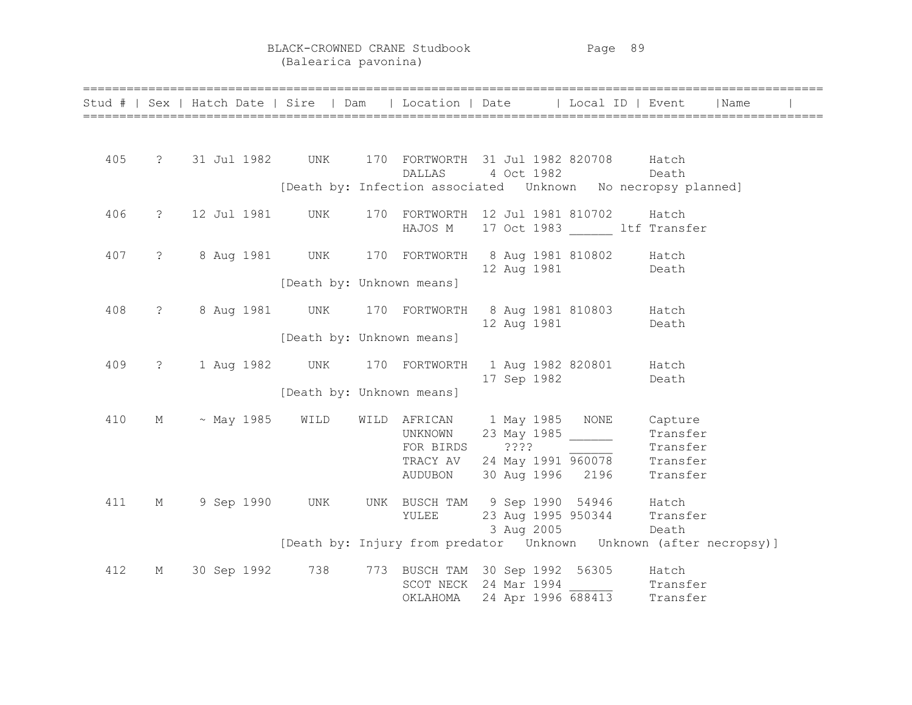# BLACK-CROWNED CRANE Studbook
(Balearica pavonina)

| Stud # | Sex | Hatch Date | Sire | Dam | Location | Date | Local ID | Event | Name |
|---|---|---|---|---|---|---|---|---|---|
| 405 | ? | 31 Jul 1982 | UNK | 170 | FORTWORTH | 31 Jul 1982 | 820708 | Hatch | |
| | | | | | DALLAS | 4 Oct 1982 | | Death | |
| | | | [Death by: Infection associated | Unknown | No necropsy planned] | | | | |
| 406 | ? | 12 Jul 1981 | UNK | 170 | FORTWORTH | 12 Jul 1981 | 810702 | Hatch | |
| | | | | | HAJOS M | 17 Oct 1983 | ______ ltf | Transfer | |
| 407 | ? | 8 Aug 1981 | UNK | 170 | FORTWORTH | 8 Aug 1981 | 810802 | Hatch | |
| | | | | | | 12 Aug 1981 | | Death | |
| | | | [Death by: Unknown means] | | | | | | |
| 408 | ? | 8 Aug 1981 | UNK | 170 | FORTWORTH | 8 Aug 1981 | 810803 | Hatch | |
| | | | | | | 12 Aug 1981 | | Death | |
| | | | [Death by: Unknown means] | | | | | | |
| 409 | ? | 1 Aug 1982 | UNK | 170 | FORTWORTH | 1 Aug 1982 | 820801 | Hatch | |
| | | | | | | 17 Sep 1982 | | Death | |
| | | | [Death by: Unknown means] | | | | | | |
| 410 | M | ~ May 1985 | WILD | WILD | AFRICAN | 1 May 1985 | NONE | Capture | |
| | | | | | UNKNOWN | 23 May 1985 | ______ | Transfer | |
| | | | | | FOR BIRDS | ???? | ______ | Transfer | |
| | | | | | TRACY AV | 24 May 1991 | 960078 | Transfer | |
| | | | | | AUDUBON | 30 Aug 1996 | 2196 | Transfer | |
| 411 | M | 9 Sep 1990 | UNK | UNK | BUSCH TAM | 9 Sep 1990 | 54946 | Hatch | |
| | | | | | YULEE | 23 Aug 1995 | 950344 | Transfer | |
| | | | | | | 3 Aug 2005 | | Death | |
| | | | [Death by: Injury from predator | Unknown | Unknown (after necropsy)] | | | | |
| 412 | M | 30 Sep 1992 | 738 | 773 | BUSCH TAM | 30 Sep 1992 | 56305 | Hatch | |
| | | | | | SCOT NECK | 24 Mar 1994 | ______ | Transfer | |
| | | | | | OKLAHOMA | 24 Apr 1996 | 688413 | Transfer | |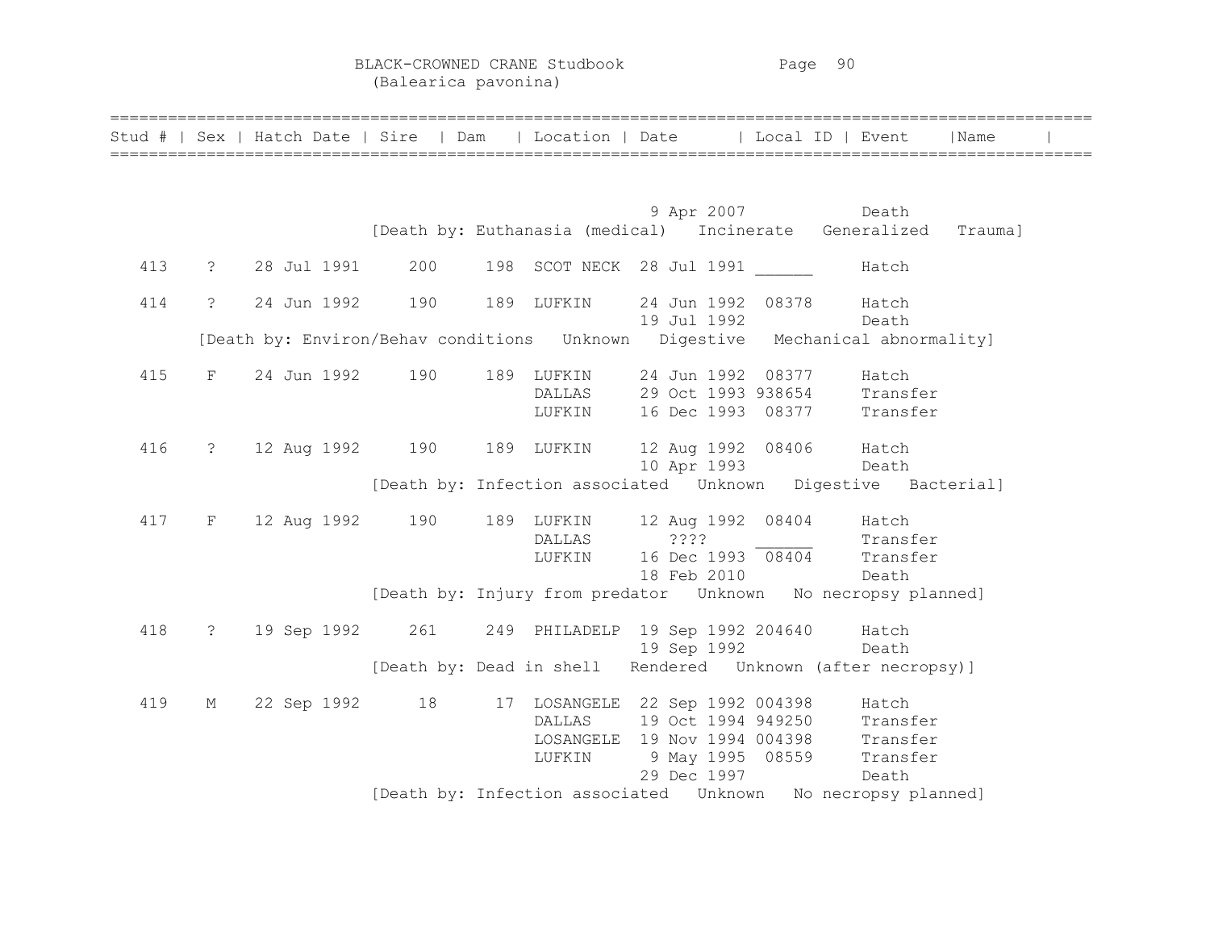BLACK-CROWNED CRANE Studbook
(Balearica pavonina)

| Stud # | Sex | Hatch Date | Sire | Dam | Location | Date | Local ID | Event | Name |
|---|---|---|---|---|---|---|---|---|---|
| | | | | | | 9 Apr 2007 | | Death | |
| [Death by: Euthanasia (medical) Incinerate Generalized Trauma] | | | | | | | | | |
| 413 | ? | 28 Jul 1991 | 200 | 198 | SCOT NECK | 28 Jul 1991 | ______ | Hatch | |
| 414 | ? | 24 Jun 1992 | 190 | 189 | LUFKIN | 24 Jun 1992 | 08378 | Hatch | |
| | | | | | | 19 Jul 1992 | | Death | |
| [Death by: Environ/Behav conditions Unknown Digestive Mechanical abnormality] | | | | | | | | | |
| 415 | F | 24 Jun 1992 | 190 | 189 | LUFKIN | 24 Jun 1992 | 08377 | Hatch | |
| | | | | | DALLAS | 29 Oct 1993 | 938654 | Transfer | |
| | | | | | LUFKIN | 16 Dec 1993 | 08377 | Transfer | |
| 416 | ? | 12 Aug 1992 | 190 | 189 | LUFKIN | 12 Aug 1992 | 08406 | Hatch | |
| | | | | | | 10 Apr 1993 | | Death | |
| [Death by: Infection associated Unknown Digestive Bacterial] | | | | | | | | | |
| 417 | F | 12 Aug 1992 | 190 | 189 | LUFKIN | 12 Aug 1992 | 08404 | Hatch | |
| | | | | | DALLAS | ???? | ______ | Transfer | |
| | | | | | LUFKIN | 16 Dec 1993 | 08404 | Transfer | |
| | | | | | | 18 Feb 2010 | | Death | |
| [Death by: Injury from predator Unknown No necropsy planned] | | | | | | | | | |
| 418 | ? | 19 Sep 1992 | 261 | 249 | PHILADELP | 19 Sep 1992 | 204640 | Hatch | |
| | | | | | | 19 Sep 1992 | | Death | |
| [Death by: Dead in shell Rendered Unknown (after necropsy)] | | | | | | | | | |
| 419 | M | 22 Sep 1992 | 18 | 17 | LOSANGELE | 22 Sep 1992 | 004398 | Hatch | |
| | | | | | DALLAS | 19 Oct 1994 | 949250 | Transfer | |
| | | | | | LOSANGELE | 19 Nov 1994 | 004398 | Transfer | |
| | | | | | LUFKIN | 9 May 1995 | 08559 | Transfer | |
| | | | | | | 29 Dec 1997 | | Death | |
| [Death by: Infection associated Unknown No necropsy planned] | | | | | | | | | |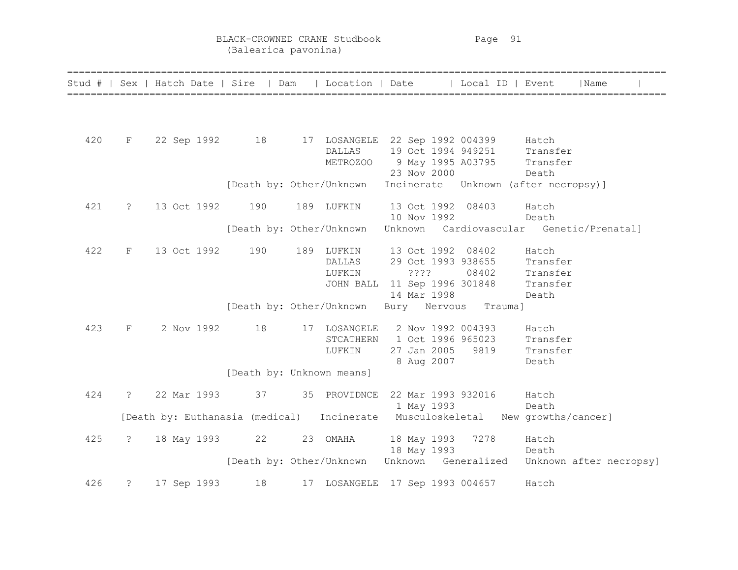| Stud # | Sex | Hatch Date | Sire | Dam | Location | Date | Local ID | Event | Name |
|---|---|---|---|---|---|---|---|---|---|
| 420 | F | 22 Sep 1992 | 18 | 17 | LOSANGELE | 22 Sep 1992 | 004399 | Hatch | |
| | | | | | DALLAS | 19 Oct 1994 | 949251 | Transfer | |
| | | | | | METROZOO | 9 May 1995 | A03795 | Transfer | |
| | | | | | | 23 Nov 2000 | | Death | |
| | | | [Death by: Other/Unknown Incinerate Unknown (after necropsy)] | | | | | | |
| 421 | ? | 13 Oct 1992 | 190 | 189 | LUFKIN | 13 Oct 1992 | 08403 | Hatch | |
| | | | | | | 10 Nov 1992 | | Death | |
| | | | [Death by: Other/Unknown Unknown Cardiovascular Genetic/Prenatal] | | | | | | |
| 422 | F | 13 Oct 1992 | 190 | 189 | LUFKIN | 13 Oct 1992 | 08402 | Hatch | |
| | | | | | DALLAS | 29 Oct 1993 | 938655 | Transfer | |
| | | | | | LUFKIN | ???? | 08402 | Transfer | |
| | | | | | JOHN BALL | 11 Sep 1996 | 301848 | Transfer | |
| | | | | | | 14 Mar 1998 | | Death | |
| | | | [Death by: Other/Unknown Bury Nervous Trauma] | | | | | | |
| 423 | F | 2 Nov 1992 | 18 | 17 | LOSANGELE | 2 Nov 1992 | 004393 | Hatch | |
| | | | | | STCATHERN | 1 Oct 1996 | 965023 | Transfer | |
| | | | | | LUFKIN | 27 Jan 2005 | 9819 | Transfer | |
| | | | | | | 8 Aug 2007 | | Death | |
| | | | [Death by: Unknown means] | | | | | | |
| 424 | ? | 22 Mar 1993 | 37 | 35 | PROVIDNCE | 22 Mar 1993 | 932016 | Hatch | |
| | | | | | | 1 May 1993 | | Death | |
| | | [Death by: Euthanasia (medical) Incinerate Musculoskeletal New growths/cancer] | | | | | | | |
| 425 | ? | 18 May 1993 | 22 | 23 | OMAHA | 18 May 1993 | 7278 | Hatch | |
| | | | | | | 18 May 1993 | | Death | |
| | | | [Death by: Other/Unknown Unknown Generalized Unknown after necropsy] | | | | | | |
| 426 | ? | 17 Sep 1993 | 18 | 17 | LOSANGELE | 17 Sep 1993 | 004657 | Hatch | |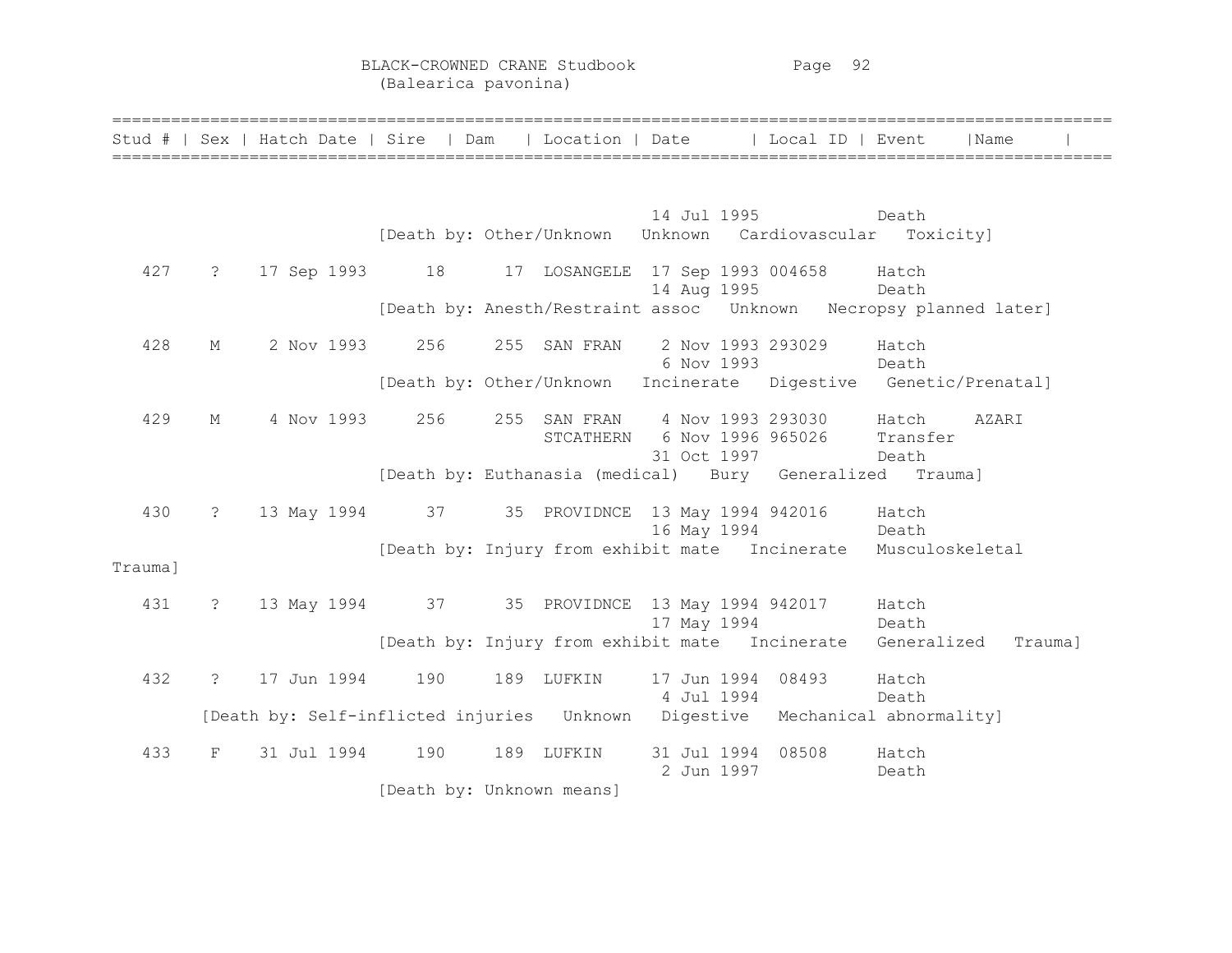| Stud # | Sex | Hatch Date | Sire | Dam | Location | Date | Local ID | Event | Name |
|---|---|---|---|---|---|---|---|---|---|
| | | | | | | 14 Jul 1995 | | Death | |
| | | [Death by: Other/Unknown Unknown Cardiovascular Toxicity] | | | | | | | |
| 427 | ? | 17 Sep 1993 | 18 | 17 | LOSANGELE | 17 Sep 1993 | 004658 | Hatch | |
| | | | | | | 14 Aug 1995 | | Death | |
| | | [Death by: Anesth/Restraint assoc Unknown Necropsy planned later] | | | | | | | |
| 428 | M | 2 Nov 1993 | 256 | 255 | SAN FRAN | 2 Nov 1993 | 293029 | Hatch | |
| | | | | | | 6 Nov 1993 | | Death | |
| | | [Death by: Other/Unknown Incinerate Digestive Genetic/Prenatal] | | | | | | | |
| 429 | M | 4 Nov 1993 | 256 | 255 | SAN FRAN | 4 Nov 1993 | 293030 | Hatch | AZARI |
| | | | | | STCATHERN | 6 Nov 1996 | 965026 | Transfer | |
| | | | | | | 31 Oct 1997 | | Death | |
| | | [Death by: Euthanasia (medical) Bury Generalized Trauma] | | | | | | | |
| 430 | ? | 13 May 1994 | 37 | 35 | PROVIDNCE | 13 May 1994 | 942016 | Hatch | |
| | | | | | | 16 May 1994 | | Death | |
| | | [Death by: Injury from exhibit mate Incinerate Musculoskeletal Trauma] | | | | | | | |
| 431 | ? | 13 May 1994 | 37 | 35 | PROVIDNCE | 13 May 1994 | 942017 | Hatch | |
| | | | | | | 17 May 1994 | | Death | |
| | | [Death by: Injury from exhibit mate Incinerate Generalized Trauma] | | | | | | | |
| 432 | ? | 17 Jun 1994 | 190 | 189 | LUFKIN | 17 Jun 1994 | 08493 | Hatch | |
| | | | | | | 4 Jul 1994 | | Death | |
| | | [Death by: Self-inflicted injuries Unknown Digestive Mechanical abnormality] | | | | | | | |
| 433 | F | 31 Jul 1994 | 190 | 189 | LUFKIN | 31 Jul 1994 | 08508 | Hatch | |
| | | | | | | 2 Jun 1997 | | Death | |
| | | [Death by: Unknown means] | | | | | | | |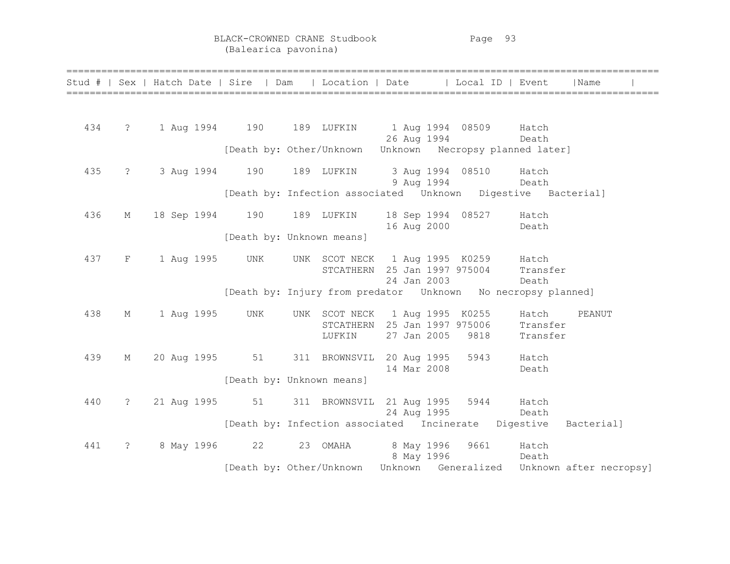BLACK-CROWNED CRANE Studbook
(Balearica pavonina)

| Stud # | Sex | Hatch Date | Sire | Dam | Location | Date | Local ID | Event | Name |
|---|---|---|---|---|---|---|---|---|---|
| 434 | ? | 1 Aug 1994 | 190 | 189 | LUFKIN | 1 Aug 1994 | 08509 | Hatch | |
| | | | | | | 26 Aug 1994 | | Death | |
| | | | [Death by: Other/Unknown Unknown Necropsy planned later] | | | | | | |
| 435 | ? | 3 Aug 1994 | 190 | 189 | LUFKIN | 3 Aug 1994 | 08510 | Hatch | |
| | | | | | | 9 Aug 1994 | | Death | |
| | | | [Death by: Infection associated Unknown Digestive Bacterial] | | | | | | |
| 436 | M | 18 Sep 1994 | 190 | 189 | LUFKIN | 18 Sep 1994 | 08527 | Hatch | |
| | | | | | | 16 Aug 2000 | | Death | |
| | | | [Death by: Unknown means] | | | | | | |
| 437 | F | 1 Aug 1995 | UNK | UNK | SCOT NECK | 1 Aug 1995 | K0259 | Hatch | |
| | | | | | STCATHERN | 25 Jan 1997 | 975004 | Transfer | |
| | | | | | | 24 Jan 2003 | | Death | |
| | | | [Death by: Injury from predator Unknown No necropsy planned] | | | | | | |
| 438 | M | 1 Aug 1995 | UNK | UNK | SCOT NECK | 1 Aug 1995 | K0255 | Hatch | PEANUT |
| | | | | | STCATHERN | 25 Jan 1997 | 975006 | Transfer | |
| | | | | | LUFKIN | 27 Jan 2005 | 9818 | Transfer | |
| 439 | M | 20 Aug 1995 | 51 | 311 | BROWNSVIL | 20 Aug 1995 | 5943 | Hatch | |
| | | | | | | 14 Mar 2008 | | Death | |
| | | | [Death by: Unknown means] | | | | | | |
| 440 | ? | 21 Aug 1995 | 51 | 311 | BROWNSVIL | 21 Aug 1995 | 5944 | Hatch | |
| | | | | | | 24 Aug 1995 | | Death | |
| | | | [Death by: Infection associated Incinerate Digestive Bacterial] | | | | | | |
| 441 | ? | 8 May 1996 | 22 | 23 | OMAHA | 8 May 1996 | 9661 | Hatch | |
| | | | | | | 8 May 1996 | | Death | |
| | | | [Death by: Other/Unknown Unknown Generalized Unknown after necropsy] | | | | | | |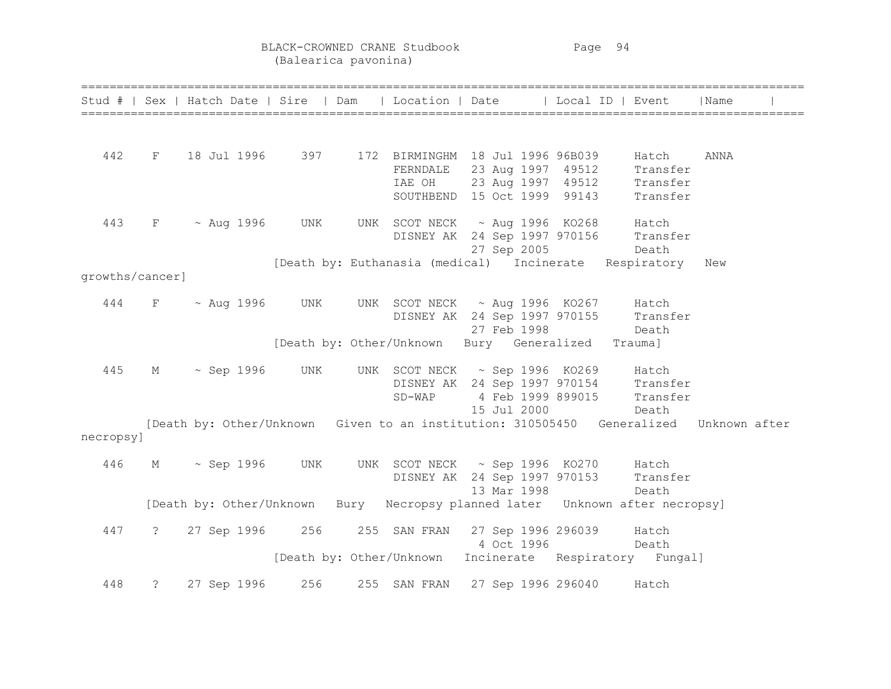| Stud # | Sex | Hatch Date | Sire | Dam | Location | Date | Local ID | Event | Name |
|---|---|---|---|---|---|---|---|---|---|
| 442 | F | 18 Jul 1996 | 397 | 172 | BIRMINGHM | 18 Jul 1996 | 96B039 | Hatch | ANNA |
| | | | | | FERNDALE | 23 Aug 1997 | 49512 | Transfer | |
| | | | | | IAE OH | 23 Aug 1997 | 49512 | Transfer | |
| | | | | | SOUTHBEND | 15 Oct 1999 | 99143 | Transfer | |
| 443 | F | ~ Aug 1996 | UNK | UNK | SCOT NECK | ~ Aug 1996 | KO268 | Hatch | |
| | | | | | DISNEY AK | 24 Sep 1997 | 970156 | Transfer | |
| | | | | | | 27 Sep 2005 | | Death | |
| [Death by: Euthanasia (medical) Incinerate Respiratory New growths/cancer] | | | | | | | | | |
| 444 | F | ~ Aug 1996 | UNK | UNK | SCOT NECK | ~ Aug 1996 | KO267 | Hatch | |
| | | | | | DISNEY AK | 24 Sep 1997 | 970155 | Transfer | |
| | | | | | | 27 Feb 1998 | | Death | |
| [Death by: Other/Unknown Bury Generalized Trauma] | | | | | | | | | |
| 445 | M | ~ Sep 1996 | UNK | UNK | SCOT NECK | ~ Sep 1996 | KO269 | Hatch | |
| | | | | | DISNEY AK | 24 Sep 1997 | 970154 | Transfer | |
| | | | | | SD-WAP | 4 Feb 1999 | 899015 | Transfer | |
| | | | | | | 15 Jul 2000 | | Death | |
| [Death by: Other/Unknown Given to an institution: 310505450 Generalized Unknown after necropsy] | | | | | | | | | |
| 446 | M | ~ Sep 1996 | UNK | UNK | SCOT NECK | ~ Sep 1996 | KO270 | Hatch | |
| | | | | | DISNEY AK | 24 Sep 1997 | 970153 | Transfer | |
| | | | | | | 13 Mar 1998 | | Death | |
| [Death by: Other/Unknown Bury Necropsy planned later Unknown after necropsy] | | | | | | | | | |
| 447 | ? | 27 Sep 1996 | 256 | 255 | SAN FRAN | 27 Sep 1996 | 296039 | Hatch | |
| | | | | | | 4 Oct 1996 | | Death | |
| [Death by: Other/Unknown Incinerate Respiratory Fungal] | | | | | | | | | |
| 448 | ? | 27 Sep 1996 | 256 | 255 | SAN FRAN | 27 Sep 1996 | 296040 | Hatch | |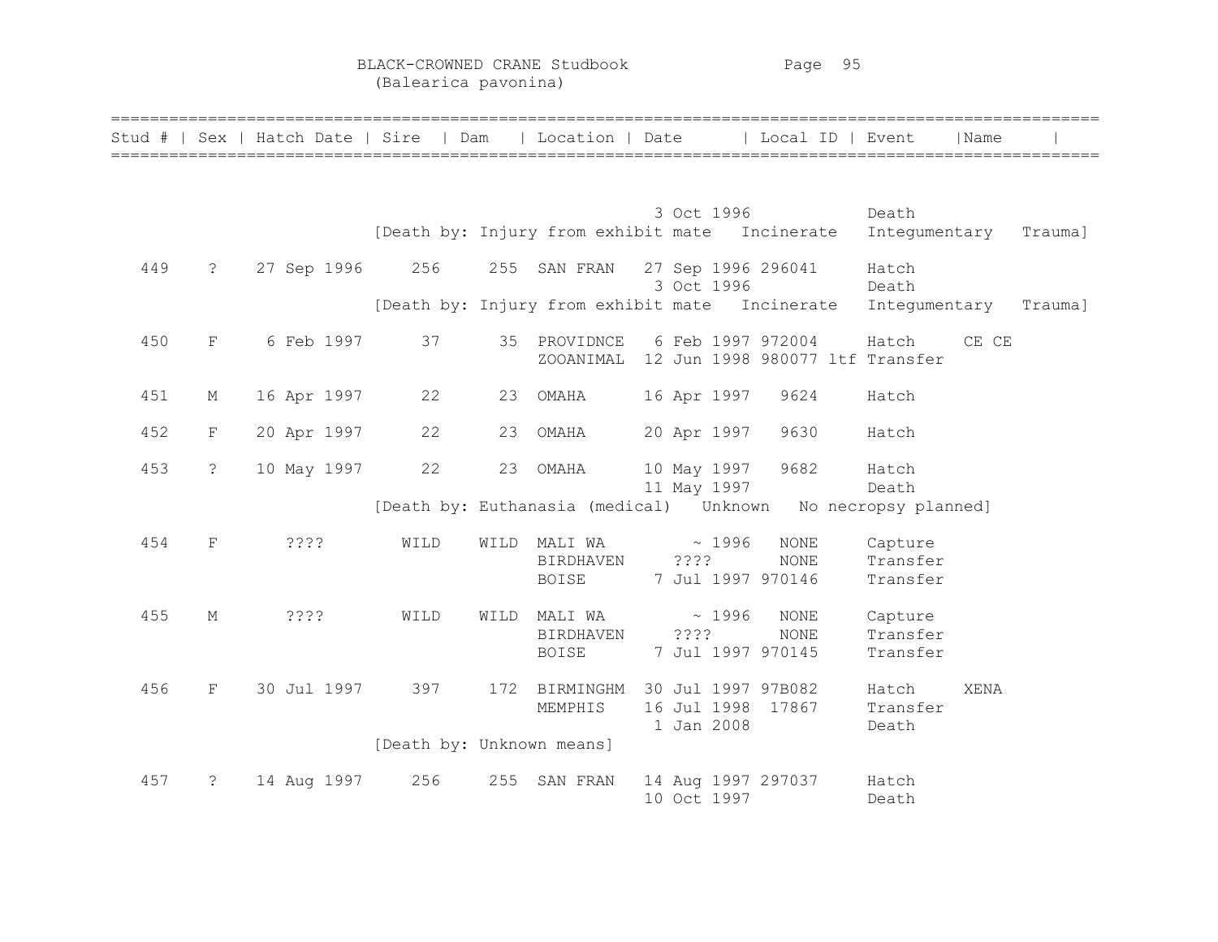BLACK-CROWNED CRANE Studbook
(Balearica pavonina)

| Stud # | Sex | Hatch Date | Sire | Dam | Location | Date | Local ID | Event | Name |
|---|---|---|---|---|---|---|---|---|---|
| | | | | | | 3 Oct 1996 | | Death | |
| | | | [Death by: Injury from exhibit mate | | | Incinerate | | Integumentary | Trauma] |
| 449 | ? | 27 Sep 1996 | 256 | 255 | SAN FRAN | 27 Sep 1996 | 296041 | Hatch | |
| | | | | | | 3 Oct 1996 | | Death | |
| | | | [Death by: Injury from exhibit mate | | | Incinerate | | Integumentary | Trauma] |
| 450 | F | 6 Feb 1997 | 37 | 35 | PROVIDNCE | 6 Feb 1997 | 972004 | Hatch | CE CE |
| | | | | | ZOOANIMAL | 12 Jun 1998 | 980077 ltf | Transfer | |
| 451 | M | 16 Apr 1997 | 22 | 23 | OMAHA | 16 Apr 1997 | 9624 | Hatch | |
| 452 | F | 20 Apr 1997 | 22 | 23 | OMAHA | 20 Apr 1997 | 9630 | Hatch | |
| 453 | ? | 10 May 1997 | 22 | 23 | OMAHA | 10 May 1997 | 9682 | Hatch | |
| | | | | | | 11 May 1997 | | Death | |
| | | | [Death by: Euthanasia (medical) | | | Unknown | | No necropsy planned] | |
| 454 | F | ???? | WILD | WILD | MALI WA | ~ 1996 | NONE | Capture | |
| | | | | | BIRDHAVEN | ???? | NONE | Transfer | |
| | | | | | BOISE | 7 Jul 1997 | 970146 | Transfer | |
| 455 | M | ???? | WILD | WILD | MALI WA | ~ 1996 | NONE | Capture | |
| | | | | | BIRDHAVEN | ???? | NONE | Transfer | |
| | | | | | BOISE | 7 Jul 1997 | 970145 | Transfer | |
| 456 | F | 30 Jul 1997 | 397 | 172 | BIRMINGHM | 30 Jul 1997 | 97B082 | Hatch | XENA |
| | | | | | MEMPHIS | 16 Jul 1998 | 17867 | Transfer | |
| | | | | | | 1 Jan 2008 | | Death | |
| | | | [Death by: Unknown means] | | | | | | |
| 457 | ? | 14 Aug 1997 | 256 | 255 | SAN FRAN | 14 Aug 1997 | 297037 | Hatch | |
| | | | | | | 10 Oct 1997 | | Death | |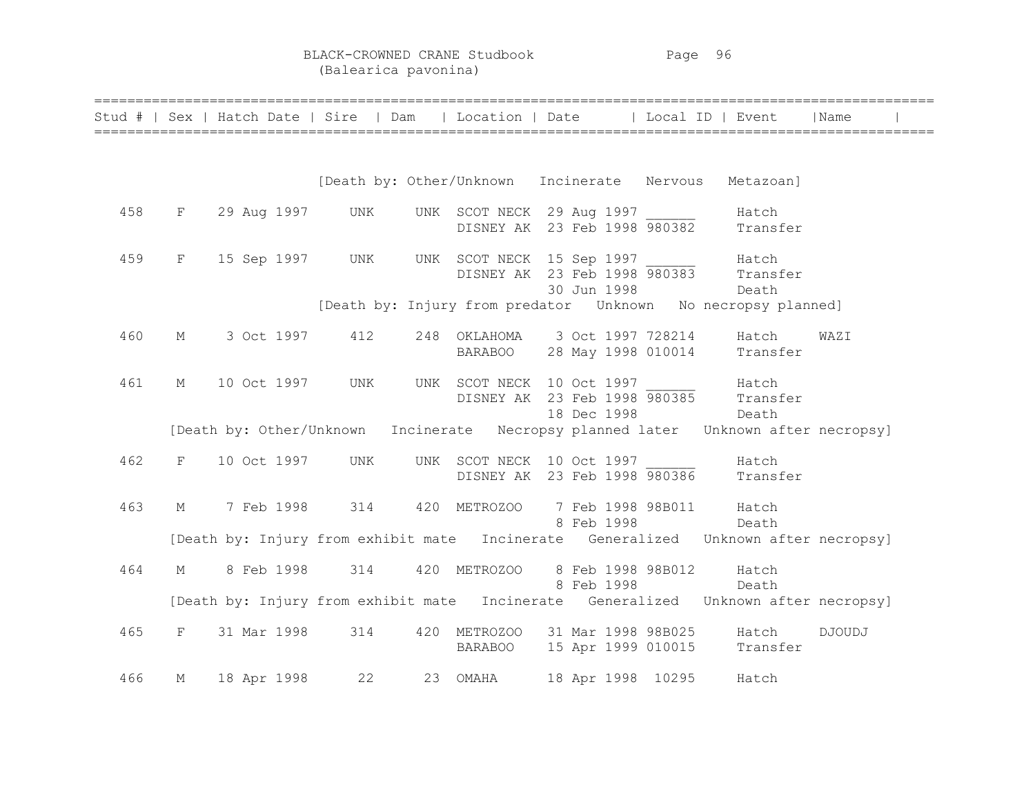| Stud # | Sex | Hatch Date | Sire | Dam | Location | Date | Local ID | Event | Name |
|---|---|---|---|---|---|---|---|---|---|
| | | | | | | | | | |
| [Death by: Other/Unknown Incinerate Nervous Metazoan] | | | | | | | | | |
| 458 | F | 29 Aug 1997 | UNK | UNK | SCOT NECK | 29 Aug 1997 | ______ | Hatch | |
| | | | | | DISNEY AK | 23 Feb 1998 | 980382 | Transfer | |
| 459 | F | 15 Sep 1997 | UNK | UNK | SCOT NECK | 15 Sep 1997 | ______ | Hatch | |
| | | | | | DISNEY AK | 23 Feb 1998 | 980383 | Transfer | |
| | | | | | | 30 Jun 1998 | | Death | |
| [Death by: Injury from predator Unknown No necropsy planned] | | | | | | | | | |
| 460 | M | 3 Oct 1997 | 412 | 248 | OKLAHOMA | 3 Oct 1997 | 728214 | Hatch | WAZI |
| | | | | | BARABOO | 28 May 1998 | 010014 | Transfer | |
| 461 | M | 10 Oct 1997 | UNK | UNK | SCOT NECK | 10 Oct 1997 | ______ | Hatch | |
| | | | | | DISNEY AK | 23 Feb 1998 | 980385 | Transfer | |
| | | | | | | 18 Dec 1998 | | Death | |
| [Death by: Other/Unknown Incinerate Necropsy planned later Unknown after necropsy] | | | | | | | | | |
| 462 | F | 10 Oct 1997 | UNK | UNK | SCOT NECK | 10 Oct 1997 | ______ | Hatch | |
| | | | | | DISNEY AK | 23 Feb 1998 | 980386 | Transfer | |
| 463 | M | 7 Feb 1998 | 314 | 420 | METROZOO | 7 Feb 1998 | 98B011 | Hatch | |
| | | | | | | 8 Feb 1998 | | Death | |
| [Death by: Injury from exhibit mate Incinerate Generalized Unknown after necropsy] | | | | | | | | | |
| 464 | M | 8 Feb 1998 | 314 | 420 | METROZOO | 8 Feb 1998 | 98B012 | Hatch | |
| | | | | | | 8 Feb 1998 | | Death | |
| [Death by: Injury from exhibit mate Incinerate Generalized Unknown after necropsy] | | | | | | | | | |
| 465 | F | 31 Mar 1998 | 314 | 420 | METROZOO | 31 Mar 1998 | 98B025 | Hatch | DJOUDJ |
| | | | | | BARABOO | 15 Apr 1999 | 010015 | Transfer | |
| 466 | M | 18 Apr 1998 | 22 | 23 | OMAHA | 18 Apr 1998 | 10295 | Hatch | |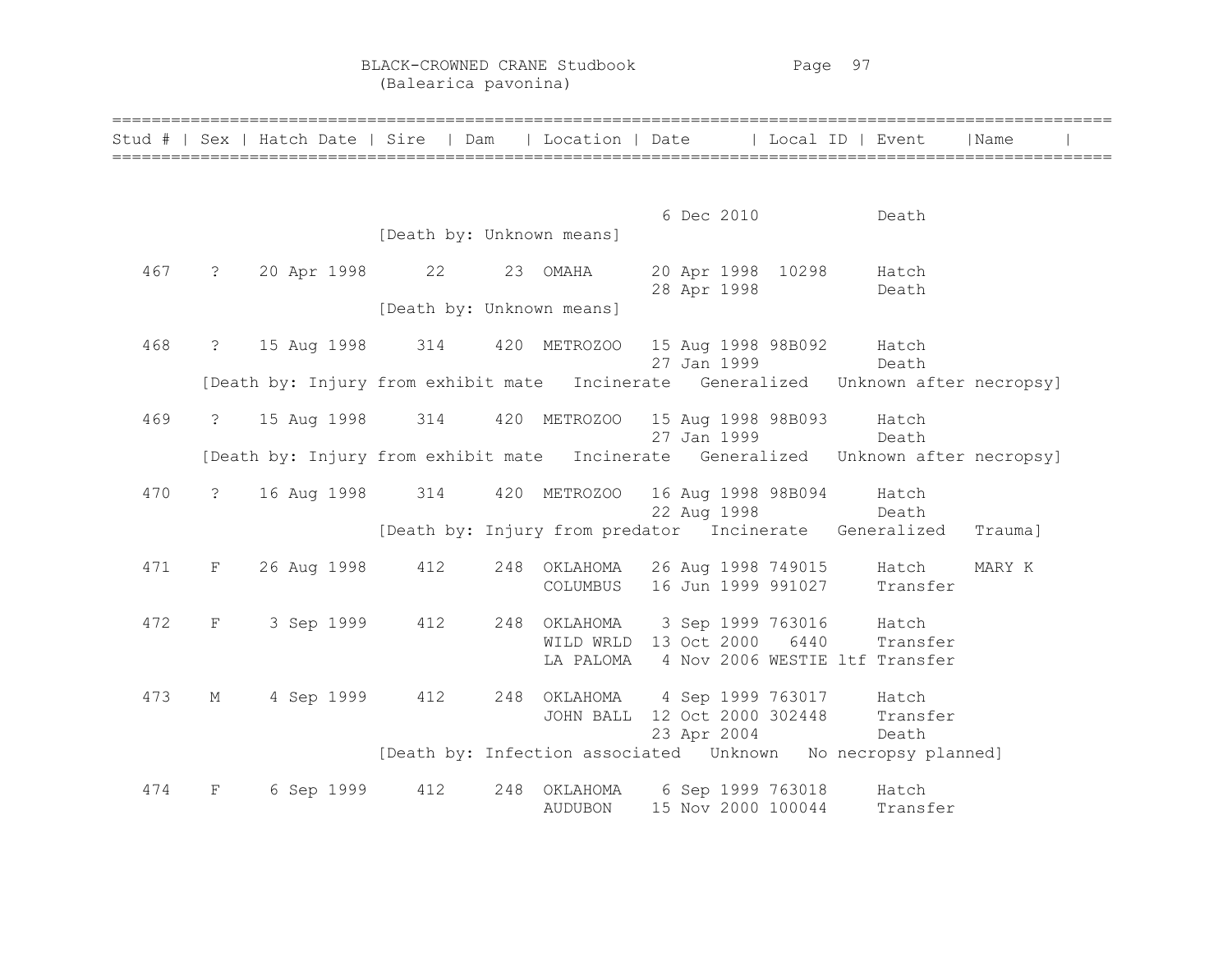| Stud # | Sex | Hatch Date | Sire | Dam | Location | Date | Local ID | Event | Name |
|---|---|---|---|---|---|---|---|---|---|
| | | | | | | 6 Dec 2010 | | Death | |
| | | | [Death by: Unknown means] | | | | | | |
| 467 | ? | 20 Apr 1998 | 22 | 23 | OMAHA | 20 Apr 1998 | 10298 | Hatch | |
| | | | | | | 28 Apr 1998 | | Death | |
| | | | [Death by: Unknown means] | | | | | | |
| 468 | ? | 15 Aug 1998 | 314 | 420 | METROZOO | 15 Aug 1998 | 98B092 | Hatch | |
| | | | | | | 27 Jan 1999 | | Death | |
| | [Death by: Injury from exhibit mate Incinerate Generalized Unknown after necropsy] | | | | | | | | |
| 469 | ? | 15 Aug 1998 | 314 | 420 | METROZOO | 15 Aug 1998 | 98B093 | Hatch | |
| | | | | | | 27 Jan 1999 | | Death | |
| | [Death by: Injury from exhibit mate Incinerate Generalized Unknown after necropsy] | | | | | | | | |
| 470 | ? | 16 Aug 1998 | 314 | 420 | METROZOO | 16 Aug 1998 | 98B094 | Hatch | |
| | | | | | | 22 Aug 1998 | | Death | |
| | | | [Death by: Injury from predator Incinerate Generalized Trauma] | | | | | | |
| 471 | F | 26 Aug 1998 | 412 | 248 | OKLAHOMA | 26 Aug 1998 | 749015 | Hatch | MARY K |
| | | | | | COLUMBUS | 16 Jun 1999 | 991027 | Transfer | |
| 472 | F | 3 Sep 1999 | 412 | 248 | OKLAHOMA | 3 Sep 1999 | 763016 | Hatch | |
| | | | | | WILD WRLD | 13 Oct 2000 | 6440 | Transfer | |
| | | | | | LA PALOMA | 4 Nov 2006 | WESTIE ltf | Transfer | |
| 473 | M | 4 Sep 1999 | 412 | 248 | OKLAHOMA | 4 Sep 1999 | 763017 | Hatch | |
| | | | | | JOHN BALL | 12 Oct 2000 | 302448 | Transfer | |
| | | | | | | 23 Apr 2004 | | Death | |
| | | | [Death by: Infection associated Unknown No necropsy planned] | | | | | | |
| 474 | F | 6 Sep 1999 | 412 | 248 | OKLAHOMA | 6 Sep 1999 | 763018 | Hatch | |
| | | | | | AUDUBON | 15 Nov 2000 | 100044 | Transfer | |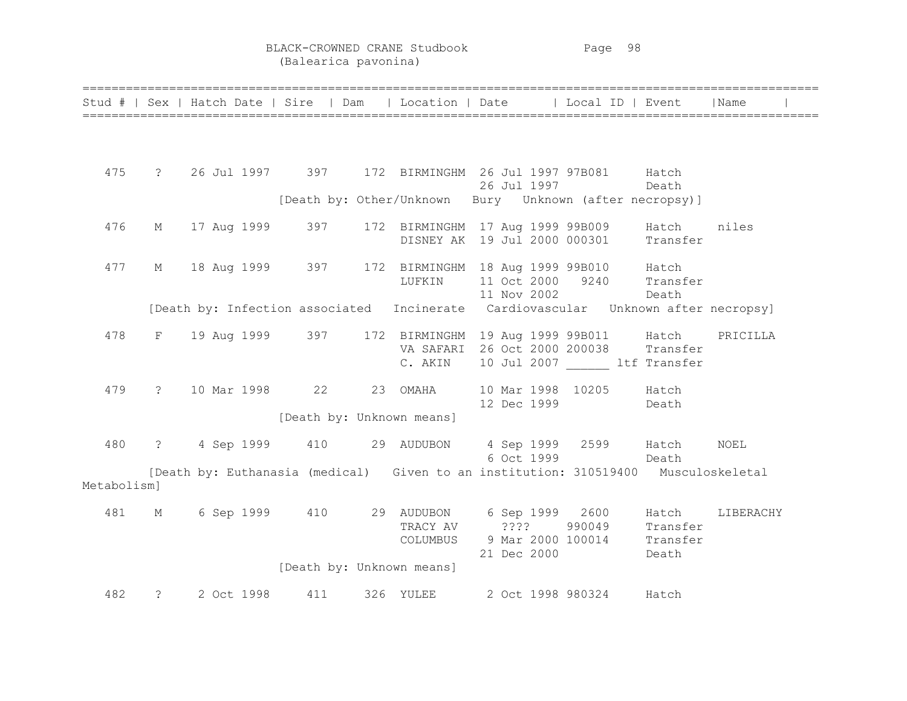BLACK-CROWNED CRANE Studbook
(Balearica pavonina)

| Stud # | Sex | Hatch Date | Sire | Dam | Location | Date | Local ID | Event | Name |
|---|---|---|---|---|---|---|---|---|---|
| 475 | ? | 26 Jul 1997 | 397 | 172 | BIRMINGHM | 26 Jul 1997 | 97B081 | Hatch | |
| | | | | | | 26 Jul 1997 | | Death | |
| | | | [Death by: Other/Unknown | Bury | Unknown (after necropsy)] | | | | |
| 476 | M | 17 Aug 1999 | 397 | 172 | BIRMINGHM | 17 Aug 1999 | 99B009 | Hatch | niles |
| | | | | | DISNEY AK | 19 Jul 2000 | 000301 | Transfer | |
| 477 | M | 18 Aug 1999 | 397 | 172 | BIRMINGHM | 18 Aug 1999 | 99B010 | Hatch | |
| | | | | | LUFKIN | 11 Oct 2000 | 9240 | Transfer | |
| | | | | | | 11 Nov 2002 | | Death | |
| | | [Death by: Infection associated | Incinerate | Cardiovascular | Unknown after necropsy] | | | | |
| 478 | F | 19 Aug 1999 | 397 | 172 | BIRMINGHM | 19 Aug 1999 | 99B011 | Hatch | PRICILLA |
| | | | | | VA SAFARI | 26 Oct 2000 | 200038 | Transfer | |
| | | | | | C. AKIN | 10 Jul 2007 | ______ | ltf Transfer | |
| 479 | ? | 10 Mar 1998 | 22 | 23 | OMAHA | 10 Mar 1998 | 10205 | Hatch | |
| | | | | | | 12 Dec 1999 | | Death | |
| | | | [Death by: Unknown means] | | | | | | |
| 480 | ? | 4 Sep 1999 | 410 | 29 | AUDUBON | 4 Sep 1999 | 2599 | Hatch | NOEL |
| | | | | | | 6 Oct 1999 | | Death | |
| | | [Death by: Euthanasia (medical) | Given to an institution: 310519400 | Musculoskeletal Metabolism] | | | | | |
| 481 | M | 6 Sep 1999 | 410 | 29 | AUDUBON | 6 Sep 1999 | 2600 | Hatch | LIBERACHY |
| | | | | | TRACY AV | ???? | 990049 | Transfer | |
| | | | | | COLUMBUS | 9 Mar 2000 | 100014 | Transfer | |
| | | | | | | 21 Dec 2000 | | Death | |
| | | | [Death by: Unknown means] | | | | | | |
| 482 | ? | 2 Oct 1998 | 411 | 326 | YULEE | 2 Oct 1998 | 980324 | Hatch | |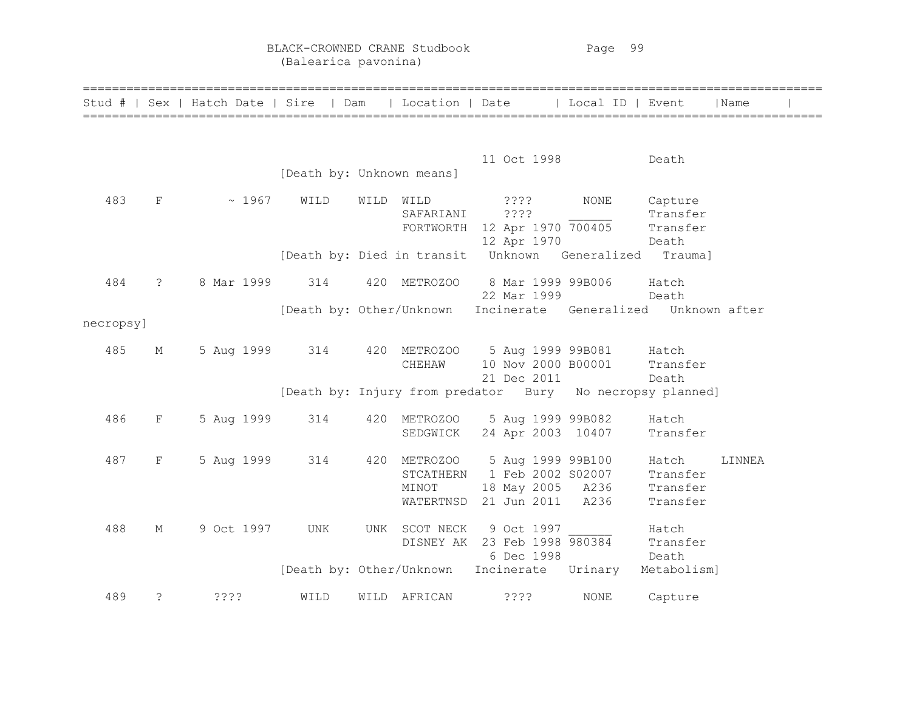BLACK-CROWNED CRANE Studbook
(Balearica pavonina)

| Stud # | Sex | Hatch Date | Sire | Dam | Location | Date | Local ID | Event | Name |
|---|---|---|---|---|---|---|---|---|---|
| | | | | | | 11 Oct 1998 | | Death | |
| | | | [Death by: Unknown means] | | | | | | |
| 483 | F | ~ 1967 | WILD | WILD | WILD | ???? | NONE | Capture | |
| | | | | | SAFARIANI | ???? | ______ | Transfer | |
| | | | | | FORTWORTH | 12 Apr 1970 | 700405 | Transfer | |
| | | | | | | 12 Apr 1970 | | Death | |
| | | | [Death by: Died in transit Unknown Generalized Trauma] | | | | | | |
| 484 | ? | 8 Mar 1999 | 314 | 420 | METROZOO | 8 Mar 1999 | 99B006 | Hatch | |
| | | | | | | 22 Mar 1999 | | Death | |
| | | | [Death by: Other/Unknown Incinerate Generalized Unknown after necropsy] | | | | | | |
| 485 | M | 5 Aug 1999 | 314 | 420 | METROZOO | 5 Aug 1999 | 99B081 | Hatch | |
| | | | | | CHEHAW | 10 Nov 2000 | B00001 | Transfer | |
| | | | | | | 21 Dec 2011 | | Death | |
| | | | [Death by: Injury from predator Bury No necropsy planned] | | | | | | |
| 486 | F | 5 Aug 1999 | 314 | 420 | METROZOO | 5 Aug 1999 | 99B082 | Hatch | |
| | | | | | SEDGWICK | 24 Apr 2003 | 10407 | Transfer | |
| 487 | F | 5 Aug 1999 | 314 | 420 | METROZOO | 5 Aug 1999 | 99B100 | Hatch | LINNEA |
| | | | | | STCATHERN | 1 Feb 2002 | S02007 | Transfer | |
| | | | | | MINOT | 18 May 2005 | A236 | Transfer | |
| | | | | | WATERTNSD | 21 Jun 2011 | A236 | Transfer | |
| 488 | M | 9 Oct 1997 | UNK | UNK | SCOT NECK | 9 Oct 1997 | ______ | Hatch | |
| | | | | | DISNEY AK | 23 Feb 1998 | 980384 | Transfer | |
| | | | | | | 6 Dec 1998 | | Death | |
| | | | [Death by: Other/Unknown Incinerate Urinary Metabolism] | | | | | | |
| 489 | ? | ???? | WILD | WILD | AFRICAN | ???? | NONE | Capture | |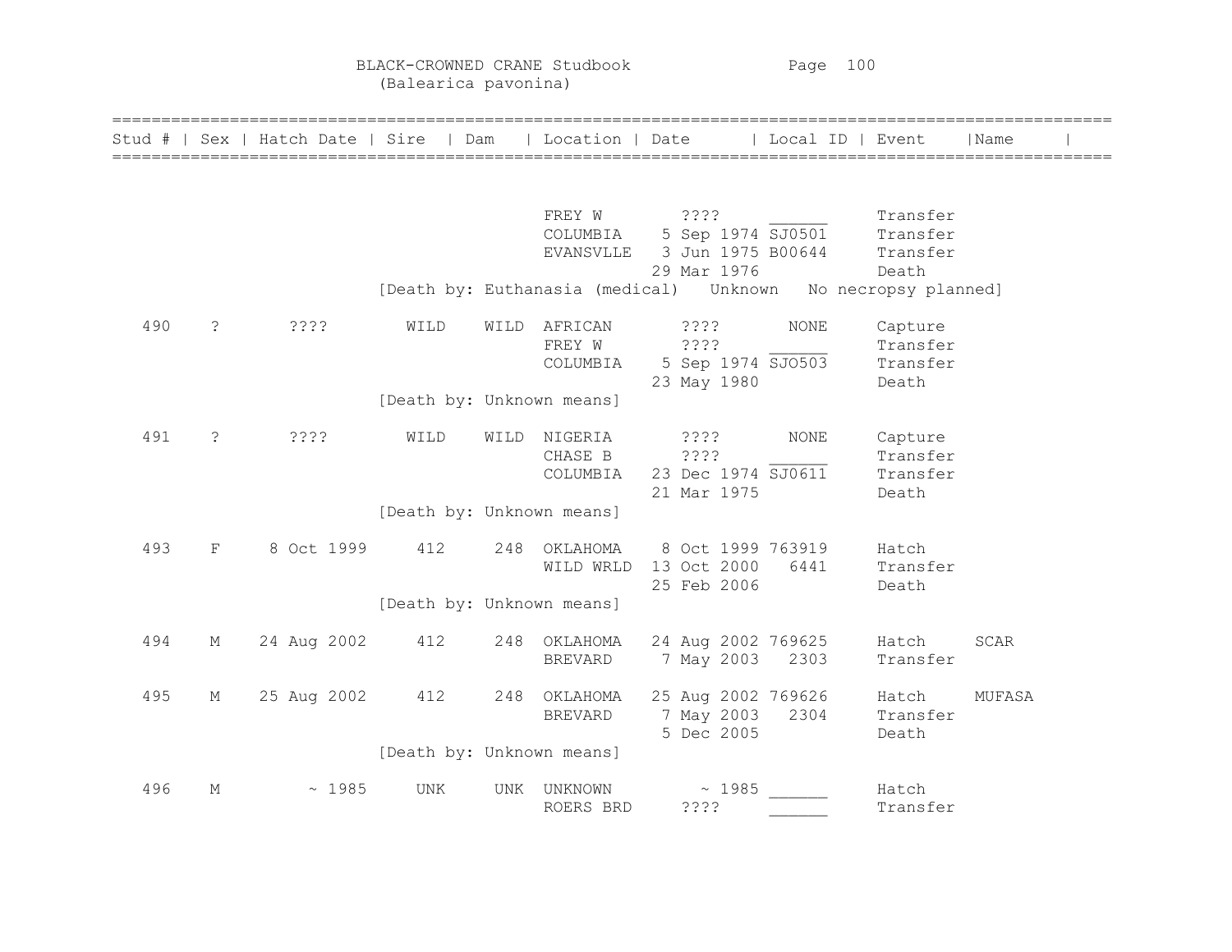# BLACK-CROWNED CRANE Studbook
(Balearica pavonina)

| Stud # | Sex | Hatch Date | Sire | Dam | Location | Date | Local ID | Event | Name |
|---|---|---|---|---|---|---|---|---|---|
| | | | | | FREY W | ???? | ______ | Transfer | |
| | | | | | COLUMBIA | 5 Sep 1974 | SJ0501 | Transfer | |
| | | | | | EVANSVLLE | 3 Jun 1975 | B00644 | Transfer | |
| | | | | | | 29 Mar 1976 | | Death | |
| | | | [Death by: Euthanasia (medical) Unknown No necropsy planned] | | | | | | |
| 490 | ? | ???? | WILD | WILD | AFRICAN | ???? | NONE | Capture | |
| | | | | | FREY W | ???? | ______ | Transfer | |
| | | | | | COLUMBIA | 5 Sep 1974 | SJO503 | Transfer | |
| | | | | | | 23 May 1980 | | Death | |
| | | | [Death by: Unknown means] | | | | | | |
| 491 | ? | ???? | WILD | WILD | NIGERIA | ???? | NONE | Capture | |
| | | | | | CHASE B | ???? | ______ | Transfer | |
| | | | | | COLUMBIA | 23 Dec 1974 | SJ0611 | Transfer | |
| | | | | | | 21 Mar 1975 | | Death | |
| | | | [Death by: Unknown means] | | | | | | |
| 493 | F | 8 Oct 1999 | 412 | 248 | OKLAHOMA | 8 Oct 1999 | 763919 | Hatch | |
| | | | | | WILD WRLD | 13 Oct 2000 | 6441 | Transfer | |
| | | | | | | 25 Feb 2006 | | Death | |
| | | | [Death by: Unknown means] | | | | | | |
| 494 | M | 24 Aug 2002 | 412 | 248 | OKLAHOMA | 24 Aug 2002 | 769625 | Hatch | SCAR |
| | | | | | BREVARD | 7 May 2003 | 2303 | Transfer | |
| 495 | M | 25 Aug 2002 | 412 | 248 | OKLAHOMA | 25 Aug 2002 | 769626 | Hatch | MUFASA |
| | | | | | BREVARD | 7 May 2003 | 2304 | Transfer | |
| | | | | | | 5 Dec 2005 | | Death | |
| | | | [Death by: Unknown means] | | | | | | |
| 496 | M | ~ 1985 | UNK | UNK | UNKNOWN | ~ 1985 | ______ | Hatch | |
| | | | | | ROERS BRD | ???? | ______ | Transfer | |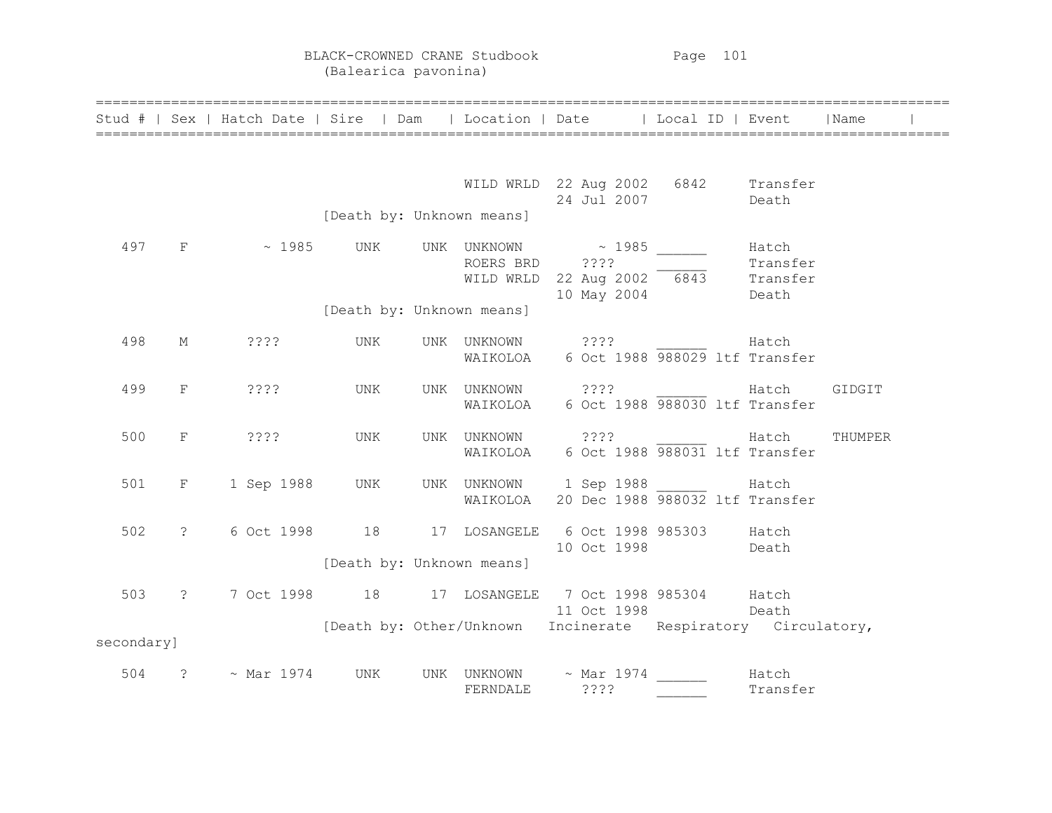| Stud # | Sex | Hatch Date | Sire | Dam | Location | Date | Local ID | Event | Name |
|---|---|---|---|---|---|---|---|---|---|
| | | | | | WILD WRLD | 22 Aug 2002 | 6842 | Transfer | |
| | | | | | | 24 Jul 2007 | | Death | |
| | | | [Death by: Unknown means] | | | | | | |
| 497 | F | ~ 1985 | UNK | UNK | UNKNOWN | ~ 1985 | ______ | Hatch | |
| | | | | | ROERS BRD | ???? | ______ | Transfer | |
| | | | | | WILD WRLD | 22 Aug 2002 | 6843 | Transfer | |
| | | | | | | 10 May 2004 | | Death | |
| | | | [Death by: Unknown means] | | | | | | |
| 498 | M | ???? | UNK | UNK | UNKNOWN | ???? | ______ | Hatch | |
| | | | | | WAIKOLOA | 6 Oct 1988 | 988029 ltf | Transfer | |
| 499 | F | ???? | UNK | UNK | UNKNOWN | ???? | ______ | Hatch | GIDGIT |
| | | | | | WAIKOLOA | 6 Oct 1988 | 988030 ltf | Transfer | |
| 500 | F | ???? | UNK | UNK | UNKNOWN | ???? | ______ | Hatch | THUMPER |
| | | | | | WAIKOLOA | 6 Oct 1988 | 988031 ltf | Transfer | |
| 501 | F | 1 Sep 1988 | UNK | UNK | UNKNOWN | 1 Sep 1988 | ______ | Hatch | |
| | | | | | WAIKOLOA | 20 Dec 1988 | 988032 ltf | Transfer | |
| 502 | ? | 6 Oct 1998 | 18 | 17 | LOSANGELE | 6 Oct 1998 | 985303 | Hatch | |
| | | | | | | 10 Oct 1998 | | Death | |
| | | | [Death by: Unknown means] | | | | | | |
| 503 | ? | 7 Oct 1998 | 18 | 17 | LOSANGELE | 7 Oct 1998 | 985304 | Hatch | |
| | | | | | | 11 Oct 1998 | | Death | |
| | | | [Death by: Other/Unknown Incinerate Respiratory Circulatory, secondary] | | | | | | |
| 504 | ? | ~ Mar 1974 | UNK | UNK | UNKNOWN | ~ Mar 1974 | ______ | Hatch | |
| | | | | | FERNDALE | ???? | ______ | Transfer | |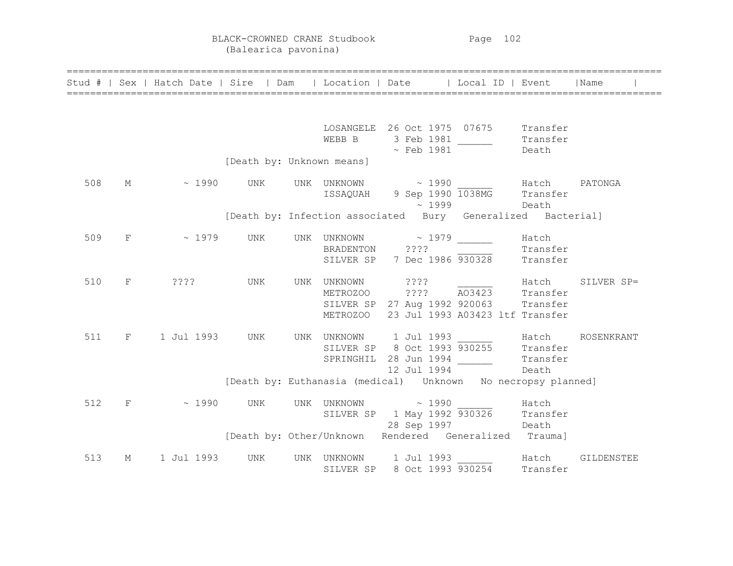BLACK-CROWNED CRANE Studbook
(Balearica pavonina)

| Stud # | Sex | Hatch Date | Sire | Dam | Location | Date | Local ID | Event | Name |
|---|---|---|---|---|---|---|---|---|---|
| | | | | | LOSANGELE | 26 Oct 1975 | 07675 | Transfer | |
| | | | | | WEBB B | 3 Feb 1981 | ______ | Transfer | |
| | | | | | | ~ Feb 1981 | | Death | |
| | | [Death by: Unknown means] | | | | | | | |
| 508 | M | ~ 1990 | UNK | UNK | UNKNOWN | ~ 1990 | ______ | Hatch | PATONGA |
| | | | | | ISSAQUAH | 9 Sep 1990 | 1038MG | Transfer | |
| | | | | | | ~ 1999 | | Death | |
| | | [Death by: Infection associated Bury Generalized Bacterial] | | | | | | | |
| 509 | F | ~ 1979 | UNK | UNK | UNKNOWN | ~ 1979 | ______ | Hatch | |
| | | | | | BRADENTON | ???? | ______ | Transfer | |
| | | | | | SILVER SP | 7 Dec 1986 | 930328 | Transfer | |
| 510 | F | ???? | UNK | UNK | UNKNOWN | ???? | ______ | Hatch | SILVER SP= |
| | | | | | METROZOO | ???? | AO3423 | Transfer | |
| | | | | | SILVER SP | 27 Aug 1992 | 920063 | Transfer | |
| | | | | | METROZOO | 23 Jul 1993 | A03423 ltf | Transfer | |
| 511 | F | 1 Jul 1993 | UNK | UNK | UNKNOWN | 1 Jul 1993 | ______ | Hatch | ROSENKRANT |
| | | | | | SILVER SP | 8 Oct 1993 | 930255 | Transfer | |
| | | | | | SPRINGHIL | 28 Jun 1994 | ______ | Transfer | |
| | | | | | | 12 Jul 1994 | | Death | |
| | | [Death by: Euthanasia (medical) Unknown No necropsy planned] | | | | | | | |
| 512 | F | ~ 1990 | UNK | UNK | UNKNOWN | ~ 1990 | ______ | Hatch | |
| | | | | | SILVER SP | 1 May 1992 | 930326 | Transfer | |
| | | | | | | 28 Sep 1997 | | Death | |
| | | [Death by: Other/Unknown Rendered Generalized Trauma] | | | | | | | |
| 513 | M | 1 Jul 1993 | UNK | UNK | UNKNOWN | 1 Jul 1993 | ______ | Hatch | GILDENSTEE |
| | | | | | SILVER SP | 8 Oct 1993 | 930254 | Transfer | |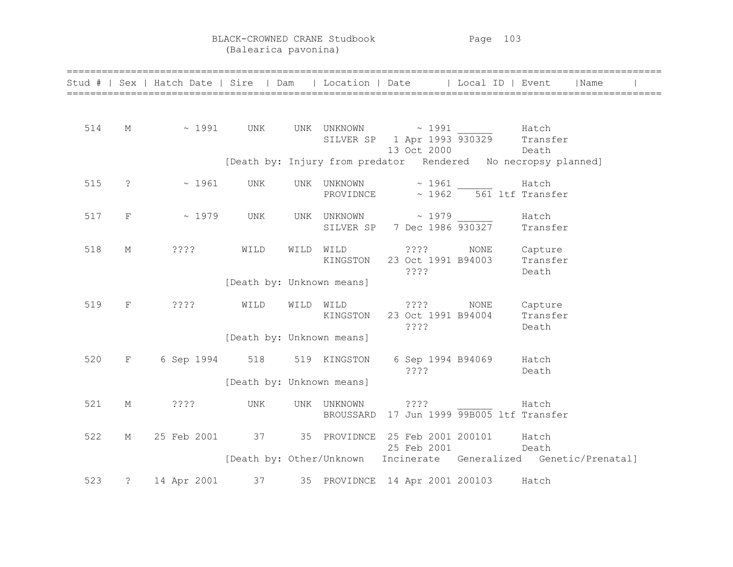BLACK-CROWNED CRANE Studbook
(Balearica pavonina)

| Stud # | Sex | Hatch Date | Sire | Dam | Location | Date | Local ID | Event | Name |
|---|---|---|---|---|---|---|---|---|---|
| 514 | M | ~ 1991 | UNK | UNK | UNKNOWN | ~ 1991 | ______ | Hatch | |
| | | | | | SILVER SP | 1 Apr 1993 | 930329 | Transfer | |
| | | | | | | 13 Oct 2000 | | Death | |
| | | | [Death by: Injury from predator | Rendered | No necropsy planned] | | | | |
| 515 | ? | ~ 1961 | UNK | UNK | UNKNOWN | ~ 1961 | ______ | Hatch | |
| | | | | | PROVIDNCE | ~ 1962 | 561 ltf | Transfer | |
| 517 | F | ~ 1979 | UNK | UNK | UNKNOWN | ~ 1979 | ______ | Hatch | |
| | | | | | SILVER SP | 7 Dec 1986 | 930327 | Transfer | |
| 518 | M | ???? | WILD | WILD | WILD | ???? | NONE | Capture | |
| | | | | | KINGSTON | 23 Oct 1991 | B94003 | Transfer | |
| | | | | | | ???? | | Death | |
| | | | [Death by: Unknown means] | | | | | | |
| 519 | F | ???? | WILD | WILD | WILD | ???? | NONE | Capture | |
| | | | | | KINGSTON | 23 Oct 1991 | B94004 | Transfer | |
| | | | | | | ???? | | Death | |
| | | | [Death by: Unknown means] | | | | | | |
| 520 | F | 6 Sep 1994 | 518 | 519 | KINGSTON | 6 Sep 1994 | B94069 | Hatch | |
| | | | | | | ???? | | Death | |
| | | | [Death by: Unknown means] | | | | | | |
| 521 | M | ???? | UNK | UNK | UNKNOWN | ???? | ______ | Hatch | |
| | | | | | BROUSSARD | 17 Jun 1999 | 99B005 ltf | Transfer | |
| 522 | M | 25 Feb 2001 | 37 | 35 | PROVIDNCE | 25 Feb 2001 | 200101 | Hatch | |
| | | | | | | 25 Feb 2001 | | Death | |
| | | | [Death by: Other/Unknown | Incinerate | Generalized | Genetic/Prenatal] | | | | |
| 523 | ? | 14 Apr 2001 | 37 | 35 | PROVIDNCE | 14 Apr 2001 | 200103 | Hatch | |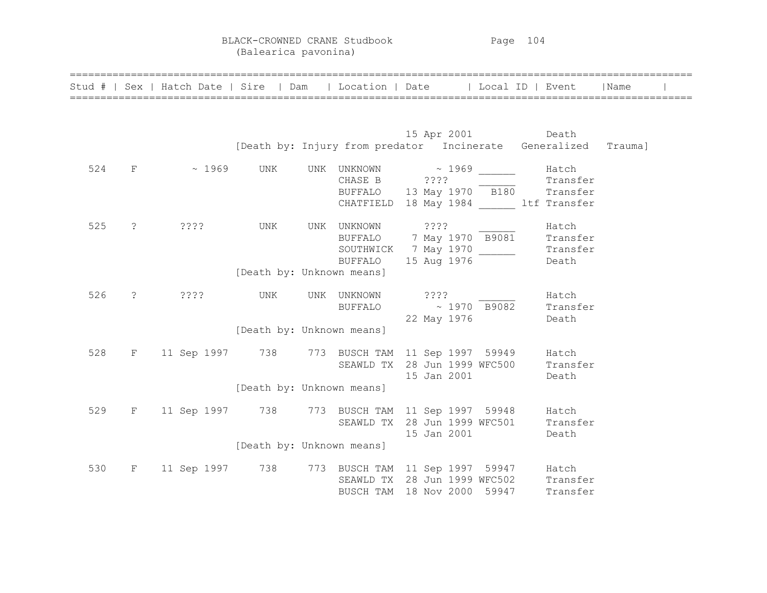# BLACK-CROWNED CRANE Studbook
(Balearica pavonina)

| Stud # | Sex | Hatch Date | Sire | Dam | Location | Date | Local ID | Event | Name |
|---|---|---|---|---|---|---|---|---|---|
| | | | | | | 15 Apr 2001 | | Death | |
| | | [Death by: Injury from predator Incinerate Generalized Trauma] | | | | | | | |
| 524 | F | ~ 1969 | UNK | UNK | UNKNOWN | ~ 1969 | ______ | Hatch | |
| | | | | | CHASE B | ???? | ______ | Transfer | |
| | | | | | BUFFALO | 13 May 1970 | B180 | Transfer | |
| | | | | | CHATFIELD | 18 May 1984 | ______ ltf | Transfer | |
| 525 | ? | ???? | UNK | UNK | UNKNOWN | ???? | ______ | Hatch | |
| | | | | | BUFFALO | 7 May 1970 | B9081 | Transfer | |
| | | | | | SOUTHWICK | 7 May 1970 | ______ | Transfer | |
| | | | | | BUFFALO | 15 Aug 1976 | | Death | |
| | | [Death by: Unknown means] | | | | | | | |
| 526 | ? | ???? | UNK | UNK | UNKNOWN | ???? | ______ | Hatch | |
| | | | | | BUFFALO | ~ 1970 | B9082 | Transfer | |
| | | | | | | 22 May 1976 | | Death | |
| | | [Death by: Unknown means] | | | | | | | |
| 528 | F | 11 Sep 1997 | 738 | 773 | BUSCH TAM | 11 Sep 1997 | 59949 | Hatch | |
| | | | | | SEAWLD TX | 28 Jun 1999 | WFC500 | Transfer | |
| | | | | | | 15 Jan 2001 | | Death | |
| | | [Death by: Unknown means] | | | | | | | |
| 529 | F | 11 Sep 1997 | 738 | 773 | BUSCH TAM | 11 Sep 1997 | 59948 | Hatch | |
| | | | | | SEAWLD TX | 28 Jun 1999 | WFC501 | Transfer | |
| | | | | | | 15 Jan 2001 | | Death | |
| | | [Death by: Unknown means] | | | | | | | |
| 530 | F | 11 Sep 1997 | 738 | 773 | BUSCH TAM | 11 Sep 1997 | 59947 | Hatch | |
| | | | | | SEAWLD TX | 28 Jun 1999 | WFC502 | Transfer | |
| | | | | | BUSCH TAM | 18 Nov 2000 | 59947 | Transfer | |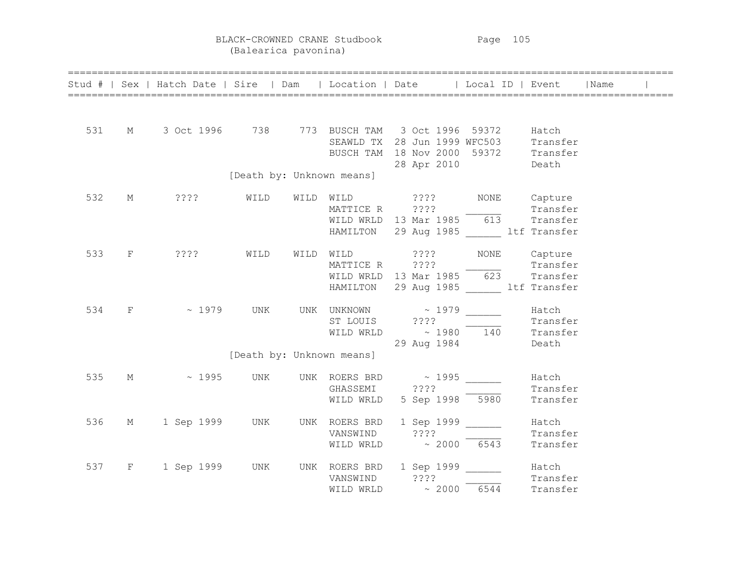# BLACK-CROWNED CRANE Studbook
## (Balearica pavonina)

| Stud # | Sex | Hatch Date | Sire | Dam | Location | Date | Local ID | Event | Name |
|---|---|---|---|---|---|---|---|---|---|
| 531 | M | 3 Oct 1996 | 738 | 773 | BUSCH TAM | 3 Oct 1996 | 59372 | Hatch | |
| | | | | | SEAWLD TX | 28 Jun 1999 | WFC503 | Transfer | |
| | | | | | BUSCH TAM | 18 Nov 2000 | 59372 | Transfer | |
| | | | | | | 28 Apr 2010 | | Death | |
| | | | [Death by: Unknown means] | | | | | | |
| 532 | M | ???? | WILD | WILD | WILD | ???? | NONE | Capture | |
| | | | | | MATTICE R | ???? | ______ | Transfer | |
| | | | | | WILD WRLD | 13 Mar 1985 | 613 | Transfer | |
| | | | | | HAMILTON | 29 Aug 1985 | ______ | ltf Transfer | |
| 533 | F | ???? | WILD | WILD | WILD | ???? | NONE | Capture | |
| | | | | | MATTICE R | ???? | ______ | Transfer | |
| | | | | | WILD WRLD | 13 Mar 1985 | 623 | Transfer | |
| | | | | | HAMILTON | 29 Aug 1985 | ______ | ltf Transfer | |
| 534 | F | ~ 1979 | UNK | UNK | UNKNOWN | ~ 1979 | ______ | Hatch | |
| | | | | | ST LOUIS | ???? | ______ | Transfer | |
| | | | | | WILD WRLD | ~ 1980 | 140 | Transfer | |
| | | | | | | 29 Aug 1984 | | Death | |
| | | | [Death by: Unknown means] | | | | | | |
| 535 | M | ~ 1995 | UNK | UNK | ROERS BRD | ~ 1995 | ______ | Hatch | |
| | | | | | GHASSEMI | ???? | ______ | Transfer | |
| | | | | | WILD WRLD | 5 Sep 1998 | 5980 | Transfer | |
| 536 | M | 1 Sep 1999 | UNK | UNK | ROERS BRD | 1 Sep 1999 | ______ | Hatch | |
| | | | | | VANSWIND | ???? | ______ | Transfer | |
| | | | | | WILD WRLD | ~ 2000 | 6543 | Transfer | |
| 537 | F | 1 Sep 1999 | UNK | UNK | ROERS BRD | 1 Sep 1999 | ______ | Hatch | |
| | | | | | VANSWIND | ???? | ______ | Transfer | |
| | | | | | WILD WRLD | ~ 2000 | 6544 | Transfer | |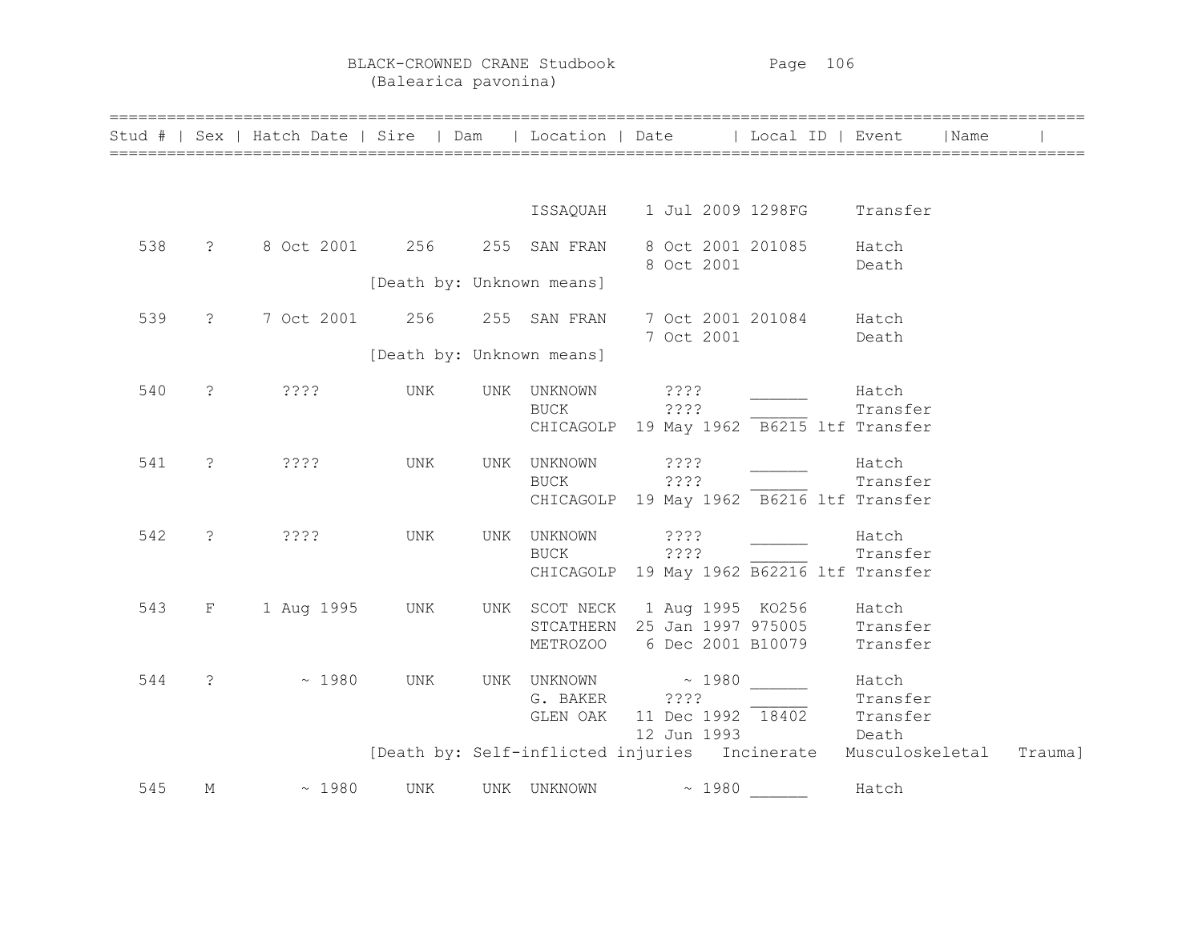# BLACK-CROWNED CRANE Studbook
(Balearica pavonina)

| Stud # | Sex | Hatch Date | Sire | Dam | Location | Date | Local ID | Event | Name |
|---|---|---|---|---|---|---|---|---|---|
| | | | | | ISSAQUAH | 1 Jul 2009 | 1298FG | Transfer | |
| 538 | ? | 8 Oct 2001 | 256 | 255 | SAN FRAN | 8 Oct 2001 | 201085 | Hatch | |
| | | | | | | 8 Oct 2001 | | Death | |
| | | | [Death by: Unknown means] | | | | | | |
| 539 | ? | 7 Oct 2001 | 256 | 255 | SAN FRAN | 7 Oct 2001 | 201084 | Hatch | |
| | | | | | | 7 Oct 2001 | | Death | |
| | | | [Death by: Unknown means] | | | | | | |
| 540 | ? | ???? | UNK | UNK | UNKNOWN | ???? | ______ | Hatch | |
| | | | | | BUCK | ???? | ______ | Transfer | |
| | | | | | CHICAGOLP | 19 May 1962 | B6215 ltf | Transfer | |
| 541 | ? | ???? | UNK | UNK | UNKNOWN | ???? | ______ | Hatch | |
| | | | | | BUCK | ???? | ______ | Transfer | |
| | | | | | CHICAGOLP | 19 May 1962 | B6216 ltf | Transfer | |
| 542 | ? | ???? | UNK | UNK | UNKNOWN | ???? | ______ | Hatch | |
| | | | | | BUCK | ???? | ______ | Transfer | |
| | | | | | CHICAGOLP | 19 May 1962 | B62216 ltf | Transfer | |
| 543 | F | 1 Aug 1995 | UNK | UNK | SCOT NECK | 1 Aug 1995 | KO256 | Hatch | |
| | | | | | STCATHERN | 25 Jan 1997 | 975005 | Transfer | |
| | | | | | METROZOO | 6 Dec 2001 | B10079 | Transfer | |
| 544 | ? | ~ 1980 | UNK | UNK | UNKNOWN | ~ 1980 | ______ | Hatch | |
| | | | | | G. BAKER | ???? | ______ | Transfer | |
| | | | | | GLEN OAK | 11 Dec 1992 | 18402 | Transfer | |
| | | | | | | 12 Jun 1993 | | Death | |
| | | | [Death by: Self-inflicted injuries Incinerate Musculoskeletal Trauma] | | | | | | |
| 545 | M | ~ 1980 | UNK | UNK | UNKNOWN | ~ 1980 | ______ | Hatch | |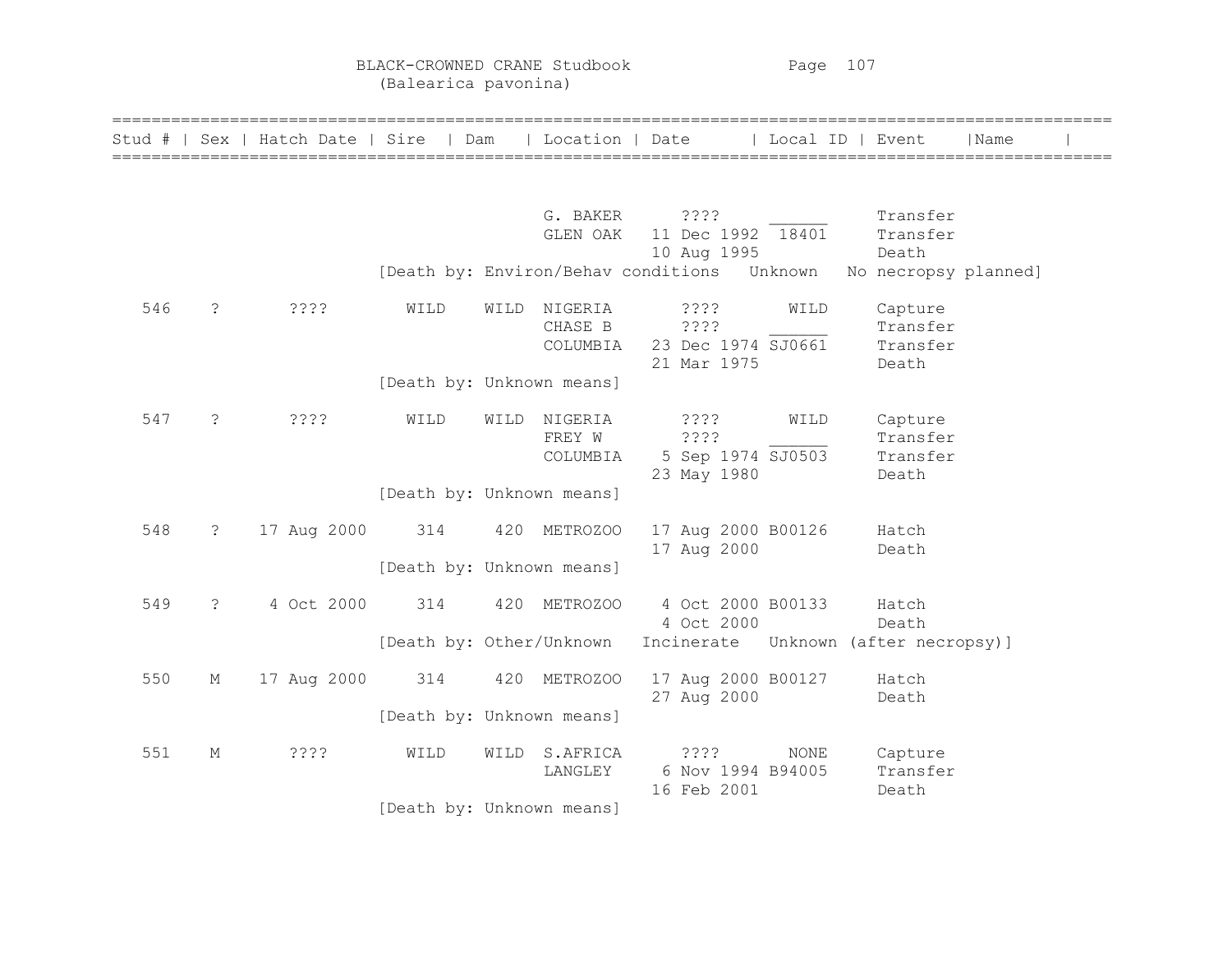BLACK-CROWNED CRANE Studbook
(Balearica pavonina)

| Stud # | Sex | Hatch Date | Sire | Dam | Location | Date | Local ID | Event | Name |
|---|---|---|---|---|---|---|---|---|---|
| | | | | | G. BAKER | ???? | ______ | Transfer | |
| | | | | | GLEN OAK | 11 Dec 1992 | 18401 | Transfer | |
| | | | | | | 10 Aug 1995 | | Death | |
| | | | [Death by: Environ/Behav conditions Unknown No necropsy planned] | | | | | | |
| 546 | ? | ???? | WILD | WILD | NIGERIA | ???? | WILD | Capture | |
| | | | | | CHASE B | ???? | ______ | Transfer | |
| | | | | | COLUMBIA | 23 Dec 1974 | SJ0661 | Transfer | |
| | | | | | | 21 Mar 1975 | | Death | |
| | | | [Death by: Unknown means] | | | | | | |
| 547 | ? | ???? | WILD | WILD | NIGERIA | ???? | WILD | Capture | |
| | | | | | FREY W | ???? | ______ | Transfer | |
| | | | | | COLUMBIA | 5 Sep 1974 | SJ0503 | Transfer | |
| | | | | | | 23 May 1980 | | Death | |
| | | | [Death by: Unknown means] | | | | | | |
| 548 | ? | 17 Aug 2000 | 314 | 420 | METROZOO | 17 Aug 2000 | B00126 | Hatch | |
| | | | | | | 17 Aug 2000 | | Death | |
| | | | [Death by: Unknown means] | | | | | | |
| 549 | ? | 4 Oct 2000 | 314 | 420 | METROZOO | 4 Oct 2000 | B00133 | Hatch | |
| | | | | | | 4 Oct 2000 | | Death | |
| | | | [Death by: Other/Unknown Incinerate Unknown (after necropsy)] | | | | | | |
| 550 | M | 17 Aug 2000 | 314 | 420 | METROZOO | 17 Aug 2000 | B00127 | Hatch | |
| | | | | | | 27 Aug 2000 | | Death | |
| | | | [Death by: Unknown means] | | | | | | |
| 551 | M | ???? | WILD | WILD | S.AFRICA | ???? | NONE | Capture | |
| | | | | | LANGLEY | 6 Nov 1994 | B94005 | Transfer | |
| | | | | | | 16 Feb 2001 | | Death | |
| | | | [Death by: Unknown means] | | | | | | |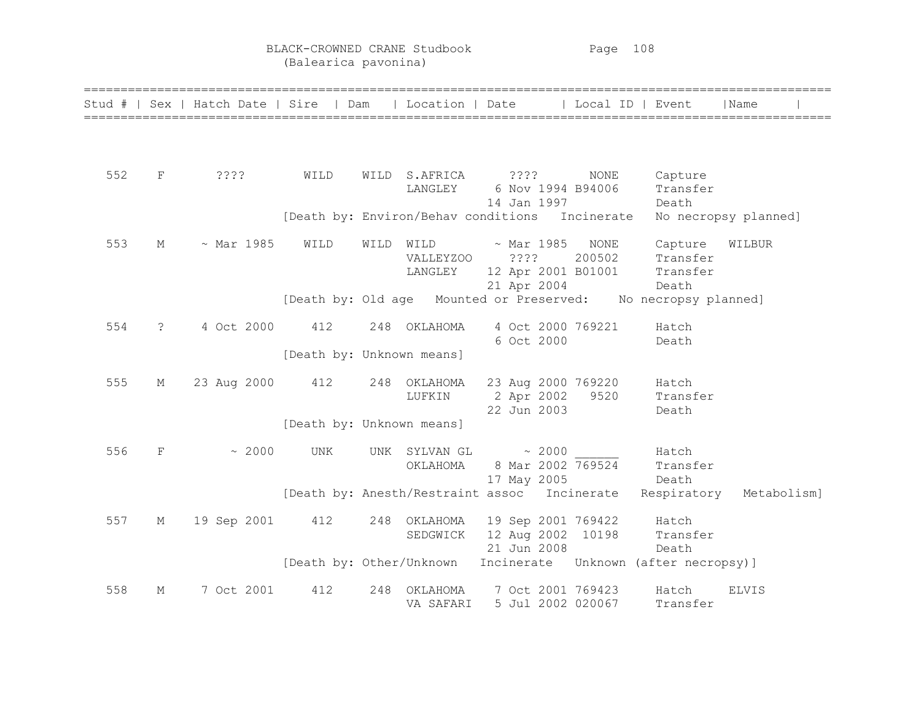BLACK-CROWNED CRANE Studbook
(Balearica pavonina)

| Stud # | Sex | Hatch Date | Sire | Dam | Location | Date | Local ID | Event | Name |
|---|---|---|---|---|---|---|---|---|---|
| 552 | F | ???? | WILD | WILD | S.AFRICA | ???? | NONE | Capture | |
| | | | | | LANGLEY | 6 Nov 1994 | B94006 | Transfer | |
| | | | | | | 14 Jan 1997 | | Death | |
| | | | [Death by: Environ/Behav conditions Incinerate No necropsy planned] | | | | | | |
| 553 | M | ~ Mar 1985 | WILD | WILD | WILD | ~ Mar 1985 | NONE | Capture | WILBUR |
| | | | | | VALLEYZOO | ???? | 200502 | Transfer | |
| | | | | | LANGLEY | 12 Apr 2001 | B01001 | Transfer | |
| | | | | | | 21 Apr 2004 | | Death | |
| | | | [Death by: Old age Mounted or Preserved: No necropsy planned] | | | | | | |
| 554 | ? | 4 Oct 2000 | 412 | 248 | OKLAHOMA | 4 Oct 2000 | 769221 | Hatch | |
| | | | | | | 6 Oct 2000 | | Death | |
| | | | [Death by: Unknown means] | | | | | | |
| 555 | M | 23 Aug 2000 | 412 | 248 | OKLAHOMA | 23 Aug 2000 | 769220 | Hatch | |
| | | | | | LUFKIN | 2 Apr 2002 | 9520 | Transfer | |
| | | | | | | 22 Jun 2003 | | Death | |
| | | | [Death by: Unknown means] | | | | | | |
| 556 | F | ~ 2000 | UNK | UNK | SYLVAN GL | ~ 2000 | ______ | Hatch | |
| | | | | | OKLAHOMA | 8 Mar 2002 | 769524 | Transfer | |
| | | | | | | 17 May 2005 | | Death | |
| | | | [Death by: Anesth/Restraint assoc Incinerate Respiratory Metabolism] | | | | | | |
| 557 | M | 19 Sep 2001 | 412 | 248 | OKLAHOMA | 19 Sep 2001 | 769422 | Hatch | |
| | | | | | SEDGWICK | 12 Aug 2002 | 10198 | Transfer | |
| | | | | | | 21 Jun 2008 | | Death | |
| | | | [Death by: Other/Unknown Incinerate Unknown (after necropsy)] | | | | | | |
| 558 | M | 7 Oct 2001 | 412 | 248 | OKLAHOMA | 7 Oct 2001 | 769423 | Hatch | ELVIS |
| | | | | | VA SAFARI | 5 Jul 2002 | 020067 | Transfer | |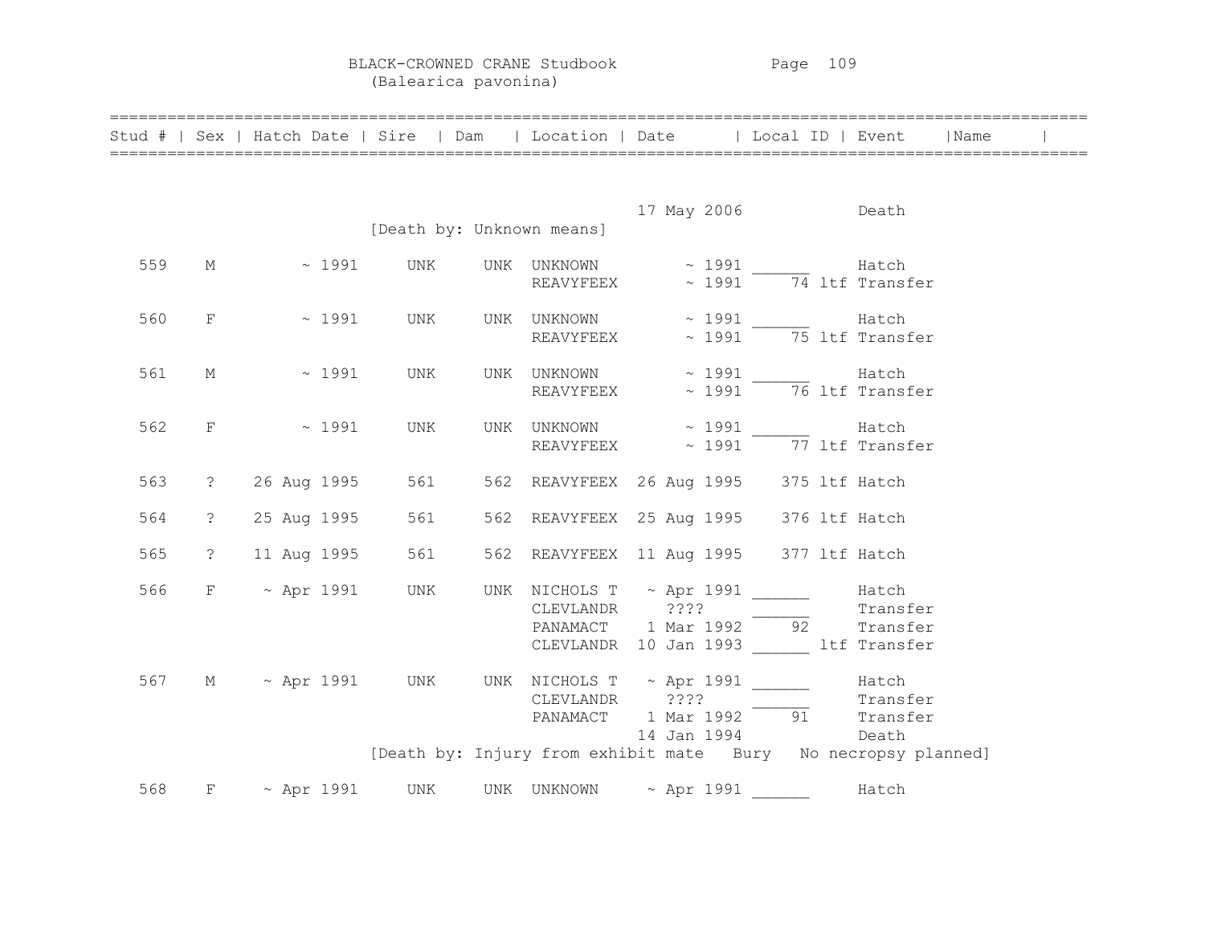| Stud # | Sex | Hatch Date | Sire | Dam | Location | Date | Local ID | Event | Name |
|---|---|---|---|---|---|---|---|---|---|
| | | | | | | 17 May 2006 | | Death | |
| | | | | | [Death by: Unknown means] | | | | |
| 559 | M | ~ 1991 | UNK | UNK | UNKNOWN | ~ 1991 | ______ | Hatch | |
| | | | | | REAVYFEEX | ~ 1991 | 74 ltf | Transfer | |
| 560 | F | ~ 1991 | UNK | UNK | UNKNOWN | ~ 1991 | ______ | Hatch | |
| | | | | | REAVYFEEX | ~ 1991 | 75 ltf | Transfer | |
| 561 | M | ~ 1991 | UNK | UNK | UNKNOWN | ~ 1991 | ______ | Hatch | |
| | | | | | REAVYFEEX | ~ 1991 | 76 ltf | Transfer | |
| 562 | F | ~ 1991 | UNK | UNK | UNKNOWN | ~ 1991 | ______ | Hatch | |
| | | | | | REAVYFEEX | ~ 1991 | 77 ltf | Transfer | |
| 563 | ? | 26 Aug 1995 | 561 | 562 | REAVYFEEX | 26 Aug 1995 | 375 ltf | Hatch | |
| 564 | ? | 25 Aug 1995 | 561 | 562 | REAVYFEEX | 25 Aug 1995 | 376 ltf | Hatch | |
| 565 | ? | 11 Aug 1995 | 561 | 562 | REAVYFEEX | 11 Aug 1995 | 377 ltf | Hatch | |
| 566 | F | ~ Apr 1991 | UNK | UNK | NICHOLS T | ~ Apr 1991 | ______ | Hatch | |
| | | | | | CLEVLANDR | ???? | ______ | Transfer | |
| | | | | | PANAMACT | 1 Mar 1992 | 92 | Transfer | |
| | | | | | CLEVLANDR | 10 Jan 1993 | ______ ltf | Transfer | |
| 567 | M | ~ Apr 1991 | UNK | UNK | NICHOLS T | ~ Apr 1991 | ______ | Hatch | |
| | | | | | CLEVLANDR | ???? | ______ | Transfer | |
| | | | | | PANAMACT | 1 Mar 1992 | 91 | Transfer | |
| | | | | | | 14 Jan 1994 | | Death | |
| | | | | | [Death by: Injury from exhibit mate Bury No necropsy planned] | | | | |
| 568 | F | ~ Apr 1991 | UNK | UNK | UNKNOWN | ~ Apr 1991 | ______ | Hatch | |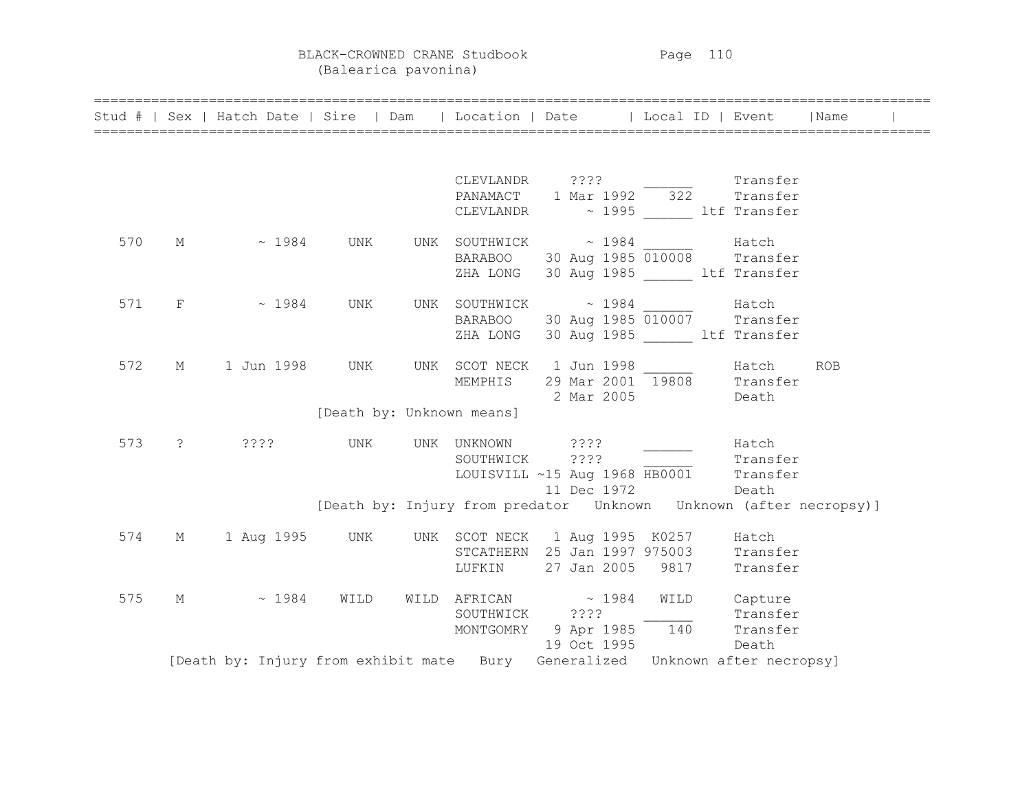# BLACK-CROWNED CRANE Studbook
(Balearica pavonina)

| Stud # | Sex | Hatch Date | Sire | Dam | Location | Date | Local ID | Event | Name |
|---|---|---|---|---|---|---|---|---|---|
| | | | | | CLEVLANDR | ???? | ______ | Transfer | |
| | | | | | PANAMACT | 1 Mar 1992 | 322 | Transfer | |
| | | | | | CLEVLANDR | ~ 1995 | ______ ltf | Transfer | |
| 570 | M | ~ 1984 | UNK | UNK | SOUTHWICK | ~ 1984 | ______ | Hatch | |
| | | | | | BARABOO | 30 Aug 1985 | 010008 | Transfer | |
| | | | | | ZHA LONG | 30 Aug 1985 | ______ ltf | Transfer | |
| 571 | F | ~ 1984 | UNK | UNK | SOUTHWICK | ~ 1984 | ______ | Hatch | |
| | | | | | BARABOO | 30 Aug 1985 | 010007 | Transfer | |
| | | | | | ZHA LONG | 30 Aug 1985 | ______ ltf | Transfer | |
| 572 | M | 1 Jun 1998 | UNK | UNK | SCOT NECK | 1 Jun 1998 | ______ | Hatch | ROB |
| | | | | | MEMPHIS | 29 Mar 2001 | 19808 | Transfer | |
| | | | | | | 2 Mar 2005 | | Death | |
| | | | [Death by: Unknown means] | | | | | | |
| 573 | ? | ???? | UNK | UNK | UNKNOWN | ???? | ______ | Hatch | |
| | | | | | SOUTHWICK | ???? | ______ | Transfer | |
| | | | | | LOUISVILL | ~15 Aug 1968 | HB0001 | Transfer | |
| | | | | | | 11 Dec 1972 | | Death | |
| | | | [Death by: Injury from predator Unknown Unknown (after necropsy)] | | | | | | |
| 574 | M | 1 Aug 1995 | UNK | UNK | SCOT NECK | 1 Aug 1995 | K0257 | Hatch | |
| | | | | | STCATHERN | 25 Jan 1997 | 975003 | Transfer | |
| | | | | | LUFKIN | 27 Jan 2005 | 9817 | Transfer | |
| 575 | M | ~ 1984 | WILD | WILD | AFRICAN | ~ 1984 | WILD | Capture | |
| | | | | | SOUTHWICK | ???? | ______ | Transfer | |
| | | | | | MONTGOMRY | 9 Apr 1985 | 140 | Transfer | |
| | | | | | | 19 Oct 1995 | | Death | |
| | [Death by: Injury from exhibit mate Bury Generalized Unknown after necropsy] | | | | | | | | |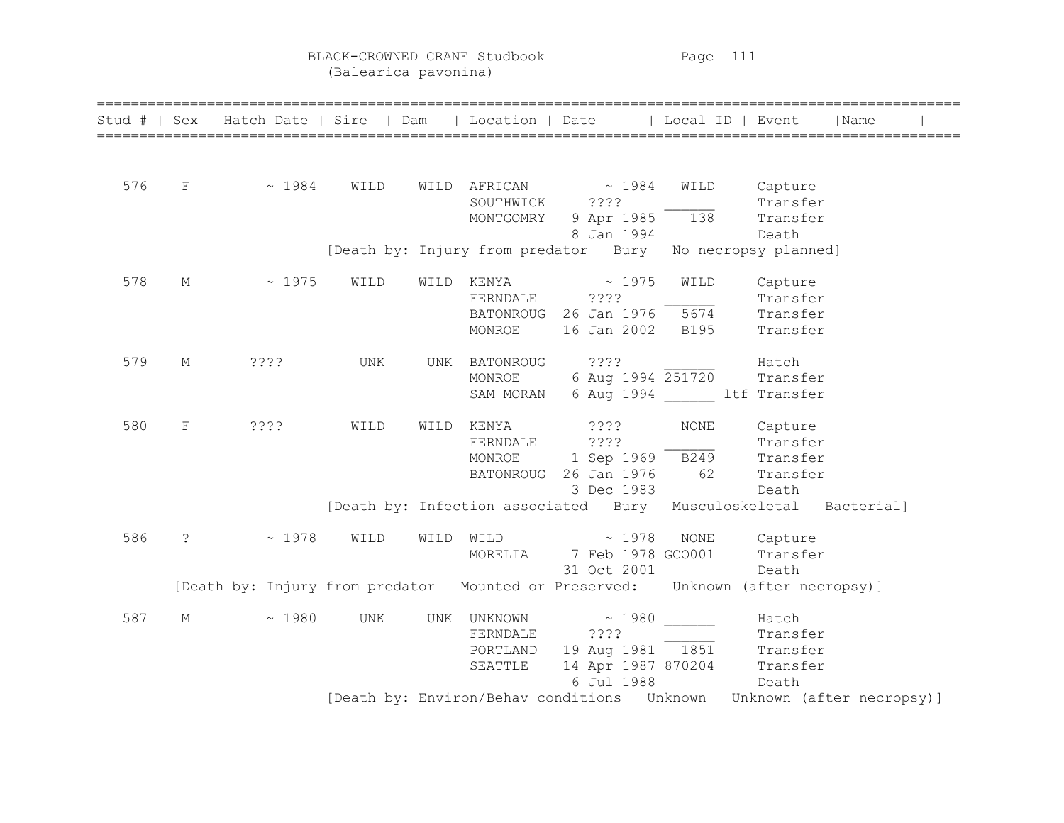BLACK-CROWNED CRANE Studbook
(Balearica pavonina)

| Stud # | Sex | Hatch Date | Sire | Dam | Location | Date | Local ID | Event | Name |
|---|---|---|---|---|---|---|---|---|---|
| 576 | F | ~ 1984 | WILD | WILD | AFRICAN | ~ 1984 | WILD | Capture | |
| | | | | | SOUTHWICK | ???? | ______ | Transfer | |
| | | | | | MONTGOMRY | 9 Apr 1985 | 138 | Transfer | |
| | | | | | | 8 Jan 1994 | | Death | |
| | | | [Death by: Injury from predator Bury No necropsy planned] | | | | | | |
| 578 | M | ~ 1975 | WILD | WILD | KENYA | ~ 1975 | WILD | Capture | |
| | | | | | FERNDALE | ???? | ______ | Transfer | |
| | | | | | BATONROUG | 26 Jan 1976 | 5674 | Transfer | |
| | | | | | MONROE | 16 Jan 2002 | B195 | Transfer | |
| 579 | M | ???? | UNK | UNK | BATONROUG | ???? | ______ | Hatch | |
| | | | | | MONROE | 6 Aug 1994 | 251720 | Transfer | |
| | | | | | SAM MORAN | 6 Aug 1994 | ______ ltf | Transfer | |
| 580 | F | ???? | WILD | WILD | KENYA | ???? | NONE | Capture | |
| | | | | | FERNDALE | ???? | ______ | Transfer | |
| | | | | | MONROE | 1 Sep 1969 | B249 | Transfer | |
| | | | | | BATONROUG | 26 Jan 1976 | 62 | Transfer | |
| | | | | | | 3 Dec 1983 | | Death | |
| | | | [Death by: Infection associated Bury Musculoskeletal Bacterial] | | | | | | |
| 586 | ? | ~ 1978 | WILD | WILD | WILD | ~ 1978 | NONE | Capture | |
| | | | | | MORELIA | 7 Feb 1978 | GCO001 | Transfer | |
| | | | | | | 31 Oct 2001 | | Death | |
| | [Death by: Injury from predator Mounted or Preserved: Unknown (after necropsy)] | | | | | | | | |
| 587 | M | ~ 1980 | UNK | UNK | UNKNOWN | ~ 1980 | ______ | Hatch | |
| | | | | | FERNDALE | ???? | ______ | Transfer | |
| | | | | | PORTLAND | 19 Aug 1981 | 1851 | Transfer | |
| | | | | | SEATTLE | 14 Apr 1987 | 870204 | Transfer | |
| | | | | | | 6 Jul 1988 | | Death | |
| | | | [Death by: Environ/Behav conditions Unknown Unknown (after necropsy)] | | | | | | |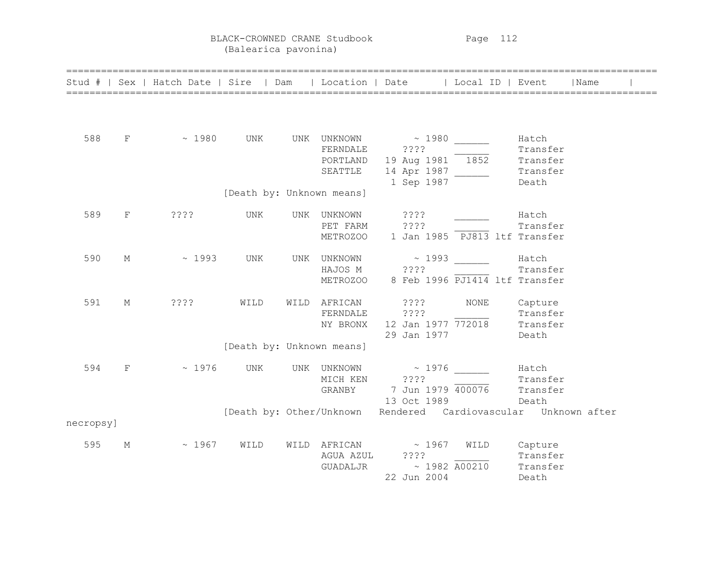# BLACK-CROWNED CRANE Studbook
## (Balearica pavonina)

| Stud # | Sex | Hatch Date | Sire | Dam | Location | Date | Local ID | Event | Name |
|---|---|---|---|---|---|---|---|---|---|
| 588 | F | ~ 1980 | UNK | UNK | UNKNOWN | ~ 1980 | ______ | Hatch | |
| | | | | | FERNDALE | ???? | ______ | Transfer | |
| | | | | | PORTLAND | 19 Aug 1981 | 1852 | Transfer | |
| | | | | | SEATTLE | 14 Apr 1987 | ______ | Transfer | |
| | | | | | | 1 Sep 1987 | | Death | |
| | | | [Death by: Unknown means] | | | | | | |
| 589 | F | ???? | UNK | UNK | UNKNOWN | ???? | ______ | Hatch | |
| | | | | | PET FARM | ???? | ______ | Transfer | |
| | | | | | METROZOO | 1 Jan 1985 | PJ813 ltf | Transfer | |
| 590 | M | ~ 1993 | UNK | UNK | UNKNOWN | ~ 1993 | ______ | Hatch | |
| | | | | | HAJOS M | ???? | ______ | Transfer | |
| | | | | | METROZOO | 8 Feb 1996 | PJ1414 ltf | Transfer | |
| 591 | M | ???? | WILD | WILD | AFRICAN | ???? | NONE | Capture | |
| | | | | | FERNDALE | ???? | ______ | Transfer | |
| | | | | | NY BRONX | 12 Jan 1977 | 772018 | Transfer | |
| | | | | | | 29 Jan 1977 | | Death | |
| | | | [Death by: Unknown means] | | | | | | |
| 594 | F | ~ 1976 | UNK | UNK | UNKNOWN | ~ 1976 | ______ | Hatch | |
| | | | | | MICH KEN | ???? | ______ | Transfer | |
| | | | | | GRANBY | 7 Jun 1979 | 400076 | Transfer | |
| | | | | | | 13 Oct 1989 | | Death | |
| | | | [Death by: Other/Unknown Rendered Cardiovascular Unknown after necropsy] | | | | | | |
| 595 | M | ~ 1967 | WILD | WILD | AFRICAN | ~ 1967 | WILD | Capture | |
| | | | | | AGUA AZUL | ???? | ______ | Transfer | |
| | | | | | GUADALJR | ~ 1982 | A00210 | Transfer | |
| | | | | | | 22 Jun 2004 | | Death | |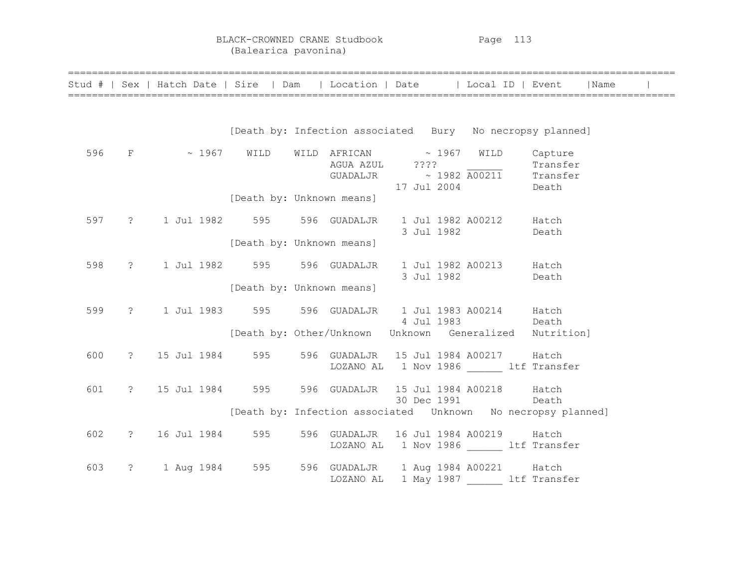# BLACK-CROWNED CRANE Studbook
## (Balearica pavonina)

| Stud # | Sex | Hatch Date | Sire | Dam | Location | Date | Local ID | Event | Name |
|---|---|---|---|---|---|---|---|---|---|
| | | | [Death by: Infection associated Bury No necropsy planned] | | | | | | |
| 596 | F | ~ 1967 | WILD | WILD | AFRICAN | ~ 1967 | WILD | Capture | |
| | | | | | AGUA AZUL | ???? | ______ | Transfer | |
| | | | | | GUADALJR | ~ 1982 | A00211 | Transfer | |
| | | | | | | 17 Jul 2004 | | Death | |
| | | | [Death by: Unknown means] | | | | | | |
| 597 | ? | 1 Jul 1982 | 595 | 596 | GUADALJR | 1 Jul 1982 | A00212 | Hatch | |
| | | | | | | 3 Jul 1982 | | Death | |
| | | | [Death by: Unknown means] | | | | | | |
| 598 | ? | 1 Jul 1982 | 595 | 596 | GUADALJR | 1 Jul 1982 | A00213 | Hatch | |
| | | | | | | 3 Jul 1982 | | Death | |
| | | | [Death by: Unknown means] | | | | | | |
| 599 | ? | 1 Jul 1983 | 595 | 596 | GUADALJR | 1 Jul 1983 | A00214 | Hatch | |
| | | | | | | 4 Jul 1983 | | Death | |
| | | | [Death by: Other/Unknown Unknown Generalized Nutrition] | | | | | | |
| 600 | ? | 15 Jul 1984 | 595 | 596 | GUADALJR | 15 Jul 1984 | A00217 | Hatch | |
| | | | | | LOZANO AL | 1 Nov 1986 | ______ ltf | Transfer | |
| 601 | ? | 15 Jul 1984 | 595 | 596 | GUADALJR | 15 Jul 1984 | A00218 | Hatch | |
| | | | | | | 30 Dec 1991 | | Death | |
| | | | [Death by: Infection associated Unknown No necropsy planned] | | | | | | |
| 602 | ? | 16 Jul 1984 | 595 | 596 | GUADALJR | 16 Jul 1984 | A00219 | Hatch | |
| | | | | | LOZANO AL | 1 Nov 1986 | ______ ltf | Transfer | |
| 603 | ? | 1 Aug 1984 | 595 | 596 | GUADALJR | 1 Aug 1984 | A00221 | Hatch | |
| | | | | | LOZANO AL | 1 May 1987 | ______ ltf | Transfer | |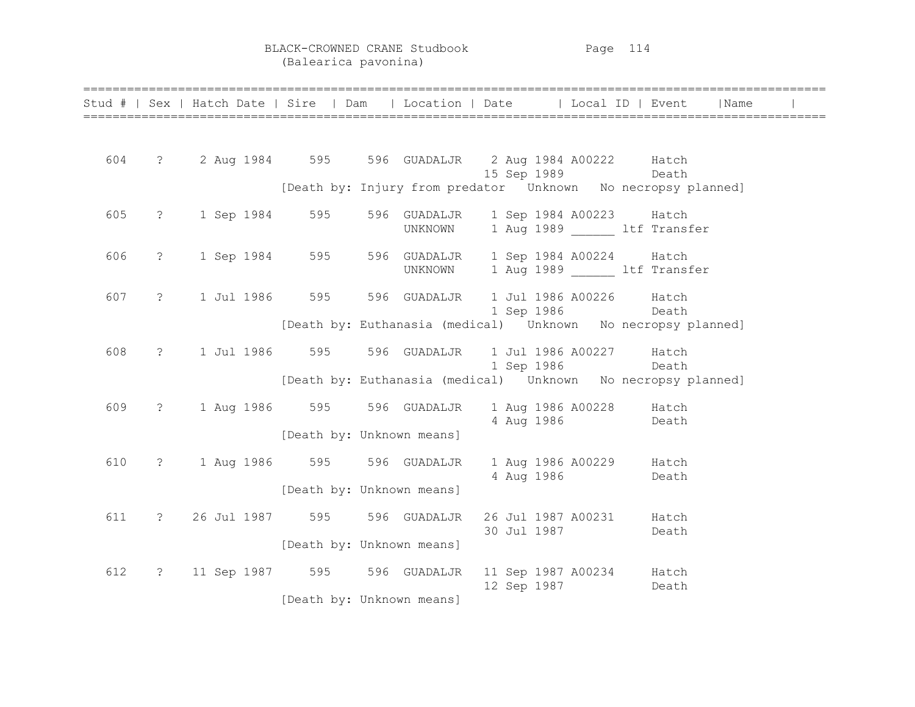# BLACK-CROWNED CRANE Studbook
## (Balearica pavonina)

| Stud # | Sex | Hatch Date | Sire | Dam | Location | Date | Local ID | Event | Name |
|---|---|---|---|---|---|---|---|---|---|
| 604 | ? | 2 Aug 1984 | 595 | 596 | GUADALJR | 2 Aug 1984 | A00222 | Hatch | |
| | | | | | | 15 Sep 1989 | | Death | |
| | | [Death by: Injury from predator Unknown No necropsy planned] | | | | | | | |
| 605 | ? | 1 Sep 1984 | 595 | 596 | GUADALJR | 1 Sep 1984 | A00223 | Hatch | |
| | | | | | UNKNOWN | 1 Aug 1989 | ______ | ltf Transfer | |
| 606 | ? | 1 Sep 1984 | 595 | 596 | GUADALJR | 1 Sep 1984 | A00224 | Hatch | |
| | | | | | UNKNOWN | 1 Aug 1989 | ______ | ltf Transfer | |
| 607 | ? | 1 Jul 1986 | 595 | 596 | GUADALJR | 1 Jul 1986 | A00226 | Hatch | |
| | | | | | | 1 Sep 1986 | | Death | |
| | | [Death by: Euthanasia (medical) Unknown No necropsy planned] | | | | | | | |
| 608 | ? | 1 Jul 1986 | 595 | 596 | GUADALJR | 1 Jul 1986 | A00227 | Hatch | |
| | | | | | | 1 Sep 1986 | | Death | |
| | | [Death by: Euthanasia (medical) Unknown No necropsy planned] | | | | | | | |
| 609 | ? | 1 Aug 1986 | 595 | 596 | GUADALJR | 1 Aug 1986 | A00228 | Hatch | |
| | | | | | | 4 Aug 1986 | | Death | |
| | | [Death by: Unknown means] | | | | | | | |
| 610 | ? | 1 Aug 1986 | 595 | 596 | GUADALJR | 1 Aug 1986 | A00229 | Hatch | |
| | | | | | | 4 Aug 1986 | | Death | |
| | | [Death by: Unknown means] | | | | | | | |
| 611 | ? | 26 Jul 1987 | 595 | 596 | GUADALJR | 26 Jul 1987 | A00231 | Hatch | |
| | | | | | | 30 Jul 1987 | | Death | |
| | | [Death by: Unknown means] | | | | | | | |
| 612 | ? | 11 Sep 1987 | 595 | 596 | GUADALJR | 11 Sep 1987 | A00234 | Hatch | |
| | | | | | | 12 Sep 1987 | | Death | |
| | | [Death by: Unknown means] | | | | | | | |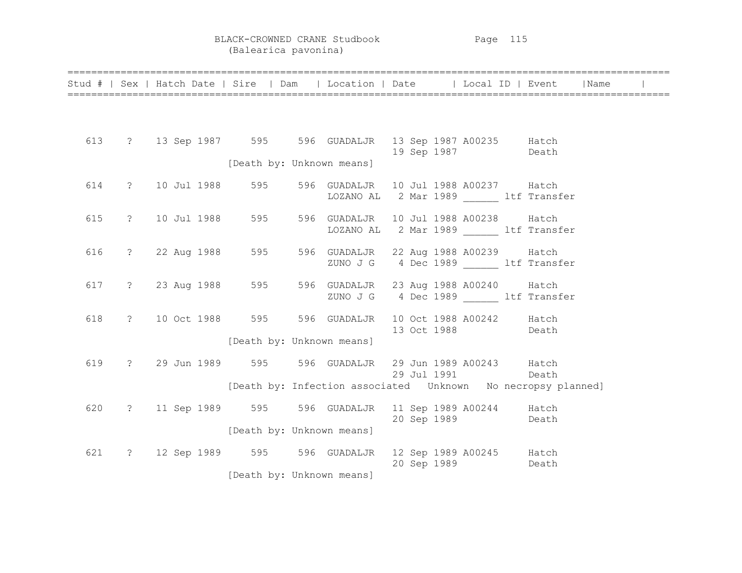BLACK-CROWNED CRANE Studbook
(Balearica pavonina)

| Stud # | Sex | Hatch Date | Sire | Dam | Location | Date | Local ID | Event | Name |
|---|---|---|---|---|---|---|---|---|---|
| 613 | ? | 13 Sep 1987 | 595 | 596 | GUADALJR | 13 Sep 1987 | A00235 | Hatch | |
| | | | | | | 19 Sep 1987 | | Death | |
| | | | [Death by: Unknown means] | | | | | | |
| 614 | ? | 10 Jul 1988 | 595 | 596 | GUADALJR | 10 Jul 1988 | A00237 | Hatch | |
| | | | | | LOZANO AL | 2 Mar 1989 | ______ | ltf Transfer | |
| 615 | ? | 10 Jul 1988 | 595 | 596 | GUADALJR | 10 Jul 1988 | A00238 | Hatch | |
| | | | | | LOZANO AL | 2 Mar 1989 | ______ | ltf Transfer | |
| 616 | ? | 22 Aug 1988 | 595 | 596 | GUADALJR | 22 Aug 1988 | A00239 | Hatch | |
| | | | | | ZUNO J G | 4 Dec 1989 | ______ | ltf Transfer | |
| 617 | ? | 23 Aug 1988 | 595 | 596 | GUADALJR | 23 Aug 1988 | A00240 | Hatch | |
| | | | | | ZUNO J G | 4 Dec 1989 | ______ | ltf Transfer | |
| 618 | ? | 10 Oct 1988 | 595 | 596 | GUADALJR | 10 Oct 1988 | A00242 | Hatch | |
| | | | | | | 13 Oct 1988 | | Death | |
| | | | [Death by: Unknown means] | | | | | | |
| 619 | ? | 29 Jun 1989 | 595 | 596 | GUADALJR | 29 Jun 1989 | A00243 | Hatch | |
| | | | | | | 29 Jul 1991 | | Death | |
| | | | [Death by: Infection associated Unknown No necropsy planned] | | | | | | |
| 620 | ? | 11 Sep 1989 | 595 | 596 | GUADALJR | 11 Sep 1989 | A00244 | Hatch | |
| | | | | | | 20 Sep 1989 | | Death | |
| | | | [Death by: Unknown means] | | | | | | |
| 621 | ? | 12 Sep 1989 | 595 | 596 | GUADALJR | 12 Sep 1989 | A00245 | Hatch | |
| | | | | | | 20 Sep 1989 | | Death | |
| | | | [Death by: Unknown means] | | | | | | |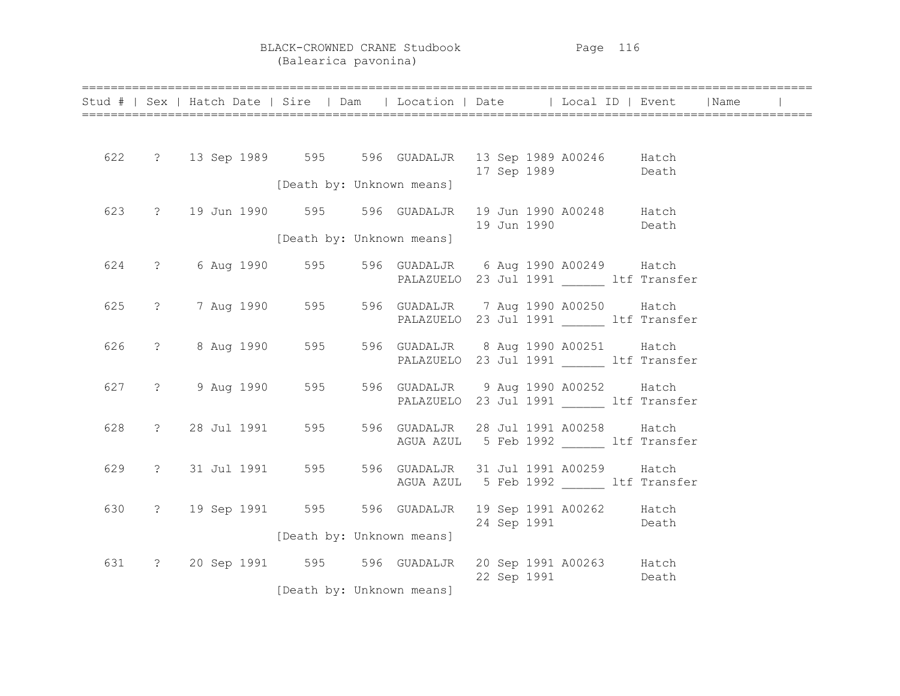BLACK-CROWNED CRANE Studbook
(Balearica pavonina)

| Stud # | Sex | Hatch Date | Sire | Dam | Location | Date | Local ID | Event | Name |
|---|---|---|---|---|---|---|---|---|---|
| 622 | ? | 13 Sep 1989 | 595 | 596 | GUADALJR | 13 Sep 1989 | A00246 | Hatch | |
| | | | | | | 17 Sep 1989 | | Death | |
| | | | [Death by: Unknown means] | | | | | | |
| 623 | ? | 19 Jun 1990 | 595 | 596 | GUADALJR | 19 Jun 1990 | A00248 | Hatch | |
| | | | | | | 19 Jun 1990 | | Death | |
| | | | [Death by: Unknown means] | | | | | | |
| 624 | ? | 6 Aug 1990 | 595 | 596 | GUADALJR | 6 Aug 1990 | A00249 | Hatch | |
| | | | | | PALAZUELO | 23 Jul 1991 | ______ | ltf Transfer | |
| 625 | ? | 7 Aug 1990 | 595 | 596 | GUADALJR | 7 Aug 1990 | A00250 | Hatch | |
| | | | | | PALAZUELO | 23 Jul 1991 | ______ | ltf Transfer | |
| 626 | ? | 8 Aug 1990 | 595 | 596 | GUADALJR | 8 Aug 1990 | A00251 | Hatch | |
| | | | | | PALAZUELO | 23 Jul 1991 | ______ | ltf Transfer | |
| 627 | ? | 9 Aug 1990 | 595 | 596 | GUADALJR | 9 Aug 1990 | A00252 | Hatch | |
| | | | | | PALAZUELO | 23 Jul 1991 | ______ | ltf Transfer | |
| 628 | ? | 28 Jul 1991 | 595 | 596 | GUADALJR | 28 Jul 1991 | A00258 | Hatch | |
| | | | | | AGUA AZUL | 5 Feb 1992 | ______ | ltf Transfer | |
| 629 | ? | 31 Jul 1991 | 595 | 596 | GUADALJR | 31 Jul 1991 | A00259 | Hatch | |
| | | | | | AGUA AZUL | 5 Feb 1992 | ______ | ltf Transfer | |
| 630 | ? | 19 Sep 1991 | 595 | 596 | GUADALJR | 19 Sep 1991 | A00262 | Hatch | |
| | | | | | | 24 Sep 1991 | | Death | |
| | | | [Death by: Unknown means] | | | | | | |
| 631 | ? | 20 Sep 1991 | 595 | 596 | GUADALJR | 20 Sep 1991 | A00263 | Hatch | |
| | | | | | | 22 Sep 1991 | | Death | |
| | | | [Death by: Unknown means] | | | | | | |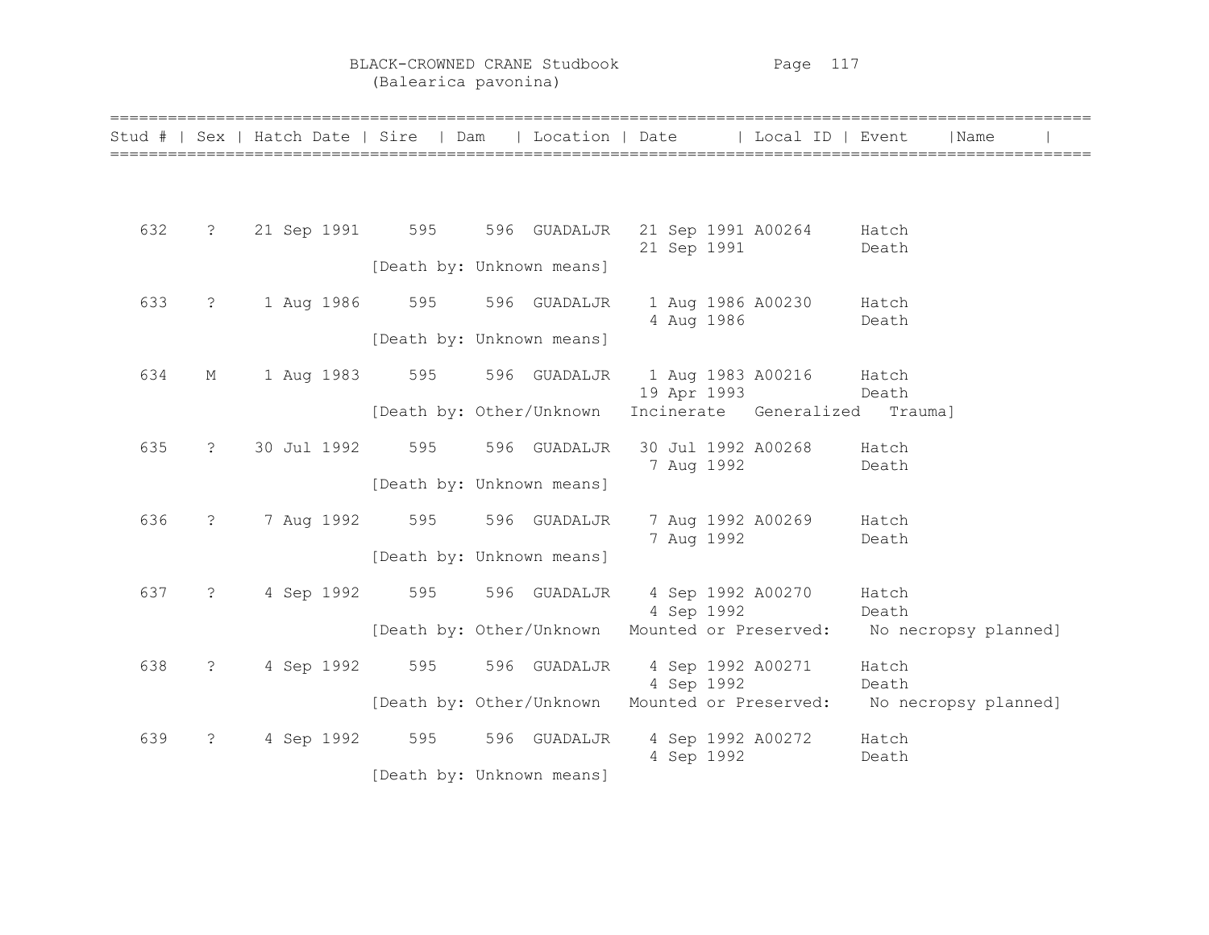BLACK-CROWNED CRANE Studbook
(Balearica pavonina)

| Stud # | Sex | Hatch Date | Sire | Dam | Location | Date | Local ID | Event | Name |
|---|---|---|---|---|---|---|---|---|---|
| 632 | ? | 21 Sep 1991 | 595 | 596 | GUADALJR | 21 Sep 1991 | A00264 | Hatch | |
| | | | | | | 21 Sep 1991 | | Death | |
| | | | [Death by: Unknown means] | | | | | | |
| 633 | ? | 1 Aug 1986 | 595 | 596 | GUADALJR | 1 Aug 1986 | A00230 | Hatch | |
| | | | | | | 4 Aug 1986 | | Death | |
| | | | [Death by: Unknown means] | | | | | | |
| 634 | M | 1 Aug 1983 | 595 | 596 | GUADALJR | 1 Aug 1983 | A00216 | Hatch | |
| | | | | | | 19 Apr 1993 | | Death | |
| | | | [Death by: Other/Unknown | | | Incinerate | Generalized | Trauma] | |
| 635 | ? | 30 Jul 1992 | 595 | 596 | GUADALJR | 30 Jul 1992 | A00268 | Hatch | |
| | | | | | | 7 Aug 1992 | | Death | |
| | | | [Death by: Unknown means] | | | | | | |
| 636 | ? | 7 Aug 1992 | 595 | 596 | GUADALJR | 7 Aug 1992 | A00269 | Hatch | |
| | | | | | | 7 Aug 1992 | | Death | |
| | | | [Death by: Unknown means] | | | | | | |
| 637 | ? | 4 Sep 1992 | 595 | 596 | GUADALJR | 4 Sep 1992 | A00270 | Hatch | |
| | | | | | | 4 Sep 1992 | | Death | |
| | | | [Death by: Other/Unknown | | | Mounted or Preserved: | | No necropsy planned] | |
| 638 | ? | 4 Sep 1992 | 595 | 596 | GUADALJR | 4 Sep 1992 | A00271 | Hatch | |
| | | | | | | 4 Sep 1992 | | Death | |
| | | | [Death by: Other/Unknown | | | Mounted or Preserved: | | No necropsy planned] | |
| 639 | ? | 4 Sep 1992 | 595 | 596 | GUADALJR | 4 Sep 1992 | A00272 | Hatch | |
| | | | | | | 4 Sep 1992 | | Death | |
| | | | [Death by: Unknown means] | | | | | | |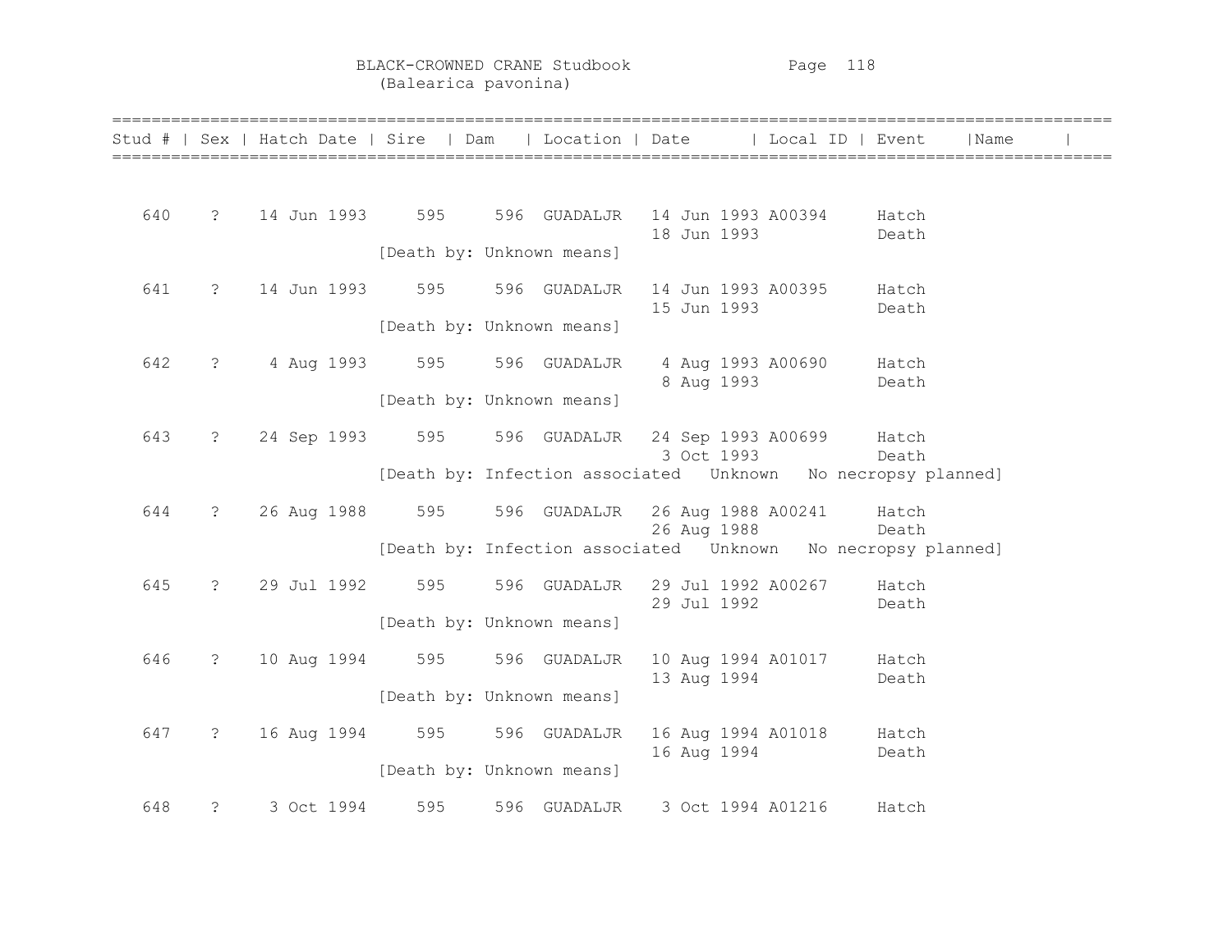# BLACK-CROWNED CRANE Studbook
(Balearica pavonina)

| Stud # | Sex | Hatch Date | Sire | Dam | Location | Date | Local ID | Event | Name |
|---|---|---|---|---|---|---|---|---|---|
| 640 | ? | 14 Jun 1993 | 595 | 596 | GUADALJR | 14 Jun 1993 | A00394 | Hatch | |
| | | | | | | 18 Jun 1993 | | Death | |
| | | | [Death by: Unknown means] | | | | | | |
| 641 | ? | 14 Jun 1993 | 595 | 596 | GUADALJR | 14 Jun 1993 | A00395 | Hatch | |
| | | | | | | 15 Jun 1993 | | Death | |
| | | | [Death by: Unknown means] | | | | | | |
| 642 | ? | 4 Aug 1993 | 595 | 596 | GUADALJR | 4 Aug 1993 | A00690 | Hatch | |
| | | | | | | 8 Aug 1993 | | Death | |
| | | | [Death by: Unknown means] | | | | | | |
| 643 | ? | 24 Sep 1993 | 595 | 596 | GUADALJR | 24 Sep 1993 | A00699 | Hatch | |
| | | | | | | 3 Oct 1993 | | Death | |
| | | | [Death by: Infection associated Unknown No necropsy planned] | | | | | | |
| 644 | ? | 26 Aug 1988 | 595 | 596 | GUADALJR | 26 Aug 1988 | A00241 | Hatch | |
| | | | | | | 26 Aug 1988 | | Death | |
| | | | [Death by: Infection associated Unknown No necropsy planned] | | | | | | |
| 645 | ? | 29 Jul 1992 | 595 | 596 | GUADALJR | 29 Jul 1992 | A00267 | Hatch | |
| | | | | | | 29 Jul 1992 | | Death | |
| | | | [Death by: Unknown means] | | | | | | |
| 646 | ? | 10 Aug 1994 | 595 | 596 | GUADALJR | 10 Aug 1994 | A01017 | Hatch | |
| | | | | | | 13 Aug 1994 | | Death | |
| | | | [Death by: Unknown means] | | | | | | |
| 647 | ? | 16 Aug 1994 | 595 | 596 | GUADALJR | 16 Aug 1994 | A01018 | Hatch | |
| | | | | | | 16 Aug 1994 | | Death | |
| | | | [Death by: Unknown means] | | | | | | |
| 648 | ? | 3 Oct 1994 | 595 | 596 | GUADALJR | 3 Oct 1994 | A01216 | Hatch | |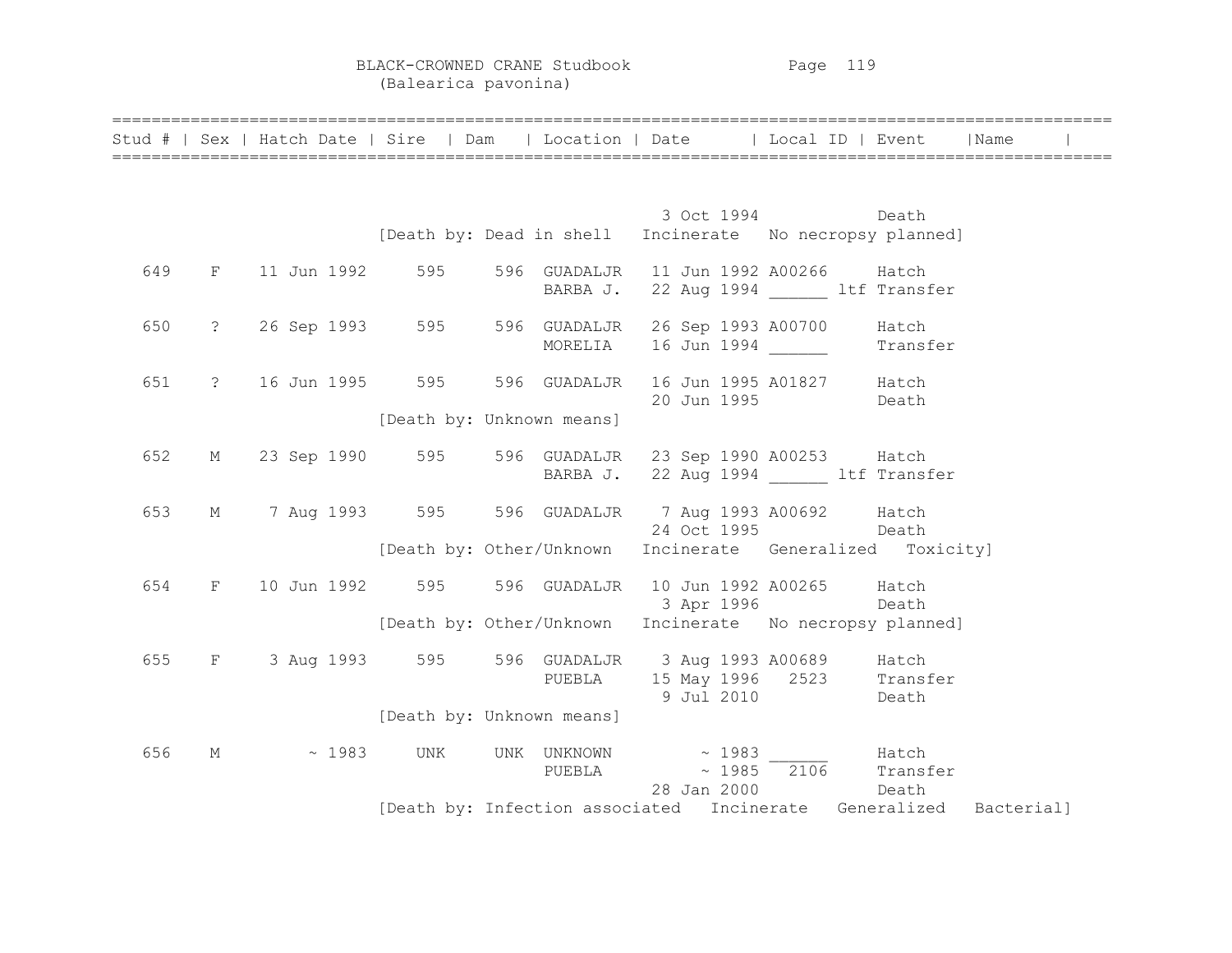BLACK-CROWNED CRANE Studbook
(Balearica pavonina)

| Stud # | Sex | Hatch Date | Sire | Dam | Location | Date | Local ID | Event | Name |
|---|---|---|---|---|---|---|---|---|---|
| | | | | | | 3 Oct 1994 | | Death | |
| | | | [Death by: Dead in shell | | Incinerate | | No necropsy planned] | | |
| 649 | F | 11 Jun 1992 | 595 | 596 | GUADALJR | 11 Jun 1992 | A00266 | Hatch | |
| | | | | | BARBA J. | 22 Aug 1994 | ______ | ltf Transfer | |
| 650 | ? | 26 Sep 1993 | 595 | 596 | GUADALJR | 26 Sep 1993 | A00700 | Hatch | |
| | | | | | MORELIA | 16 Jun 1994 | ______ | Transfer | |
| 651 | ? | 16 Jun 1995 | 595 | 596 | GUADALJR | 16 Jun 1995 | A01827 | Hatch | |
| | | | | | | 20 Jun 1995 | | Death | |
| | | | [Death by: Unknown means] | | | | | | |
| 652 | M | 23 Sep 1990 | 595 | 596 | GUADALJR | 23 Sep 1990 | A00253 | Hatch | |
| | | | | | BARBA J. | 22 Aug 1994 | ______ | ltf Transfer | |
| 653 | M | 7 Aug 1993 | 595 | 596 | GUADALJR | 7 Aug 1993 | A00692 | Hatch | |
| | | | | | | 24 Oct 1995 | | Death | |
| | | | [Death by: Other/Unknown | | Incinerate | | Generalized | Toxicity] | |
| 654 | F | 10 Jun 1992 | 595 | 596 | GUADALJR | 10 Jun 1992 | A00265 | Hatch | |
| | | | | | | 3 Apr 1996 | | Death | |
| | | | [Death by: Other/Unknown | | Incinerate | | No necropsy planned] | | |
| 655 | F | 3 Aug 1993 | 595 | 596 | GUADALJR | 3 Aug 1993 | A00689 | Hatch | |
| | | | | | PUEBLA | 15 May 1996 | 2523 | Transfer | |
| | | | | | | 9 Jul 2010 | | Death | |
| | | | [Death by: Unknown means] | | | | | | |
| 656 | M | ~ 1983 | UNK | UNK | UNKNOWN | ~ 1983 | ______ | Hatch | |
| | | | | | PUEBLA | ~ 1985 | 2106 | Transfer | |
| | | | | | | 28 Jan 2000 | | Death | |
| | | | [Death by: Infection associated | | Incinerate | | Generalized | Bacterial] | |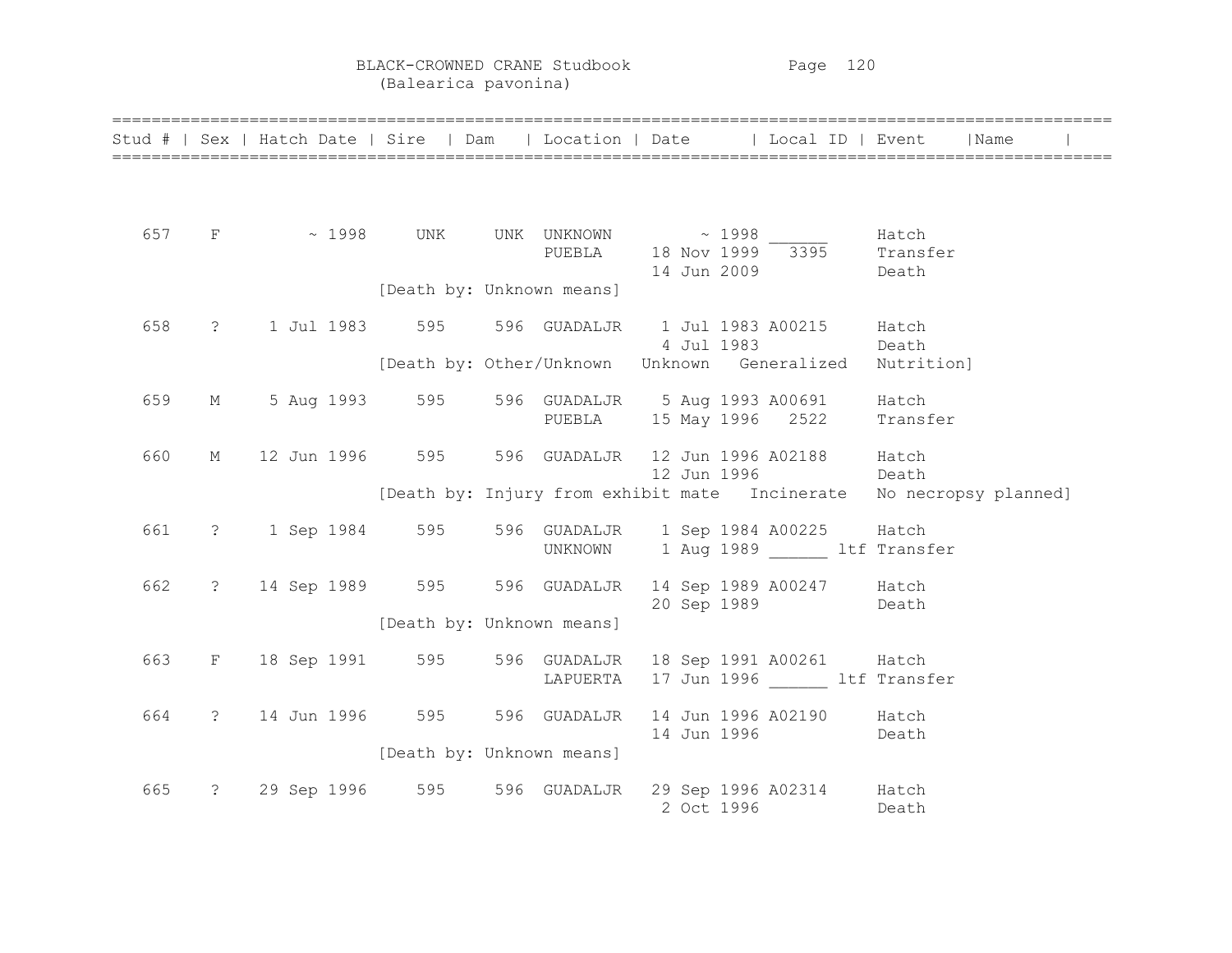BLACK-CROWNED CRANE Studbook
(Balearica pavonina)

| Stud # | Sex | Hatch Date | Sire | Dam | Location | Date | Local ID | Event | Name |
|---|---|---|---|---|---|---|---|---|---|
| 657 | F | ~ 1998 | UNK | UNK | UNKNOWN | ~ 1998 | ______ | Hatch | |
| | | | | | PUEBLA | 18 Nov 1999 | 3395 | Transfer | |
| | | | | | | 14 Jun 2009 | | Death | |
| | | | [Death by: Unknown means] | | | | | | |
| 658 | ? | 1 Jul 1983 | 595 | 596 | GUADALJR | 1 Jul 1983 | A00215 | Hatch | |
| | | | | | | 4 Jul 1983 | | Death | |
| | | | [Death by: Other/Unknown | | | Unknown | Generalized | Nutrition] | |
| 659 | M | 5 Aug 1993 | 595 | 596 | GUADALJR | 5 Aug 1993 | A00691 | Hatch | |
| | | | | | PUEBLA | 15 May 1996 | 2522 | Transfer | |
| 660 | M | 12 Jun 1996 | 595 | 596 | GUADALJR | 12 Jun 1996 | A02188 | Hatch | |
| | | | | | | 12 Jun 1996 | | Death | |
| | | | [Death by: Injury from exhibit mate | | | | Incinerate | No necropsy planned] | |
| 661 | ? | 1 Sep 1984 | 595 | 596 | GUADALJR | 1 Sep 1984 | A00225 | Hatch | |
| | | | | | UNKNOWN | 1 Aug 1989 | ______ ltf | Transfer | |
| 662 | ? | 14 Sep 1989 | 595 | 596 | GUADALJR | 14 Sep 1989 | A00247 | Hatch | |
| | | | | | | 20 Sep 1989 | | Death | |
| | | | [Death by: Unknown means] | | | | | | |
| 663 | F | 18 Sep 1991 | 595 | 596 | GUADALJR | 18 Sep 1991 | A00261 | Hatch | |
| | | | | | LAPUERTA | 17 Jun 1996 | ______ ltf | Transfer | |
| 664 | ? | 14 Jun 1996 | 595 | 596 | GUADALJR | 14 Jun 1996 | A02190 | Hatch | |
| | | | | | | 14 Jun 1996 | | Death | |
| | | | [Death by: Unknown means] | | | | | | |
| 665 | ? | 29 Sep 1996 | 595 | 596 | GUADALJR | 29 Sep 1996 | A02314 | Hatch | |
| | | | | | | 2 Oct 1996 | | Death | |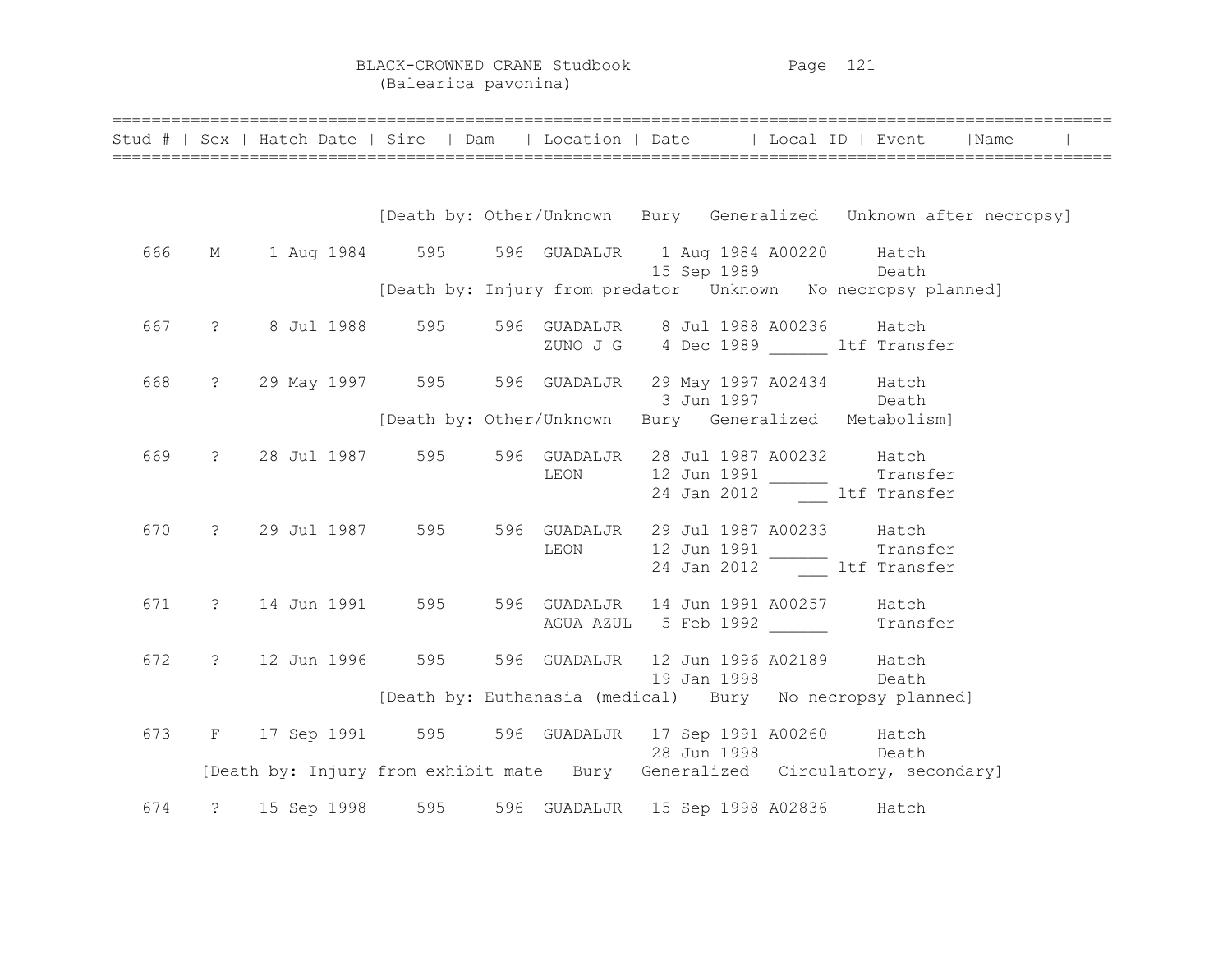# BLACK-CROWNED CRANE Studbook
(Balearica pavonina)

| Stud # | Sex | Hatch Date | Sire | Dam | Location | Date | Local ID | Event | Name |
|---|---|---|---|---|---|---|---|---|---|
| | | [Death by: Other/Unknown Bury Generalized Unknown after necropsy] | | | | | | | |
| 666 | M | 1 Aug 1984 | 595 | 596 | GUADALJR | 1 Aug 1984 | A00220 | Hatch | |
| | | | | | | 15 Sep 1989 | | Death | |
| | | [Death by: Injury from predator Unknown No necropsy planned] | | | | | | | |
| 667 | ? | 8 Jul 1988 | 595 | 596 | GUADALJR | 8 Jul 1988 | A00236 | Hatch | |
| | | | | | ZUNO J G | 4 Dec 1989 | ______ | ltf Transfer | |
| 668 | ? | 29 May 1997 | 595 | 596 | GUADALJR | 29 May 1997 | A02434 | Hatch | |
| | | | | | | 3 Jun 1997 | | Death | |
| | | [Death by: Other/Unknown Bury Generalized Metabolism] | | | | | | | |
| 669 | ? | 28 Jul 1987 | 595 | 596 | GUADALJR | 28 Jul 1987 | A00232 | Hatch | |
| | | | | | LEON | 12 Jun 1991 | ______ | Transfer | |
| | | | | | | 24 Jan 2012 | ___ | ltf Transfer | |
| 670 | ? | 29 Jul 1987 | 595 | 596 | GUADALJR | 29 Jul 1987 | A00233 | Hatch | |
| | | | | | LEON | 12 Jun 1991 | ______ | Transfer | |
| | | | | | | 24 Jan 2012 | ___ | ltf Transfer | |
| 671 | ? | 14 Jun 1991 | 595 | 596 | GUADALJR | 14 Jun 1991 | A00257 | Hatch | |
| | | | | | AGUA AZUL | 5 Feb 1992 | ______ | Transfer | |
| 672 | ? | 12 Jun 1996 | 595 | 596 | GUADALJR | 12 Jun 1996 | A02189 | Hatch | |
| | | | | | | 19 Jan 1998 | | Death | |
| | | [Death by: Euthanasia (medical) Bury No necropsy planned] | | | | | | | |
| 673 | F | 17 Sep 1991 | 595 | 596 | GUADALJR | 17 Sep 1991 | A00260 | Hatch | |
| | | | | | | 28 Jun 1998 | | Death | |
| | [Death by: Injury from exhibit mate Bury Generalized Circulatory, secondary] | | | | | | | | |
| 674 | ? | 15 Sep 1998 | 595 | 596 | GUADALJR | 15 Sep 1998 | A02836 | Hatch | |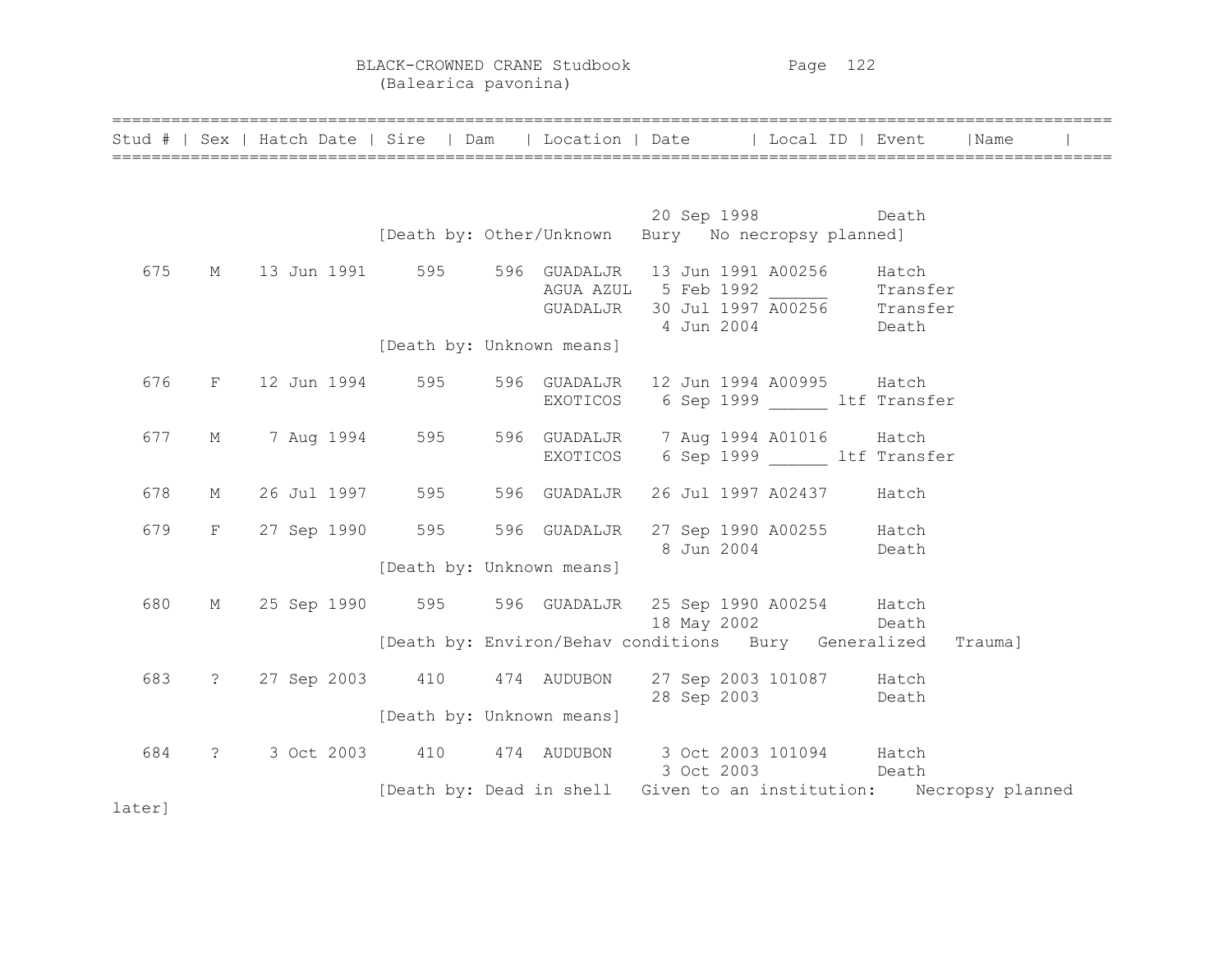| Stud # | Sex | Hatch Date | Sire | Dam | Location | Date | Local ID | Event | Name |
|---|---|---|---|---|---|---|---|---|---|
| | | | | | | 20 Sep 1998 | | Death | |
| | | | [Death by: Other/Unknown Bury No necropsy planned] | | | | | | |
| 675 | M | 13 Jun 1991 | 595 | 596 | GUADALJR | 13 Jun 1991 | A00256 | Hatch | |
| | | | | | AGUA AZUL | 5 Feb 1992 | ______ | Transfer | |
| | | | | | GUADALJR | 30 Jul 1997 | A00256 | Transfer | |
| | | | | | | 4 Jun 2004 | | Death | |
| | | | [Death by: Unknown means] | | | | | | |
| 676 | F | 12 Jun 1994 | 595 | 596 | GUADALJR | 12 Jun 1994 | A00995 | Hatch | |
| | | | | | EXOTICOS | 6 Sep 1999 | ______ ltf | Transfer | |
| 677 | M | 7 Aug 1994 | 595 | 596 | GUADALJR | 7 Aug 1994 | A01016 | Hatch | |
| | | | | | EXOTICOS | 6 Sep 1999 | ______ ltf | Transfer | |
| 678 | M | 26 Jul 1997 | 595 | 596 | GUADALJR | 26 Jul 1997 | A02437 | Hatch | |
| 679 | F | 27 Sep 1990 | 595 | 596 | GUADALJR | 27 Sep 1990 | A00255 | Hatch | |
| | | | | | | 8 Jun 2004 | | Death | |
| | | | [Death by: Unknown means] | | | | | | |
| 680 | M | 25 Sep 1990 | 595 | 596 | GUADALJR | 25 Sep 1990 | A00254 | Hatch | |
| | | | | | | 18 May 2002 | | Death | |
| | | | [Death by: Environ/Behav conditions Bury Generalized Trauma] | | | | | | |
| 683 | ? | 27 Sep 2003 | 410 | 474 | AUDUBON | 27 Sep 2003 | 101087 | Hatch | |
| | | | | | | 28 Sep 2003 | | Death | |
| | | | [Death by: Unknown means] | | | | | | |
| 684 | ? | 3 Oct 2003 | 410 | 474 | AUDUBON | 3 Oct 2003 | 101094 | Hatch | |
| | | | | | | 3 Oct 2003 | | Death | |
| | | | [Death by: Dead in shell Given to an institution: Necropsy planned later] | | | | | | |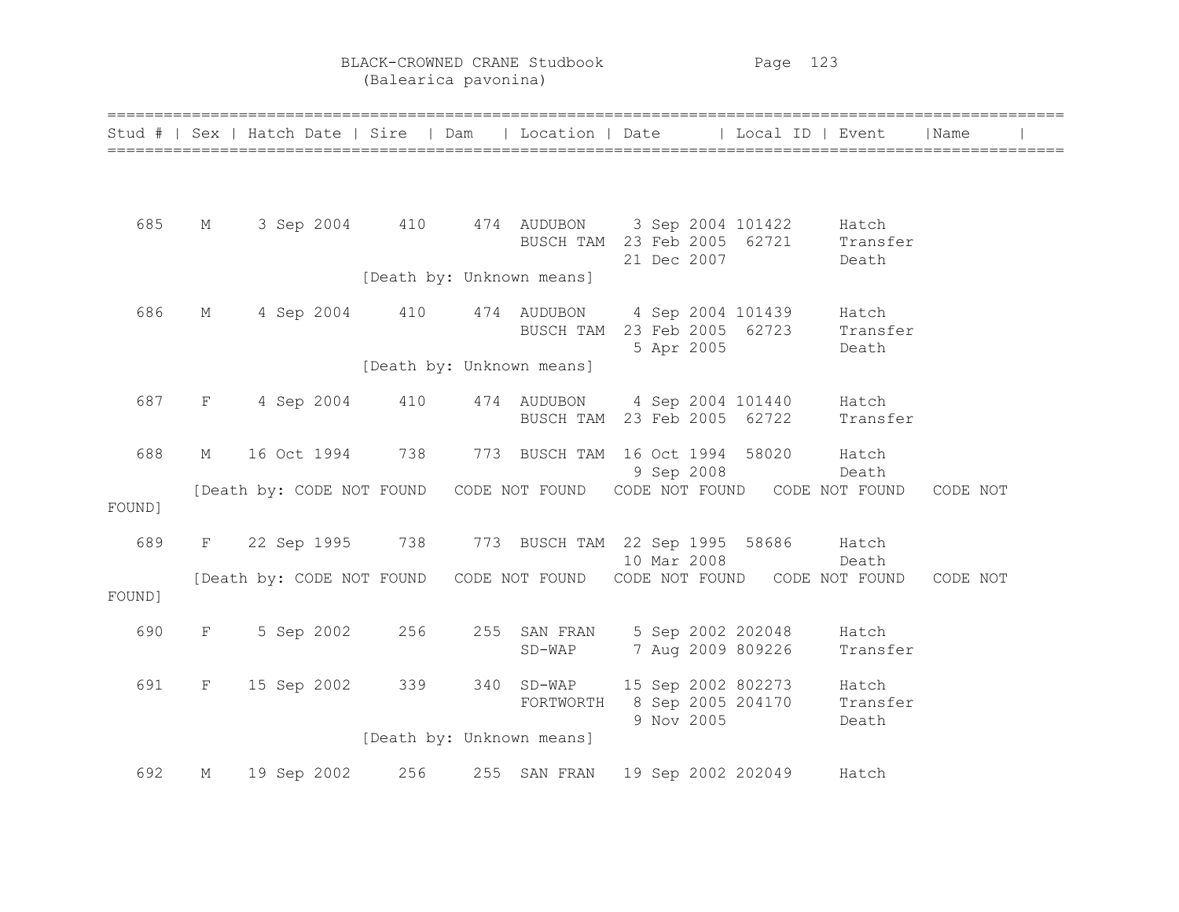| Stud # | Sex | Hatch Date | Sire | Dam | Location | Date | Local ID | Event | Name |
|---|---|---|---|---|---|---|---|---|---|
| 685 | M | 3 Sep 2004 | 410 | 474 | AUDUBON | 3 Sep 2004 | 101422 | Hatch | |
| | | | | | BUSCH TAM | 23 Feb 2005 | 62721 | Transfer | |
| | | | | | | 21 Dec 2007 | | Death | |
| | | | [Death by: Unknown means] | | | | | | |
| 686 | M | 4 Sep 2004 | 410 | 474 | AUDUBON | 4 Sep 2004 | 101439 | Hatch | |
| | | | | | BUSCH TAM | 23 Feb 2005 | 62723 | Transfer | |
| | | | | | | 5 Apr 2005 | | Death | |
| | | | [Death by: Unknown means] | | | | | | |
| 687 | F | 4 Sep 2004 | 410 | 474 | AUDUBON | 4 Sep 2004 | 101440 | Hatch | |
| | | | | | BUSCH TAM | 23 Feb 2005 | 62722 | Transfer | |
| 688 | M | 16 Oct 1994 | 738 | 773 | BUSCH TAM | 16 Oct 1994 | 58020 | Hatch | |
| | | | | | | 9 Sep 2008 | | Death | |
| | [Death by: CODE NOT FOUND CODE NOT FOUND CODE NOT FOUND CODE NOT FOUND CODE NOT FOUND] | | | | | | | | |
| 689 | F | 22 Sep 1995 | 738 | 773 | BUSCH TAM | 22 Sep 1995 | 58686 | Hatch | |
| | | | | | | 10 Mar 2008 | | Death | |
| | [Death by: CODE NOT FOUND CODE NOT FOUND CODE NOT FOUND CODE NOT FOUND CODE NOT FOUND] | | | | | | | | |
| 690 | F | 5 Sep 2002 | 256 | 255 | SAN FRAN | 5 Sep 2002 | 202048 | Hatch | |
| | | | | | SD-WAP | 7 Aug 2009 | 809226 | Transfer | |
| 691 | F | 15 Sep 2002 | 339 | 340 | SD-WAP | 15 Sep 2002 | 802273 | Hatch | |
| | | | | | FORTWORTH | 8 Sep 2005 | 204170 | Transfer | |
| | | | | | | 9 Nov 2005 | | Death | |
| | | | [Death by: Unknown means] | | | | | | |
| 692 | M | 19 Sep 2002 | 256 | 255 | SAN FRAN | 19 Sep 2002 | 202049 | Hatch | |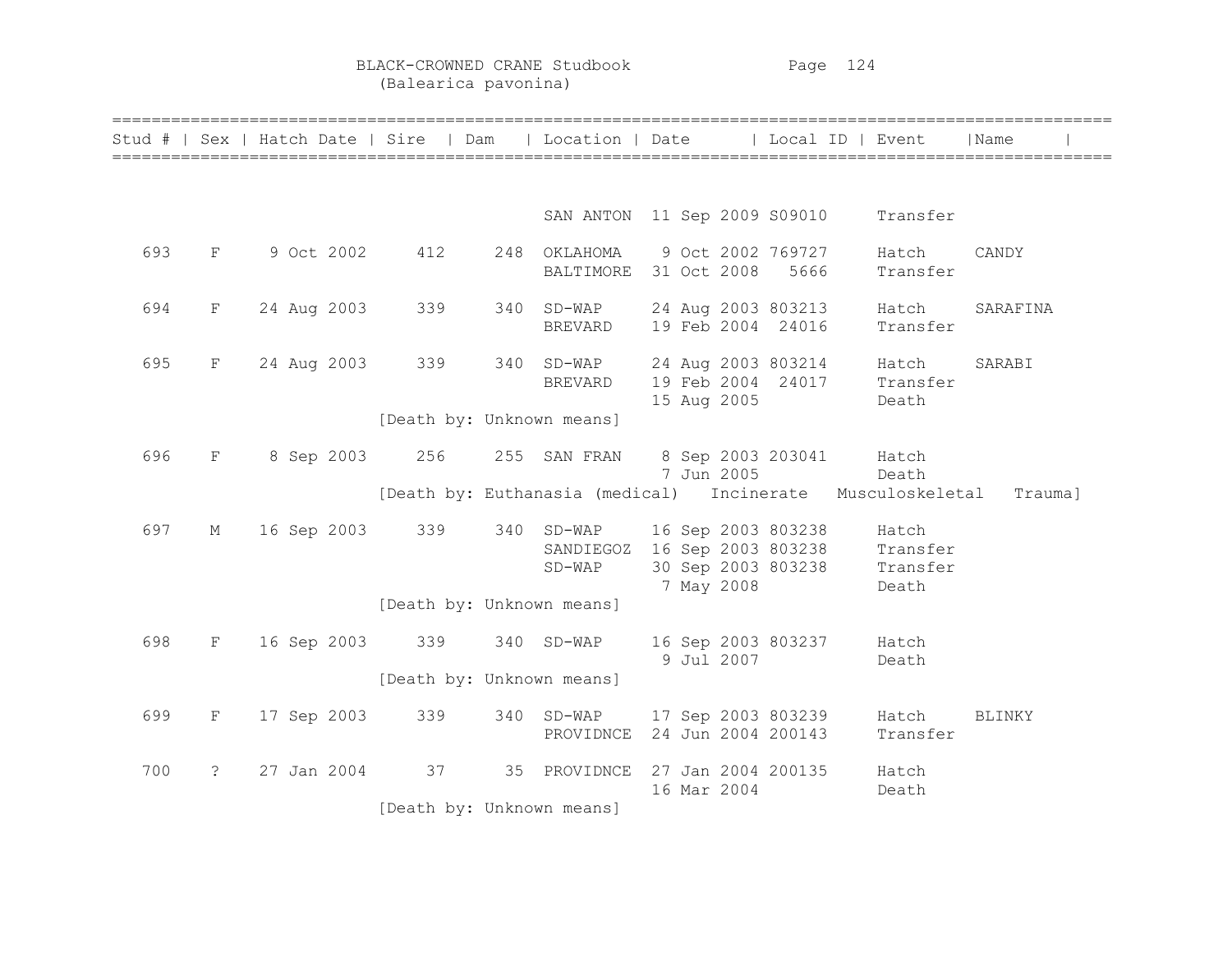BLACK-CROWNED CRANE Studbook
(Balearica pavonina)

| Stud # | Sex | Hatch Date | Sire | Dam | Location | Date | Local ID | Event | Name |
|---|---|---|---|---|---|---|---|---|---|
| | | | | | SAN ANTON | 11 Sep 2009 | S09010 | Transfer | |
| 693 | F | 9 Oct 2002 | 412 | 248 | OKLAHOMA | 9 Oct 2002 | 769727 | Hatch | CANDY |
| | | | | | BALTIMORE | 31 Oct 2008 | 5666 | Transfer | |
| 694 | F | 24 Aug 2003 | 339 | 340 | SD-WAP | 24 Aug 2003 | 803213 | Hatch | SARAFINA |
| | | | | | BREVARD | 19 Feb 2004 | 24016 | Transfer | |
| 695 | F | 24 Aug 2003 | 339 | 340 | SD-WAP | 24 Aug 2003 | 803214 | Hatch | SARABI |
| | | | | | BREVARD | 19 Feb 2004 | 24017 | Transfer | |
| | | | | | | 15 Aug 2005 | | Death | |
| | | | [Death by: Unknown means] | | | | | | |
| 696 | F | 8 Sep 2003 | 256 | 255 | SAN FRAN | 8 Sep 2003 | 203041 | Hatch | |
| | | | | | | 7 Jun 2005 | | Death | |
| | | | [Death by: Euthanasia (medical) | | | Incinerate | Musculoskeletal | Trauma] | |
| 697 | M | 16 Sep 2003 | 339 | 340 | SD-WAP | 16 Sep 2003 | 803238 | Hatch | |
| | | | | | SANDIEGOZ | 16 Sep 2003 | 803238 | Transfer | |
| | | | | | SD-WAP | 30 Sep 2003 | 803238 | Transfer | |
| | | | | | | 7 May 2008 | | Death | |
| | | | [Death by: Unknown means] | | | | | | |
| 698 | F | 16 Sep 2003 | 339 | 340 | SD-WAP | 16 Sep 2003 | 803237 | Hatch | |
| | | | | | | 9 Jul 2007 | | Death | |
| | | | [Death by: Unknown means] | | | | | | |
| 699 | F | 17 Sep 2003 | 339 | 340 | SD-WAP | 17 Sep 2003 | 803239 | Hatch | BLINKY |
| | | | | | PROVIDNCE | 24 Jun 2004 | 200143 | Transfer | |
| 700 | ? | 27 Jan 2004 | 37 | 35 | PROVIDNCE | 27 Jan 2004 | 200135 | Hatch | |
| | | | | | | 16 Mar 2004 | | Death | |
| | | | [Death by: Unknown means] | | | | | | |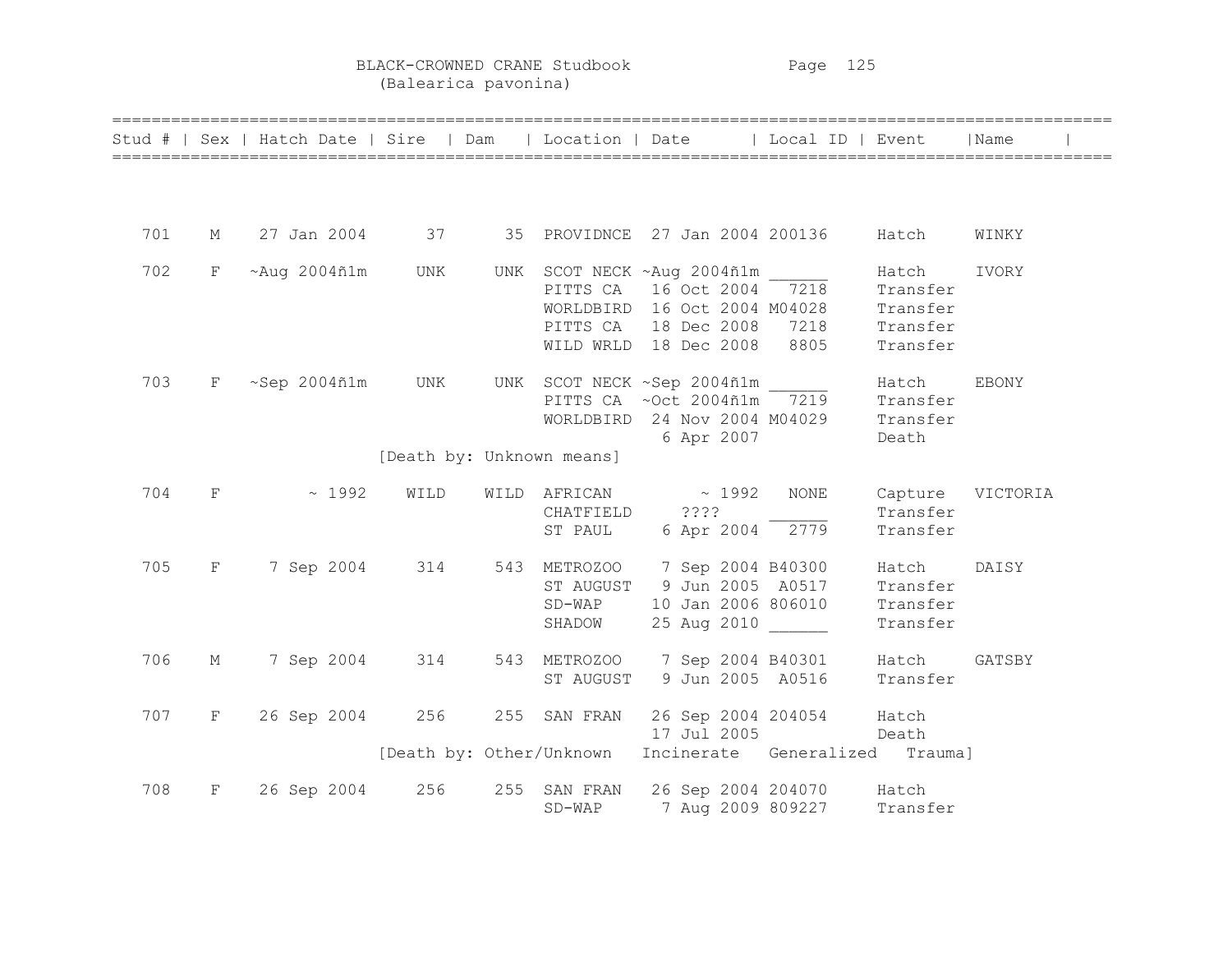BLACK-CROWNED CRANE Studbook
(Balearica pavonina)

| Stud # | Sex | Hatch Date | Sire | Dam | Location | Date | Local ID | Event | Name |
|---|---|---|---|---|---|---|---|---|---|
| 701 | M | 27 Jan 2004 | 37 | 35 | PROVIDNCE | 27 Jan 2004 | 200136 | Hatch | WINKY |
| 702 | F | ~Aug 2004ñ1m | UNK | UNK | SCOT NECK | ~Aug 2004ñ1m | ______ | Hatch | IVORY |
| | | | | | PITTS CA | 16 Oct 2004 | 7218 | Transfer | |
| | | | | | WORLDBIRD | 16 Oct 2004 | M04028 | Transfer | |
| | | | | | PITTS CA | 18 Dec 2008 | 7218 | Transfer | |
| | | | | | WILD WRLD | 18 Dec 2008 | 8805 | Transfer | |
| 703 | F | ~Sep 2004ñ1m | UNK | UNK | SCOT NECK | ~Sep 2004ñ1m | ______ | Hatch | EBONY |
| | | | | | PITTS CA | ~Oct 2004ñ1m | 7219 | Transfer | |
| | | | | | WORLDBIRD | 24 Nov 2004 | M04029 | Transfer | |
| | | | | | | 6 Apr 2007 | | Death | |
| | | | [Death by: Unknown means] | | | | | | |
| 704 | F | ~ 1992 | WILD | WILD | AFRICAN | ~ 1992 | NONE | Capture | VICTORIA |
| | | | | | CHATFIELD | ???? | ______ | Transfer | |
| | | | | | ST PAUL | 6 Apr 2004 | 2779 | Transfer | |
| 705 | F | 7 Sep 2004 | 314 | 543 | METROZOO | 7 Sep 2004 | B40300 | Hatch | DAISY |
| | | | | | ST AUGUST | 9 Jun 2005 | A0517 | Transfer | |
| | | | | | SD-WAP | 10 Jan 2006 | 806010 | Transfer | |
| | | | | | SHADOW | 25 Aug 2010 | ______ | Transfer | |
| 706 | M | 7 Sep 2004 | 314 | 543 | METROZOO | 7 Sep 2004 | B40301 | Hatch | GATSBY |
| | | | | | ST AUGUST | 9 Jun 2005 | A0516 | Transfer | |
| 707 | F | 26 Sep 2004 | 256 | 255 | SAN FRAN | 26 Sep 2004 | 204054 | Hatch | |
| | | | | | | 17 Jul 2005 | | Death | |
| | | | [Death by: Other/Unknown Incinerate Generalized Trauma] | | | | | | |
| 708 | F | 26 Sep 2004 | 256 | 255 | SAN FRAN | 26 Sep 2004 | 204070 | Hatch | |
| | | | | | SD-WAP | 7 Aug 2009 | 809227 | Transfer | |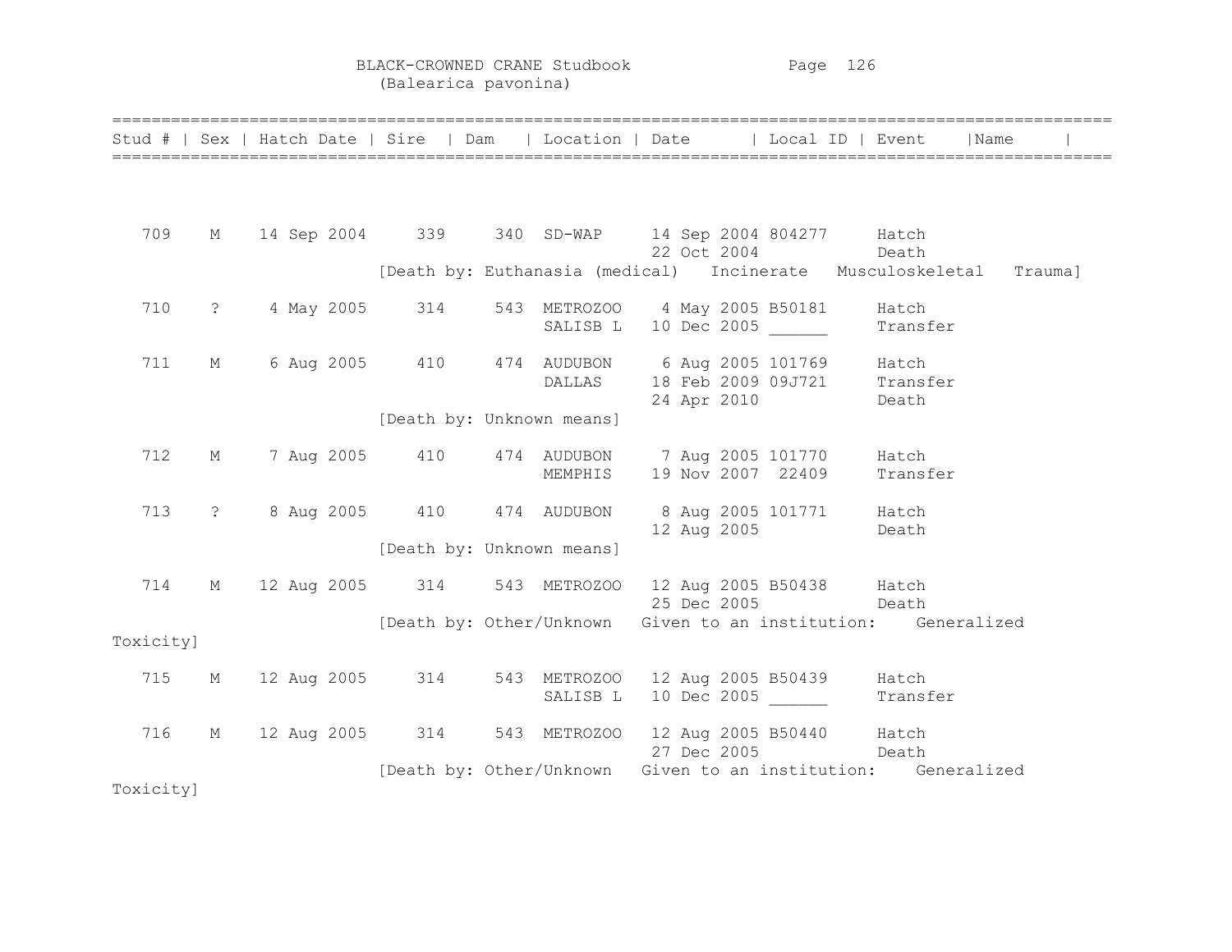# BLACK-CROWNED CRANE Studbook
(Balearica pavonina)

| Stud # | Sex | Hatch Date | Sire | Dam | Location | Date | Local ID | Event | Name |
|---|---|---|---|---|---|---|---|---|---|
| 709 | M | 14 Sep 2004 | 339 | 340 | SD-WAP | 14 Sep 2004 | 804277 | Hatch | |
| | | | | | | 22 Oct 2004 | | Death | |
| | | | [Death by: Euthanasia (medical) Incinerate Musculoskeletal Trauma] | | | | | | |
| 710 | ? | 4 May 2005 | 314 | 543 | METROZOO | 4 May 2005 | B50181 | Hatch | |
| | | | | | SALISB L | 10 Dec 2005 | ______ | Transfer | |
| 711 | M | 6 Aug 2005 | 410 | 474 | AUDUBON | 6 Aug 2005 | 101769 | Hatch | |
| | | | | | DALLAS | 18 Feb 2009 | 09J721 | Transfer | |
| | | | | | | 24 Apr 2010 | | Death | |
| | | | [Death by: Unknown means] | | | | | | |
| 712 | M | 7 Aug 2005 | 410 | 474 | AUDUBON | 7 Aug 2005 | 101770 | Hatch | |
| | | | | | MEMPHIS | 19 Nov 2007 | 22409 | Transfer | |
| 713 | ? | 8 Aug 2005 | 410 | 474 | AUDUBON | 8 Aug 2005 | 101771 | Hatch | |
| | | | | | | 12 Aug 2005 | | Death | |
| | | | [Death by: Unknown means] | | | | | | |
| 714 | M | 12 Aug 2005 | 314 | 543 | METROZOO | 12 Aug 2005 | B50438 | Hatch | |
| | | | | | | 25 Dec 2005 | | Death | |
| | | | [Death by: Other/Unknown Given to an institution: Generalized Toxicity] | | | | | | |
| 715 | M | 12 Aug 2005 | 314 | 543 | METROZOO | 12 Aug 2005 | B50439 | Hatch | |
| | | | | | SALISB L | 10 Dec 2005 | ______ | Transfer | |
| 716 | M | 12 Aug 2005 | 314 | 543 | METROZOO | 12 Aug 2005 | B50440 | Hatch | |
| | | | | | | 27 Dec 2005 | | Death | |
| | | | [Death by: Other/Unknown Given to an institution: Generalized Toxicity] | | | | | | |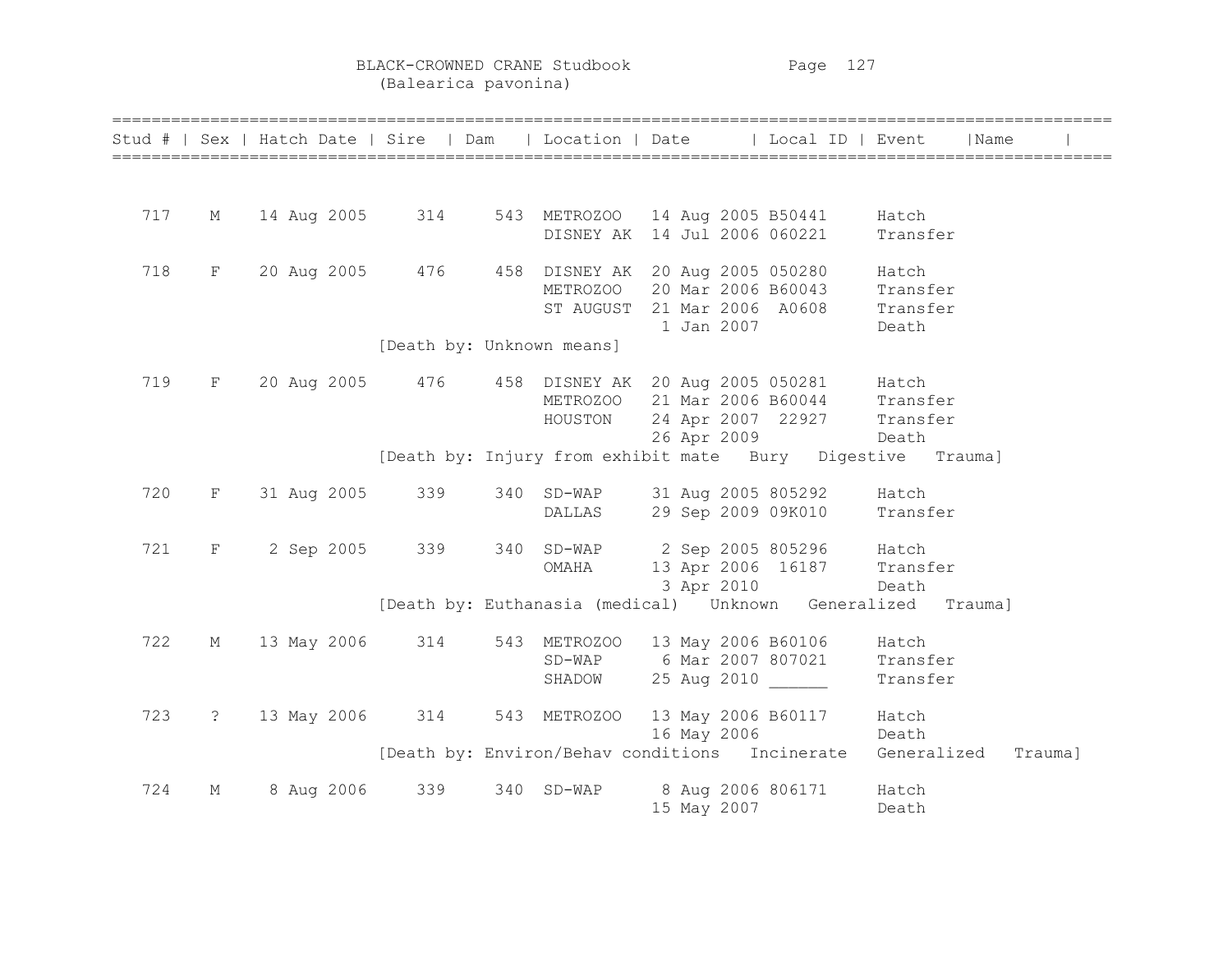# BLACK-CROWNED CRANE Studbook
(Balearica pavonina)

| Stud # | Sex | Hatch Date | Sire | Dam | Location | Date | Local ID | Event | Name |
|---|---|---|---|---|---|---|---|---|---|
| 717 | M | 14 Aug 2005 | 314 | 543 | METROZOO | 14 Aug 2005 | B50441 | Hatch | |
| | | | | | DISNEY AK | 14 Jul 2006 | 060221 | Transfer | |
| 718 | F | 20 Aug 2005 | 476 | 458 | DISNEY AK | 20 Aug 2005 | 050280 | Hatch | |
| | | | | | METROZOO | 20 Mar 2006 | B60043 | Transfer | |
| | | | | | ST AUGUST | 21 Mar 2006 | A0608 | Transfer | |
| | | | | | | 1 Jan 2007 | | Death | |
| | | | [Death by: Unknown means] | | | | | | |
| 719 | F | 20 Aug 2005 | 476 | 458 | DISNEY AK | 20 Aug 2005 | 050281 | Hatch | |
| | | | | | METROZOO | 21 Mar 2006 | B60044 | Transfer | |
| | | | | | HOUSTON | 24 Apr 2007 | 22927 | Transfer | |
| | | | | | | 26 Apr 2009 | | Death | |
| | | | [Death by: Injury from exhibit mate Bury Digestive Trauma] | | | | | | |
| 720 | F | 31 Aug 2005 | 339 | 340 | SD-WAP | 31 Aug 2005 | 805292 | Hatch | |
| | | | | | DALLAS | 29 Sep 2009 | 09K010 | Transfer | |
| 721 | F | 2 Sep 2005 | 339 | 340 | SD-WAP | 2 Sep 2005 | 805296 | Hatch | |
| | | | | | OMAHA | 13 Apr 2006 | 16187 | Transfer | |
| | | | | | | 3 Apr 2010 | | Death | |
| | | | [Death by: Euthanasia (medical) Unknown Generalized Trauma] | | | | | | |
| 722 | M | 13 May 2006 | 314 | 543 | METROZOO | 13 May 2006 | B60106 | Hatch | |
| | | | | | SD-WAP | 6 Mar 2007 | 807021 | Transfer | |
| | | | | | SHADOW | 25 Aug 2010 | ______ | Transfer | |
| 723 | ? | 13 May 2006 | 314 | 543 | METROZOO | 13 May 2006 | B60117 | Hatch | |
| | | | | | | 16 May 2006 | | Death | |
| | | | [Death by: Environ/Behav conditions Incinerate Generalized Trauma] | | | | | | |
| 724 | M | 8 Aug 2006 | 339 | 340 | SD-WAP | 8 Aug 2006 | 806171 | Hatch | |
| | | | | | | 15 May 2007 | | Death | |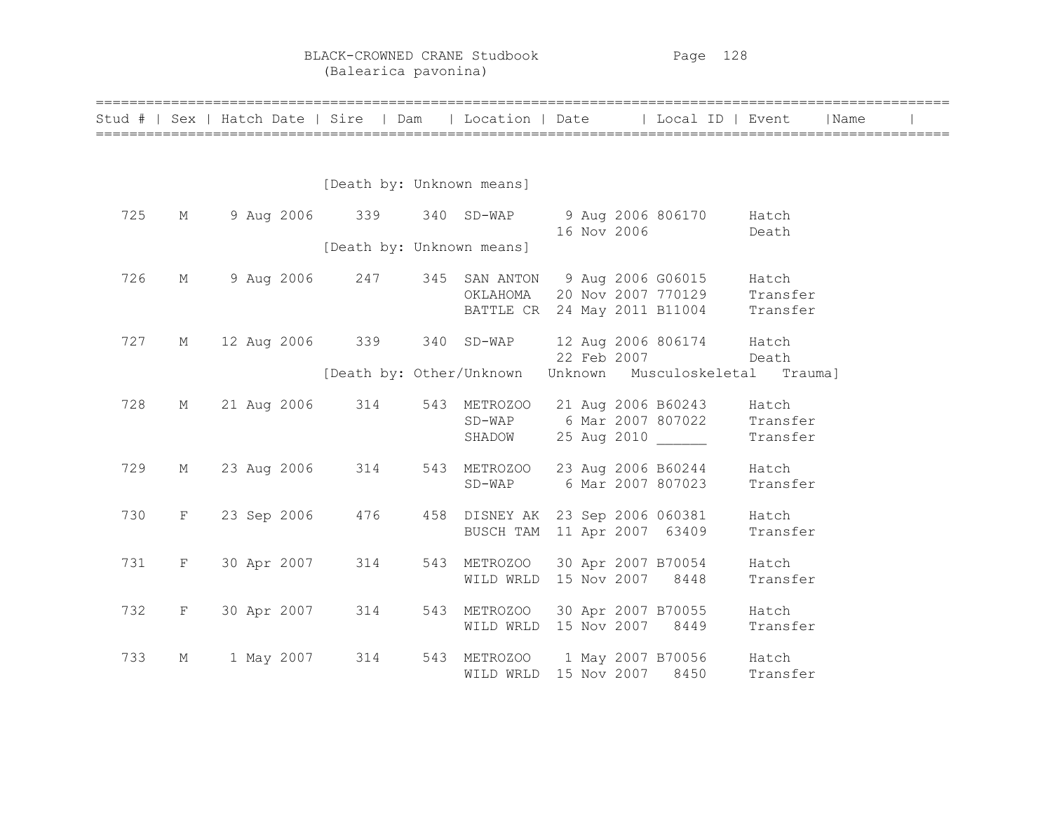| Stud # | Sex | Hatch Date | Sire | Dam | Location | Date | Local ID | Event | Name |
|---|---|---|---|---|---|---|---|---|---|
| | | | [Death by: Unknown means] | | | | | | |
| 725 | M | 9 Aug 2006 | 339 | 340 | SD-WAP | 9 Aug 2006 | 806170 | Hatch | |
| | | | | | | 16 Nov 2006 | | Death | |
| | | | [Death by: Unknown means] | | | | | | |
| 726 | M | 9 Aug 2006 | 247 | 345 | SAN ANTON | 9 Aug 2006 | G06015 | Hatch | |
| | | | | | OKLAHOMA | 20 Nov 2007 | 770129 | Transfer | |
| | | | | | BATTLE CR | 24 May 2011 | B11004 | Transfer | |
| 727 | M | 12 Aug 2006 | 339 | 340 | SD-WAP | 12 Aug 2006 | 806174 | Hatch | |
| | | | | | | 22 Feb 2007 | | Death | |
| | | | [Death by: Other/Unknown Unknown Musculoskeletal Trauma] | | | | | | |
| 728 | M | 21 Aug 2006 | 314 | 543 | METROZOO | 21 Aug 2006 | B60243 | Hatch | |
| | | | | | SD-WAP | 6 Mar 2007 | 807022 | Transfer | |
| | | | | | SHADOW | 25 Aug 2010 | ______ | Transfer | |
| 729 | M | 23 Aug 2006 | 314 | 543 | METROZOO | 23 Aug 2006 | B60244 | Hatch | |
| | | | | | SD-WAP | 6 Mar 2007 | 807023 | Transfer | |
| 730 | F | 23 Sep 2006 | 476 | 458 | DISNEY AK | 23 Sep 2006 | 060381 | Hatch | |
| | | | | | BUSCH TAM | 11 Apr 2007 | 63409 | Transfer | |
| 731 | F | 30 Apr 2007 | 314 | 543 | METROZOO | 30 Apr 2007 | B70054 | Hatch | |
| | | | | | WILD WRLD | 15 Nov 2007 | 8448 | Transfer | |
| 732 | F | 30 Apr 2007 | 314 | 543 | METROZOO | 30 Apr 2007 | B70055 | Hatch | |
| | | | | | WILD WRLD | 15 Nov 2007 | 8449 | Transfer | |
| 733 | M | 1 May 2007 | 314 | 543 | METROZOO | 1 May 2007 | B70056 | Hatch | |
| | | | | | WILD WRLD | 15 Nov 2007 | 8450 | Transfer | |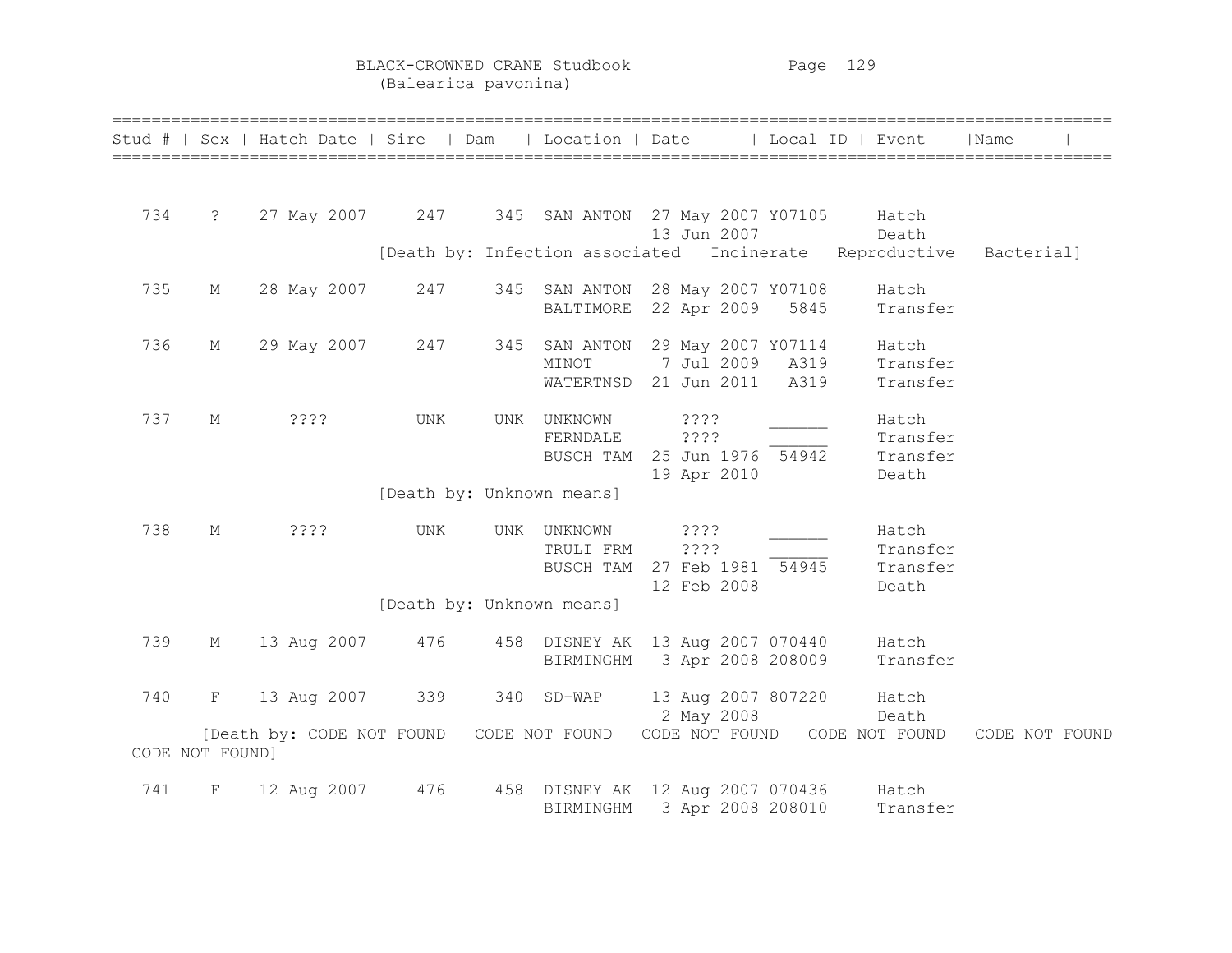| Stud # | Sex | Hatch Date | Sire | Dam | Location | Date | Local ID | Event | Name |
|---|---|---|---|---|---|---|---|---|---|
| 734 | ? | 27 May 2007 | 247 | 345 | SAN ANTON | 27 May 2007 | Y07105 | Hatch | |
| | | | | | | 13 Jun 2007 | | Death | |
| | | | [Death by: Infection associated Incinerate Reproductive Bacterial] | | | | | | |
| 735 | M | 28 May 2007 | 247 | 345 | SAN ANTON | 28 May 2007 | Y07108 | Hatch | |
| | | | | | BALTIMORE | 22 Apr 2009 | 5845 | Transfer | |
| 736 | M | 29 May 2007 | 247 | 345 | SAN ANTON | 29 May 2007 | Y07114 | Hatch | |
| | | | | | MINOT | 7 Jul 2009 | A319 | Transfer | |
| | | | | | WATERTNSD | 21 Jun 2011 | A319 | Transfer | |
| 737 | M | ???? | UNK | UNK | UNKNOWN | ???? | ______ | Hatch | |
| | | | | | FERNDALE | ???? | ______ | Transfer | |
| | | | | | BUSCH TAM | 25 Jun 1976 | 54942 | Transfer | |
| | | | | | | 19 Apr 2010 | | Death | |
| | | | [Death by: Unknown means] | | | | | | |
| 738 | M | ???? | UNK | UNK | UNKNOWN | ???? | ______ | Hatch | |
| | | | | | TRULI FRM | ???? | ______ | Transfer | |
| | | | | | BUSCH TAM | 27 Feb 1981 | 54945 | Transfer | |
| | | | | | | 12 Feb 2008 | | Death | |
| | | | [Death by: Unknown means] | | | | | | |
| 739 | M | 13 Aug 2007 | 476 | 458 | DISNEY AK | 13 Aug 2007 | 070440 | Hatch | |
| | | | | | BIRMINGHM | 3 Apr 2008 | 208009 | Transfer | |
| 740 | F | 13 Aug 2007 | 339 | 340 | SD-WAP | 13 Aug 2007 | 807220 | Hatch | |
| | | | | | | 2 May 2008 | | Death | |
| | | [Death by: CODE NOT FOUND CODE NOT FOUND CODE NOT FOUND CODE NOT FOUND CODE NOT FOUND CODE NOT FOUND] | | | | | | | |
| 741 | F | 12 Aug 2007 | 476 | 458 | DISNEY AK | 12 Aug 2007 | 070436 | Hatch | |
| | | | | | BIRMINGHM | 3 Apr 2008 | 208010 | Transfer | |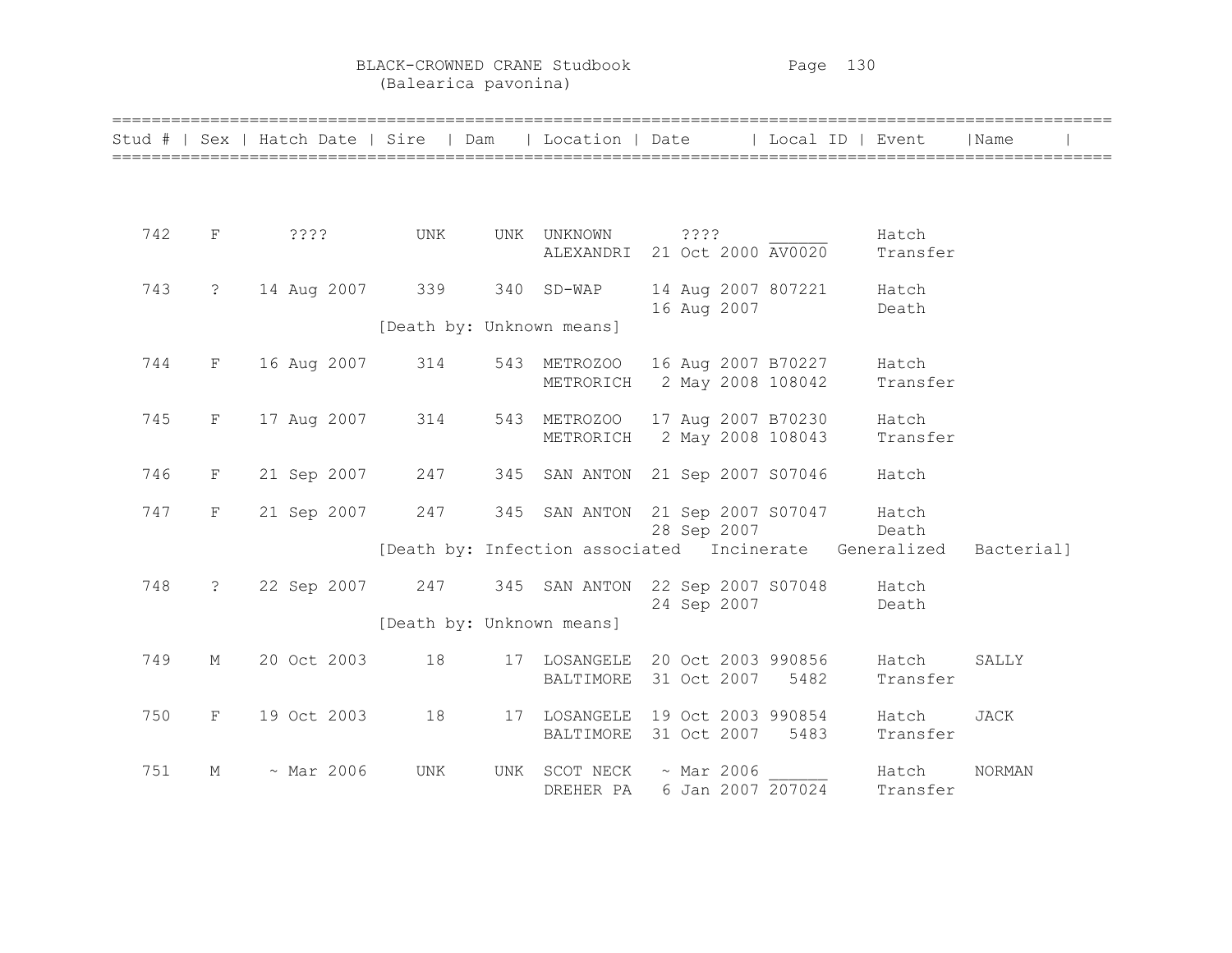BLACK-CROWNED CRANE Studbook
(Balearica pavonina)

| Stud # | Sex | Hatch Date | Sire | Dam | Location | Date | Local ID | Event | Name |
|---|---|---|---|---|---|---|---|---|---|
| 742 | F | ???? | UNK | UNK | UNKNOWN | ???? | ______ | Hatch | |
| | | | | | ALEXANDRI | 21 Oct 2000 | AV0020 | Transfer | |
| 743 | ? | 14 Aug 2007 | 339 | 340 | SD-WAP | 14 Aug 2007 | 807221 | Hatch | |
| | | | | | | 16 Aug 2007 | | Death | |
| | | | [Death by: Unknown means] | | | | | | |
| 744 | F | 16 Aug 2007 | 314 | 543 | METROZOO | 16 Aug 2007 | B70227 | Hatch | |
| | | | | | METRORICH | 2 May 2008 | 108042 | Transfer | |
| 745 | F | 17 Aug 2007 | 314 | 543 | METROZOO | 17 Aug 2007 | B70230 | Hatch | |
| | | | | | METRORICH | 2 May 2008 | 108043 | Transfer | |
| 746 | F | 21 Sep 2007 | 247 | 345 | SAN ANTON | 21 Sep 2007 | S07046 | Hatch | |
| 747 | F | 21 Sep 2007 | 247 | 345 | SAN ANTON | 21 Sep 2007 | S07047 | Hatch | |
| | | | | | | 28 Sep 2007 | | Death | |
| | | | [Death by: Infection associated Incinerate Generalized Bacterial] | | | | | | |
| 748 | ? | 22 Sep 2007 | 247 | 345 | SAN ANTON | 22 Sep 2007 | S07048 | Hatch | |
| | | | | | | 24 Sep 2007 | | Death | |
| | | | [Death by: Unknown means] | | | | | | |
| 749 | M | 20 Oct 2003 | 18 | 17 | LOSANGELE | 20 Oct 2003 | 990856 | Hatch | SALLY |
| | | | | | BALTIMORE | 31 Oct 2007 | 5482 | Transfer | |
| 750 | F | 19 Oct 2003 | 18 | 17 | LOSANGELE | 19 Oct 2003 | 990854 | Hatch | JACK |
| | | | | | BALTIMORE | 31 Oct 2007 | 5483 | Transfer | |
| 751 | M | ~ Mar 2006 | UNK | UNK | SCOT NECK | ~ Mar 2006 | ______ | Hatch | NORMAN |
| | | | | | DREHER PA | 6 Jan 2007 | 207024 | Transfer | |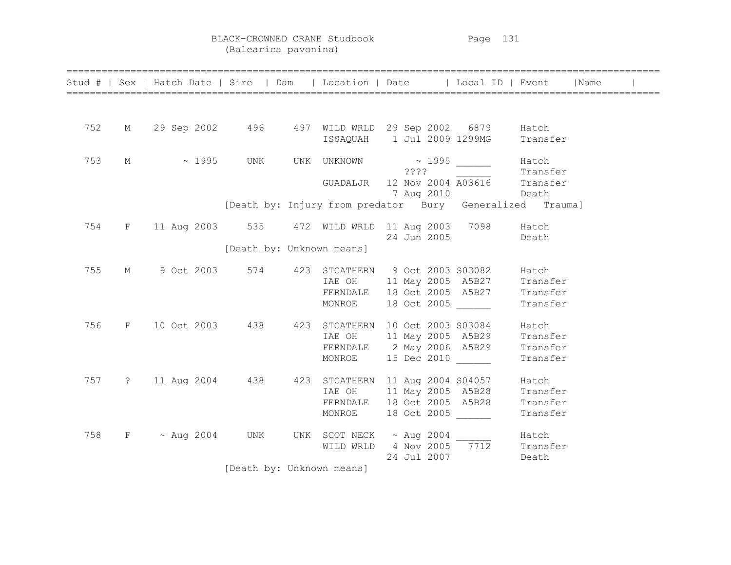BLACK-CROWNED CRANE Studbook
(Balearica pavonina)

| Stud # | Sex | Hatch Date | Sire | Dam | Location | Date | Local ID | Event | Name |
|---|---|---|---|---|---|---|---|---|---|
| 752 | M | 29 Sep 2002 | 496 | 497 | WILD WRLD | 29 Sep 2002 | 6879 | Hatch | |
| | | | | | ISSAQUAH | 1 Jul 2009 | 1299MG | Transfer | |
| 753 | M | ~ 1995 | UNK | UNK | UNKNOWN | ~ 1995 | ______ | Hatch | |
| | | | | | | ???? | ______ | Transfer | |
| | | | | | GUADALJR | 12 Nov 2004 | A03616 | Transfer | |
| | | | | | | 7 Aug 2010 | | Death | |
| | | | [Death by: Injury from predator Bury Generalized Trauma] | | | | | | |
| 754 | F | 11 Aug 2003 | 535 | 472 | WILD WRLD | 11 Aug 2003 | 7098 | Hatch | |
| | | | | | | 24 Jun 2005 | | Death | |
| | | | [Death by: Unknown means] | | | | | | |
| 755 | M | 9 Oct 2003 | 574 | 423 | STCATHERN | 9 Oct 2003 | S03082 | Hatch | |
| | | | | | IAE OH | 11 May 2005 | A5B27 | Transfer | |
| | | | | | FERNDALE | 18 Oct 2005 | A5B27 | Transfer | |
| | | | | | MONROE | 18 Oct 2005 | ______ | Transfer | |
| 756 | F | 10 Oct 2003 | 438 | 423 | STCATHERN | 10 Oct 2003 | S03084 | Hatch | |
| | | | | | IAE OH | 11 May 2005 | A5B29 | Transfer | |
| | | | | | FERNDALE | 2 May 2006 | A5B29 | Transfer | |
| | | | | | MONROE | 15 Dec 2010 | ______ | Transfer | |
| 757 | ? | 11 Aug 2004 | 438 | 423 | STCATHERN | 11 Aug 2004 | S04057 | Hatch | |
| | | | | | IAE OH | 11 May 2005 | A5B28 | Transfer | |
| | | | | | FERNDALE | 18 Oct 2005 | A5B28 | Transfer | |
| | | | | | MONROE | 18 Oct 2005 | ______ | Transfer | |
| 758 | F | ~ Aug 2004 | UNK | UNK | SCOT NECK | ~ Aug 2004 | ______ | Hatch | |
| | | | | | WILD WRLD | 4 Nov 2005 | 7712 | Transfer | |
| | | | | | | 24 Jul 2007 | | Death | |
| | | | [Death by: Unknown means] | | | | | | |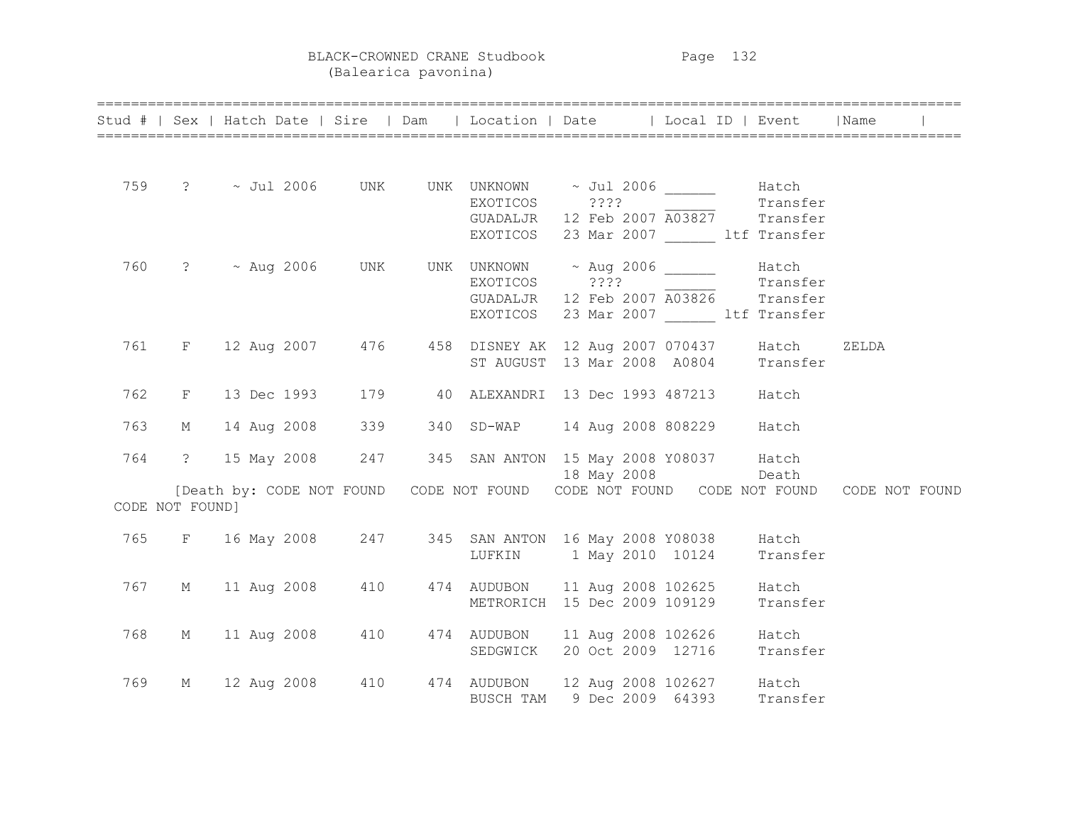# BLACK-CROWNED CRANE Studbook
(Balearica pavonina)

| Stud # | Sex | Hatch Date | Sire | Dam | Location | Date | Local ID | Event | Name |
|---|---|---|---|---|---|---|---|---|---|
| 759 | ? | ~ Jul 2006 | UNK | UNK | UNKNOWN | ~ Jul 2006 | ______ | Hatch | |
| | | | | | EXOTICOS | ???? | ______ | Transfer | |
| | | | | | GUADALJR | 12 Feb 2007 | A03827 | Transfer | |
| | | | | | EXOTICOS | 23 Mar 2007 | ______ ltf | Transfer | |
| 760 | ? | ~ Aug 2006 | UNK | UNK | UNKNOWN | ~ Aug 2006 | ______ | Hatch | |
| | | | | | EXOTICOS | ???? | ______ | Transfer | |
| | | | | | GUADALJR | 12 Feb 2007 | A03826 | Transfer | |
| | | | | | EXOTICOS | 23 Mar 2007 | ______ ltf | Transfer | |
| 761 | F | 12 Aug 2007 | 476 | 458 | DISNEY AK | 12 Aug 2007 | 070437 | Hatch | ZELDA |
| | | | | | ST AUGUST | 13 Mar 2008 | A0804 | Transfer | |
| 762 | F | 13 Dec 1993 | 179 | 40 | ALEXANDRI | 13 Dec 1993 | 487213 | Hatch | |
| 763 | M | 14 Aug 2008 | 339 | 340 | SD-WAP | 14 Aug 2008 | 808229 | Hatch | |
| 764 | ? | 15 May 2008 | 247 | 345 | SAN ANTON | 15 May 2008 | Y08037 | Hatch | |
| | | | | | | 18 May 2008 | | Death | |
| [Death by: CODE NOT FOUND CODE NOT FOUND CODE NOT FOUND CODE NOT FOUND CODE NOT FOUND CODE NOT FOUND] | | | | | | | | | |
| 765 | F | 16 May 2008 | 247 | 345 | SAN ANTON | 16 May 2008 | Y08038 | Hatch | |
| | | | | | LUFKIN | 1 May 2010 | 10124 | Transfer | |
| 767 | M | 11 Aug 2008 | 410 | 474 | AUDUBON | 11 Aug 2008 | 102625 | Hatch | |
| | | | | | METRORICH | 15 Dec 2009 | 109129 | Transfer | |
| 768 | M | 11 Aug 2008 | 410 | 474 | AUDUBON | 11 Aug 2008 | 102626 | Hatch | |
| | | | | | SEDGWICK | 20 Oct 2009 | 12716 | Transfer | |
| 769 | M | 12 Aug 2008 | 410 | 474 | AUDUBON | 12 Aug 2008 | 102627 | Hatch | |
| | | | | | BUSCH TAM | 9 Dec 2009 | 64393 | Transfer | |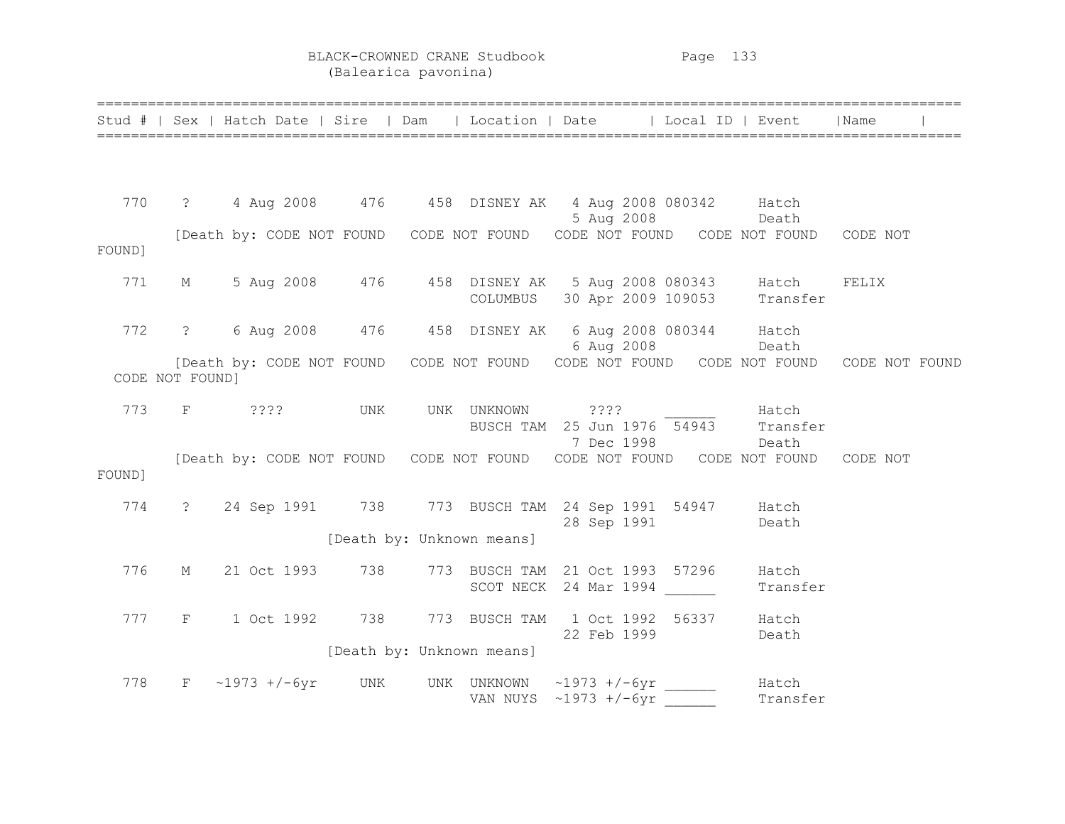BLACK-CROWNED CRANE Studbook
(Balearica pavonina)

| Stud # | Sex | Hatch Date | Sire | Dam | Location | Date | Local ID | Event | Name |
|---|---|---|---|---|---|---|---|---|---|
| 770 | ? | 4 Aug 2008 | 476 | 458 | DISNEY AK | 4 Aug 2008 | 080342 | Hatch | |
| | | | | | | 5 Aug 2008 | | Death | |
| | [Death by: CODE NOT FOUND CODE NOT FOUND CODE NOT FOUND CODE NOT FOUND CODE NOT FOUND] | | | | | | | | |
| 771 | M | 5 Aug 2008 | 476 | 458 | DISNEY AK | 5 Aug 2008 | 080343 | Hatch | FELIX |
| | | | | | COLUMBUS | 30 Apr 2009 | 109053 | Transfer | |
| 772 | ? | 6 Aug 2008 | 476 | 458 | DISNEY AK | 6 Aug 2008 | 080344 | Hatch | |
| | | | | | | 6 Aug 2008 | | Death | |
| | [Death by: CODE NOT FOUND CODE NOT FOUND CODE NOT FOUND CODE NOT FOUND CODE NOT FOUND CODE NOT FOUND] | | | | | | | | |
| 773 | F | ???? | UNK | UNK | UNKNOWN | ???? | ______ | Hatch | |
| | | | | | BUSCH TAM | 25 Jun 1976 | 54943 | Transfer | |
| | | | | | | 7 Dec 1998 | | Death | |
| | [Death by: CODE NOT FOUND CODE NOT FOUND CODE NOT FOUND CODE NOT FOUND CODE NOT FOUND] | | | | | | | | |
| 774 | ? | 24 Sep 1991 | 738 | 773 | BUSCH TAM | 24 Sep 1991 | 54947 | Hatch | |
| | | | | | | 28 Sep 1991 | | Death | |
| | | | [Death by: Unknown means] | | | | | | |
| 776 | M | 21 Oct 1993 | 738 | 773 | BUSCH TAM | 21 Oct 1993 | 57296 | Hatch | |
| | | | | | SCOT NECK | 24 Mar 1994 | ______ | Transfer | |
| 777 | F | 1 Oct 1992 | 738 | 773 | BUSCH TAM | 1 Oct 1992 | 56337 | Hatch | |
| | | | | | | 22 Feb 1999 | | Death | |
| | | | [Death by: Unknown means] | | | | | | |
| 778 | F | ~1973 +/-6yr | UNK | UNK | UNKNOWN | ~1973 +/-6yr | ______ | Hatch | |
| | | | | | VAN NUYS | ~1973 +/-6yr | ______ | Transfer | |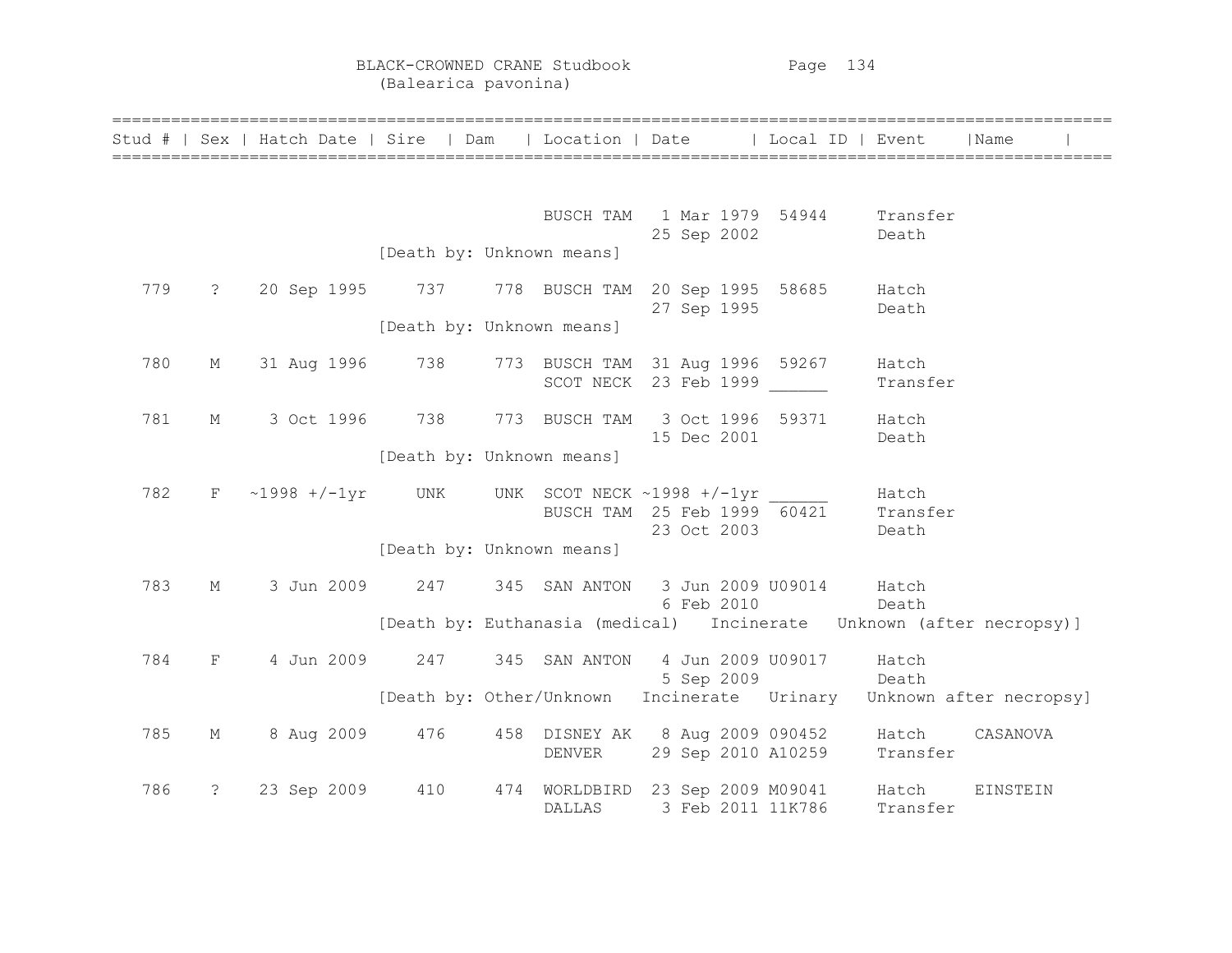# BLACK-CROWNED CRANE Studbook
(Balearica pavonina)

| Stud # | Sex | Hatch Date | Sire | Dam | Location | Date | Local ID | Event | Name |
|---|---|---|---|---|---|---|---|---|---|
| | | | | | BUSCH TAM | 1 Mar 1979 | 54944 | Transfer | |
| | | | | | | 25 Sep 2002 | | Death | |
| | | | [Death by: Unknown means] | | | | | | |
| 779 | ? | 20 Sep 1995 | 737 | 778 | BUSCH TAM | 20 Sep 1995 | 58685 | Hatch | |
| | | | | | | 27 Sep 1995 | | Death | |
| | | | [Death by: Unknown means] | | | | | | |
| 780 | M | 31 Aug 1996 | 738 | 773 | BUSCH TAM | 31 Aug 1996 | 59267 | Hatch | |
| | | | | | SCOT NECK | 23 Feb 1999 | ______ | Transfer | |
| 781 | M | 3 Oct 1996 | 738 | 773 | BUSCH TAM | 3 Oct 1996 | 59371 | Hatch | |
| | | | | | | 15 Dec 2001 | | Death | |
| | | | [Death by: Unknown means] | | | | | | |
| 782 | F | ~1998 +/-1yr | UNK | UNK | SCOT NECK | ~1998 +/-1yr | ______ | Hatch | |
| | | | | | BUSCH TAM | 25 Feb 1999 | 60421 | Transfer | |
| | | | | | | 23 Oct 2003 | | Death | |
| | | | [Death by: Unknown means] | | | | | | |
| 783 | M | 3 Jun 2009 | 247 | 345 | SAN ANTON | 3 Jun 2009 | U09014 | Hatch | |
| | | | | | | 6 Feb 2010 | | Death | |
| | | | [Death by: Euthanasia (medical) Incinerate Unknown (after necropsy)] | | | | | | |
| 784 | F | 4 Jun 2009 | 247 | 345 | SAN ANTON | 4 Jun 2009 | U09017 | Hatch | |
| | | | | | | 5 Sep 2009 | | Death | |
| | | | [Death by: Other/Unknown Incinerate Urinary Unknown after necropsy] | | | | | | |
| 785 | M | 8 Aug 2009 | 476 | 458 | DISNEY AK | 8 Aug 2009 | 090452 | Hatch | CASANOVA |
| | | | | | DENVER | 29 Sep 2010 | A10259 | Transfer | |
| 786 | ? | 23 Sep 2009 | 410 | 474 | WORLDBIRD | 23 Sep 2009 | M09041 | Hatch | EINSTEIN |
| | | | | | DALLAS | 3 Feb 2011 | 11K786 | Transfer | |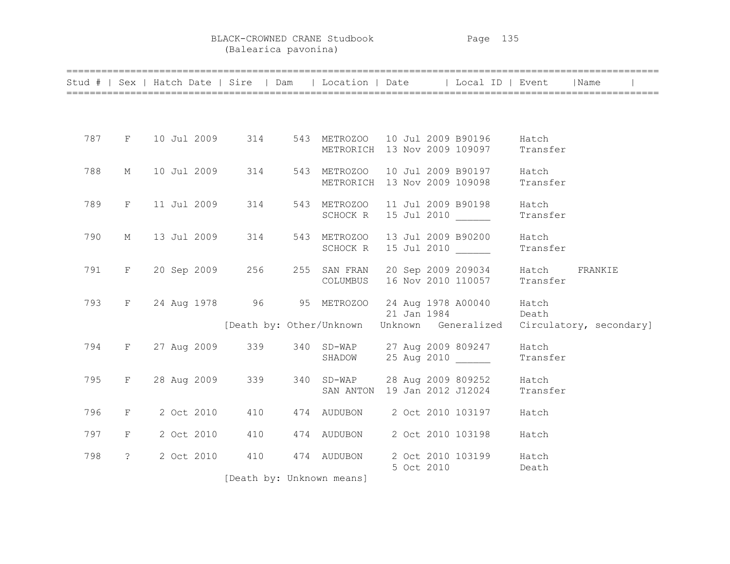# BLACK-CROWNED CRANE Studbook
(Balearica pavonina)

| Stud # | Sex | Hatch Date | Sire | Dam | Location | Date | Local ID | Event | Name |
|---|---|---|---|---|---|---|---|---|---|
| 787 | F | 10 Jul 2009 | 314 | 543 | METROZOO | 10 Jul 2009 | B90196 | Hatch | |
| | | | | | METRORICH | 13 Nov 2009 | 109097 | Transfer | |
| 788 | M | 10 Jul 2009 | 314 | 543 | METROZOO | 10 Jul 2009 | B90197 | Hatch | |
| | | | | | METRORICH | 13 Nov 2009 | 109098 | Transfer | |
| 789 | F | 11 Jul 2009 | 314 | 543 | METROZOO | 11 Jul 2009 | B90198 | Hatch | |
| | | | | | SCHOCK R | 15 Jul 2010 | ______ | Transfer | |
| 790 | M | 13 Jul 2009 | 314 | 543 | METROZOO | 13 Jul 2009 | B90200 | Hatch | |
| | | | | | SCHOCK R | 15 Jul 2010 | ______ | Transfer | |
| 791 | F | 20 Sep 2009 | 256 | 255 | SAN FRAN | 20 Sep 2009 | 209034 | Hatch | FRANKIE |
| | | | | | COLUMBUS | 16 Nov 2010 | 110057 | Transfer | |
| 793 | F | 24 Aug 1978 | 96 | 95 | METROZOO | 24 Aug 1978 | A00040 | Hatch | |
| | | | | | | 21 Jan 1984 | | Death | |
| | | | [Death by: Other/Unknown | | | Unknown | Generalized | Circulatory, secondary] | |
| 794 | F | 27 Aug 2009 | 339 | 340 | SD-WAP | 27 Aug 2009 | 809247 | Hatch | |
| | | | | | SHADOW | 25 Aug 2010 | ______ | Transfer | |
| 795 | F | 28 Aug 2009 | 339 | 340 | SD-WAP | 28 Aug 2009 | 809252 | Hatch | |
| | | | | | SAN ANTON | 19 Jan 2012 | J12024 | Transfer | |
| 796 | F | 2 Oct 2010 | 410 | 474 | AUDUBON | 2 Oct 2010 | 103197 | Hatch | |
| 797 | F | 2 Oct 2010 | 410 | 474 | AUDUBON | 2 Oct 2010 | 103198 | Hatch | |
| 798 | ? | 2 Oct 2010 | 410 | 474 | AUDUBON | 2 Oct 2010 | 103199 | Hatch | |
| | | | | | | 5 Oct 2010 | | Death | |
| | | | [Death by: Unknown means] | | | | | | |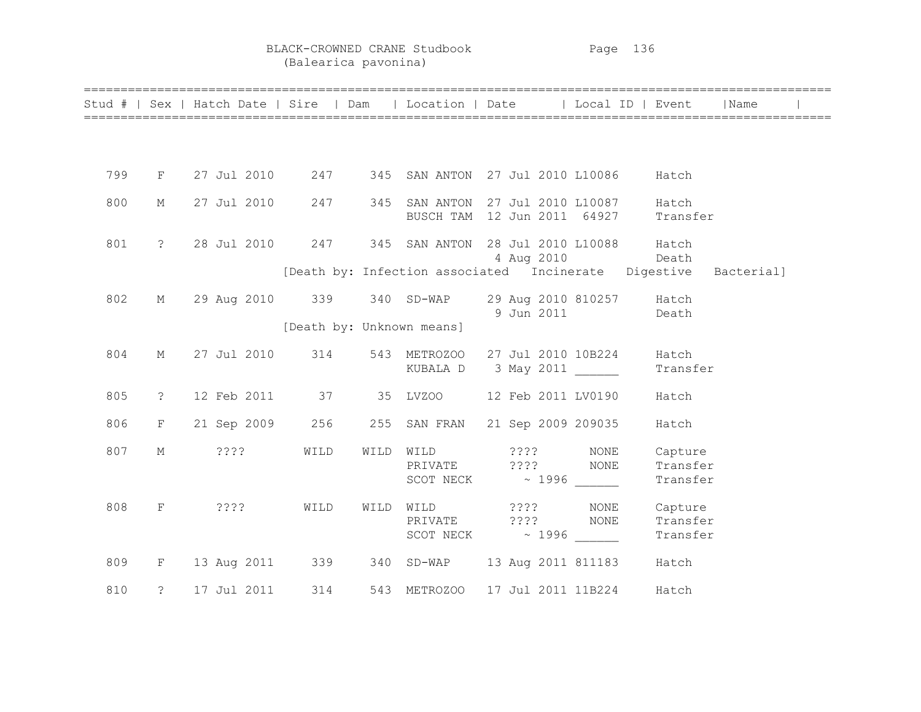# BLACK-CROWNED CRANE Studbook
(Balearica pavonina)

| Stud # | Sex | Hatch Date | Sire | Dam | Location | Date | Local ID | Event | Name |
|---|---|---|---|---|---|---|---|---|---|
| 799 | F | 27 Jul 2010 | 247 | 345 | SAN ANTON | 27 Jul 2010 | L10086 | Hatch | |
| 800 | M | 27 Jul 2010 | 247 | 345 | SAN ANTON | 27 Jul 2010 | L10087 | Hatch | |
| | | | | | BUSCH TAM | 12 Jun 2011 | 64927 | Transfer | |
| 801 | ? | 28 Jul 2010 | 247 | 345 | SAN ANTON | 28 Jul 2010 | L10088 | Hatch | |
| | | | | | | 4 Aug 2010 | | Death | |
| | | | [Death by: Infection associated | Incinerate | Digestive | Bacterial] | | | |
| 802 | M | 29 Aug 2010 | 339 | 340 | SD-WAP | 29 Aug 2010 | 810257 | Hatch | |
| | | | | | | 9 Jun 2011 | | Death | |
| | | | [Death by: Unknown means] | | | | | | |
| 804 | M | 27 Jul 2010 | 314 | 543 | METROZOO | 27 Jul 2010 | 10B224 | Hatch | |
| | | | | | KUBALA D | 3 May 2011 | ______ | Transfer | |
| 805 | ? | 12 Feb 2011 | 37 | 35 | LVZOO | 12 Feb 2011 | LV0190 | Hatch | |
| 806 | F | 21 Sep 2009 | 256 | 255 | SAN FRAN | 21 Sep 2009 | 209035 | Hatch | |
| 807 | M | ???? | WILD | WILD | WILD | ???? | NONE | Capture | |
| | | | | | PRIVATE | ???? | NONE | Transfer | |
| | | | | | SCOT NECK | ~ 1996 | ______ | Transfer | |
| 808 | F | ???? | WILD | WILD | WILD | ???? | NONE | Capture | |
| | | | | | PRIVATE | ???? | NONE | Transfer | |
| | | | | | SCOT NECK | ~ 1996 | ______ | Transfer | |
| 809 | F | 13 Aug 2011 | 339 | 340 | SD-WAP | 13 Aug 2011 | 811183 | Hatch | |
| 810 | ? | 17 Jul 2011 | 314 | 543 | METROZOO | 17 Jul 2011 | 11B224 | Hatch | |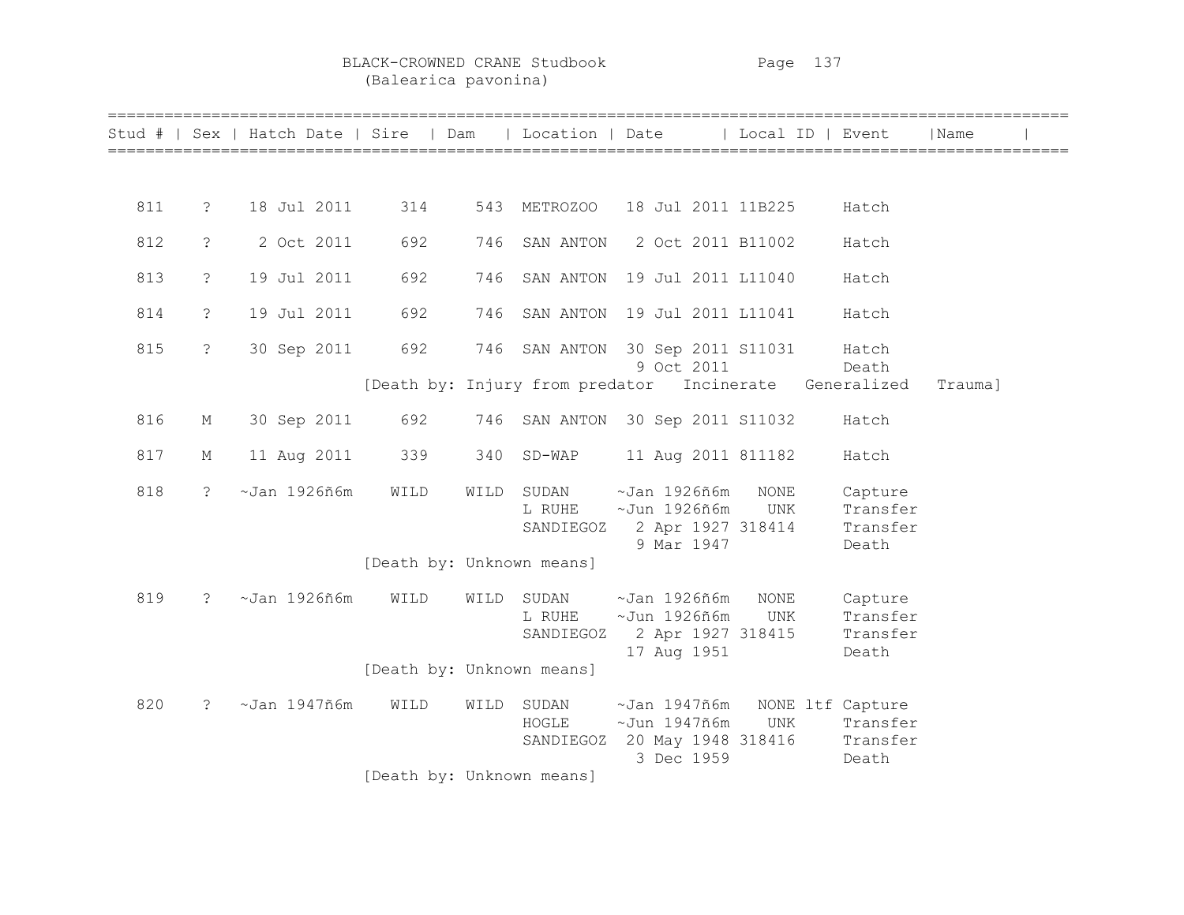BLACK-CROWNED CRANE Studbook
(Balearica pavonina)

| Stud # | Sex | Hatch Date | Sire | Dam | Location | Date | Local ID | Event | Name |
|---|---|---|---|---|---|---|---|---|---|
| 811 | ? | 18 Jul 2011 | 314 | 543 | METROZOO | 18 Jul 2011 | 11B225 | Hatch | |
| 812 | ? | 2 Oct 2011 | 692 | 746 | SAN ANTON | 2 Oct 2011 | B11002 | Hatch | |
| 813 | ? | 19 Jul 2011 | 692 | 746 | SAN ANTON | 19 Jul 2011 | L11040 | Hatch | |
| 814 | ? | 19 Jul 2011 | 692 | 746 | SAN ANTON | 19 Jul 2011 | L11041 | Hatch | |
| 815 | ? | 30 Sep 2011 | 692 | 746 | SAN ANTON | 30 Sep 2011 | S11031 | Hatch | |
| | | | | | | 9 Oct 2011 | | Death | |
| | | | [Death by: Injury from predator | Incinerate | Generalized | Trauma] | | | |
| 816 | M | 30 Sep 2011 | 692 | 746 | SAN ANTON | 30 Sep 2011 | S11032 | Hatch | |
| 817 | M | 11 Aug 2011 | 339 | 340 | SD-WAP | 11 Aug 2011 | 811182 | Hatch | |
| 818 | ? | ~Jan 1926ñ6m | WILD | WILD | SUDAN | ~Jan 1926ñ6m | NONE | Capture | |
| | | | | | L RUHE | ~Jun 1926ñ6m | UNK | Transfer | |
| | | | | | SANDIEGOZ | 2 Apr 1927 | 318414 | Transfer | |
| | | | | | | 9 Mar 1947 | | Death | |
| | | | [Death by: Unknown means] | | | | | | |
| 819 | ? | ~Jan 1926ñ6m | WILD | WILD | SUDAN | ~Jan 1926ñ6m | NONE | Capture | |
| | | | | | L RUHE | ~Jun 1926ñ6m | UNK | Transfer | |
| | | | | | SANDIEGOZ | 2 Apr 1927 | 318415 | Transfer | |
| | | | | | | 17 Aug 1951 | | Death | |
| | | | [Death by: Unknown means] | | | | | | |
| 820 | ? | ~Jan 1947ñ6m | WILD | WILD | SUDAN | ~Jan 1947ñ6m | NONE ltf | Capture | |
| | | | | | HOGLE | ~Jun 1947ñ6m | UNK | Transfer | |
| | | | | | SANDIEGOZ | 20 May 1948 | 318416 | Transfer | |
| | | | | | | 3 Dec 1959 | | Death | |
| | | | [Death by: Unknown means] | | | | | | |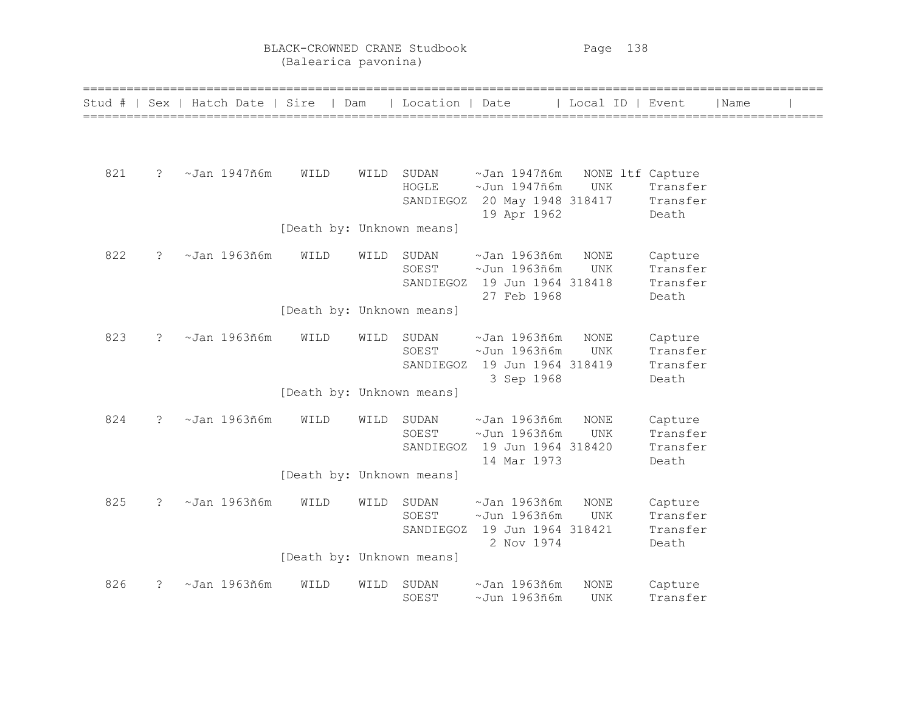BLACK-CROWNED CRANE Studbook
(Balearica pavonina)

| Stud # | Sex | Hatch Date | Sire | Dam | Location | Date | Local ID | Event | Name |
|---|---|---|---|---|---|---|---|---|---|
| 821 | ? | ~Jan 1947ñ6m | WILD | WILD | SUDAN | ~Jan 1947ñ6m | NONE ltf | Capture | |
| | | | | | HOGLE | ~Jun 1947ñ6m | UNK | Transfer | |
| | | | | | SANDIEGOZ | 20 May 1948 | 318417 | Transfer | |
| | | | | | | 19 Apr 1962 | | Death | |
| | | | [Death by: Unknown means] | | | | | | |
| 822 | ? | ~Jan 1963ñ6m | WILD | WILD | SUDAN | ~Jan 1963ñ6m | NONE | Capture | |
| | | | | | SOEST | ~Jun 1963ñ6m | UNK | Transfer | |
| | | | | | SANDIEGOZ | 19 Jun 1964 | 318418 | Transfer | |
| | | | | | | 27 Feb 1968 | | Death | |
| | | | [Death by: Unknown means] | | | | | | |
| 823 | ? | ~Jan 1963ñ6m | WILD | WILD | SUDAN | ~Jan 1963ñ6m | NONE | Capture | |
| | | | | | SOEST | ~Jun 1963ñ6m | UNK | Transfer | |
| | | | | | SANDIEGOZ | 19 Jun 1964 | 318419 | Transfer | |
| | | | | | | 3 Sep 1968 | | Death | |
| | | | [Death by: Unknown means] | | | | | | |
| 824 | ? | ~Jan 1963ñ6m | WILD | WILD | SUDAN | ~Jan 1963ñ6m | NONE | Capture | |
| | | | | | SOEST | ~Jun 1963ñ6m | UNK | Transfer | |
| | | | | | SANDIEGOZ | 19 Jun 1964 | 318420 | Transfer | |
| | | | | | | 14 Mar 1973 | | Death | |
| | | | [Death by: Unknown means] | | | | | | |
| 825 | ? | ~Jan 1963ñ6m | WILD | WILD | SUDAN | ~Jan 1963ñ6m | NONE | Capture | |
| | | | | | SOEST | ~Jun 1963ñ6m | UNK | Transfer | |
| | | | | | SANDIEGOZ | 19 Jun 1964 | 318421 | Transfer | |
| | | | | | | 2 Nov 1974 | | Death | |
| | | | [Death by: Unknown means] | | | | | | |
| 826 | ? | ~Jan 1963ñ6m | WILD | WILD | SUDAN | ~Jan 1963ñ6m | NONE | Capture | |
| | | | | | SOEST | ~Jun 1963ñ6m | UNK | Transfer | |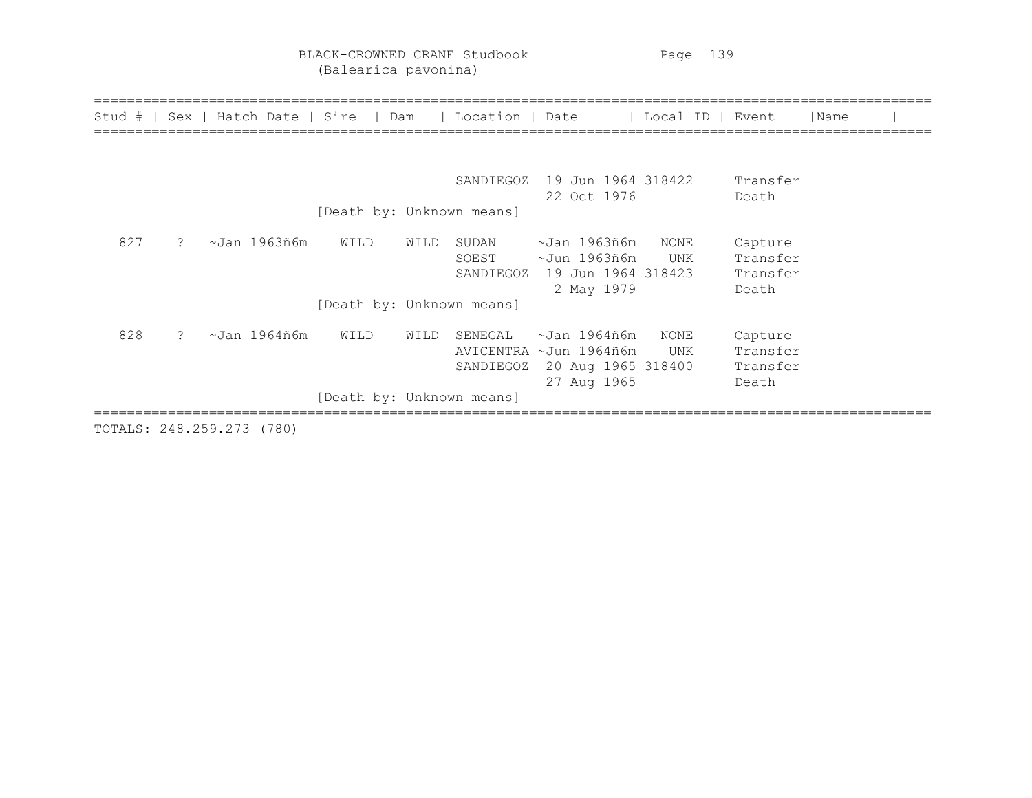BLACK-CROWNED CRANE Studbook
(Balearica pavonina)

| Stud # | Sex | Hatch Date | Sire | Dam | Location | Date | Local ID | Event | Name |
|---|---|---|---|---|---|---|---|---|---|
| | | | | | SANDIEGOZ | 19 Jun 1964 | 318422 | Transfer | |
| | | | | | | 22 Oct 1976 | | Death | |
| | | | [Death by: Unknown means] | | | | | | |
| 827 | ? | ~Jan 1963ñ6m | WILD | WILD | SUDAN | ~Jan 1963ñ6m | NONE | Capture | |
| | | | | | SOEST | ~Jun 1963ñ6m | UNK | Transfer | |
| | | | | | SANDIEGOZ | 19 Jun 1964 | 318423 | Transfer | |
| | | | | | | 2 May 1979 | | Death | |
| | | | [Death by: Unknown means] | | | | | | |
| 828 | ? | ~Jan 1964ñ6m | WILD | WILD | SENEGAL | ~Jan 1964ñ6m | NONE | Capture | |
| | | | | | AVICENTRA | ~Jun 1964ñ6m | UNK | Transfer | |
| | | | | | SANDIEGOZ | 20 Aug 1965 | 318400 | Transfer | |
| | | | | | | 27 Aug 1965 | | Death | |
| | | | [Death by: Unknown means] | | | | | | |

TOTALS: 248.259.273 (780)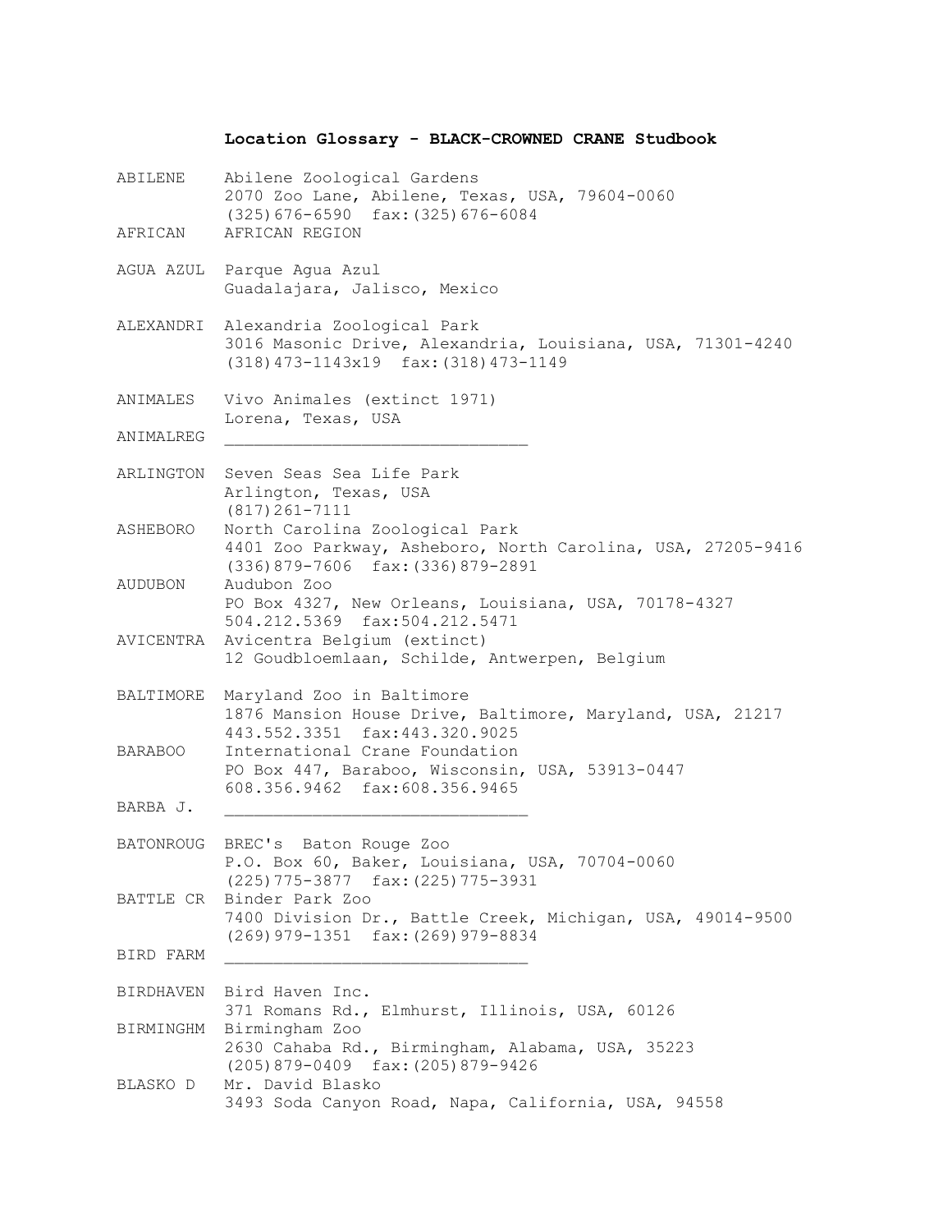**Location Glossary - BLACK-CROWNED CRANE Studbook**

| Code | Location |
|---|---|
| ABILENE | Abilene Zoological Gardens<br>2070 Zoo Lane, Abilene, Texas, USA, 79604-0060<br>(325)676-6590 fax:(325)676-6084 |
| AFRICAN | AFRICAN REGION |
| AGUA AZUL | Parque Agua Azul<br>Guadalajara, Jalisco, Mexico |
| ALEXANDRI | Alexandria Zoological Park<br>3016 Masonic Drive, Alexandria, Louisiana, USA, 71301-4240<br>(318)473-1143x19 fax:(318)473-1149 |
| ANIMALES | Vivo Animales (extinct 1971)<br>Lorena, Texas, USA |
| ANIMALREG | ______________________________ |
| ARLINGTON | Seven Seas Sea Life Park<br>Arlington, Texas, USA<br>(817)261-7111 |
| ASHEBORO | North Carolina Zoological Park<br>4401 Zoo Parkway, Asheboro, North Carolina, USA, 27205-9416<br>(336)879-7606 fax:(336)879-2891 |
| AUDUBON | Audubon Zoo<br>PO Box 4327, New Orleans, Louisiana, USA, 70178-4327<br>504.212.5369 fax:504.212.5471 |
| AVICENTRA | Avicentra Belgium (extinct)<br>12 Goudbloemlaan, Schilde, Antwerpen, Belgium |
| BALTIMORE | Maryland Zoo in Baltimore<br>1876 Mansion House Drive, Baltimore, Maryland, USA, 21217<br>443.552.3351 fax:443.320.9025 |
| BARABOO | International Crane Foundation<br>PO Box 447, Baraboo, Wisconsin, USA, 53913-0447<br>608.356.9462 fax:608.356.9465 |
| BARBA J. | ______________________________ |
| BATONROUG | BREC's Baton Rouge Zoo<br>P.O. Box 60, Baker, Louisiana, USA, 70704-0060<br>(225)775-3877 fax:(225)775-3931 |
| BATTLE CR | Binder Park Zoo<br>7400 Division Dr., Battle Creek, Michigan, USA, 49014-9500<br>(269)979-1351 fax:(269)979-8834 |
| BIRD FARM | ______________________________ |
| BIRDHAVEN | Bird Haven Inc.<br>371 Romans Rd., Elmhurst, Illinois, USA, 60126 |
| BIRMINGHM | Birmingham Zoo<br>2630 Cahaba Rd., Birmingham, Alabama, USA, 35223<br>(205)879-0409 fax:(205)879-9426 |
| BLASKO D | Mr. David Blasko<br>3493 Soda Canyon Road, Napa, California, USA, 94558 |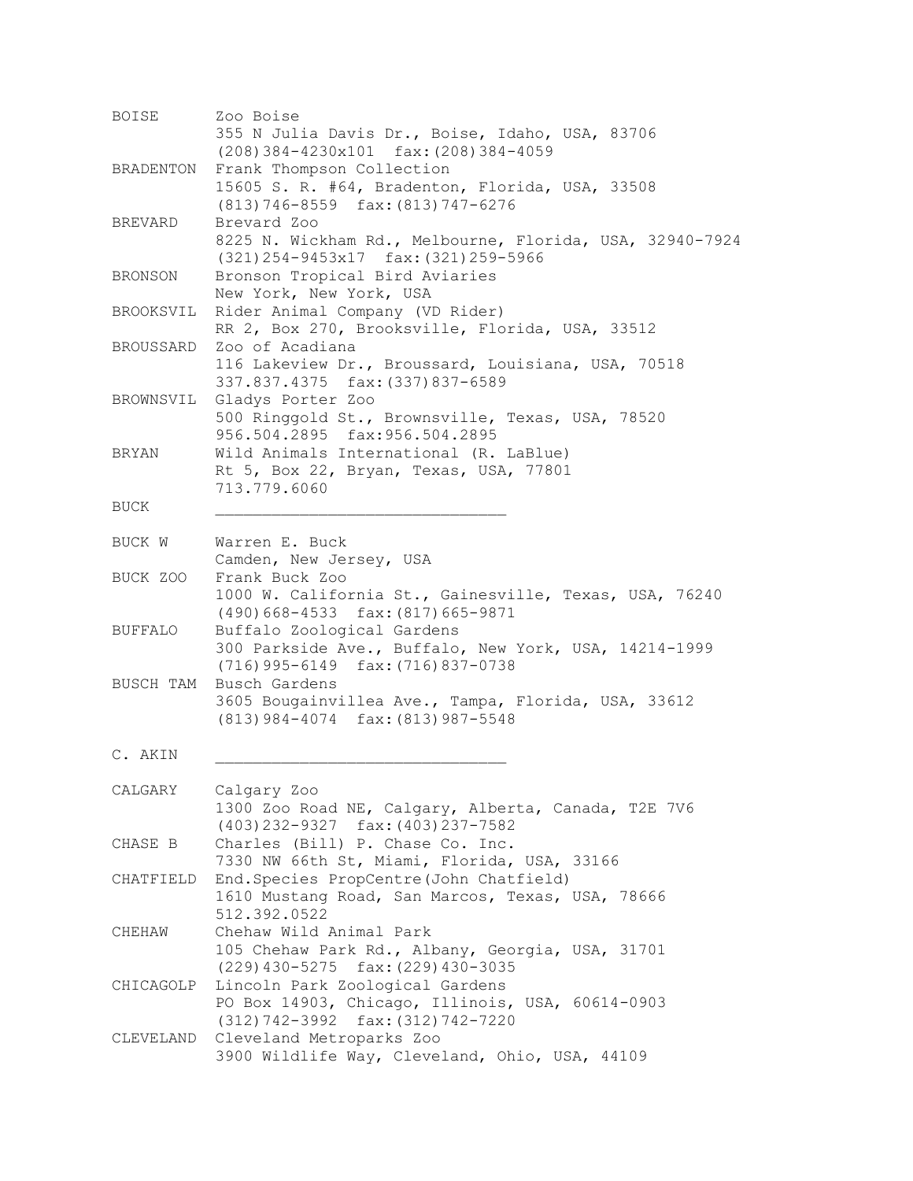| | |
|---|---|
| BOISE | Zoo Boise<br>355 N Julia Davis Dr., Boise, Idaho, USA, 83706<br>(208)384-4230x101  fax:(208)384-4059 |
| BRADENTON | Frank Thompson Collection<br>15605 S. R. #64, Bradenton, Florida, USA, 33508<br>(813)746-8559  fax:(813)747-6276 |
| BREVARD | Brevard Zoo<br>8225 N. Wickham Rd., Melbourne, Florida, USA, 32940-7924<br>(321)254-9453x17  fax:(321)259-5966 |
| BRONSON | Bronson Tropical Bird Aviaries<br>New York, New York, USA |
| BROOKSVIL | Rider Animal Company (VD Rider)<br>RR 2, Box 270, Brooksville, Florida, USA, 33512 |
| BROUSSARD | Zoo of Acadiana<br>116 Lakeview Dr., Broussard, Louisiana, USA, 70518<br>337.837.4375  fax:(337)837-6589 |
| BROWNSVIL | Gladys Porter Zoo<br>500 Ringgold St., Brownsville, Texas, USA, 78520<br>956.504.2895  fax:956.504.2895 |
| BRYAN | Wild Animals International (R. LaBlue)<br>Rt 5, Box 22, Bryan, Texas, USA, 77801<br>713.779.6060 |
| BUCK | ______________________________ |
| BUCK W | Warren E. Buck<br>Camden, New Jersey, USA |
| BUCK ZOO | Frank Buck Zoo<br>1000 W. California St., Gainesville, Texas, USA, 76240<br>(490)668-4533  fax:(817)665-9871 |
| BUFFALO | Buffalo Zoological Gardens<br>300 Parkside Ave., Buffalo, New York, USA, 14214-1999<br>(716)995-6149  fax:(716)837-0738 |
| BUSCH TAM | Busch Gardens<br>3605 Bougainvillea Ave., Tampa, Florida, USA, 33612<br>(813)984-4074  fax:(813)987-5548 |
| C. AKIN | ______________________________ |
| CALGARY | Calgary Zoo<br>1300 Zoo Road NE, Calgary, Alberta, Canada, T2E 7V6<br>(403)232-9327  fax:(403)237-7582 |
| CHASE B | Charles (Bill) P. Chase Co. Inc.<br>7330 NW 66th St, Miami, Florida, USA, 33166 |
| CHATFIELD | End.Species PropCentre(John Chatfield)<br>1610 Mustang Road, San Marcos, Texas, USA, 78666<br>512.392.0522 |
| CHEHAW | Chehaw Wild Animal Park<br>105 Chehaw Park Rd., Albany, Georgia, USA, 31701<br>(229)430-5275  fax:(229)430-3035 |
| CHICAGOLP | Lincoln Park Zoological Gardens<br>PO Box 14903, Chicago, Illinois, USA, 60614-0903<br>(312)742-3992  fax:(312)742-7220 |
| CLEVELAND | Cleveland Metroparks Zoo<br>3900 Wildlife Way, Cleveland, Ohio, USA, 44109 |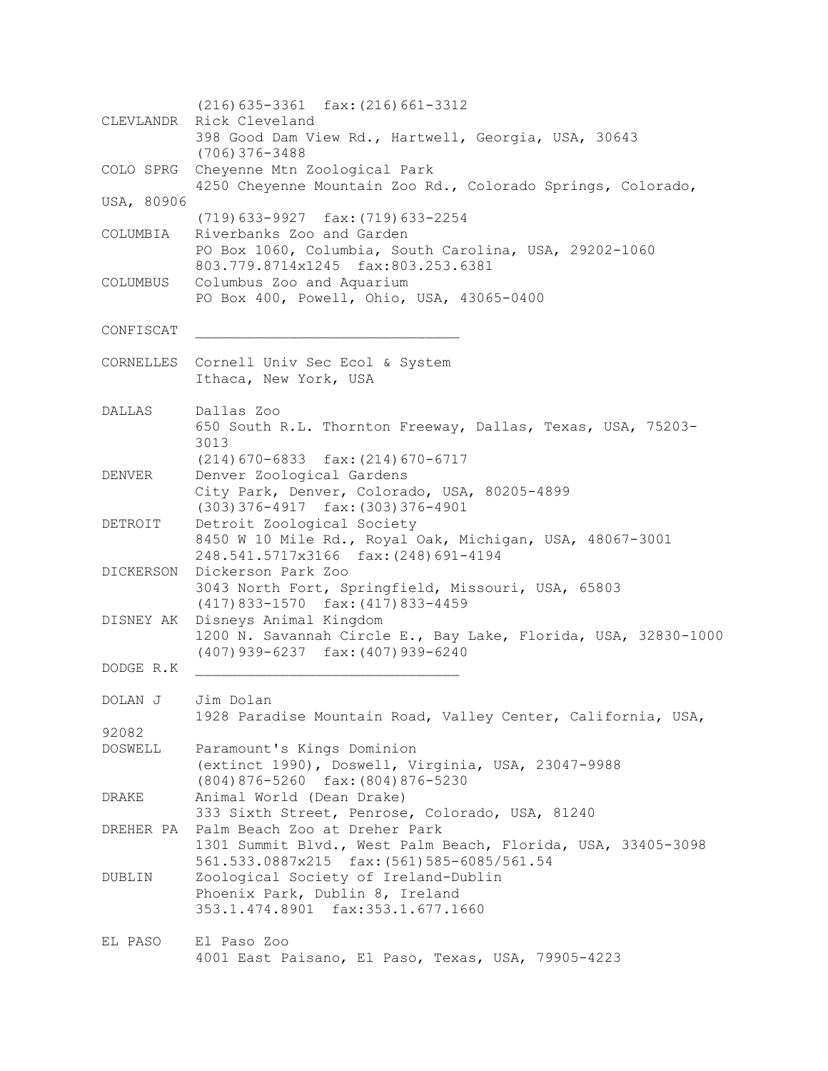```
          (216)635-3361  fax:(216)661-3312
CLEVLANDR Rick Cleveland
          398 Good Dam View Rd., Hartwell, Georgia, USA, 30643
          (706)376-3488
COLO SPRG Cheyenne Mtn Zoological Park
          4250 Cheyenne Mountain Zoo Rd., Colorado Springs, Colorado,
USA, 80906
          (719)633-9927  fax:(719)633-2254
COLUMBIA  Riverbanks Zoo and Garden
          PO Box 1060, Columbia, South Carolina, USA, 29202-1060
          803.779.8714x1245  fax:803.253.6381
COLUMBUS  Columbus Zoo and Aquarium
          PO Box 400, Powell, Ohio, USA, 43065-0400

CONFISCAT ______________________________

CORNELLES Cornell Univ Sec Ecol & System
          Ithaca, New York, USA

DALLAS    Dallas Zoo
          650 South R.L. Thornton Freeway, Dallas, Texas, USA, 75203-
          3013
          (214)670-6833  fax:(214)670-6717
DENVER    Denver Zoological Gardens
          City Park, Denver, Colorado, USA, 80205-4899
          (303)376-4917  fax:(303)376-4901
DETROIT   Detroit Zoological Society
          8450 W 10 Mile Rd., Royal Oak, Michigan, USA, 48067-3001
          248.541.5717x3166  fax:(248)691-4194
DICKERSON Dickerson Park Zoo
          3043 North Fort, Springfield, Missouri, USA, 65803
          (417)833-1570  fax:(417)833-4459
DISNEY AK Disneys Animal Kingdom
          1200 N. Savannah Circle E., Bay Lake, Florida, USA, 32830-1000
          (407)939-6237  fax:(407)939-6240
DODGE R.K ______________________________

DOLAN J   Jim Dolan
          1928 Paradise Mountain Road, Valley Center, California, USA,
92082
DOSWELL   Paramount's Kings Dominion
          (extinct 1990), Doswell, Virginia, USA, 23047-9988
          (804)876-5260  fax:(804)876-5230
DRAKE     Animal World (Dean Drake)
          333 Sixth Street, Penrose, Colorado, USA, 81240
DREHER PA Palm Beach Zoo at Dreher Park
          1301 Summit Blvd., West Palm Beach, Florida, USA, 33405-3098
          561.533.0887x215  fax:(561)585-6085/561.54
DUBLIN    Zoological Society of Ireland-Dublin
          Phoenix Park, Dublin 8, Ireland
          353.1.474.8901  fax:353.1.677.1660

EL PASO   El Paso Zoo
          4001 East Paisano, El Paso, Texas, USA, 79905-4223
```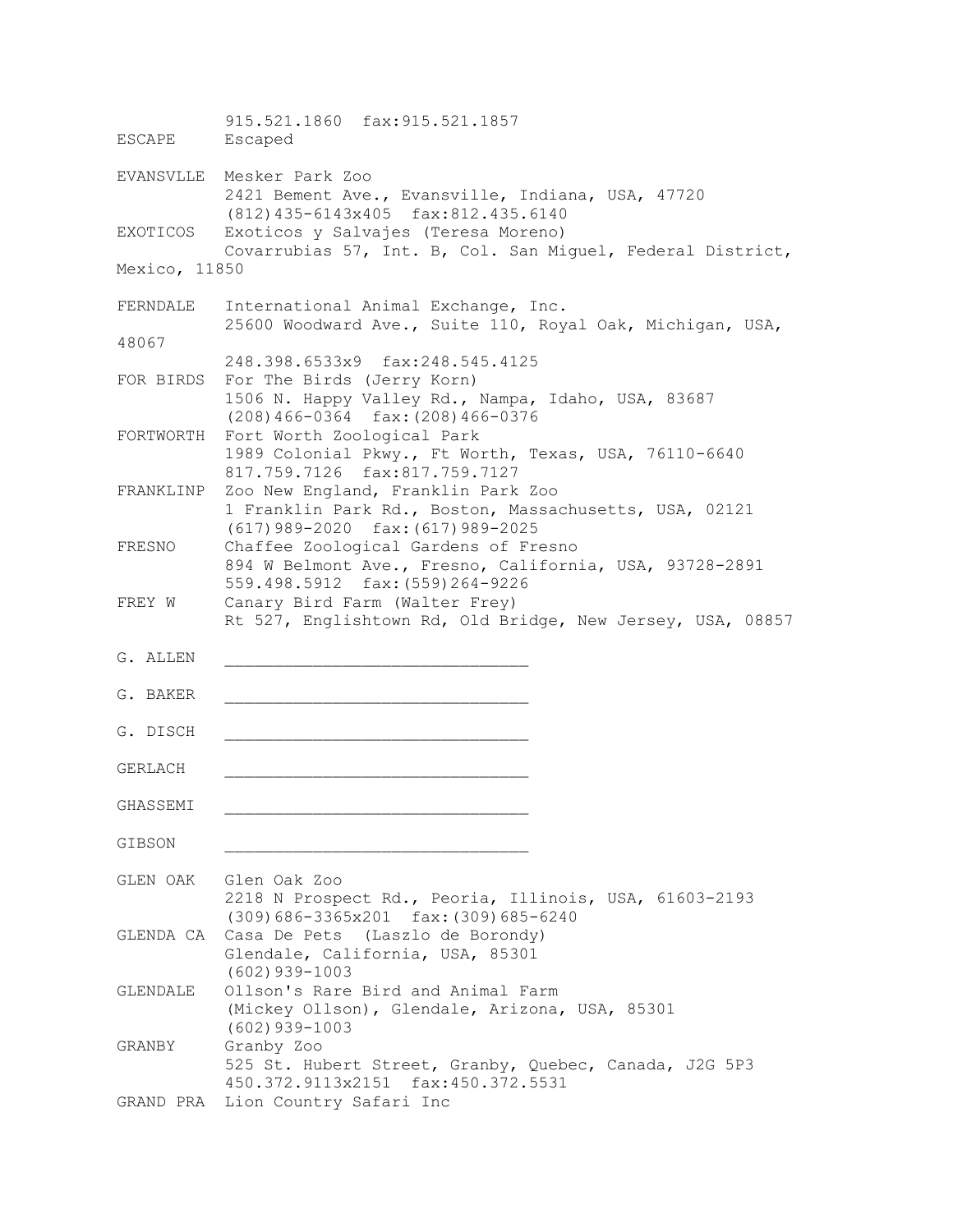```
           915.521.1860  fax:915.521.1857
ESCAPE     Escaped

EVANSVLLE  Mesker Park Zoo
           2421 Bement Ave., Evansville, Indiana, USA, 47720
           (812)435-6143x405  fax:812.435.6140
EXOTICOS   Exoticos y Salvajes (Teresa Moreno)
           Covarrubias 57, Int. B, Col. San Miguel, Federal District,
Mexico, 11850

FERNDALE   International Animal Exchange, Inc.
           25600 Woodward Ave., Suite 110, Royal Oak, Michigan, USA,
48067
           248.398.6533x9  fax:248.545.4125
FOR BIRDS  For The Birds (Jerry Korn)
           1506 N. Happy Valley Rd., Nampa, Idaho, USA, 83687
           (208)466-0364  fax:(208)466-0376
FORTWORTH  Fort Worth Zoological Park
           1989 Colonial Pkwy., Ft Worth, Texas, USA, 76110-6640
           817.759.7126  fax:817.759.7127
FRANKLINP  Zoo New England, Franklin Park Zoo
           1 Franklin Park Rd., Boston, Massachusetts, USA, 02121
           (617)989-2020  fax:(617)989-2025
FRESNO     Chaffee Zoological Gardens of Fresno
           894 W Belmont Ave., Fresno, California, USA, 93728-2891
           559.498.5912  fax:(559)264-9226
FREY W     Canary Bird Farm (Walter Frey)
           Rt 527, Englishtown Rd, Old Bridge, New Jersey, USA, 08857

G. ALLEN   ________________________________

G. BAKER   ________________________________

G. DISCH   ________________________________

GERLACH    ________________________________

GHASSEMI   ________________________________

GIBSON     ________________________________

GLEN OAK   Glen Oak Zoo
           2218 N Prospect Rd., Peoria, Illinois, USA, 61603-2193
           (309)686-3365x201  fax:(309)685-6240
GLENDA CA  Casa De Pets  (Laszlo de Borondy)
           Glendale, California, USA, 85301
           (602)939-1003
GLENDALE   Ollson's Rare Bird and Animal Farm
           (Mickey Ollson), Glendale, Arizona, USA, 85301
           (602)939-1003
GRANBY     Granby Zoo
           525 St. Hubert Street, Granby, Quebec, Canada, J2G 5P3
           450.372.9113x2151  fax:450.372.5531
GRAND PRA  Lion Country Safari Inc
```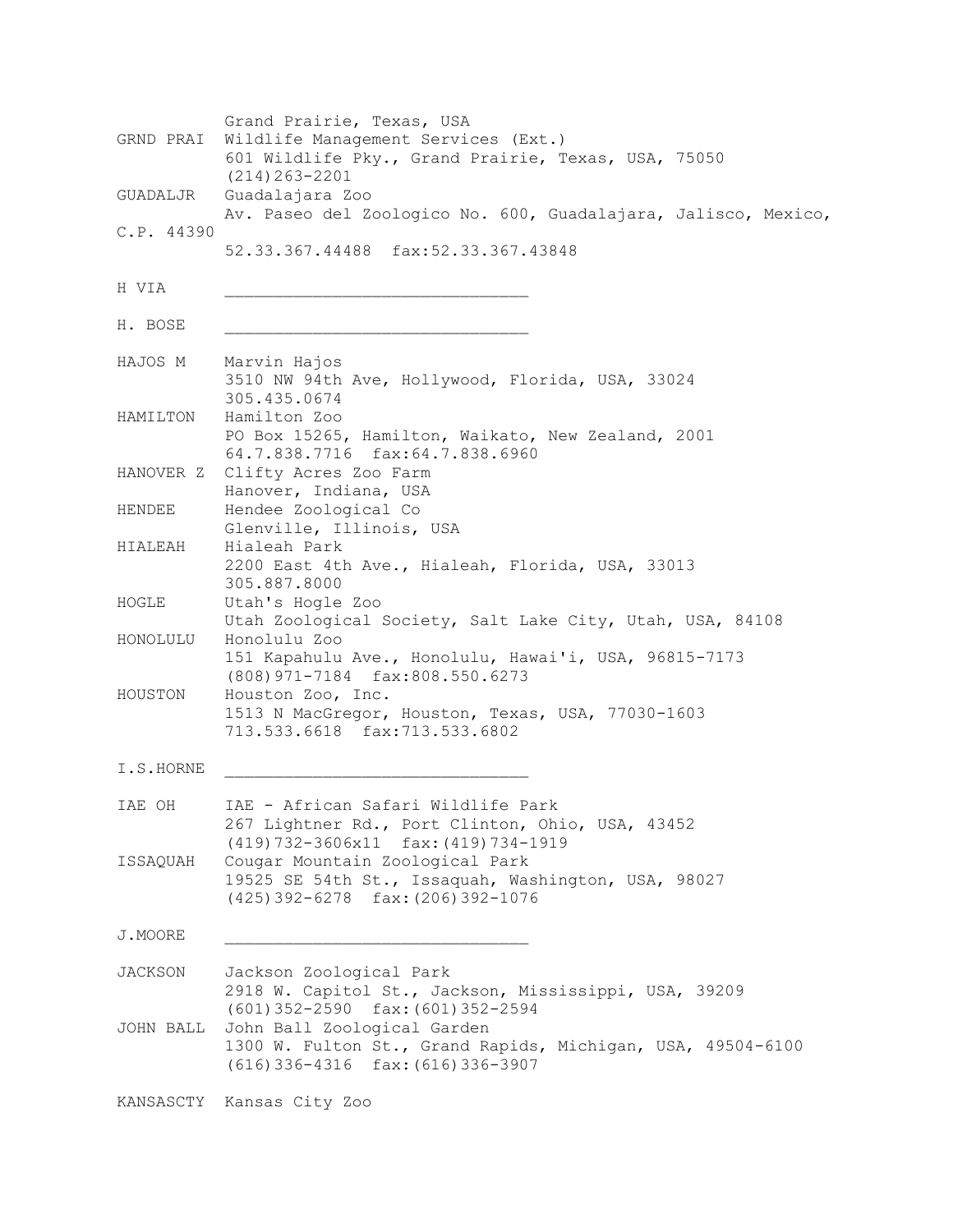```
          Grand Prairie, Texas, USA
GRND PRAI  Wildlife Management Services (Ext.)
          601 Wildlife Pky., Grand Prairie, Texas, USA, 75050
          (214)263-2201
GUADALJR   Guadalajara Zoo
          Av. Paseo del Zoologico No. 600, Guadalajara, Jalisco, Mexico,
C.P. 44390
          52.33.367.44488  fax:52.33.367.43848

H VIA      ______________________________

H. BOSE    ______________________________

HAJOS M    Marvin Hajos
          3510 NW 94th Ave, Hollywood, Florida, USA, 33024
          305.435.0674
HAMILTON   Hamilton Zoo
          PO Box 15265, Hamilton, Waikato, New Zealand, 2001
          64.7.838.7716  fax:64.7.838.6960
HANOVER Z  Clifty Acres Zoo Farm
          Hanover, Indiana, USA
HENDEE     Hendee Zoological Co
          Glenville, Illinois, USA
HIALEAH    Hialeah Park
          2200 East 4th Ave., Hialeah, Florida, USA, 33013
          305.887.8000
HOGLE      Utah's Hogle Zoo
          Utah Zoological Society, Salt Lake City, Utah, USA, 84108
HONOLULU   Honolulu Zoo
          151 Kapahulu Ave., Honolulu, Hawai'i, USA, 96815-7173
          (808)971-7184  fax:808.550.6273
HOUSTON    Houston Zoo, Inc.
          1513 N MacGregor, Houston, Texas, USA, 77030-1603
          713.533.6618  fax:713.533.6802

I.S.HORNE  ______________________________

IAE OH     IAE - African Safari Wildlife Park
          267 Lightner Rd., Port Clinton, Ohio, USA, 43452
          (419)732-3606x11  fax:(419)734-1919
ISSAQUAH   Cougar Mountain Zoological Park
          19525 SE 54th St., Issaquah, Washington, USA, 98027
          (425)392-6278  fax:(206)392-1076

J.MOORE    ______________________________

JACKSON    Jackson Zoological Park
          2918 W. Capitol St., Jackson, Mississippi, USA, 39209
          (601)352-2590  fax:(601)352-2594
JOHN BALL  John Ball Zoological Garden
          1300 W. Fulton St., Grand Rapids, Michigan, USA, 49504-6100
          (616)336-4316  fax:(616)336-3907

KANSASCTY  Kansas City Zoo
```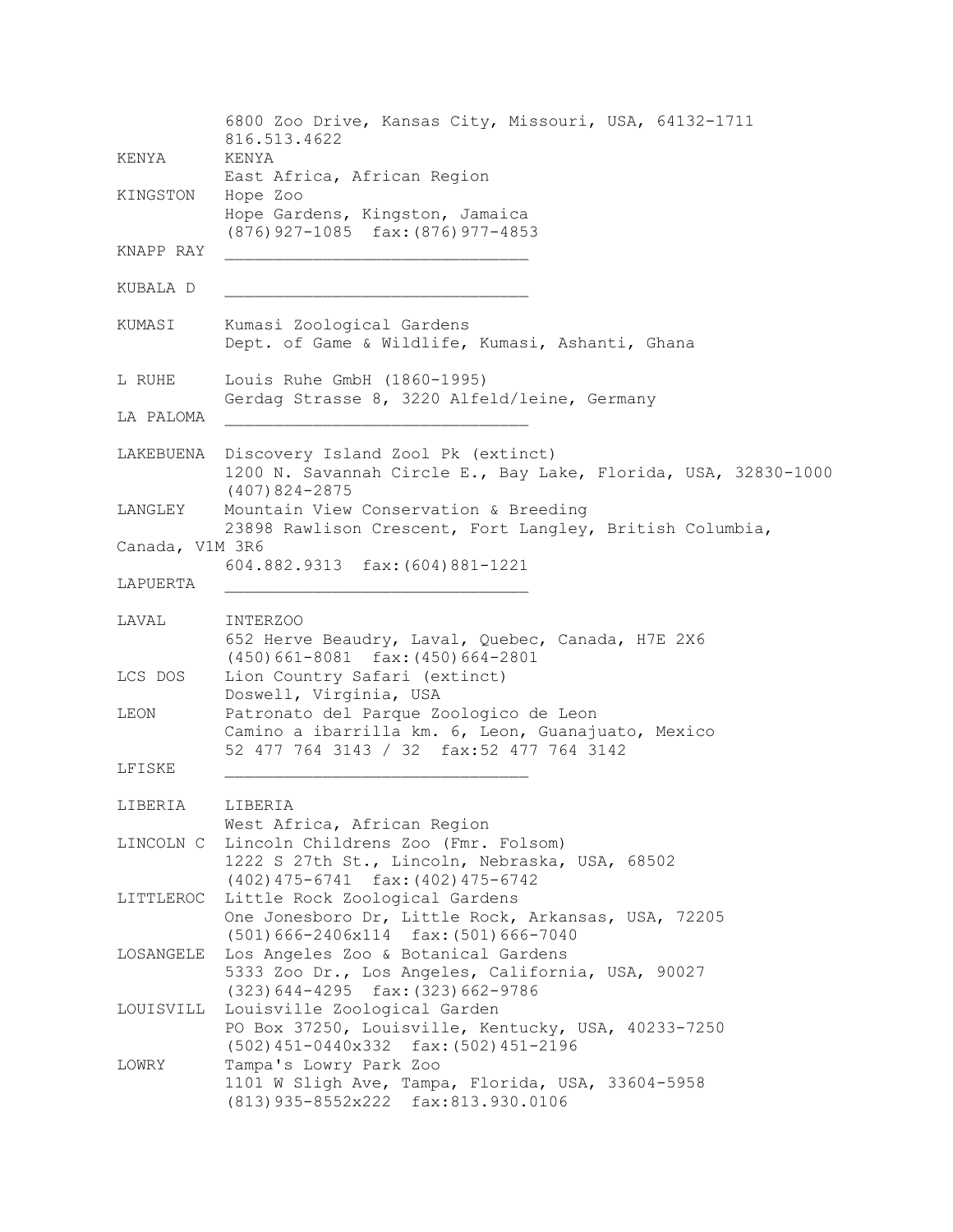```
          6800 Zoo Drive, Kansas City, Missouri, USA, 64132-1711
          816.513.4622
KENYA     KENYA
          East Africa, African Region
KINGSTON  Hope Zoo
          Hope Gardens, Kingston, Jamaica
          (876)927-1085  fax:(876)977-4853
KNAPP RAY ______________________________

KUBALA D  ______________________________

KUMASI    Kumasi Zoological Gardens
          Dept. of Game & Wildlife, Kumasi, Ashanti, Ghana

L RUHE    Louis Ruhe GmbH (1860-1995)
          Gerdag Strasse 8, 3220 Alfeld/leine, Germany
LA PALOMA ______________________________

LAKEBUENA Discovery Island Zool Pk (extinct)
          1200 N. Savannah Circle E., Bay Lake, Florida, USA, 32830-1000
          (407)824-2875
LANGLEY   Mountain View Conservation & Breeding
          23898 Rawlison Crescent, Fort Langley, British Columbia,
Canada, V1M 3R6
          604.882.9313  fax:(604)881-1221
LAPUERTA  ______________________________

LAVAL     INTERZOO
          652 Herve Beaudry, Laval, Quebec, Canada, H7E 2X6
          (450)661-8081  fax:(450)664-2801
LCS DOS   Lion Country Safari (extinct)
          Doswell, Virginia, USA
LEON      Patronato del Parque Zoologico de Leon
          Camino a ibarrilla km. 6, Leon, Guanajuato, Mexico
          52 477 764 3143 / 32  fax:52 477 764 3142
LFISKE    ______________________________

LIBERIA   LIBERIA
          West Africa, African Region
LINCOLN C Lincoln Childrens Zoo (Fmr. Folsom)
          1222 S 27th St., Lincoln, Nebraska, USA, 68502
          (402)475-6741  fax:(402)475-6742
LITTLEROC Little Rock Zoological Gardens
          One Jonesboro Dr, Little Rock, Arkansas, USA, 72205
          (501)666-2406x114  fax:(501)666-7040
LOSANGELE Los Angeles Zoo & Botanical Gardens
          5333 Zoo Dr., Los Angeles, California, USA, 90027
          (323)644-4295  fax:(323)662-9786
LOUISVILL Louisville Zoological Garden
          PO Box 37250, Louisville, Kentucky, USA, 40233-7250
          (502)451-0440x332  fax:(502)451-2196
LOWRY     Tampa's Lowry Park Zoo
          1101 W Sligh Ave, Tampa, Florida, USA, 33604-5958
          (813)935-8552x222  fax:813.930.0106
```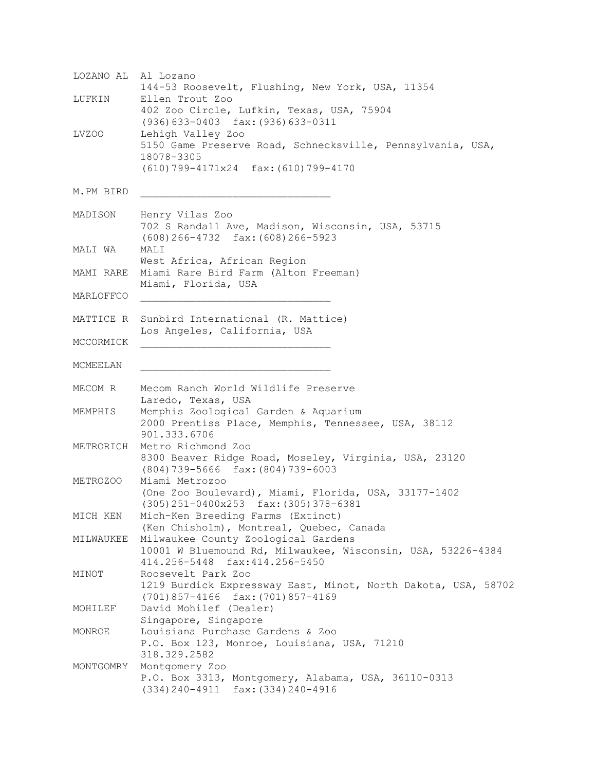LOZANO AL    Al Lozano
             144-53 Roosevelt, Flushing, New York, USA, 11354

LUFKIN       Ellen Trout Zoo
             402 Zoo Circle, Lufkin, Texas, USA, 75904
             (936)633-0403  fax:(936)633-0311

LVZOO        Lehigh Valley Zoo
             5150 Game Preserve Road, Schnecksville, Pennsylvania, USA, 18078-3305
             (610)799-4171x24  fax:(610)799-4170

M.PM BIRD    ______________________________

MADISON      Henry Vilas Zoo
             702 S Randall Ave, Madison, Wisconsin, USA, 53715
             (608)266-4732  fax:(608)266-5923

MALI WA      MALI
             West Africa, African Region

MAMI RARE    Miami Rare Bird Farm (Alton Freeman)
             Miami, Florida, USA

MARLOFFCO    ______________________________

MATTICE R    Sunbird International (R. Mattice)
             Los Angeles, California, USA

MCCORMICK    ______________________________

MCMEELAN     ______________________________

MECOM R      Mecom Ranch World Wildlife Preserve
             Laredo, Texas, USA

MEMPHIS      Memphis Zoological Garden & Aquarium
             2000 Prentiss Place, Memphis, Tennessee, USA, 38112
             901.333.6706

METRORICH    Metro Richmond Zoo
             8300 Beaver Ridge Road, Moseley, Virginia, USA, 23120
             (804)739-5666  fax:(804)739-6003

METROZOO     Miami Metrozoo
             (One Zoo Boulevard), Miami, Florida, USA, 33177-1402
             (305)251-0400x253  fax:(305)378-6381

MICH KEN     Mich-Ken Breeding Farms (Extinct)
             (Ken Chisholm), Montreal, Quebec, Canada

MILWAUKEE    Milwaukee County Zoological Gardens
             10001 W Bluemound Rd, Milwaukee, Wisconsin, USA, 53226-4384
             414.256-5448  fax:414.256-5450

MINOT        Roosevelt Park Zoo
             1219 Burdick Expressway East, Minot, North Dakota, USA, 58702
             (701)857-4166  fax:(701)857-4169

MOHILEF      David Mohilef (Dealer)
             Singapore, Singapore

MONROE       Louisiana Purchase Gardens & Zoo
             P.O. Box 123, Monroe, Louisiana, USA, 71210
             318.329.2582

MONTGOMRY    Montgomery Zoo
             P.O. Box 3313, Montgomery, Alabama, USA, 36110-0313
             (334)240-4911  fax:(334)240-4916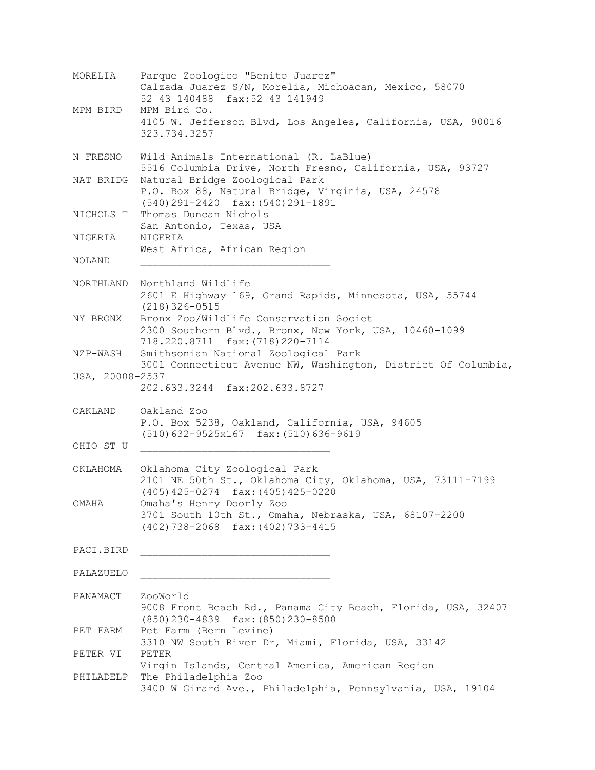MORELIA    Parque Zoologico "Benito Juarez"
Calzada Juarez S/N, Morelia, Michoacan, Mexico, 58070
52 43 140488  fax:52 43 141949

MPM BIRD    MPM Bird Co.
4105 W. Jefferson Blvd, Los Angeles, California, USA, 90016
323.734.3257

N FRESNO    Wild Animals International (R. LaBlue)
5516 Columbia Drive, North Fresno, California, USA, 93727

NAT BRIDG    Natural Bridge Zoological Park
P.O. Box 88, Natural Bridge, Virginia, USA, 24578
(540)291-2420  fax:(540)291-1891

NICHOLS T    Thomas Duncan Nichols
San Antonio, Texas, USA

NIGERIA    NIGERIA
West Africa, African Region

NOLAND    ______________________________

NORTHLAND    Northland Wildlife
2601 E Highway 169, Grand Rapids, Minnesota, USA, 55744
(218)326-0515

NY BRONX    Bronx Zoo/Wildlife Conservation Societ
2300 Southern Blvd., Bronx, New York, USA, 10460-1099
718.220.8711  fax:(718)220-7114

NZP-WASH    Smithsonian National Zoological Park
3001 Connecticut Avenue NW, Washington, District Of Columbia, USA, 20008-2537
202.633.3244  fax:202.633.8727

OAKLAND    Oakland Zoo
P.O. Box 5238, Oakland, California, USA, 94605
(510)632-9525x167  fax:(510)636-9619

OHIO ST U    ______________________________

OKLAHOMA    Oklahoma City Zoological Park
2101 NE 50th St., Oklahoma City, Oklahoma, USA, 73111-7199
(405)425-0274  fax:(405)425-0220

OMAHA    Omaha's Henry Doorly Zoo
3701 South 10th St., Omaha, Nebraska, USA, 68107-2200
(402)738-2068  fax:(402)733-4415

PACI.BIRD    ______________________________

PALAZUELO    ______________________________

PANAMACT    ZooWorld
9008 Front Beach Rd., Panama City Beach, Florida, USA, 32407
(850)230-4839  fax:(850)230-8500

PET FARM    Pet Farm (Bern Levine)
3310 NW South River Dr, Miami, Florida, USA, 33142

PETER VI    PETER
Virgin Islands, Central America, American Region

PHILADELP    The Philadelphia Zoo
3400 W Girard Ave., Philadelphia, Pennsylvania, USA, 19104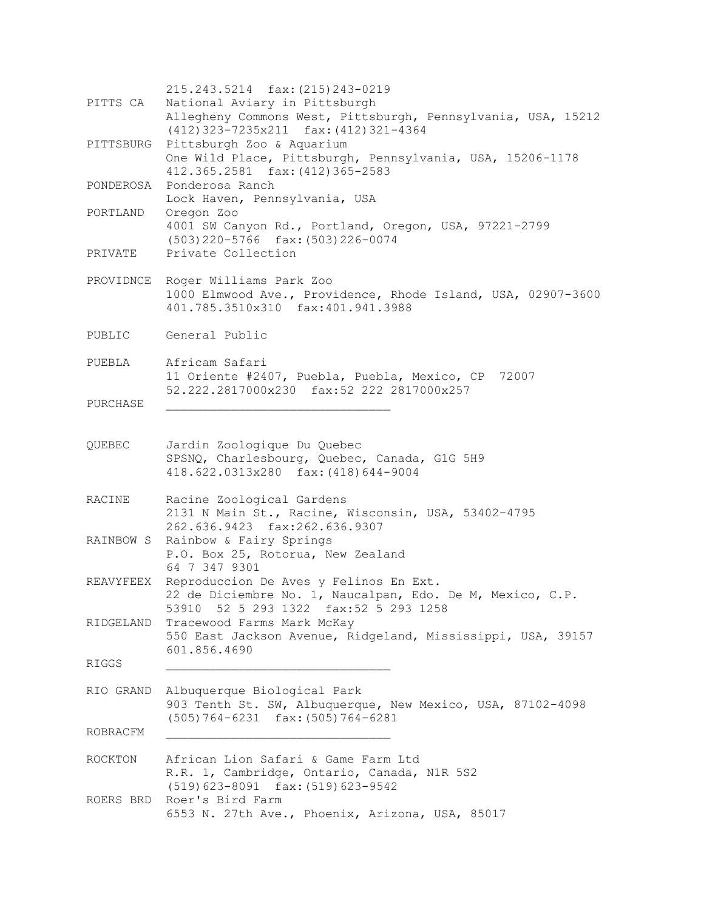215.243.5214 fax:(215)243-0219

PITTS CA National Aviary in Pittsburgh
Allegheny Commons West, Pittsburgh, Pennsylvania, USA, 15212
(412)323-7235x211 fax:(412)321-4364

PITTSBURG Pittsburgh Zoo & Aquarium
One Wild Place, Pittsburgh, Pennsylvania, USA, 15206-1178
412.365.2581 fax:(412)365-2583

PONDEROSA Ponderosa Ranch
Lock Haven, Pennsylvania, USA

PORTLAND Oregon Zoo
4001 SW Canyon Rd., Portland, Oregon, USA, 97221-2799
(503)220-5766 fax:(503)226-0074

PRIVATE Private Collection

PROVIDNCE Roger Williams Park Zoo
1000 Elmwood Ave., Providence, Rhode Island, USA, 02907-3600
401.785.3510x310 fax:401.941.3988

PUBLIC General Public

PUEBLA Africam Safari
11 Oriente #2407, Puebla, Puebla, Mexico, CP 72007
52.222.2817000x230 fax:52 222 2817000x257

PURCHASE ______________________________

QUEBEC Jardin Zoologique Du Quebec
SPSNQ, Charlesbourg, Quebec, Canada, G1G 5H9
418.622.0313x280 fax:(418)644-9004

RACINE Racine Zoological Gardens
2131 N Main St., Racine, Wisconsin, USA, 53402-4795
262.636.9423 fax:262.636.9307

RAINBOW S Rainbow & Fairy Springs
P.O. Box 25, Rotorua, New Zealand
64 7 347 9301

REAVYFEEX Reproduccion De Aves y Felinos En Ext.
22 de Diciembre No. 1, Naucalpan, Edo. De M, Mexico, C.P.
53910 52 5 293 1322 fax:52 5 293 1258

RIDGELAND Tracewood Farms Mark McKay
550 East Jackson Avenue, Ridgeland, Mississippi, USA, 39157
601.856.4690

RIGGS ______________________________

RIO GRAND Albuquerque Biological Park
903 Tenth St. SW, Albuquerque, New Mexico, USA, 87102-4098
(505)764-6231 fax:(505)764-6281

ROBRACFM ______________________________

ROCKTON African Lion Safari & Game Farm Ltd
R.R. 1, Cambridge, Ontario, Canada, N1R 5S2
(519)623-8091 fax:(519)623-9542

ROERS BRD Roer's Bird Farm
6553 N. 27th Ave., Phoenix, Arizona, USA, 85017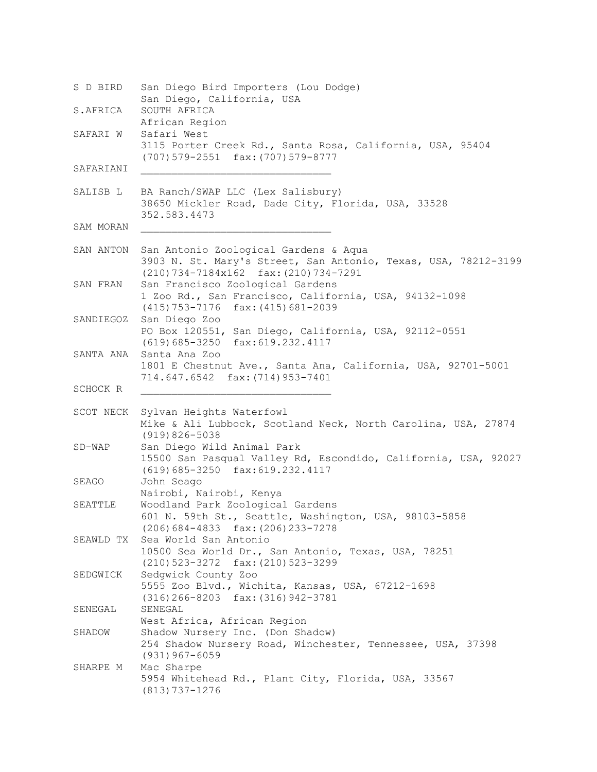| Code | Details |
|---|---|
| S D BIRD | San Diego Bird Importers (Lou Dodge)<br>San Diego, California, USA |
| S.AFRICA | SOUTH AFRICA<br>African Region |
| SAFARI W | Safari West<br>3115 Porter Creek Rd., Santa Rosa, California, USA, 95404<br>(707)579-2551 fax:(707)579-8777 |
| SAFARIANI | ______________________________ |
| SALISB L | BA Ranch/SWAP LLC (Lex Salisbury)<br>38650 Mickler Road, Dade City, Florida, USA, 33528<br>352.583.4473 |
| SAM MORAN | ______________________________ |
| SAN ANTON | San Antonio Zoological Gardens & Aqua<br>3903 N. St. Mary's Street, San Antonio, Texas, USA, 78212-3199<br>(210)734-7184x162 fax:(210)734-7291 |
| SAN FRAN | San Francisco Zoological Gardens<br>1 Zoo Rd., San Francisco, California, USA, 94132-1098<br>(415)753-7176 fax:(415)681-2039 |
| SANDIEGOZ | San Diego Zoo<br>PO Box 120551, San Diego, California, USA, 92112-0551<br>(619)685-3250 fax:619.232.4117 |
| SANTA ANA | Santa Ana Zoo<br>1801 E Chestnut Ave., Santa Ana, California, USA, 92701-5001<br>714.647.6542 fax:(714)953-7401 |
| SCHOCK R | ______________________________ |
| SCOT NECK | Sylvan Heights Waterfowl<br>Mike & Ali Lubbock, Scotland Neck, North Carolina, USA, 27874<br>(919)826-5038 |
| SD-WAP | San Diego Wild Animal Park<br>15500 San Pasqual Valley Rd, Escondido, California, USA, 92027<br>(619)685-3250 fax:619.232.4117 |
| SEAGO | John Seago<br>Nairobi, Nairobi, Kenya |
| SEATTLE | Woodland Park Zoological Gardens<br>601 N. 59th St., Seattle, Washington, USA, 98103-5858<br>(206)684-4833 fax:(206)233-7278 |
| SEAWLD TX | Sea World San Antonio<br>10500 Sea World Dr., San Antonio, Texas, USA, 78251<br>(210)523-3272 fax:(210)523-3299 |
| SEDGWICK | Sedgwick County Zoo<br>5555 Zoo Blvd., Wichita, Kansas, USA, 67212-1698<br>(316)266-8203 fax:(316)942-3781 |
| SENEGAL | SENEGAL<br>West Africa, African Region |
| SHADOW | Shadow Nursery Inc. (Don Shadow)<br>254 Shadow Nursery Road, Winchester, Tennessee, USA, 37398<br>(931)967-6059 |
| SHARPE M | Mac Sharpe<br>5954 Whitehead Rd., Plant City, Florida, USA, 33567<br>(813)737-1276 |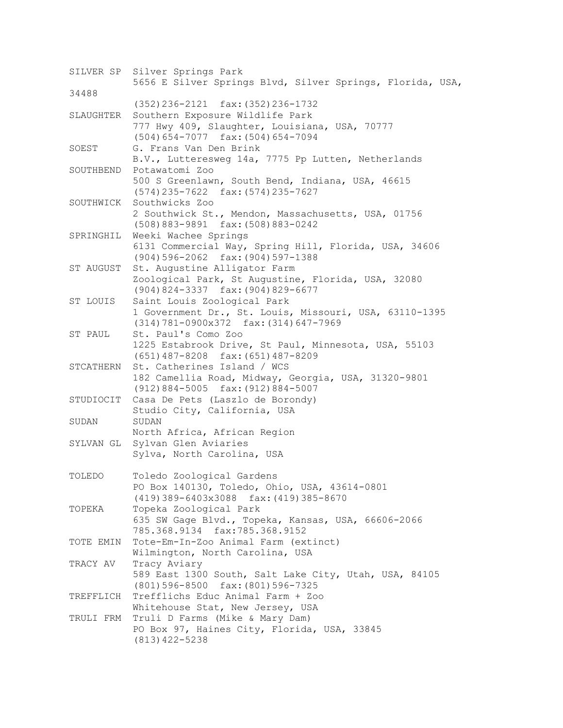```
SILVER SP  Silver Springs Park
           5656 E Silver Springs Blvd, Silver Springs, Florida, USA,
34488
           (352)236-2121  fax:(352)236-1732
SLAUGHTER  Southern Exposure Wildlife Park
           777 Hwy 409, Slaughter, Louisiana, USA, 70777
           (504)654-7077  fax:(504)654-7094
SOEST      G. Frans Van Den Brink
           B.V., Lutteresweg 14a, 7775 Pp Lutten, Netherlands
SOUTHBEND  Potawatomi Zoo
           500 S Greenlawn, South Bend, Indiana, USA, 46615
           (574)235-7622  fax:(574)235-7627
SOUTHWICK  Southwicks Zoo
           2 Southwick St., Mendon, Massachusetts, USA, 01756
           (508)883-9891  fax:(508)883-0242
SPRINGHIL  Weeki Wachee Springs
           6131 Commercial Way, Spring Hill, Florida, USA, 34606
           (904)596-2062  fax:(904)597-1388
ST AUGUST  St. Augustine Alligator Farm
           Zoological Park, St Augustine, Florida, USA, 32080
           (904)824-3337  fax:(904)829-6677
ST LOUIS   Saint Louis Zoological Park
           1 Government Dr., St. Louis, Missouri, USA, 63110-1395
           (314)781-0900x372  fax:(314)647-7969
ST PAUL    St. Paul's Como Zoo
           1225 Estabrook Drive, St Paul, Minnesota, USA, 55103
           (651)487-8208  fax:(651)487-8209
STCATHERN  St. Catherines Island / WCS
           182 Camellia Road, Midway, Georgia, USA, 31320-9801
           (912)884-5005  fax:(912)884-5007
STUDIOCIT  Casa De Pets (Laszlo de Borondy)
           Studio City, California, USA
SUDAN      SUDAN
           North Africa, African Region
SYLVAN GL  Sylvan Glen Aviaries
           Sylva, North Carolina, USA

TOLEDO     Toledo Zoological Gardens
           PO Box 140130, Toledo, Ohio, USA, 43614-0801
           (419)389-6403x3088  fax:(419)385-8670
TOPEKA     Topeka Zoological Park
           635 SW Gage Blvd., Topeka, Kansas, USA, 66606-2066
           785.368.9134  fax:785.368.9152
TOTE EMIN  Tote-Em-In-Zoo Animal Farm (extinct)
           Wilmington, North Carolina, USA
TRACY AV   Tracy Aviary
           589 East 1300 South, Salt Lake City, Utah, USA, 84105
           (801)596-8500  fax:(801)596-7325
TREFFLICH  Trefflichs Educ Animal Farm + Zoo
           Whitehouse Stat, New Jersey, USA
TRULI FRM  Truli D Farms (Mike & Mary Dam)
           PO Box 97, Haines City, Florida, USA, 33845
           (813)422-5238
```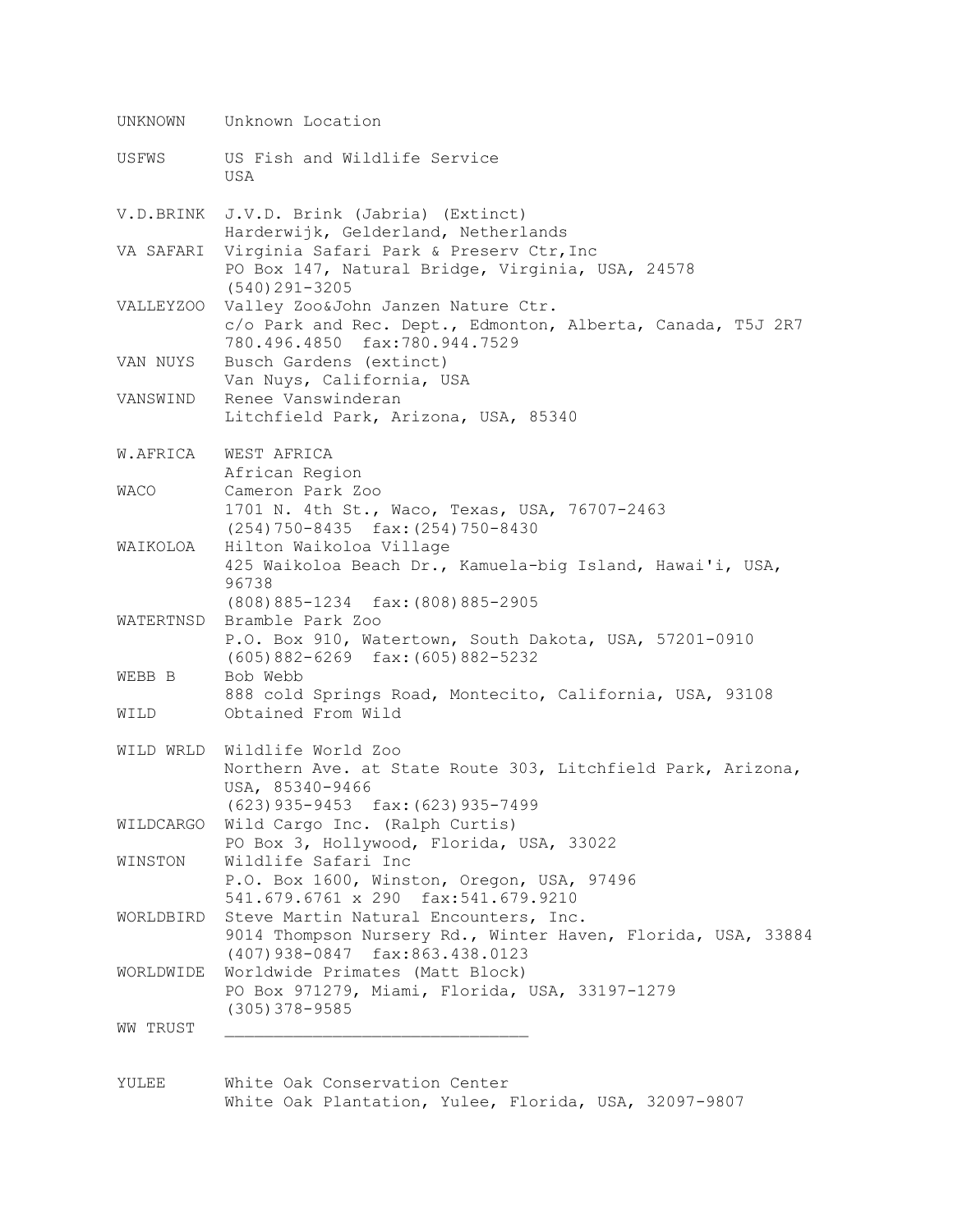UNKNOWN  Unknown Location

USFWS  US Fish and Wildlife Service
USA

V.D.BRINK  J.V.D. Brink (Jabria) (Extinct)
Harderwijk, Gelderland, Netherlands

VA SAFARI  Virginia Safari Park & Preserv Ctr,Inc
PO Box 147, Natural Bridge, Virginia, USA, 24578
(540)291-3205

VALLEYZOO  Valley Zoo&John Janzen Nature Ctr.
c/o Park and Rec. Dept., Edmonton, Alberta, Canada, T5J 2R7
780.496.4850  fax:780.944.7529

VAN NUYS  Busch Gardens (extinct)
Van Nuys, California, USA

VANSWIND  Renee Vanswinderan
Litchfield Park, Arizona, USA, 85340

W.AFRICA  WEST AFRICA
African Region

WACO  Cameron Park Zoo
1701 N. 4th St., Waco, Texas, USA, 76707-2463
(254)750-8435  fax:(254)750-8430

WAIKOLOA  Hilton Waikoloa Village
425 Waikoloa Beach Dr., Kamuela-big Island, Hawai'i, USA, 96738
(808)885-1234  fax:(808)885-2905

WATERTNSD  Bramble Park Zoo
P.O. Box 910, Watertown, South Dakota, USA, 57201-0910
(605)882-6269  fax:(605)882-5232

WEBB B  Bob Webb
888 cold Springs Road, Montecito, California, USA, 93108

WILD  Obtained From Wild

WILD WRLD  Wildlife World Zoo
Northern Ave. at State Route 303, Litchfield Park, Arizona, USA, 85340-9466
(623)935-9453  fax:(623)935-7499

WILDCARGO  Wild Cargo Inc. (Ralph Curtis)
PO Box 3, Hollywood, Florida, USA, 33022

WINSTON  Wildlife Safari Inc
P.O. Box 1600, Winston, Oregon, USA, 97496
541.679.6761 x 290  fax:541.679.9210

WORLDBIRD  Steve Martin Natural Encounters, Inc.
9014 Thompson Nursery Rd., Winter Haven, Florida, USA, 33884
(407)938-0847  fax:863.438.0123

WORLDWIDE  Worldwide Primates (Matt Block)
PO Box 971279, Miami, Florida, USA, 33197-1279
(305)378-9585

WW TRUST  ______________________________

YULEE  White Oak Conservation Center
White Oak Plantation, Yulee, Florida, USA, 32097-9807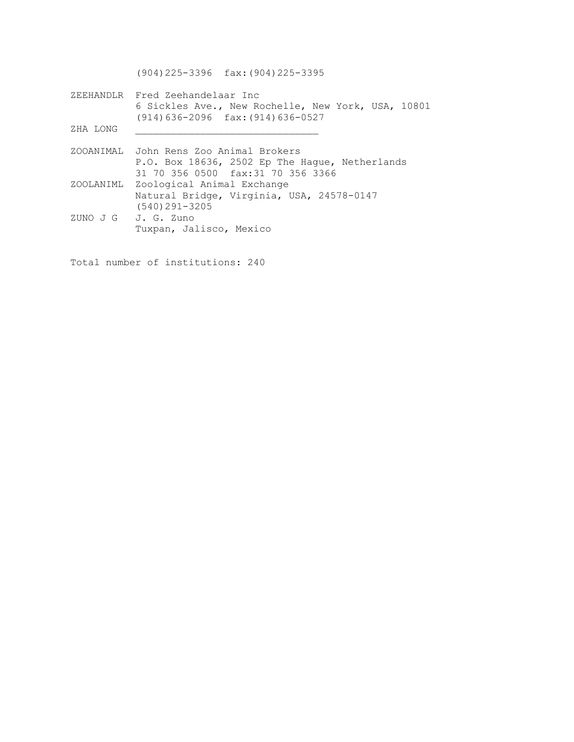(904)225-3396 fax:(904)225-3395

| | |
|---|---|
| ZEEHANDLR | Fred Zeehandelaar Inc<br>6 Sickles Ave., New Rochelle, New York, USA, 10801<br>(914)636-2096 fax:(914)636-0527 |
| ZHA LONG | ______________________________ |
| ZOOANIMAL | John Rens Zoo Animal Brokers<br>P.O. Box 18636, 2502 Ep The Hague, Netherlands<br>31 70 356 0500 fax:31 70 356 3366 |
| ZOOLANIML | Zoological Animal Exchange<br>Natural Bridge, Virginia, USA, 24578-0147<br>(540)291-3205 |
| ZUNO J G | J. G. Zuno<br>Tuxpan, Jalisco, Mexico |

Total number of institutions: 240